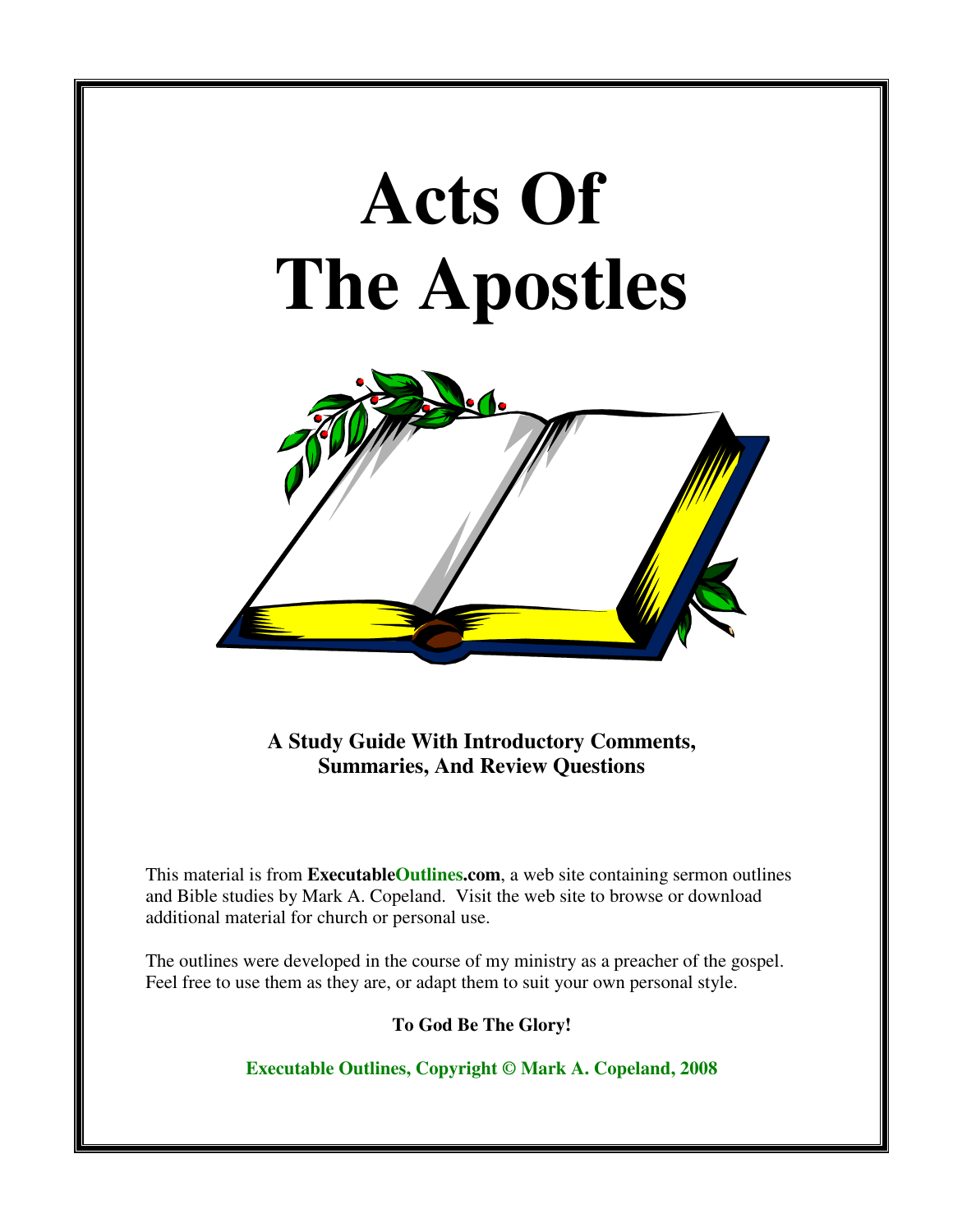# Acts Of The Apostles

**A Study Guide With Introductory Comments, Summaries, And Review Questions**

This material is from **ExecutableOutlines.com**, a web site containing sermon outlines and Bible studies by Mark A. Copeland. Visit the web site to browse or download additional material for church or personal use.

The outlines were developed in the course of my ministry as a preacher of the gospel. Feel free to use them as they are, or adapt them to suit your own personal style.

**To God Be The Glory!**

**Executable Outlines, Copyright © Mark A. Copeland, 2008**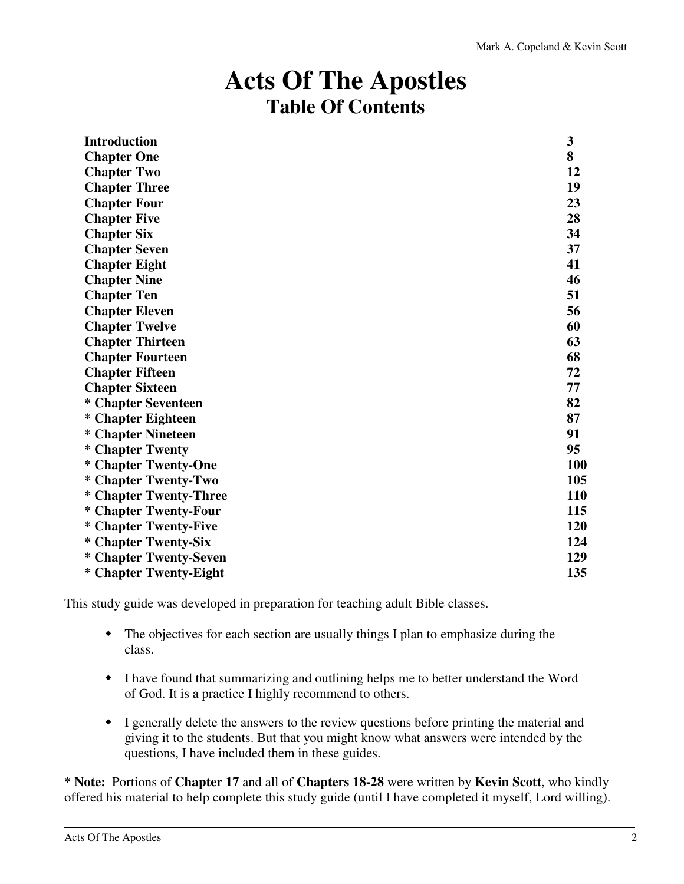# Acts Of The Apostles

## Table Of Contents

| | |
|---|---|
| **Introduction** | **3** |
| **Chapter One** | **8** |
| **Chapter Two** | **12** |
| **Chapter Three** | **19** |
| **Chapter Four** | **23** |
| **Chapter Five** | **28** |
| **Chapter Six** | **34** |
| **Chapter Seven** | **37** |
| **Chapter Eight** | **41** |
| **Chapter Nine** | **46** |
| **Chapter Ten** | **51** |
| **Chapter Eleven** | **56** |
| **Chapter Twelve** | **60** |
| **Chapter Thirteen** | **63** |
| **Chapter Fourteen** | **68** |
| **Chapter Fifteen** | **72** |
| **Chapter Sixteen** | **77** |
| **\* Chapter Seventeen** | **82** |
| **\* Chapter Eighteen** | **87** |
| **\* Chapter Nineteen** | **91** |
| **\* Chapter Twenty** | **95** |
| **\* Chapter Twenty-One** | **100** |
| **\* Chapter Twenty-Two** | **105** |
| **\* Chapter Twenty-Three** | **110** |
| **\* Chapter Twenty-Four** | **115** |
| **\* Chapter Twenty-Five** | **120** |
| **\* Chapter Twenty-Six** | **124** |
| **\* Chapter Twenty-Seven** | **129** |
| **\* Chapter Twenty-Eight** | **135** |

This study guide was developed in preparation for teaching adult Bible classes.

- The objectives for each section are usually things I plan to emphasize during the class.
- I have found that summarizing and outlining helps me to better understand the Word of God. It is a practice I highly recommend to others.
- I generally delete the answers to the review questions before printing the material and giving it to the students. But that you might know what answers were intended by the questions, I have included them in these guides.

**\* Note:** Portions of **Chapter 17** and all of **Chapters 18-28** were written by **Kevin Scott**, who kindly offered his material to help complete this study guide (until I have completed it myself, Lord willing).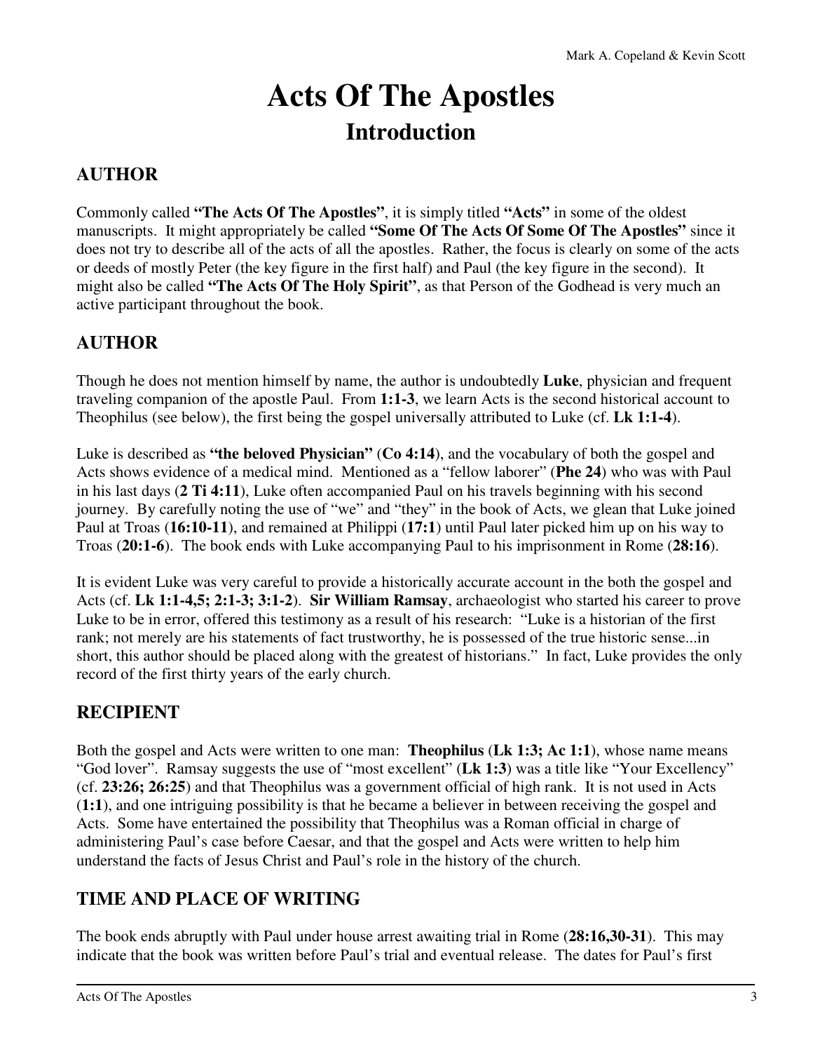# Acts Of The Apostles

## Introduction

### AUTHOR

Commonly called **"The Acts Of The Apostles"**, it is simply titled **"Acts"** in some of the oldest manuscripts. It might appropriately be called **"Some Of The Acts Of Some Of The Apostles"** since it does not try to describe all of the acts of all the apostles. Rather, the focus is clearly on some of the acts or deeds of mostly Peter (the key figure in the first half) and Paul (the key figure in the second). It might also be called **"The Acts Of The Holy Spirit"**, as that Person of the Godhead is very much an active participant throughout the book.

### AUTHOR

Though he does not mention himself by name, the author is undoubtedly **Luke**, physician and frequent traveling companion of the apostle Paul. From **1:1-3**, we learn Acts is the second historical account to Theophilus (see below), the first being the gospel universally attributed to Luke (cf. **Lk 1:1-4**).

Luke is described as **"the beloved Physician"** (**Co 4:14**), and the vocabulary of both the gospel and Acts shows evidence of a medical mind. Mentioned as a "fellow laborer" (**Phe 24**) who was with Paul in his last days (**2 Ti 4:11**), Luke often accompanied Paul on his travels beginning with his second journey. By carefully noting the use of "we" and "they" in the book of Acts, we glean that Luke joined Paul at Troas (**16:10-11**), and remained at Philippi (**17:1**) until Paul later picked him up on his way to Troas (**20:1-6**). The book ends with Luke accompanying Paul to his imprisonment in Rome (**28:16**).

It is evident Luke was very careful to provide a historically accurate account in the both the gospel and Acts (cf. **Lk 1:1-4,5; 2:1-3; 3:1-2**). **Sir William Ramsay**, archaeologist who started his career to prove Luke to be in error, offered this testimony as a result of his research: "Luke is a historian of the first rank; not merely are his statements of fact trustworthy, he is possessed of the true historic sense...in short, this author should be placed along with the greatest of historians." In fact, Luke provides the only record of the first thirty years of the early church.

### RECIPIENT

Both the gospel and Acts were written to one man: **Theophilus** (**Lk 1:3; Ac 1:1**), whose name means "God lover". Ramsay suggests the use of "most excellent" (**Lk 1:3**) was a title like "Your Excellency" (cf. **23:26; 26:25**) and that Theophilus was a government official of high rank. It is not used in Acts (**1:1**), and one intriguing possibility is that he became a believer in between receiving the gospel and Acts. Some have entertained the possibility that Theophilus was a Roman official in charge of administering Paul's case before Caesar, and that the gospel and Acts were written to help him understand the facts of Jesus Christ and Paul's role in the history of the church.

### TIME AND PLACE OF WRITING

The book ends abruptly with Paul under house arrest awaiting trial in Rome (**28:16,30-31**). This may indicate that the book was written before Paul's trial and eventual release. The dates for Paul's first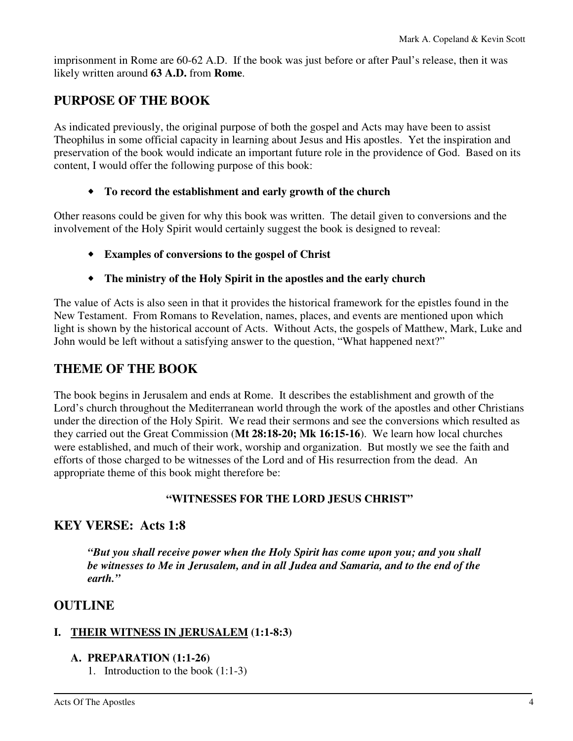imprisonment in Rome are 60-62 A.D. If the book was just before or after Paul's release, then it was likely written around **63 A.D.** from **Rome**.

## PURPOSE OF THE BOOK

As indicated previously, the original purpose of both the gospel and Acts may have been to assist Theophilus in some official capacity in learning about Jesus and His apostles. Yet the inspiration and preservation of the book would indicate an important future role in the providence of God. Based on its content, I would offer the following purpose of this book:

- **To record the establishment and early growth of the church**

Other reasons could be given for why this book was written. The detail given to conversions and the involvement of the Holy Spirit would certainly suggest the book is designed to reveal:

- **Examples of conversions to the gospel of Christ**
- **The ministry of the Holy Spirit in the apostles and the early church**

The value of Acts is also seen in that it provides the historical framework for the epistles found in the New Testament. From Romans to Revelation, names, places, and events are mentioned upon which light is shown by the historical account of Acts. Without Acts, the gospels of Matthew, Mark, Luke and John would be left without a satisfying answer to the question, "What happened next?"

## THEME OF THE BOOK

The book begins in Jerusalem and ends at Rome. It describes the establishment and growth of the Lord's church throughout the Mediterranean world through the work of the apostles and other Christians under the direction of the Holy Spirit. We read their sermons and see the conversions which resulted as they carried out the Great Commission (**Mt 28:18-20; Mk 16:15-16**). We learn how local churches were established, and much of their work, worship and organization. But mostly we see the faith and efforts of those charged to be witnesses of the Lord and of His resurrection from the dead. An appropriate theme of this book might therefore be:

**"WITNESSES FOR THE LORD JESUS CHRIST"**

## KEY VERSE: Acts 1:8

> ***"But you shall receive power when the Holy Spirit has come upon you; and you shall be witnesses to Me in Jerusalem, and in all Judea and Samaria, and to the end of the earth."***

## OUTLINE

### I. <u>THEIR WITNESS IN JERUSALEM</u> (1:1-8:3)

#### A. PREPARATION (1:1-26)

1. Introduction to the book (1:1-3)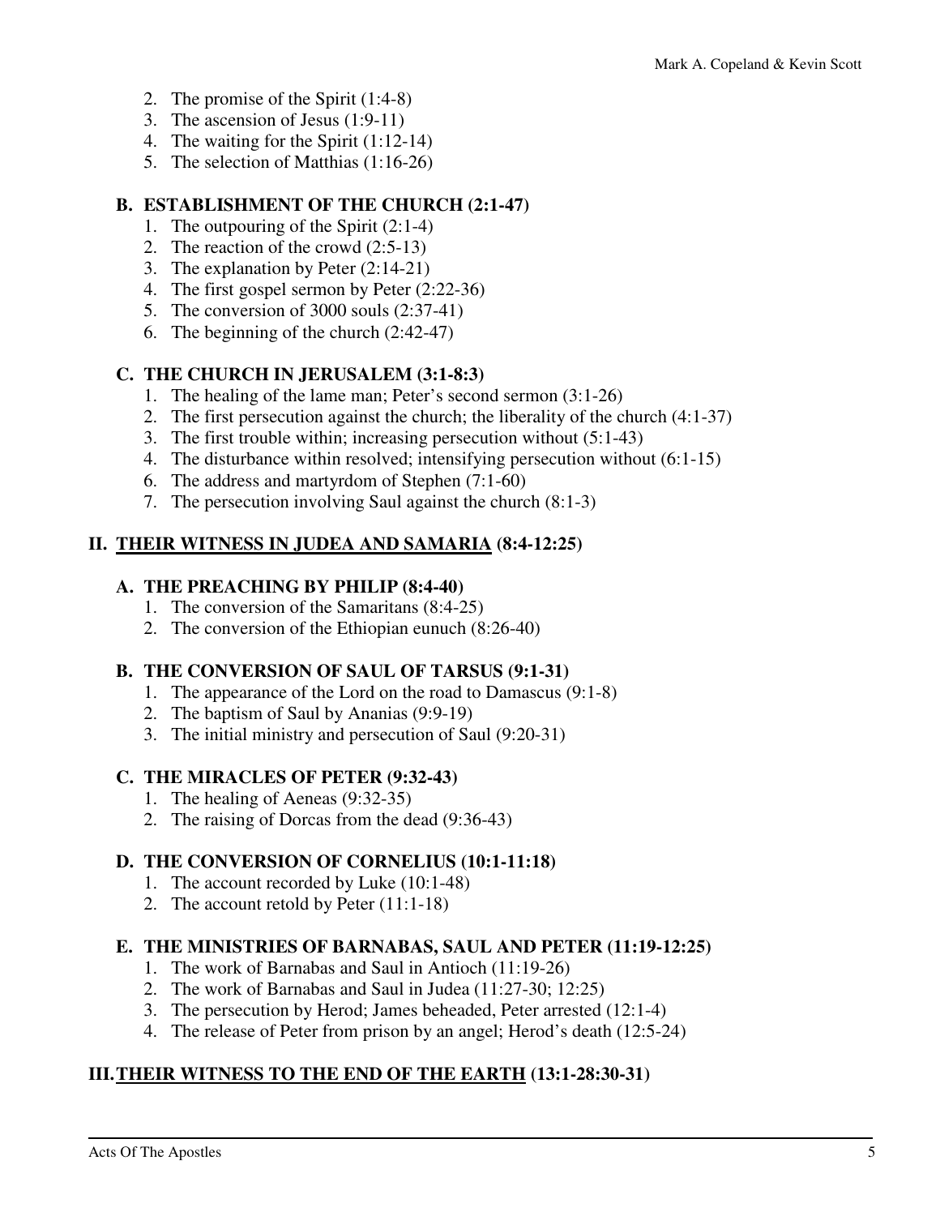2. The promise of the Spirit (1:4-8)
3. The ascension of Jesus (1:9-11)
4. The waiting for the Spirit (1:12-14)
5. The selection of Matthias (1:16-26)

### B. ESTABLISHMENT OF THE CHURCH (2:1-47)

1. The outpouring of the Spirit (2:1-4)
2. The reaction of the crowd (2:5-13)
3. The explanation by Peter (2:14-21)
4. The first gospel sermon by Peter (2:22-36)
5. The conversion of 3000 souls (2:37-41)
6. The beginning of the church (2:42-47)

### C. THE CHURCH IN JERUSALEM (3:1-8:3)

1. The healing of the lame man; Peter's second sermon (3:1-26)
2. The first persecution against the church; the liberality of the church (4:1-37)
3. The first trouble within; increasing persecution without (5:1-43)
4. The disturbance within resolved; intensifying persecution without (6:1-15)
6. The address and martyrdom of Stephen (7:1-60)
7. The persecution involving Saul against the church (8:1-3)

## II. <u>THEIR WITNESS IN JUDEA AND SAMARIA</u> (8:4-12:25)

### A. THE PREACHING BY PHILIP (8:4-40)

1. The conversion of the Samaritans (8:4-25)
2. The conversion of the Ethiopian eunuch (8:26-40)

### B. THE CONVERSION OF SAUL OF TARSUS (9:1-31)

1. The appearance of the Lord on the road to Damascus (9:1-8)
2. The baptism of Saul by Ananias (9:9-19)
3. The initial ministry and persecution of Saul (9:20-31)

### C. THE MIRACLES OF PETER (9:32-43)

1. The healing of Aeneas (9:32-35)
2. The raising of Dorcas from the dead (9:36-43)

### D. THE CONVERSION OF CORNELIUS (10:1-11:18)

1. The account recorded by Luke (10:1-48)
2. The account retold by Peter (11:1-18)

### E. THE MINISTRIES OF BARNABAS, SAUL AND PETER (11:19-12:25)

1. The work of Barnabas and Saul in Antioch (11:19-26)
2. The work of Barnabas and Saul in Judea (11:27-30; 12:25)
3. The persecution by Herod; James beheaded, Peter arrested (12:1-4)
4. The release of Peter from prison by an angel; Herod's death (12:5-24)

## III. <u>THEIR WITNESS TO THE END OF THE EARTH</u> (13:1-28:30-31)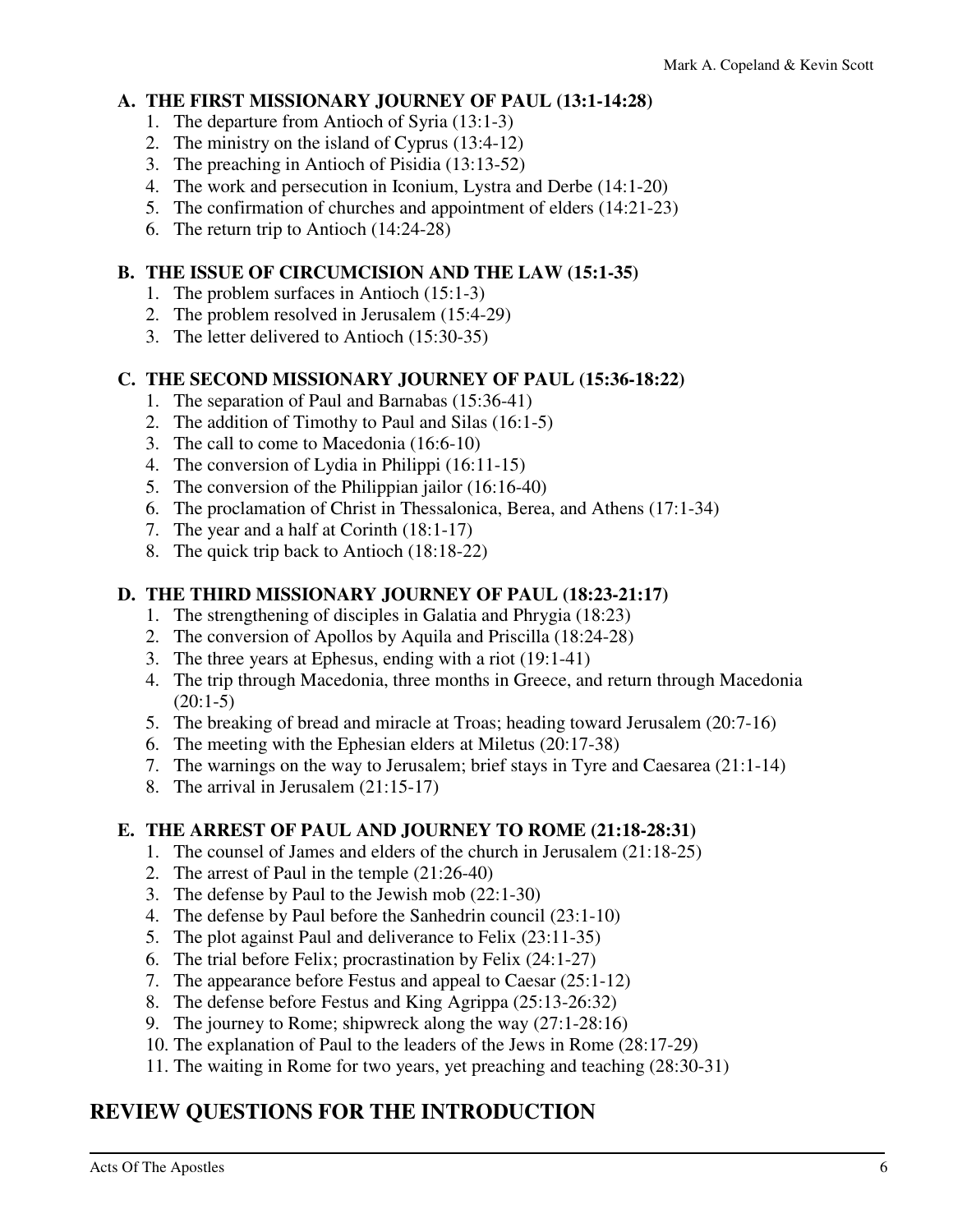### A. THE FIRST MISSIONARY JOURNEY OF PAUL (13:1-14:28)

1. The departure from Antioch of Syria (13:1-3)
2. The ministry on the island of Cyprus (13:4-12)
3. The preaching in Antioch of Pisidia (13:13-52)
4. The work and persecution in Iconium, Lystra and Derbe (14:1-20)
5. The confirmation of churches and appointment of elders (14:21-23)
6. The return trip to Antioch (14:24-28)

### B. THE ISSUE OF CIRCUMCISION AND THE LAW (15:1-35)

1. The problem surfaces in Antioch (15:1-3)
2. The problem resolved in Jerusalem (15:4-29)
3. The letter delivered to Antioch (15:30-35)

### C. THE SECOND MISSIONARY JOURNEY OF PAUL (15:36-18:22)

1. The separation of Paul and Barnabas (15:36-41)
2. The addition of Timothy to Paul and Silas (16:1-5)
3. The call to come to Macedonia (16:6-10)
4. The conversion of Lydia in Philippi (16:11-15)
5. The conversion of the Philippian jailor (16:16-40)
6. The proclamation of Christ in Thessalonica, Berea, and Athens (17:1-34)
7. The year and a half at Corinth (18:1-17)
8. The quick trip back to Antioch (18:18-22)

### D. THE THIRD MISSIONARY JOURNEY OF PAUL (18:23-21:17)

1. The strengthening of disciples in Galatia and Phrygia (18:23)
2. The conversion of Apollos by Aquila and Priscilla (18:24-28)
3. The three years at Ephesus, ending with a riot (19:1-41)
4. The trip through Macedonia, three months in Greece, and return through Macedonia (20:1-5)
5. The breaking of bread and miracle at Troas; heading toward Jerusalem (20:7-16)
6. The meeting with the Ephesian elders at Miletus (20:17-38)
7. The warnings on the way to Jerusalem; brief stays in Tyre and Caesarea (21:1-14)
8. The arrival in Jerusalem (21:15-17)

### E. THE ARREST OF PAUL AND JOURNEY TO ROME (21:18-28:31)

1. The counsel of James and elders of the church in Jerusalem (21:18-25)
2. The arrest of Paul in the temple (21:26-40)
3. The defense by Paul to the Jewish mob (22:1-30)
4. The defense by Paul before the Sanhedrin council (23:1-10)
5. The plot against Paul and deliverance to Felix (23:11-35)
6. The trial before Felix; procrastination by Felix (24:1-27)
7. The appearance before Festus and appeal to Caesar (25:1-12)
8. The defense before Festus and King Agrippa (25:13-26:32)
9. The journey to Rome; shipwreck along the way (27:1-28:16)
10. The explanation of Paul to the leaders of the Jews in Rome (28:17-29)
11. The waiting in Rome for two years, yet preaching and teaching (28:30-31)

## REVIEW QUESTIONS FOR THE INTRODUCTION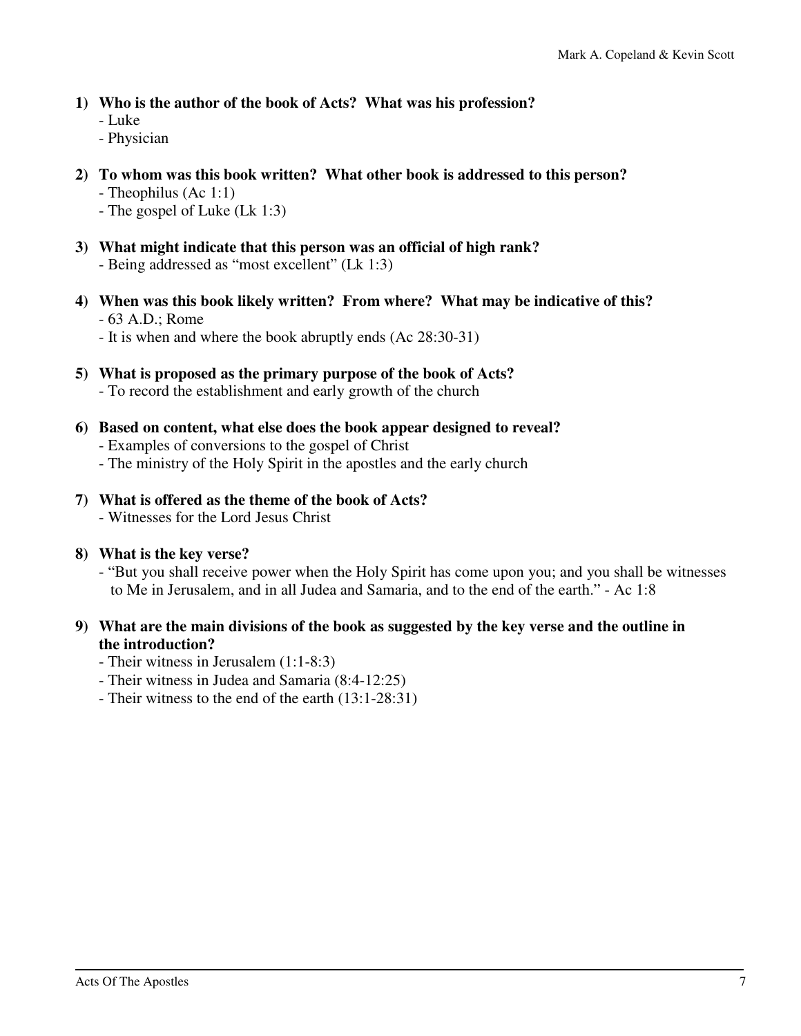**1) Who is the author of the book of Acts? What was his profession?**

- Luke
- Physician

**2) To whom was this book written? What other book is addressed to this person?**

- Theophilus (Ac 1:1)
- The gospel of Luke (Lk 1:3)

**3) What might indicate that this person was an official of high rank?**

- Being addressed as "most excellent" (Lk 1:3)

**4) When was this book likely written? From where? What may be indicative of this?**

- 63 A.D.; Rome
- It is when and where the book abruptly ends (Ac 28:30-31)

**5) What is proposed as the primary purpose of the book of Acts?**

- To record the establishment and early growth of the church

**6) Based on content, what else does the book appear designed to reveal?**

- Examples of conversions to the gospel of Christ
- The ministry of the Holy Spirit in the apostles and the early church

**7) What is offered as the theme of the book of Acts?**

- Witnesses for the Lord Jesus Christ

**8) What is the key verse?**

- "But you shall receive power when the Holy Spirit has come upon you; and you shall be witnesses to Me in Jerusalem, and in all Judea and Samaria, and to the end of the earth." - Ac 1:8

**9) What are the main divisions of the book as suggested by the key verse and the outline in the introduction?**

- Their witness in Jerusalem (1:1-8:3)
- Their witness in Judea and Samaria (8:4-12:25)
- Their witness to the end of the earth (13:1-28:31)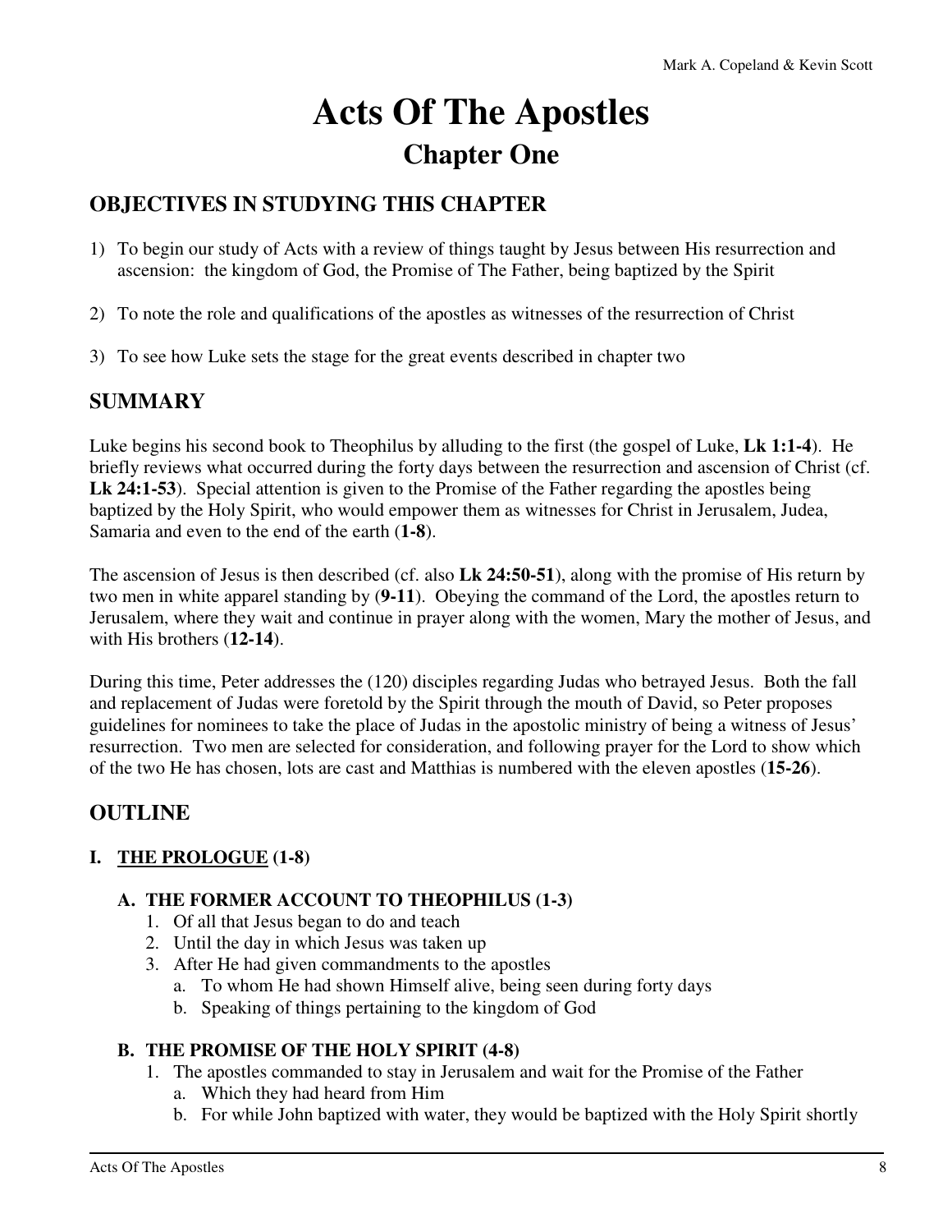# Acts Of The Apostles

## Chapter One

### OBJECTIVES IN STUDYING THIS CHAPTER

1) To begin our study of Acts with a review of things taught by Jesus between His resurrection and ascension: the kingdom of God, the Promise of The Father, being baptized by the Spirit

2) To note the role and qualifications of the apostles as witnesses of the resurrection of Christ

3) To see how Luke sets the stage for the great events described in chapter two

### SUMMARY

Luke begins his second book to Theophilus by alluding to the first (the gospel of Luke, **Lk 1:1-4**). He briefly reviews what occurred during the forty days between the resurrection and ascension of Christ (cf. **Lk 24:1-53**). Special attention is given to the Promise of the Father regarding the apostles being baptized by the Holy Spirit, who would empower them as witnesses for Christ in Jerusalem, Judea, Samaria and even to the end of the earth (**1-8**).

The ascension of Jesus is then described (cf. also **Lk 24:50-51**), along with the promise of His return by two men in white apparel standing by (**9-11**). Obeying the command of the Lord, the apostles return to Jerusalem, where they wait and continue in prayer along with the women, Mary the mother of Jesus, and with His brothers (**12-14**).

During this time, Peter addresses the (120) disciples regarding Judas who betrayed Jesus. Both the fall and replacement of Judas were foretold by the Spirit through the mouth of David, so Peter proposes guidelines for nominees to take the place of Judas in the apostolic ministry of being a witness of Jesus' resurrection. Two men are selected for consideration, and following prayer for the Lord to show which of the two He has chosen, lots are cast and Matthias is numbered with the eleven apostles (**15-26**).

### OUTLINE

**I. <u>THE PROLOGUE</u> (1-8)**

**A. THE FORMER ACCOUNT TO THEOPHILUS (1-3)**

1. Of all that Jesus began to do and teach
2. Until the day in which Jesus was taken up
3. After He had given commandments to the apostles
   a. To whom He had shown Himself alive, being seen during forty days
   b. Speaking of things pertaining to the kingdom of God

**B. THE PROMISE OF THE HOLY SPIRIT (4-8)**

1. The apostles commanded to stay in Jerusalem and wait for the Promise of the Father
   a. Which they had heard from Him
   b. For while John baptized with water, they would be baptized with the Holy Spirit shortly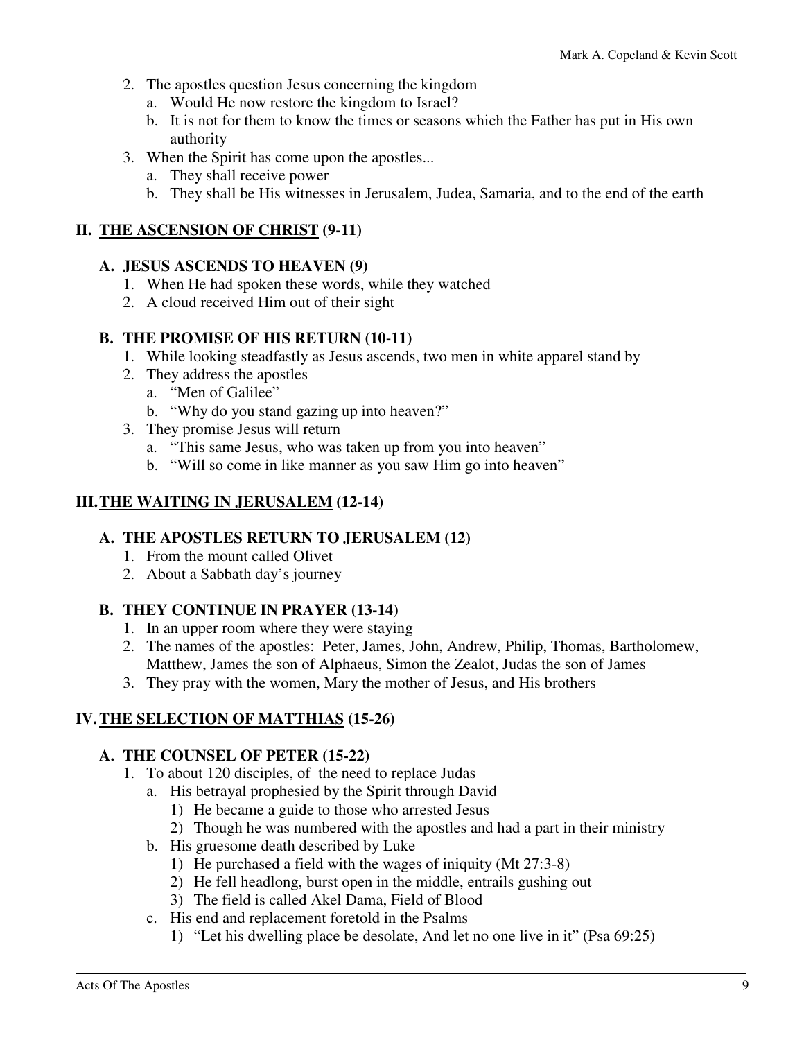2. The apostles question Jesus concerning the kingdom
   a. Would He now restore the kingdom to Israel?
   b. It is not for them to know the times or seasons which the Father has put in His own authority
3. When the Spirit has come upon the apostles...
   a. They shall receive power
   b. They shall be His witnesses in Jerusalem, Judea, Samaria, and to the end of the earth

## II. <u>THE ASCENSION OF CHRIST</u> (9-11)

### A. JESUS ASCENDS TO HEAVEN (9)

1. When He had spoken these words, while they watched
2. A cloud received Him out of their sight

### B. THE PROMISE OF HIS RETURN (10-11)

1. While looking steadfastly as Jesus ascends, two men in white apparel stand by
2. They address the apostles
   a. "Men of Galilee"
   b. "Why do you stand gazing up into heaven?"
3. They promise Jesus will return
   a. "This same Jesus, who was taken up from you into heaven"
   b. "Will so come in like manner as you saw Him go into heaven"

## III. <u>THE WAITING IN JERUSALEM</u> (12-14)

### A. THE APOSTLES RETURN TO JERUSALEM (12)

1. From the mount called Olivet
2. About a Sabbath day's journey

### B. THEY CONTINUE IN PRAYER (13-14)

1. In an upper room where they were staying
2. The names of the apostles: Peter, James, John, Andrew, Philip, Thomas, Bartholomew, Matthew, James the son of Alphaeus, Simon the Zealot, Judas the son of James
3. They pray with the women, Mary the mother of Jesus, and His brothers

## IV. <u>THE SELECTION OF MATTHIAS</u> (15-26)

### A. THE COUNSEL OF PETER (15-22)

1. To about 120 disciples, of the need to replace Judas
   a. His betrayal prophesied by the Spirit through David
      1) He became a guide to those who arrested Jesus
      2) Though he was numbered with the apostles and had a part in their ministry
   b. His gruesome death described by Luke
      1) He purchased a field with the wages of iniquity (Mt 27:3-8)
      2) He fell headlong, burst open in the middle, entrails gushing out
      3) The field is called Akel Dama, Field of Blood
   c. His end and replacement foretold in the Psalms
      1) "Let his dwelling place be desolate, And let no one live in it" (Psa 69:25)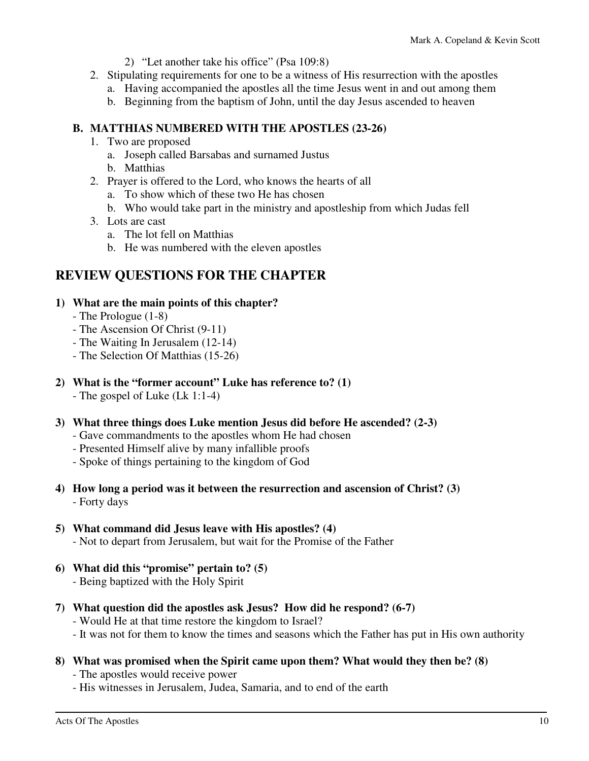2) "Let another take his office" (Psa 109:8)

   2. Stipulating requirements for one to be a witness of His resurrection with the apostles
      a. Having accompanied the apostles all the time Jesus went in and out among them
      b. Beginning from the baptism of John, until the day Jesus ascended to heaven

### B. MATTHIAS NUMBERED WITH THE APOSTLES (23-26)

1. Two are proposed
   a. Joseph called Barsabas and surnamed Justus
   b. Matthias
2. Prayer is offered to the Lord, who knows the hearts of all
   a. To show which of these two He has chosen
   b. Who would take part in the ministry and apostleship from which Judas fell
3. Lots are cast
   a. The lot fell on Matthias
   b. He was numbered with the eleven apostles

## REVIEW QUESTIONS FOR THE CHAPTER

**1) What are the main points of this chapter?**
- The Prologue (1-8)
- The Ascension Of Christ (9-11)
- The Waiting In Jerusalem (12-14)
- The Selection Of Matthias (15-26)

**2) What is the "former account" Luke has reference to? (1)**
- The gospel of Luke (Lk 1:1-4)

**3) What three things does Luke mention Jesus did before He ascended? (2-3)**
- Gave commandments to the apostles whom He had chosen
- Presented Himself alive by many infallible proofs
- Spoke of things pertaining to the kingdom of God

**4) How long a period was it between the resurrection and ascension of Christ? (3)**
- Forty days

**5) What command did Jesus leave with His apostles? (4)**
- Not to depart from Jerusalem, but wait for the Promise of the Father

**6) What did this "promise" pertain to? (5)**
- Being baptized with the Holy Spirit

**7) What question did the apostles ask Jesus? How did he respond? (6-7)**
- Would He at that time restore the kingdom to Israel?
- It was not for them to know the times and seasons which the Father has put in His own authority

**8) What was promised when the Spirit came upon them? What would they then be? (8)**
- The apostles would receive power
- His witnesses in Jerusalem, Judea, Samaria, and to end of the earth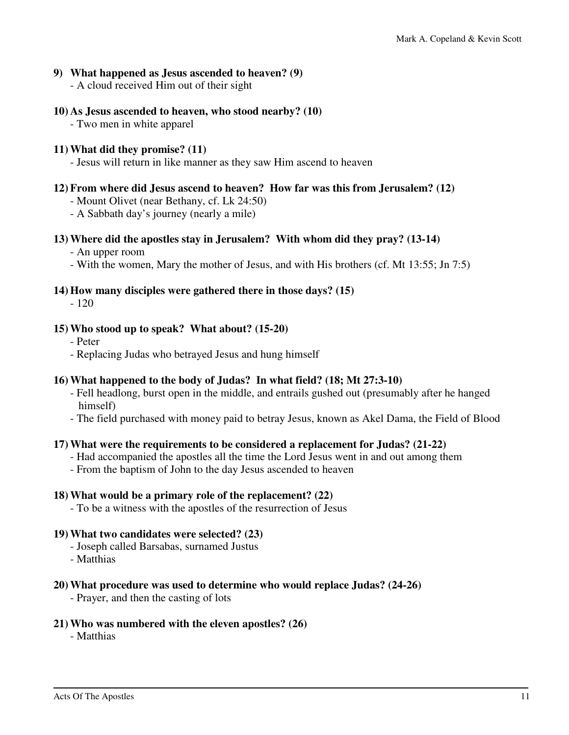**9) What happened as Jesus ascended to heaven? (9)**

- A cloud received Him out of their sight

**10) As Jesus ascended to heaven, who stood nearby? (10)**

- Two men in white apparel

**11) What did they promise? (11)**

- Jesus will return in like manner as they saw Him ascend to heaven

**12) From where did Jesus ascend to heaven? How far was this from Jerusalem? (12)**

- Mount Olivet (near Bethany, cf. Lk 24:50)
- A Sabbath day's journey (nearly a mile)

**13) Where did the apostles stay in Jerusalem? With whom did they pray? (13-14)**

- An upper room
- With the women, Mary the mother of Jesus, and with His brothers (cf. Mt 13:55; Jn 7:5)

**14) How many disciples were gathered there in those days? (15)**

- 120

**15) Who stood up to speak? What about? (15-20)**

- Peter
- Replacing Judas who betrayed Jesus and hung himself

**16) What happened to the body of Judas? In what field? (18; Mt 27:3-10)**

- Fell headlong, burst open in the middle, and entrails gushed out (presumably after he hanged himself)
- The field purchased with money paid to betray Jesus, known as Akel Dama, the Field of Blood

**17) What were the requirements to be considered a replacement for Judas? (21-22)**

- Had accompanied the apostles all the time the Lord Jesus went in and out among them
- From the baptism of John to the day Jesus ascended to heaven

**18) What would be a primary role of the replacement? (22)**

- To be a witness with the apostles of the resurrection of Jesus

**19) What two candidates were selected? (23)**

- Joseph called Barsabas, surnamed Justus
- Matthias

**20) What procedure was used to determine who would replace Judas? (24-26)**

- Prayer, and then the casting of lots

**21) Who was numbered with the eleven apostles? (26)**

- Matthias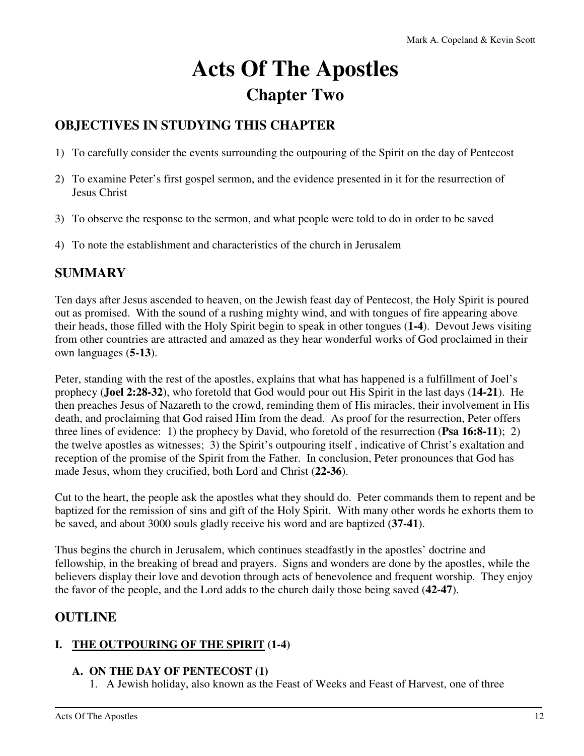# Acts Of The Apostles

## Chapter Two

### OBJECTIVES IN STUDYING THIS CHAPTER

1) To carefully consider the events surrounding the outpouring of the Spirit on the day of Pentecost

2) To examine Peter's first gospel sermon, and the evidence presented in it for the resurrection of Jesus Christ

3) To observe the response to the sermon, and what people were told to do in order to be saved

4) To note the establishment and characteristics of the church in Jerusalem

### SUMMARY

Ten days after Jesus ascended to heaven, on the Jewish feast day of Pentecost, the Holy Spirit is poured out as promised. With the sound of a rushing mighty wind, and with tongues of fire appearing above their heads, those filled with the Holy Spirit begin to speak in other tongues (**1-4**). Devout Jews visiting from other countries are attracted and amazed as they hear wonderful works of God proclaimed in their own languages (**5-13**).

Peter, standing with the rest of the apostles, explains that what has happened is a fulfillment of Joel's prophecy (**Joel 2:28-32**), who foretold that God would pour out His Spirit in the last days (**14-21**). He then preaches Jesus of Nazareth to the crowd, reminding them of His miracles, their involvement in His death, and proclaiming that God raised Him from the dead. As proof for the resurrection, Peter offers three lines of evidence: 1) the prophecy by David, who foretold of the resurrection (**Psa 16:8-11**); 2) the twelve apostles as witnesses; 3) the Spirit's outpouring itself , indicative of Christ's exaltation and reception of the promise of the Spirit from the Father. In conclusion, Peter pronounces that God has made Jesus, whom they crucified, both Lord and Christ (**22-36**).

Cut to the heart, the people ask the apostles what they should do. Peter commands them to repent and be baptized for the remission of sins and gift of the Holy Spirit. With many other words he exhorts them to be saved, and about 3000 souls gladly receive his word and are baptized (**37-41**).

Thus begins the church in Jerusalem, which continues steadfastly in the apostles' doctrine and fellowship, in the breaking of bread and prayers. Signs and wonders are done by the apostles, while the believers display their love and devotion through acts of benevolence and frequent worship. They enjoy the favor of the people, and the Lord adds to the church daily those being saved (**42-47**).

### OUTLINE

#### I. <u>THE OUTPOURING OF THE SPIRIT</u> (1-4)

##### A. ON THE DAY OF PENTECOST (1)

1. A Jewish holiday, also known as the Feast of Weeks and Feast of Harvest, one of three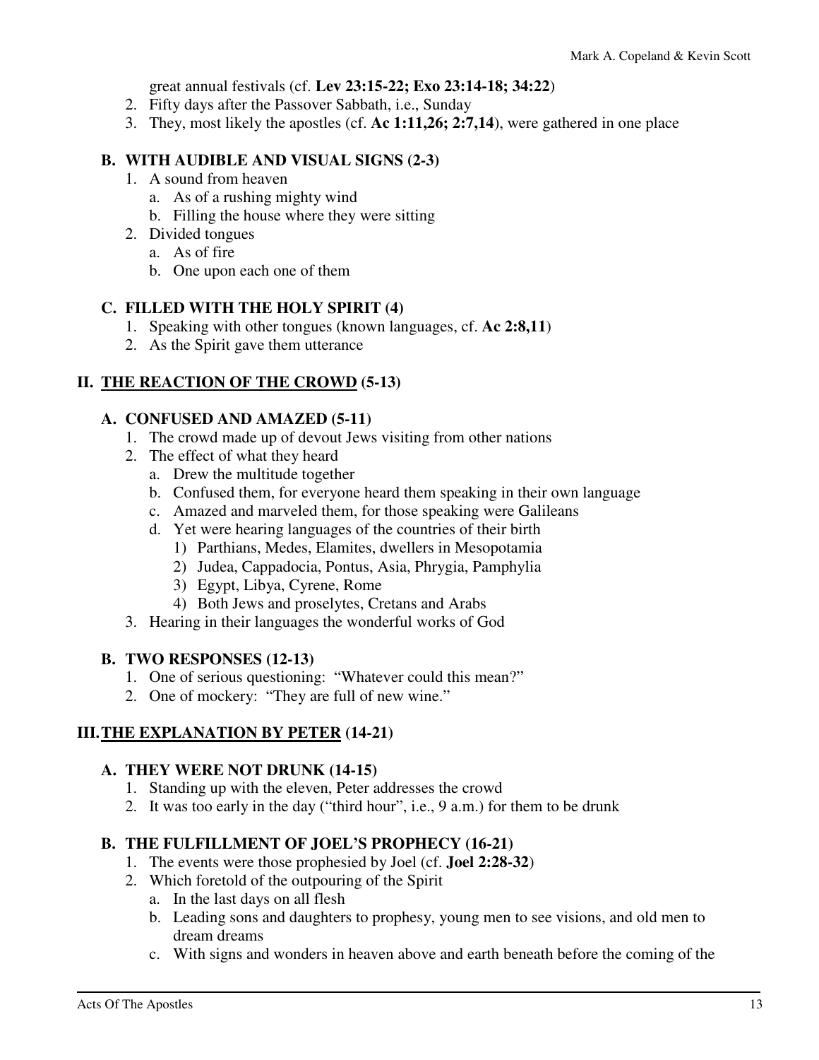great annual festivals (cf. **Lev 23:15-22; Exo 23:14-18; 34:22**)
2. Fifty days after the Passover Sabbath, i.e., Sunday
3. They, most likely the apostles (cf. **Ac 1:11,26; 2:7,14**), were gathered in one place

### B. WITH AUDIBLE AND VISUAL SIGNS (2-3)

1. A sound from heaven
   a. As of a rushing mighty wind
   b. Filling the house where they were sitting
2. Divided tongues
   a. As of fire
   b. One upon each one of them

### C. FILLED WITH THE HOLY SPIRIT (4)

1. Speaking with other tongues (known languages, cf. **Ac 2:8,11**)
2. As the Spirit gave them utterance

## II. <u>THE REACTION OF THE CROWD</u> (5-13)

### A. CONFUSED AND AMAZED (5-11)

1. The crowd made up of devout Jews visiting from other nations
2. The effect of what they heard
   a. Drew the multitude together
   b. Confused them, for everyone heard them speaking in their own language
   c. Amazed and marveled them, for those speaking were Galileans
   d. Yet were hearing languages of the countries of their birth
      1) Parthians, Medes, Elamites, dwellers in Mesopotamia
      2) Judea, Cappadocia, Pontus, Asia, Phrygia, Pamphylia
      3) Egypt, Libya, Cyrene, Rome
      4) Both Jews and proselytes, Cretans and Arabs
3. Hearing in their languages the wonderful works of God

### B. TWO RESPONSES (12-13)

1. One of serious questioning: "Whatever could this mean?"
2. One of mockery: "They are full of new wine."

## III. <u>THE EXPLANATION BY PETER</u> (14-21)

### A. THEY WERE NOT DRUNK (14-15)

1. Standing up with the eleven, Peter addresses the crowd
2. It was too early in the day ("third hour", i.e., 9 a.m.) for them to be drunk

### B. THE FULFILLMENT OF JOEL'S PROPHECY (16-21)

1. The events were those prophesied by Joel (cf. **Joel 2:28-32**)
2. Which foretold of the outpouring of the Spirit
   a. In the last days on all flesh
   b. Leading sons and daughters to prophesy, young men to see visions, and old men to dream dreams
   c. With signs and wonders in heaven above and earth beneath before the coming of the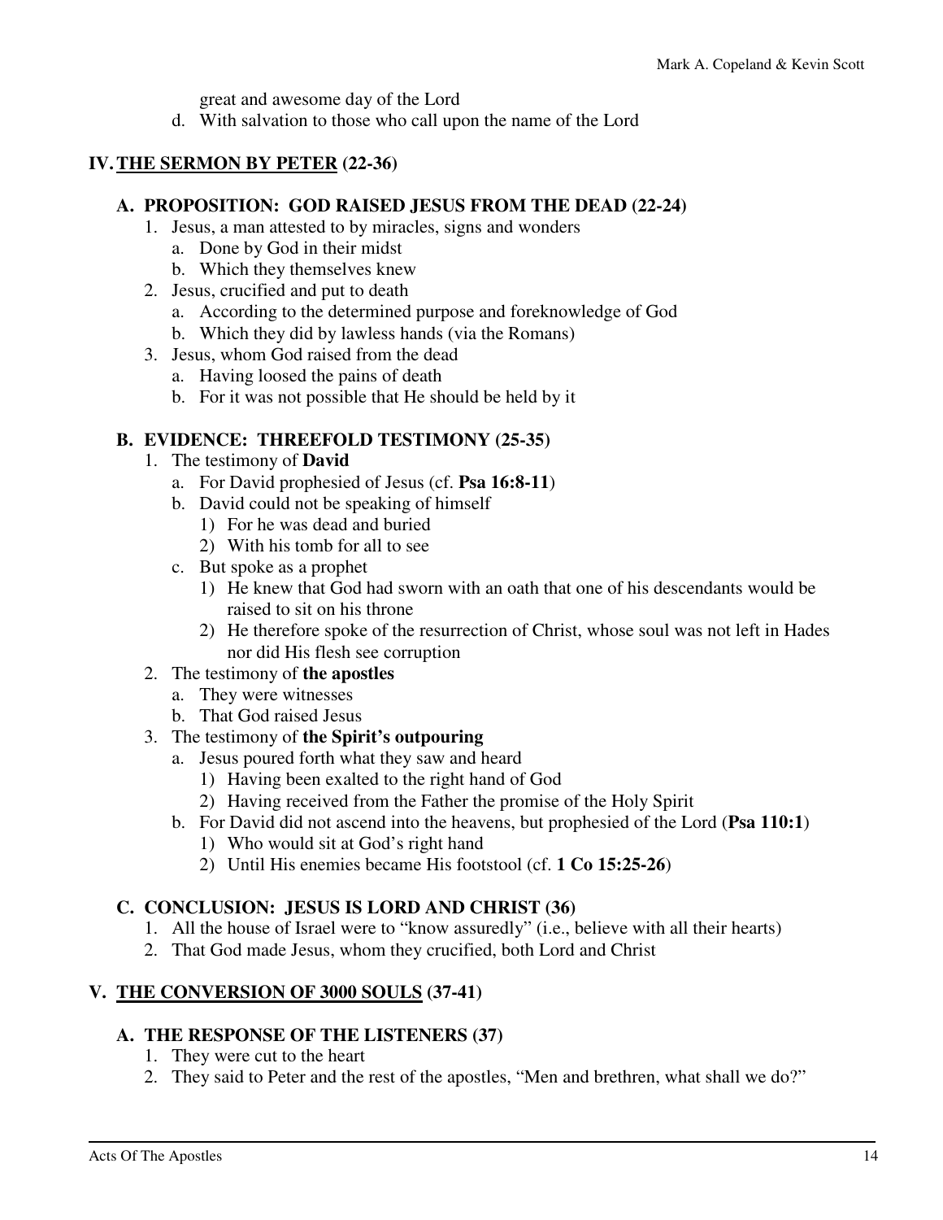great and awesome day of the Lord

d. With salvation to those who call upon the name of the Lord

## IV. THE SERMON BY PETER (22-36)

### A. PROPOSITION: GOD RAISED JESUS FROM THE DEAD (22-24)

1. Jesus, a man attested to by miracles, signs and wonders
   a. Done by God in their midst
   b. Which they themselves knew
2. Jesus, crucified and put to death
   a. According to the determined purpose and foreknowledge of God
   b. Which they did by lawless hands (via the Romans)
3. Jesus, whom God raised from the dead
   a. Having loosed the pains of death
   b. For it was not possible that He should be held by it

### B. EVIDENCE: THREEFOLD TESTIMONY (25-35)

1. The testimony of **David**
   a. For David prophesied of Jesus (cf. **Psa 16:8-11**)
   b. David could not be speaking of himself
      1) For he was dead and buried
      2) With his tomb for all to see
   c. But spoke as a prophet
      1) He knew that God had sworn with an oath that one of his descendants would be raised to sit on his throne
      2) He therefore spoke of the resurrection of Christ, whose soul was not left in Hades nor did His flesh see corruption
2. The testimony of **the apostles**
   a. They were witnesses
   b. That God raised Jesus
3. The testimony of **the Spirit's outpouring**
   a. Jesus poured forth what they saw and heard
      1) Having been exalted to the right hand of God
      2) Having received from the Father the promise of the Holy Spirit
   b. For David did not ascend into the heavens, but prophesied of the Lord (**Psa 110:1**)
      1) Who would sit at God's right hand
      2) Until His enemies became His footstool (cf. **1 Co 15:25-26**)

### C. CONCLUSION: JESUS IS LORD AND CHRIST (36)

1. All the house of Israel were to "know assuredly" (i.e., believe with all their hearts)
2. That God made Jesus, whom they crucified, both Lord and Christ

## V. THE CONVERSION OF 3000 SOULS (37-41)

### A. THE RESPONSE OF THE LISTENERS (37)

1. They were cut to the heart
2. They said to Peter and the rest of the apostles, "Men and brethren, what shall we do?"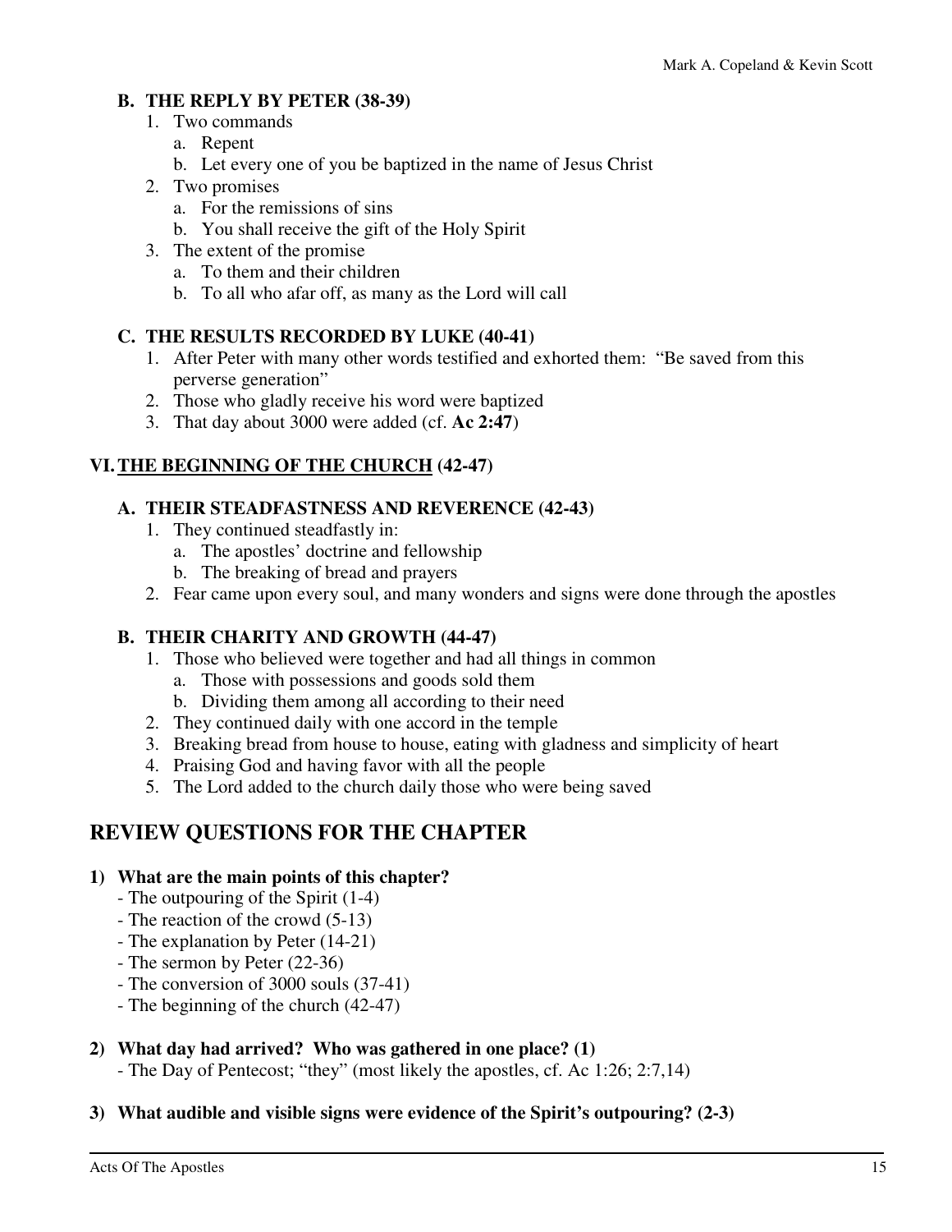### B. THE REPLY BY PETER (38-39)

1. Two commands
   a. Repent
   b. Let every one of you be baptized in the name of Jesus Christ
2. Two promises
   a. For the remissions of sins
   b. You shall receive the gift of the Holy Spirit
3. The extent of the promise
   a. To them and their children
   b. To all who afar off, as many as the Lord will call

### C. THE RESULTS RECORDED BY LUKE (40-41)

1. After Peter with many other words testified and exhorted them: "Be saved from this perverse generation"
2. Those who gladly receive his word were baptized
3. That day about 3000 were added (cf. **Ac 2:47**)

## VI. <u>THE BEGINNING OF THE CHURCH</u> (42-47)

### A. THEIR STEADFASTNESS AND REVERENCE (42-43)

1. They continued steadfastly in:
   a. The apostles' doctrine and fellowship
   b. The breaking of bread and prayers
2. Fear came upon every soul, and many wonders and signs were done through the apostles

### B. THEIR CHARITY AND GROWTH (44-47)

1. Those who believed were together and had all things in common
   a. Those with possessions and goods sold them
   b. Dividing them among all according to their need
2. They continued daily with one accord in the temple
3. Breaking bread from house to house, eating with gladness and simplicity of heart
4. Praising God and having favor with all the people
5. The Lord added to the church daily those who were being saved

## REVIEW QUESTIONS FOR THE CHAPTER

**1) What are the main points of this chapter?**
- The outpouring of the Spirit (1-4)
- The reaction of the crowd (5-13)
- The explanation by Peter (14-21)
- The sermon by Peter (22-36)
- The conversion of 3000 souls (37-41)
- The beginning of the church (42-47)

**2) What day had arrived? Who was gathered in one place? (1)**
- The Day of Pentecost; "they" (most likely the apostles, cf. Ac 1:26; 2:7,14)

**3) What audible and visible signs were evidence of the Spirit's outpouring? (2-3)**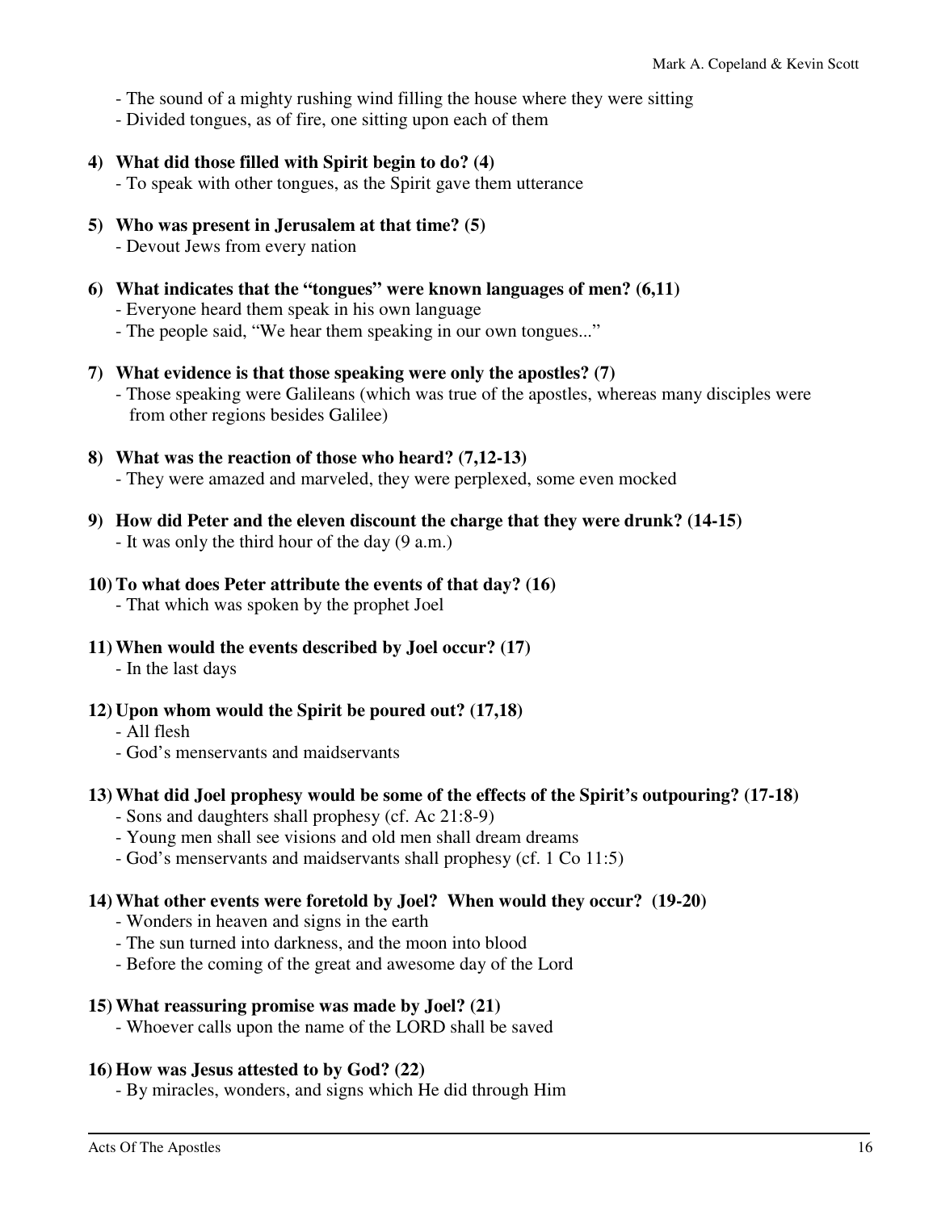- The sound of a mighty rushing wind filling the house where they were sitting
- Divided tongues, as of fire, one sitting upon each of them

**4) What did those filled with Spirit begin to do? (4)**
- To speak with other tongues, as the Spirit gave them utterance

**5) Who was present in Jerusalem at that time? (5)**
- Devout Jews from every nation

**6) What indicates that the "tongues" were known languages of men? (6,11)**
- Everyone heard them speak in his own language
- The people said, "We hear them speaking in our own tongues..."

**7) What evidence is that those speaking were only the apostles? (7)**
- Those speaking were Galileans (which was true of the apostles, whereas many disciples were from other regions besides Galilee)

**8) What was the reaction of those who heard? (7,12-13)**
- They were amazed and marveled, they were perplexed, some even mocked

**9) How did Peter and the eleven discount the charge that they were drunk? (14-15)**
- It was only the third hour of the day (9 a.m.)

**10) To what does Peter attribute the events of that day? (16)**
- That which was spoken by the prophet Joel

**11) When would the events described by Joel occur? (17)**
- In the last days

**12) Upon whom would the Spirit be poured out? (17,18)**
- All flesh
- God's menservants and maidservants

**13) What did Joel prophesy would be some of the effects of the Spirit's outpouring? (17-18)**
- Sons and daughters shall prophesy (cf. Ac 21:8-9)
- Young men shall see visions and old men shall dream dreams
- God's menservants and maidservants shall prophesy (cf. 1 Co 11:5)

**14) What other events were foretold by Joel? When would they occur? (19-20)**
- Wonders in heaven and signs in the earth
- The sun turned into darkness, and the moon into blood
- Before the coming of the great and awesome day of the Lord

**15) What reassuring promise was made by Joel? (21)**
- Whoever calls upon the name of the LORD shall be saved

**16) How was Jesus attested to by God? (22)**
- By miracles, wonders, and signs which He did through Him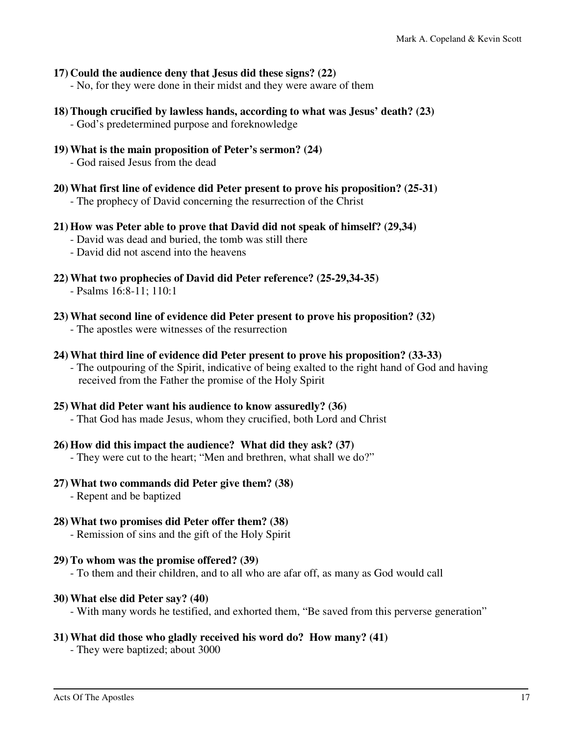**17) Could the audience deny that Jesus did these signs? (22)**
- No, for they were done in their midst and they were aware of them

**18) Though crucified by lawless hands, according to what was Jesus' death? (23)**
- God's predetermined purpose and foreknowledge

**19) What is the main proposition of Peter's sermon? (24)**
- God raised Jesus from the dead

**20) What first line of evidence did Peter present to prove his proposition? (25-31)**
- The prophecy of David concerning the resurrection of the Christ

**21) How was Peter able to prove that David did not speak of himself? (29,34)**
- David was dead and buried, the tomb was still there
- David did not ascend into the heavens

**22) What two prophecies of David did Peter reference? (25-29,34-35)**
- Psalms 16:8-11; 110:1

**23) What second line of evidence did Peter present to prove his proposition? (32)**
- The apostles were witnesses of the resurrection

**24) What third line of evidence did Peter present to prove his proposition? (33-33)**
- The outpouring of the Spirit, indicative of being exalted to the right hand of God and having received from the Father the promise of the Holy Spirit

**25) What did Peter want his audience to know assuredly? (36)**
- That God has made Jesus, whom they crucified, both Lord and Christ

**26) How did this impact the audience? What did they ask? (37)**
- They were cut to the heart; "Men and brethren, what shall we do?"

**27) What two commands did Peter give them? (38)**
- Repent and be baptized

**28) What two promises did Peter offer them? (38)**
- Remission of sins and the gift of the Holy Spirit

**29) To whom was the promise offered? (39)**
- To them and their children, and to all who are afar off, as many as God would call

**30) What else did Peter say? (40)**
- With many words he testified, and exhorted them, "Be saved from this perverse generation"

**31) What did those who gladly received his word do? How many? (41)**
- They were baptized; about 3000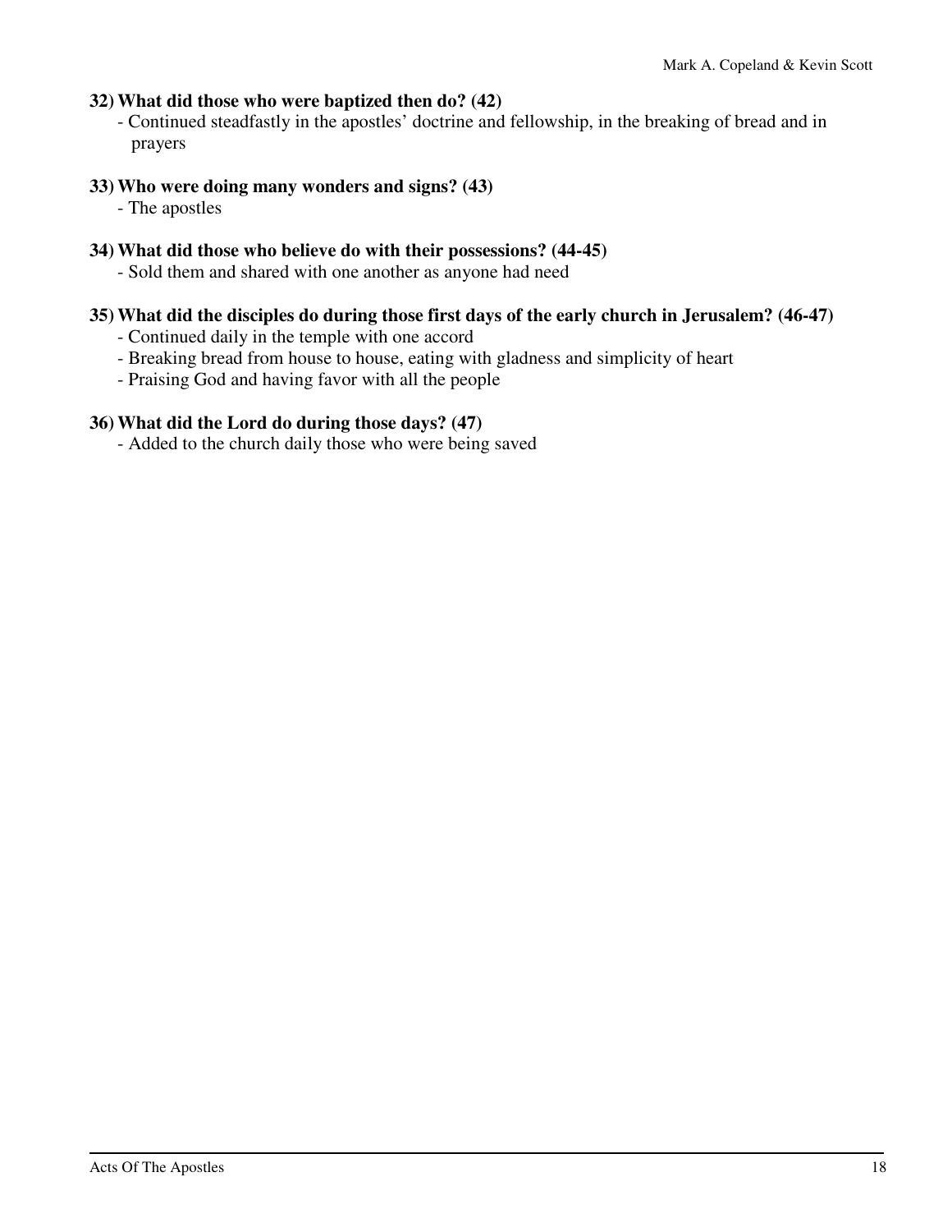**32) What did those who were baptized then do? (42)**

- Continued steadfastly in the apostles' doctrine and fellowship, in the breaking of bread and in prayers

**33) Who were doing many wonders and signs? (43)**

- The apostles

**34) What did those who believe do with their possessions? (44-45)**

- Sold them and shared with one another as anyone had need

**35) What did the disciples do during those first days of the early church in Jerusalem? (46-47)**

- Continued daily in the temple with one accord
- Breaking bread from house to house, eating with gladness and simplicity of heart
- Praising God and having favor with all the people

**36) What did the Lord do during those days? (47)**

- Added to the church daily those who were being saved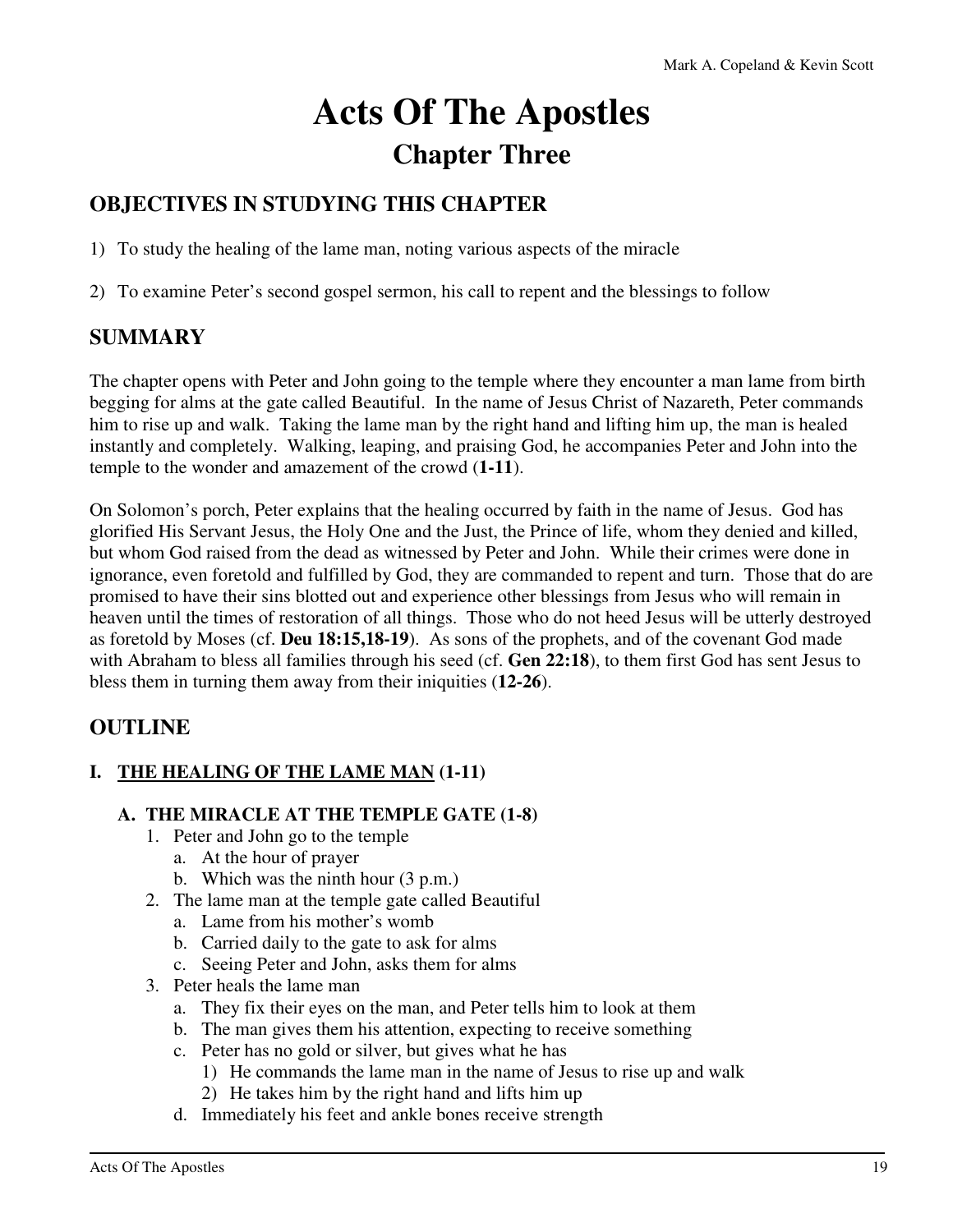# Acts Of The Apostles

## Chapter Three

### OBJECTIVES IN STUDYING THIS CHAPTER

1) To study the healing of the lame man, noting various aspects of the miracle

2) To examine Peter's second gospel sermon, his call to repent and the blessings to follow

### SUMMARY

The chapter opens with Peter and John going to the temple where they encounter a man lame from birth begging for alms at the gate called Beautiful. In the name of Jesus Christ of Nazareth, Peter commands him to rise up and walk. Taking the lame man by the right hand and lifting him up, the man is healed instantly and completely. Walking, leaping, and praising God, he accompanies Peter and John into the temple to the wonder and amazement of the crowd (**1-11**).

On Solomon's porch, Peter explains that the healing occurred by faith in the name of Jesus. God has glorified His Servant Jesus, the Holy One and the Just, the Prince of life, whom they denied and killed, but whom God raised from the dead as witnessed by Peter and John. While their crimes were done in ignorance, even foretold and fulfilled by God, they are commanded to repent and turn. Those that do are promised to have their sins blotted out and experience other blessings from Jesus who will remain in heaven until the times of restoration of all things. Those who do not heed Jesus will be utterly destroyed as foretold by Moses (cf. **Deu 18:15,18-19**). As sons of the prophets, and of the covenant God made with Abraham to bless all families through his seed (cf. **Gen 22:18**), to them first God has sent Jesus to bless them in turning them away from their iniquities (**12-26**).

### OUTLINE

#### I. <u>THE HEALING OF THE LAME MAN</u> (1-11)

##### A. THE MIRACLE AT THE TEMPLE GATE (1-8)

1. Peter and John go to the temple
   a. At the hour of prayer
   b. Which was the ninth hour (3 p.m.)
2. The lame man at the temple gate called Beautiful
   a. Lame from his mother's womb
   b. Carried daily to the gate to ask for alms
   c. Seeing Peter and John, asks them for alms
3. Peter heals the lame man
   a. They fix their eyes on the man, and Peter tells him to look at them
   b. The man gives them his attention, expecting to receive something
   c. Peter has no gold or silver, but gives what he has
      1) He commands the lame man in the name of Jesus to rise up and walk
      2) He takes him by the right hand and lifts him up
   d. Immediately his feet and ankle bones receive strength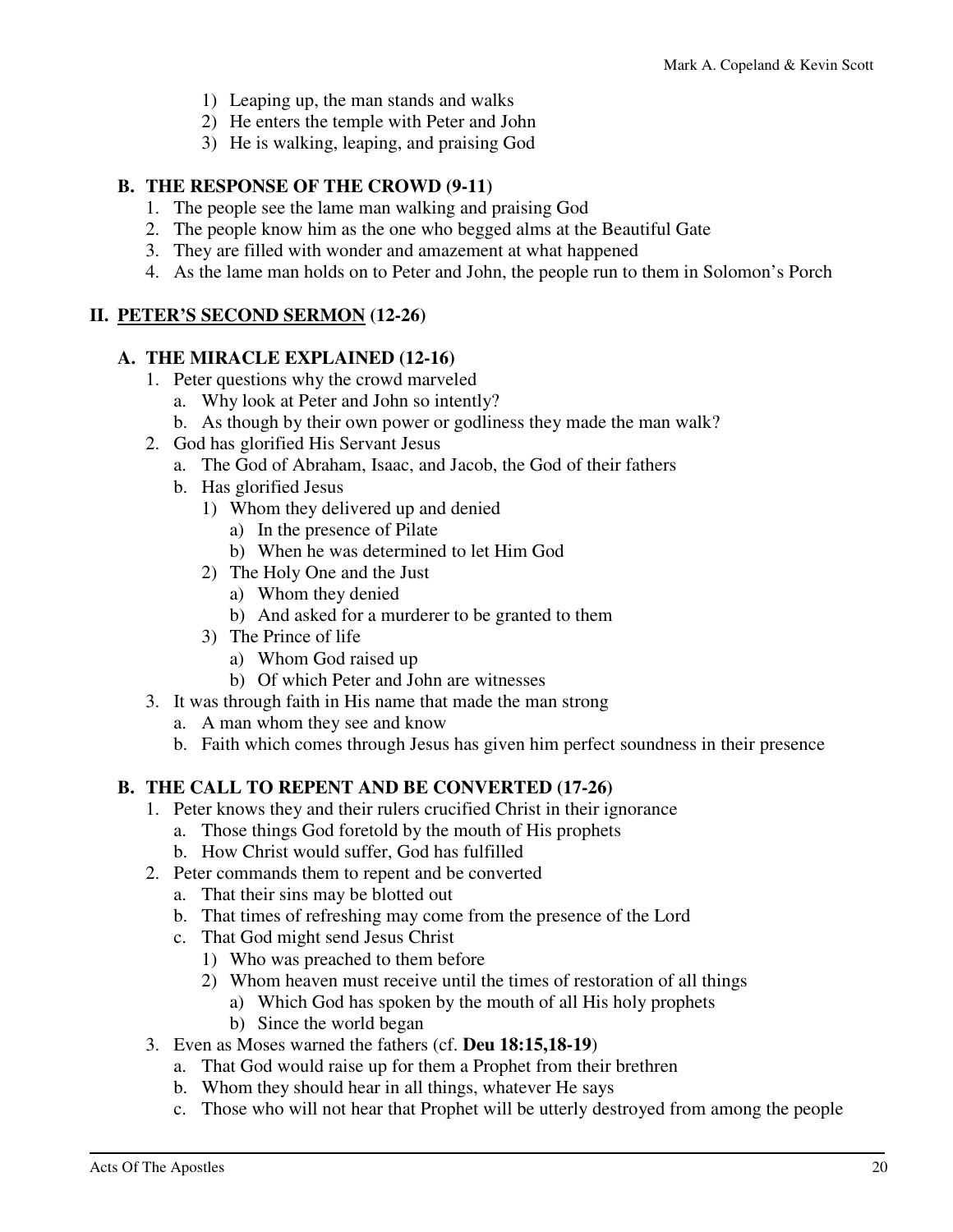1) Leaping up, the man stands and walks
2) He enters the temple with Peter and John
3) He is walking, leaping, and praising God

### B. THE RESPONSE OF THE CROWD (9-11)

1. The people see the lame man walking and praising God
2. The people know him as the one who begged alms at the Beautiful Gate
3. They are filled with wonder and amazement at what happened
4. As the lame man holds on to Peter and John, the people run to them in Solomon's Porch

## II. <u>PETER'S SECOND SERMON</u> (12-26)

### A. THE MIRACLE EXPLAINED (12-16)

1. Peter questions why the crowd marveled
   a. Why look at Peter and John so intently?
   b. As though by their own power or godliness they made the man walk?
2. God has glorified His Servant Jesus
   a. The God of Abraham, Isaac, and Jacob, the God of their fathers
   b. Has glorified Jesus
      1) Whom they delivered up and denied
         a) In the presence of Pilate
         b) When he was determined to let Him God
      2) The Holy One and the Just
         a) Whom they denied
         b) And asked for a murderer to be granted to them
      3) The Prince of life
         a) Whom God raised up
         b) Of which Peter and John are witnesses
3. It was through faith in His name that made the man strong
   a. A man whom they see and know
   b. Faith which comes through Jesus has given him perfect soundness in their presence

### B. THE CALL TO REPENT AND BE CONVERTED (17-26)

1. Peter knows they and their rulers crucified Christ in their ignorance
   a. Those things God foretold by the mouth of His prophets
   b. How Christ would suffer, God has fulfilled
2. Peter commands them to repent and be converted
   a. That their sins may be blotted out
   b. That times of refreshing may come from the presence of the Lord
   c. That God might send Jesus Christ
      1) Who was preached to them before
      2) Whom heaven must receive until the times of restoration of all things
         a) Which God has spoken by the mouth of all His holy prophets
         b) Since the world began
3. Even as Moses warned the fathers (cf. **Deu 18:15,18-19**)
   a. That God would raise up for them a Prophet from their brethren
   b. Whom they should hear in all things, whatever He says
   c. Those who will not hear that Prophet will be utterly destroyed from among the people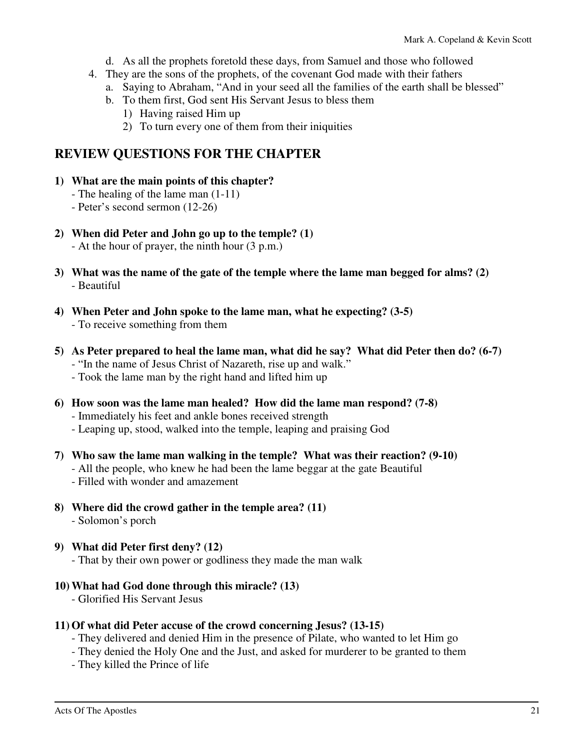d. As all the prophets foretold these days, from Samuel and those who followed
4. They are the sons of the prophets, of the covenant God made with their fathers
   a. Saying to Abraham, "And in your seed all the families of the earth shall be blessed"
   b. To them first, God sent His Servant Jesus to bless them
      1) Having raised Him up
      2) To turn every one of them from their iniquities

## REVIEW QUESTIONS FOR THE CHAPTER

**1) What are the main points of this chapter?**
- The healing of the lame man (1-11)
- Peter's second sermon (12-26)

**2) When did Peter and John go up to the temple? (1)**
- At the hour of prayer, the ninth hour (3 p.m.)

**3) What was the name of the gate of the temple where the lame man begged for alms? (2)**
- Beautiful

**4) When Peter and John spoke to the lame man, what he expecting? (3-5)**
- To receive something from them

**5) As Peter prepared to heal the lame man, what did he say? What did Peter then do? (6-7)**
- "In the name of Jesus Christ of Nazareth, rise up and walk."
- Took the lame man by the right hand and lifted him up

**6) How soon was the lame man healed? How did the lame man respond? (7-8)**
- Immediately his feet and ankle bones received strength
- Leaping up, stood, walked into the temple, leaping and praising God

**7) Who saw the lame man walking in the temple? What was their reaction? (9-10)**
- All the people, who knew he had been the lame beggar at the gate Beautiful
- Filled with wonder and amazement

**8) Where did the crowd gather in the temple area? (11)**
- Solomon's porch

**9) What did Peter first deny? (12)**
- That by their own power or godliness they made the man walk

**10) What had God done through this miracle? (13)**
- Glorified His Servant Jesus

**11) Of what did Peter accuse of the crowd concerning Jesus? (13-15)**
- They delivered and denied Him in the presence of Pilate, who wanted to let Him go
- They denied the Holy One and the Just, and asked for murderer to be granted to them
- They killed the Prince of life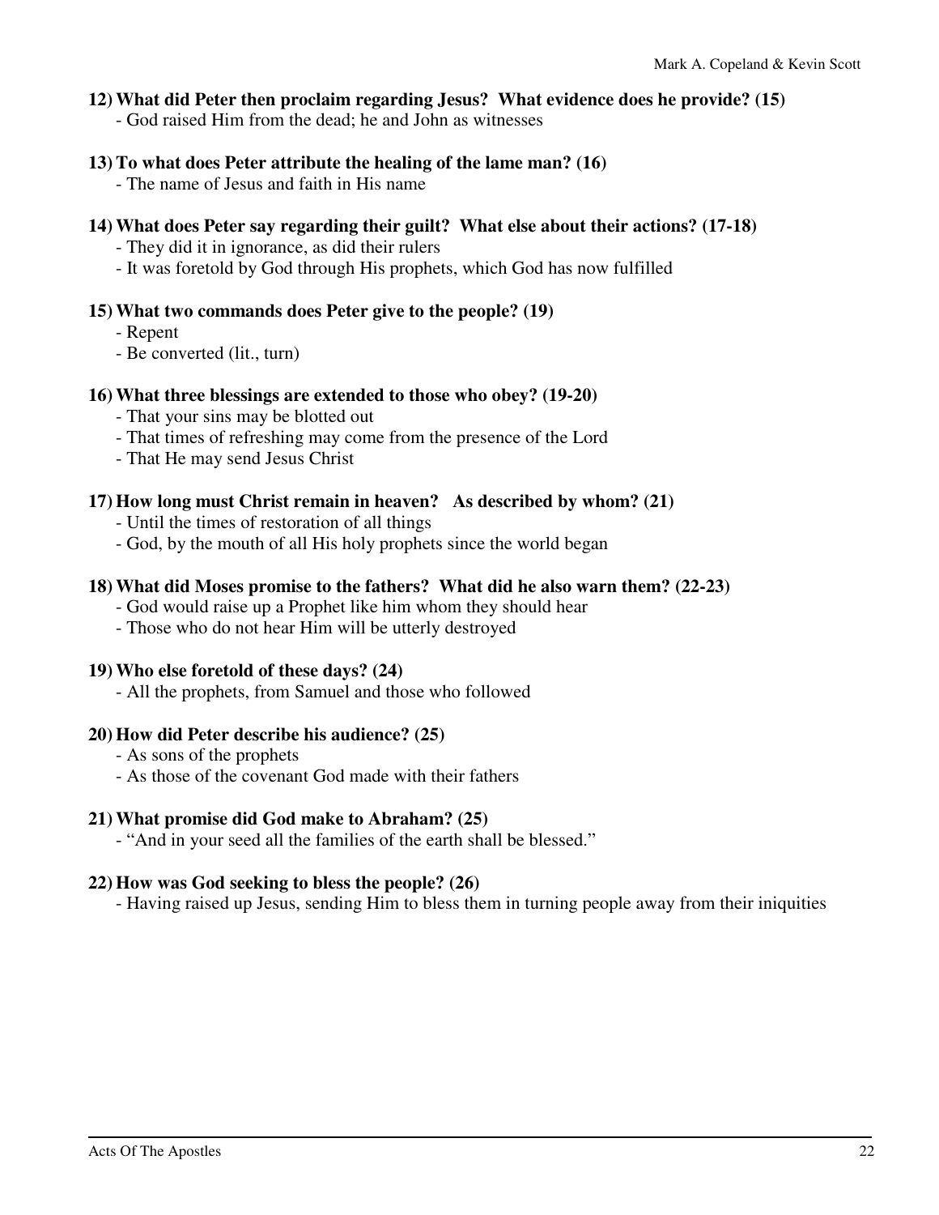**12) What did Peter then proclaim regarding Jesus? What evidence does he provide? (15)**

- God raised Him from the dead; he and John as witnesses

**13) To what does Peter attribute the healing of the lame man? (16)**

- The name of Jesus and faith in His name

**14) What does Peter say regarding their guilt? What else about their actions? (17-18)**

- They did it in ignorance, as did their rulers
- It was foretold by God through His prophets, which God has now fulfilled

**15) What two commands does Peter give to the people? (19)**

- Repent
- Be converted (lit., turn)

**16) What three blessings are extended to those who obey? (19-20)**

- That your sins may be blotted out
- That times of refreshing may come from the presence of the Lord
- That He may send Jesus Christ

**17) How long must Christ remain in heaven? As described by whom? (21)**

- Until the times of restoration of all things
- God, by the mouth of all His holy prophets since the world began

**18) What did Moses promise to the fathers? What did he also warn them? (22-23)**

- God would raise up a Prophet like him whom they should hear
- Those who do not hear Him will be utterly destroyed

**19) Who else foretold of these days? (24)**

- All the prophets, from Samuel and those who followed

**20) How did Peter describe his audience? (25)**

- As sons of the prophets
- As those of the covenant God made with their fathers

**21) What promise did God make to Abraham? (25)**

- "And in your seed all the families of the earth shall be blessed."

**22) How was God seeking to bless the people? (26)**

- Having raised up Jesus, sending Him to bless them in turning people away from their iniquities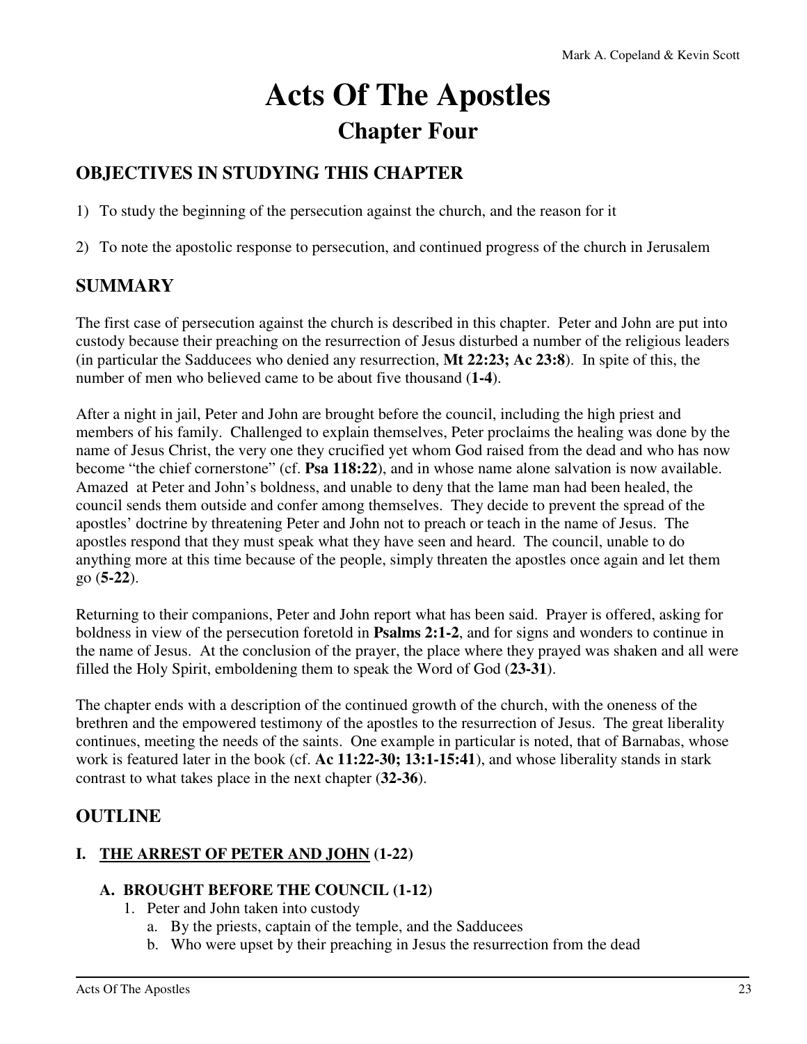# Acts Of The Apostles

## Chapter Four

### OBJECTIVES IN STUDYING THIS CHAPTER

1) To study the beginning of the persecution against the church, and the reason for it

2) To note the apostolic response to persecution, and continued progress of the church in Jerusalem

### SUMMARY

The first case of persecution against the church is described in this chapter. Peter and John are put into custody because their preaching on the resurrection of Jesus disturbed a number of the religious leaders (in particular the Sadducees who denied any resurrection, **Mt 22:23; Ac 23:8**). In spite of this, the number of men who believed came to be about five thousand (**1-4**).

After a night in jail, Peter and John are brought before the council, including the high priest and members of his family. Challenged to explain themselves, Peter proclaims the healing was done by the name of Jesus Christ, the very one they crucified yet whom God raised from the dead and who has now become "the chief cornerstone" (cf. **Psa 118:22**), and in whose name alone salvation is now available. Amazed at Peter and John's boldness, and unable to deny that the lame man had been healed, the council sends them outside and confer among themselves. They decide to prevent the spread of the apostles' doctrine by threatening Peter and John not to preach or teach in the name of Jesus. The apostles respond that they must speak what they have seen and heard. The council, unable to do anything more at this time because of the people, simply threaten the apostles once again and let them go (**5-22**).

Returning to their companions, Peter and John report what has been said. Prayer is offered, asking for boldness in view of the persecution foretold in **Psalms 2:1-2**, and for signs and wonders to continue in the name of Jesus. At the conclusion of the prayer, the place where they prayed was shaken and all were filled the Holy Spirit, emboldening them to speak the Word of God (**23-31**).

The chapter ends with a description of the continued growth of the church, with the oneness of the brethren and the empowered testimony of the apostles to the resurrection of Jesus. The great liberality continues, meeting the needs of the saints. One example in particular is noted, that of Barnabas, whose work is featured later in the book (cf. **Ac 11:22-30; 13:1-15:41**), and whose liberality stands in stark contrast to what takes place in the next chapter (**32-36**).

### OUTLINE

#### I. <u>THE ARREST OF PETER AND JOHN</u> (1-22)

##### A. BROUGHT BEFORE THE COUNCIL (1-12)

1. Peter and John taken into custody
   a. By the priests, captain of the temple, and the Sadducees
   b. Who were upset by their preaching in Jesus the resurrection from the dead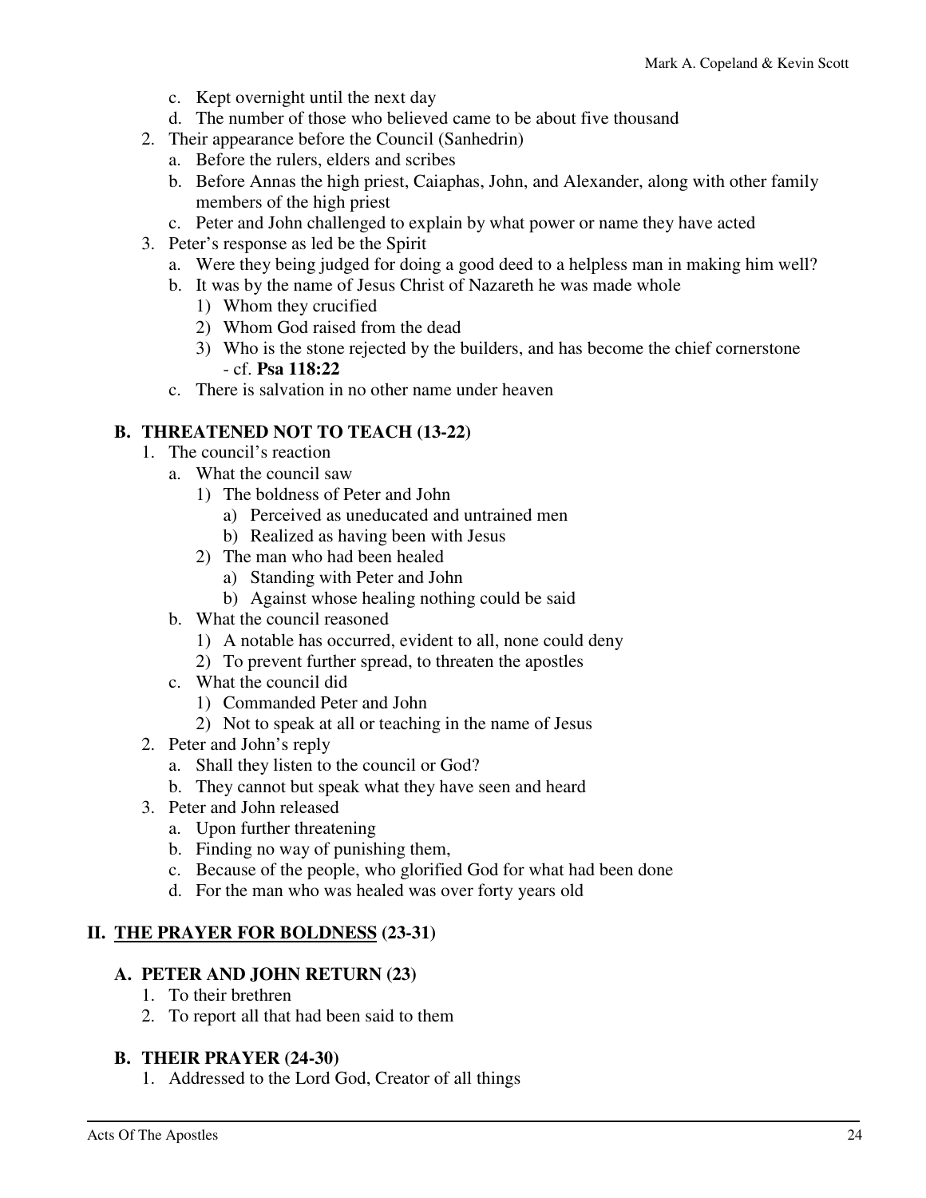c. Kept overnight until the next day
   d. The number of those who believed came to be about five thousand
2. Their appearance before the Council (Sanhedrin)
   a. Before the rulers, elders and scribes
   b. Before Annas the high priest, Caiaphas, John, and Alexander, along with other family members of the high priest
   c. Peter and John challenged to explain by what power or name they have acted
3. Peter's response as led be the Spirit
   a. Were they being judged for doing a good deed to a helpless man in making him well?
   b. It was by the name of Jesus Christ of Nazareth he was made whole
      1) Whom they crucified
      2) Whom God raised from the dead
      3) Who is the stone rejected by the builders, and has become the chief cornerstone - cf. **Psa 118:22**
   c. There is salvation in no other name under heaven

### B. THREATENED NOT TO TEACH (13-22)

1. The council's reaction
   a. What the council saw
      1) The boldness of Peter and John
         a) Perceived as uneducated and untrained men
         b) Realized as having been with Jesus
      2) The man who had been healed
         a) Standing with Peter and John
         b) Against whose healing nothing could be said
   b. What the council reasoned
      1) A notable has occurred, evident to all, none could deny
      2) To prevent further spread, to threaten the apostles
   c. What the council did
      1) Commanded Peter and John
      2) Not to speak at all or teaching in the name of Jesus
2. Peter and John's reply
   a. Shall they listen to the council or God?
   b. They cannot but speak what they have seen and heard
3. Peter and John released
   a. Upon further threatening
   b. Finding no way of punishing them,
   c. Because of the people, who glorified God for what had been done
   d. For the man who was healed was over forty years old

## II. <u>THE PRAYER FOR BOLDNESS</u> (23-31)

### A. PETER AND JOHN RETURN (23)

1. To their brethren
2. To report all that had been said to them

### B. THEIR PRAYER (24-30)

1. Addressed to the Lord God, Creator of all things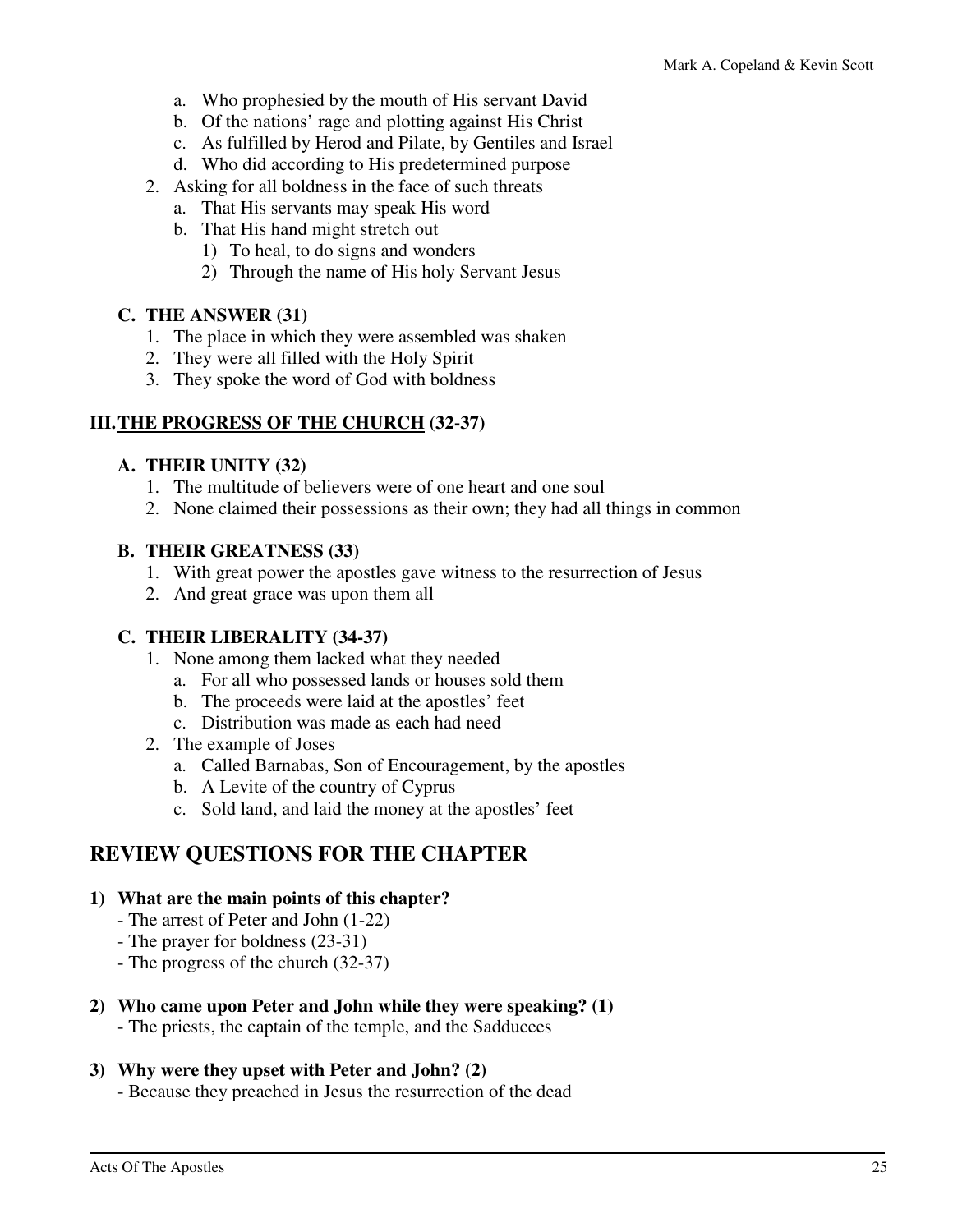a. Who prophesied by the mouth of His servant David
   b. Of the nations' rage and plotting against His Christ
   c. As fulfilled by Herod and Pilate, by Gentiles and Israel
   d. Who did according to His predetermined purpose
2. Asking for all boldness in the face of such threats
   a. That His servants may speak His word
   b. That His hand might stretch out
      1) To heal, to do signs and wonders
      2) Through the name of His holy Servant Jesus

**C. THE ANSWER (31)**

1. The place in which they were assembled was shaken
2. They were all filled with the Holy Spirit
3. They spoke the word of God with boldness

**III. <u>THE PROGRESS OF THE CHURCH</u> (32-37)**

**A. THEIR UNITY (32)**

1. The multitude of believers were of one heart and one soul
2. None claimed their possessions as their own; they had all things in common

**B. THEIR GREATNESS (33)**

1. With great power the apostles gave witness to the resurrection of Jesus
2. And great grace was upon them all

**C. THEIR LIBERALITY (34-37)**

1. None among them lacked what they needed
   a. For all who possessed lands or houses sold them
   b. The proceeds were laid at the apostles' feet
   c. Distribution was made as each had need
2. The example of Joses
   a. Called Barnabas, Son of Encouragement, by the apostles
   b. A Levite of the country of Cyprus
   c. Sold land, and laid the money at the apostles' feet

## REVIEW QUESTIONS FOR THE CHAPTER

**1) What are the main points of this chapter?**

- The arrest of Peter and John (1-22)
- The prayer for boldness (23-31)
- The progress of the church (32-37)

**2) Who came upon Peter and John while they were speaking? (1)**

- The priests, the captain of the temple, and the Sadducees

**3) Why were they upset with Peter and John? (2)**

- Because they preached in Jesus the resurrection of the dead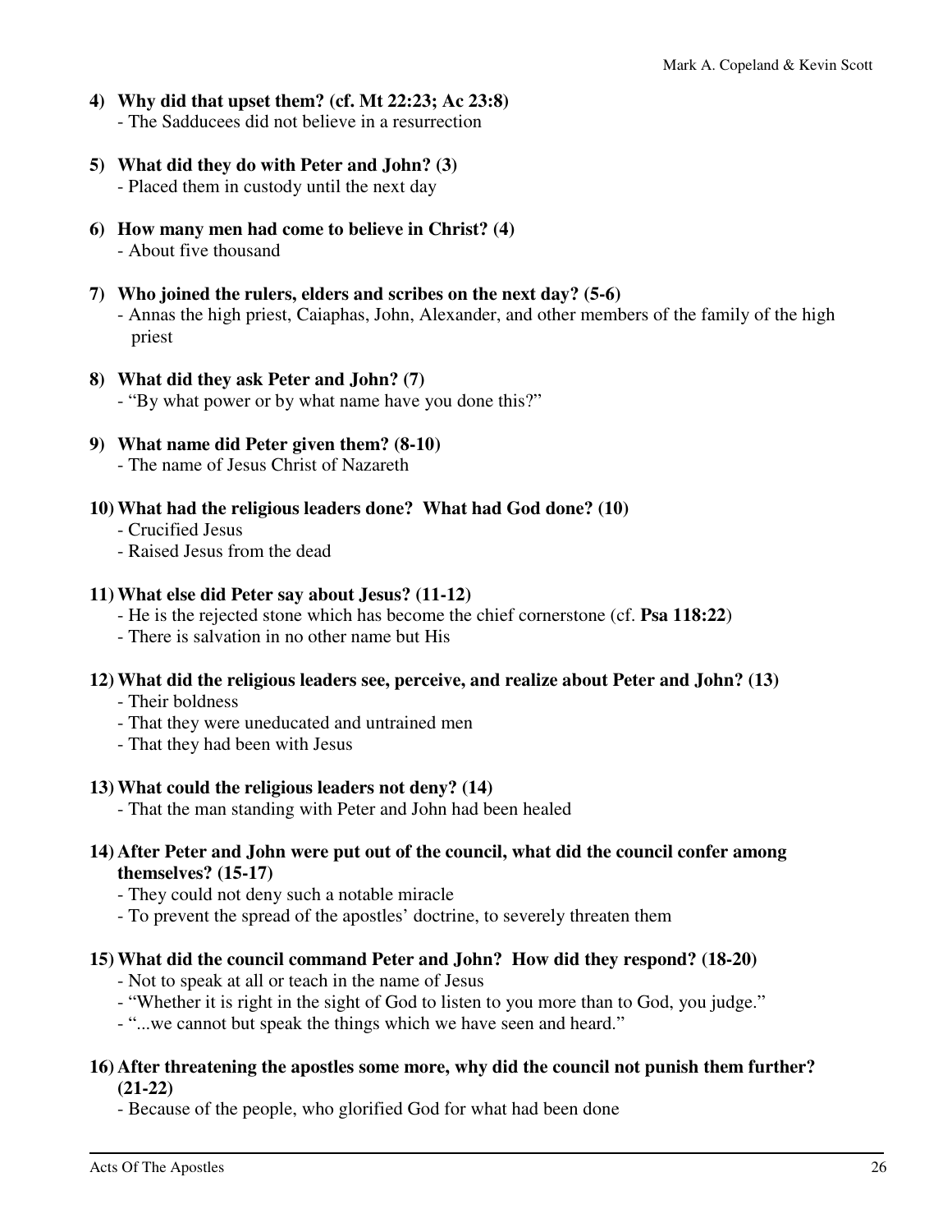**4) Why did that upset them? (cf. Mt 22:23; Ac 23:8)**
- The Sadducees did not believe in a resurrection

**5) What did they do with Peter and John? (3)**
- Placed them in custody until the next day

**6) How many men had come to believe in Christ? (4)**
- About five thousand

**7) Who joined the rulers, elders and scribes on the next day? (5-6)**
- Annas the high priest, Caiaphas, John, Alexander, and other members of the family of the high priest

**8) What did they ask Peter and John? (7)**
- "By what power or by what name have you done this?"

**9) What name did Peter given them? (8-10)**
- The name of Jesus Christ of Nazareth

**10) What had the religious leaders done? What had God done? (10)**
- Crucified Jesus
- Raised Jesus from the dead

**11) What else did Peter say about Jesus? (11-12)**
- He is the rejected stone which has become the chief cornerstone (cf. **Psa 118:22**)
- There is salvation in no other name but His

**12) What did the religious leaders see, perceive, and realize about Peter and John? (13)**
- Their boldness
- That they were uneducated and untrained men
- That they had been with Jesus

**13) What could the religious leaders not deny? (14)**
- That the man standing with Peter and John had been healed

**14) After Peter and John were put out of the council, what did the council confer among themselves? (15-17)**
- They could not deny such a notable miracle
- To prevent the spread of the apostles' doctrine, to severely threaten them

**15) What did the council command Peter and John? How did they respond? (18-20)**
- Not to speak at all or teach in the name of Jesus
- "Whether it is right in the sight of God to listen to you more than to God, you judge."
- "...we cannot but speak the things which we have seen and heard."

**16) After threatening the apostles some more, why did the council not punish them further? (21-22)**
- Because of the people, who glorified God for what had been done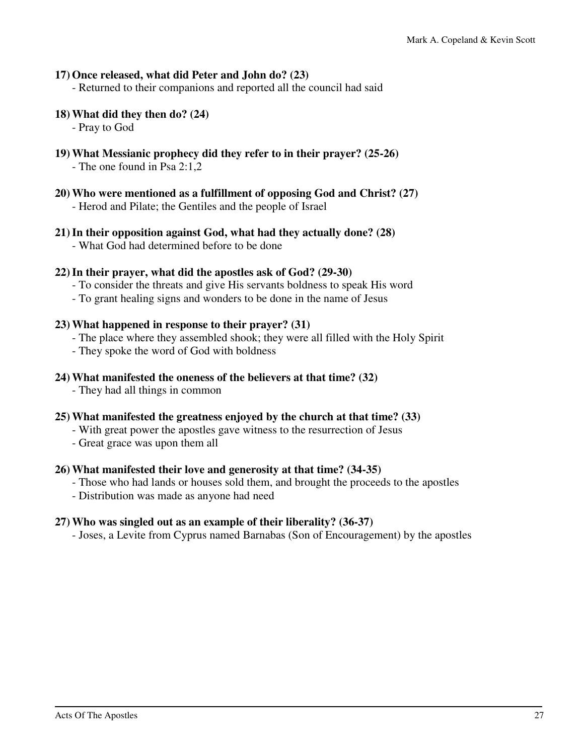**17) Once released, what did Peter and John do? (23)**

- Returned to their companions and reported all the council had said

**18) What did they then do? (24)**

- Pray to God

**19) What Messianic prophecy did they refer to in their prayer? (25-26)**

- The one found in Psa 2:1,2

**20) Who were mentioned as a fulfillment of opposing God and Christ? (27)**

- Herod and Pilate; the Gentiles and the people of Israel

**21) In their opposition against God, what had they actually done? (28)**

- What God had determined before to be done

**22) In their prayer, what did the apostles ask of God? (29-30)**

- To consider the threats and give His servants boldness to speak His word
- To grant healing signs and wonders to be done in the name of Jesus

**23) What happened in response to their prayer? (31)**

- The place where they assembled shook; they were all filled with the Holy Spirit
- They spoke the word of God with boldness

**24) What manifested the oneness of the believers at that time? (32)**

- They had all things in common

**25) What manifested the greatness enjoyed by the church at that time? (33)**

- With great power the apostles gave witness to the resurrection of Jesus
- Great grace was upon them all

**26) What manifested their love and generosity at that time? (34-35)**

- Those who had lands or houses sold them, and brought the proceeds to the apostles
- Distribution was made as anyone had need

**27) Who was singled out as an example of their liberality? (36-37)**

- Joses, a Levite from Cyprus named Barnabas (Son of Encouragement) by the apostles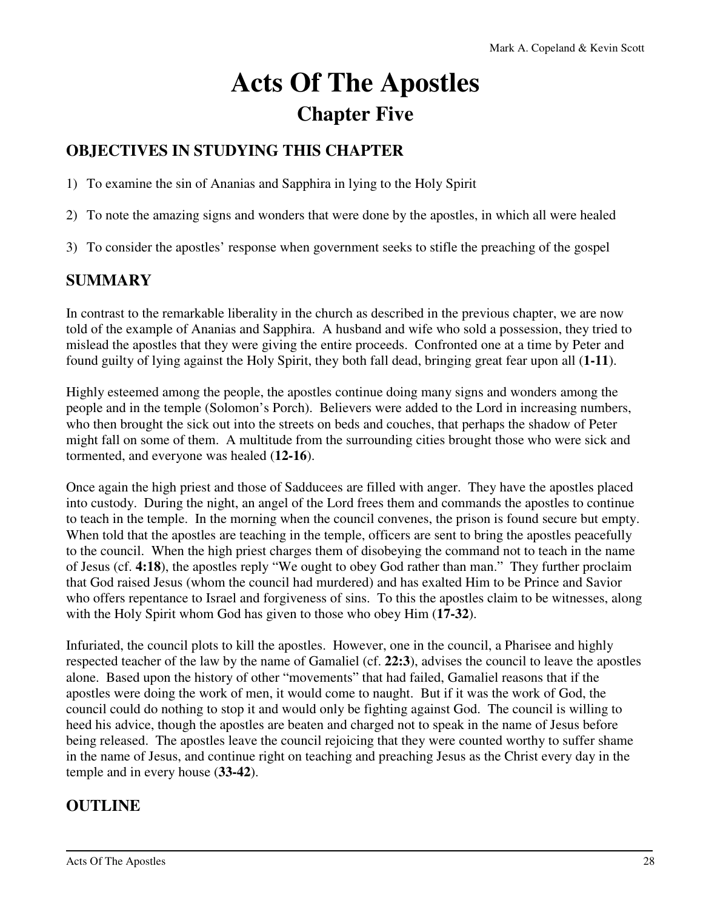# Acts Of The Apostles

## Chapter Five

### OBJECTIVES IN STUDYING THIS CHAPTER

1) To examine the sin of Ananias and Sapphira in lying to the Holy Spirit

2) To note the amazing signs and wonders that were done by the apostles, in which all were healed

3) To consider the apostles' response when government seeks to stifle the preaching of the gospel

### SUMMARY

In contrast to the remarkable liberality in the church as described in the previous chapter, we are now told of the example of Ananias and Sapphira. A husband and wife who sold a possession, they tried to mislead the apostles that they were giving the entire proceeds. Confronted one at a time by Peter and found guilty of lying against the Holy Spirit, they both fall dead, bringing great fear upon all (**1-11**).

Highly esteemed among the people, the apostles continue doing many signs and wonders among the people and in the temple (Solomon's Porch). Believers were added to the Lord in increasing numbers, who then brought the sick out into the streets on beds and couches, that perhaps the shadow of Peter might fall on some of them. A multitude from the surrounding cities brought those who were sick and tormented, and everyone was healed (**12-16**).

Once again the high priest and those of Sadducees are filled with anger. They have the apostles placed into custody. During the night, an angel of the Lord frees them and commands the apostles to continue to teach in the temple. In the morning when the council convenes, the prison is found secure but empty. When told that the apostles are teaching in the temple, officers are sent to bring the apostles peacefully to the council. When the high priest charges them of disobeying the command not to teach in the name of Jesus (cf. **4:18**), the apostles reply "We ought to obey God rather than man." They further proclaim that God raised Jesus (whom the council had murdered) and has exalted Him to be Prince and Savior who offers repentance to Israel and forgiveness of sins. To this the apostles claim to be witnesses, along with the Holy Spirit whom God has given to those who obey Him (**17-32**).

Infuriated, the council plots to kill the apostles. However, one in the council, a Pharisee and highly respected teacher of the law by the name of Gamaliel (cf. **22:3**), advises the council to leave the apostles alone. Based upon the history of other "movements" that had failed, Gamaliel reasons that if the apostles were doing the work of men, it would come to naught. But if it was the work of God, the council could do nothing to stop it and would only be fighting against God. The council is willing to heed his advice, though the apostles are beaten and charged not to speak in the name of Jesus before being released. The apostles leave the council rejoicing that they were counted worthy to suffer shame in the name of Jesus, and continue right on teaching and preaching Jesus as the Christ every day in the temple and in every house (**33-42**).

### OUTLINE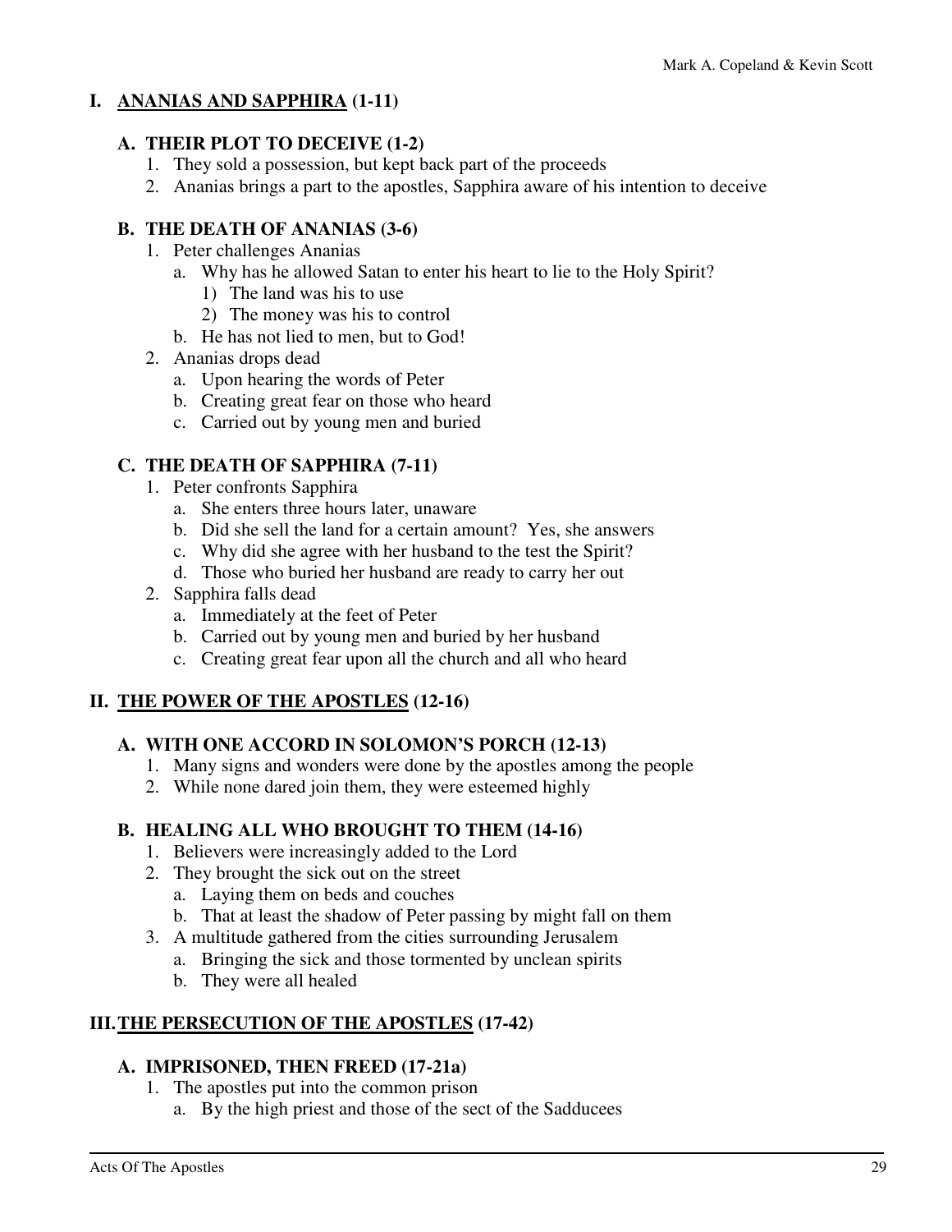# I. ANANIAS AND SAPPHIRA (1-11)

## A. THEIR PLOT TO DECEIVE (1-2)

1. They sold a possession, but kept back part of the proceeds
2. Ananias brings a part to the apostles, Sapphira aware of his intention to deceive

## B. THE DEATH OF ANANIAS (3-6)

1. Peter challenges Ananias
   a. Why has he allowed Satan to enter his heart to lie to the Holy Spirit?
      1) The land was his to use
      2) The money was his to control
   b. He has not lied to men, but to God!
2. Ananias drops dead
   a. Upon hearing the words of Peter
   b. Creating great fear on those who heard
   c. Carried out by young men and buried

## C. THE DEATH OF SAPPHIRA (7-11)

1. Peter confronts Sapphira
   a. She enters three hours later, unaware
   b. Did she sell the land for a certain amount? Yes, she answers
   c. Why did she agree with her husband to the test the Spirit?
   d. Those who buried her husband are ready to carry her out
2. Sapphira falls dead
   a. Immediately at the feet of Peter
   b. Carried out by young men and buried by her husband
   c. Creating great fear upon all the church and all who heard

# II. THE POWER OF THE APOSTLES (12-16)

## A. WITH ONE ACCORD IN SOLOMON'S PORCH (12-13)

1. Many signs and wonders were done by the apostles among the people
2. While none dared join them, they were esteemed highly

## B. HEALING ALL WHO BROUGHT TO THEM (14-16)

1. Believers were increasingly added to the Lord
2. They brought the sick out on the street
   a. Laying them on beds and couches
   b. That at least the shadow of Peter passing by might fall on them
3. A multitude gathered from the cities surrounding Jerusalem
   a. Bringing the sick and those tormented by unclean spirits
   b. They were all healed

# III. THE PERSECUTION OF THE APOSTLES (17-42)

## A. IMPRISONED, THEN FREED (17-21a)

1. The apostles put into the common prison
   a. By the high priest and those of the sect of the Sadducees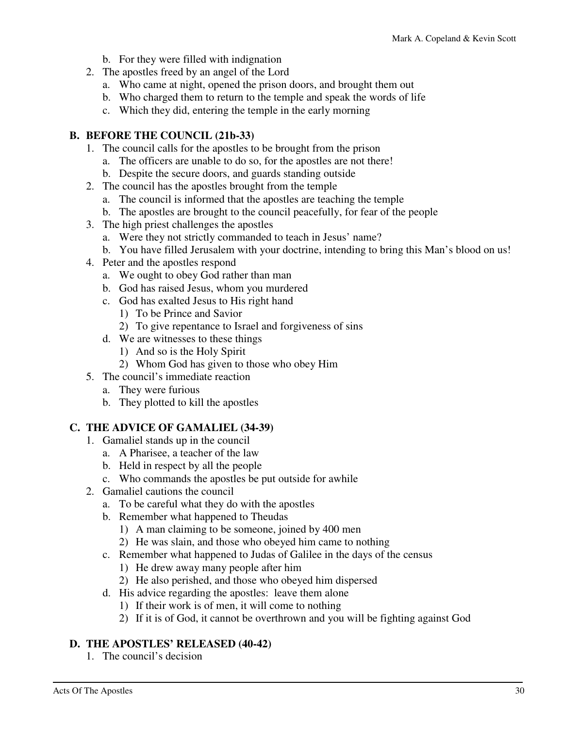b. For they were filled with indignation
2. The apostles freed by an angel of the Lord
   a. Who came at night, opened the prison doors, and brought them out
   b. Who charged them to return to the temple and speak the words of life
   c. Which they did, entering the temple in the early morning

### B. BEFORE THE COUNCIL (21b-33)

1. The council calls for the apostles to be brought from the prison
   a. The officers are unable to do so, for the apostles are not there!
   b. Despite the secure doors, and guards standing outside
2. The council has the apostles brought from the temple
   a. The council is informed that the apostles are teaching the temple
   b. The apostles are brought to the council peacefully, for fear of the people
3. The high priest challenges the apostles
   a. Were they not strictly commanded to teach in Jesus' name?
   b. You have filled Jerusalem with your doctrine, intending to bring this Man's blood on us!
4. Peter and the apostles respond
   a. We ought to obey God rather than man
   b. God has raised Jesus, whom you murdered
   c. God has exalted Jesus to His right hand
      1) To be Prince and Savior
      2) To give repentance to Israel and forgiveness of sins
   d. We are witnesses to these things
      1) And so is the Holy Spirit
      2) Whom God has given to those who obey Him
5. The council's immediate reaction
   a. They were furious
   b. They plotted to kill the apostles

### C. THE ADVICE OF GAMALIEL (34-39)

1. Gamaliel stands up in the council
   a. A Pharisee, a teacher of the law
   b. Held in respect by all the people
   c. Who commands the apostles be put outside for awhile
2. Gamaliel cautions the council
   a. To be careful what they do with the apostles
   b. Remember what happened to Theudas
      1) A man claiming to be someone, joined by 400 men
      2) He was slain, and those who obeyed him came to nothing
   c. Remember what happened to Judas of Galilee in the days of the census
      1) He drew away many people after him
      2) He also perished, and those who obeyed him dispersed
   d. His advice regarding the apostles: leave them alone
      1) If their work is of men, it will come to nothing
      2) If it is of God, it cannot be overthrown and you will be fighting against God

### D. THE APOSTLES' RELEASED (40-42)

1. The council's decision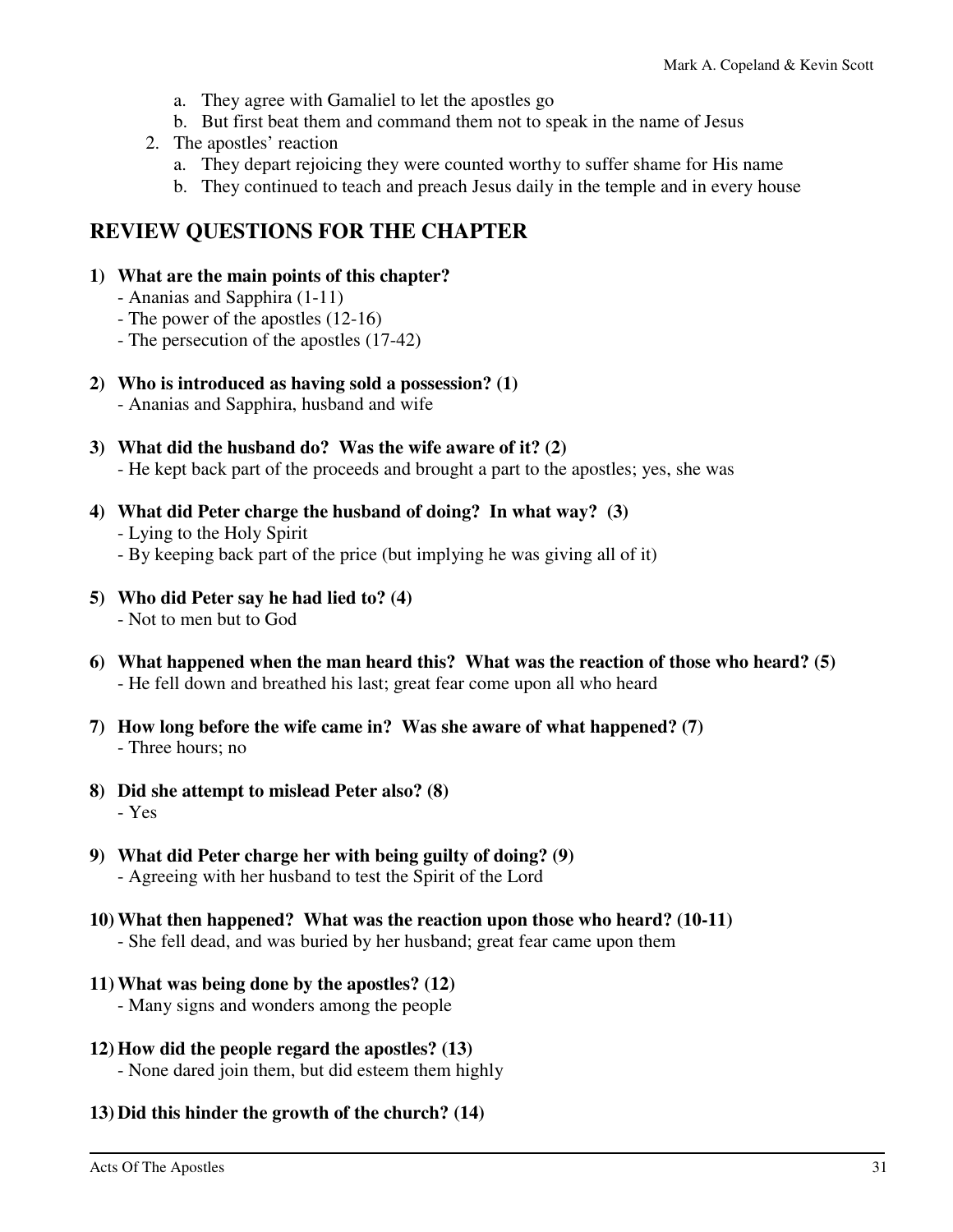a. They agree with Gamaliel to let the apostles go
   b. But first beat them and command them not to speak in the name of Jesus
2. The apostles' reaction
   a. They depart rejoicing they were counted worthy to suffer shame for His name
   b. They continued to teach and preach Jesus daily in the temple and in every house

## REVIEW QUESTIONS FOR THE CHAPTER

**1) What are the main points of this chapter?**
- Ananias and Sapphira (1-11)
- The power of the apostles (12-16)
- The persecution of the apostles (17-42)

**2) Who is introduced as having sold a possession? (1)**
- Ananias and Sapphira, husband and wife

**3) What did the husband do? Was the wife aware of it? (2)**
- He kept back part of the proceeds and brought a part to the apostles; yes, she was

**4) What did Peter charge the husband of doing? In what way? (3)**
- Lying to the Holy Spirit
- By keeping back part of the price (but implying he was giving all of it)

**5) Who did Peter say he had lied to? (4)**
- Not to men but to God

**6) What happened when the man heard this? What was the reaction of those who heard? (5)**
- He fell down and breathed his last; great fear come upon all who heard

**7) How long before the wife came in? Was she aware of what happened? (7)**
- Three hours; no

**8) Did she attempt to mislead Peter also? (8)**
- Yes

**9) What did Peter charge her with being guilty of doing? (9)**
- Agreeing with her husband to test the Spirit of the Lord

**10) What then happened? What was the reaction upon those who heard? (10-11)**
- She fell dead, and was buried by her husband; great fear came upon them

**11) What was being done by the apostles? (12)**
- Many signs and wonders among the people

**12) How did the people regard the apostles? (13)**
- None dared join them, but did esteem them highly

**13) Did this hinder the growth of the church? (14)**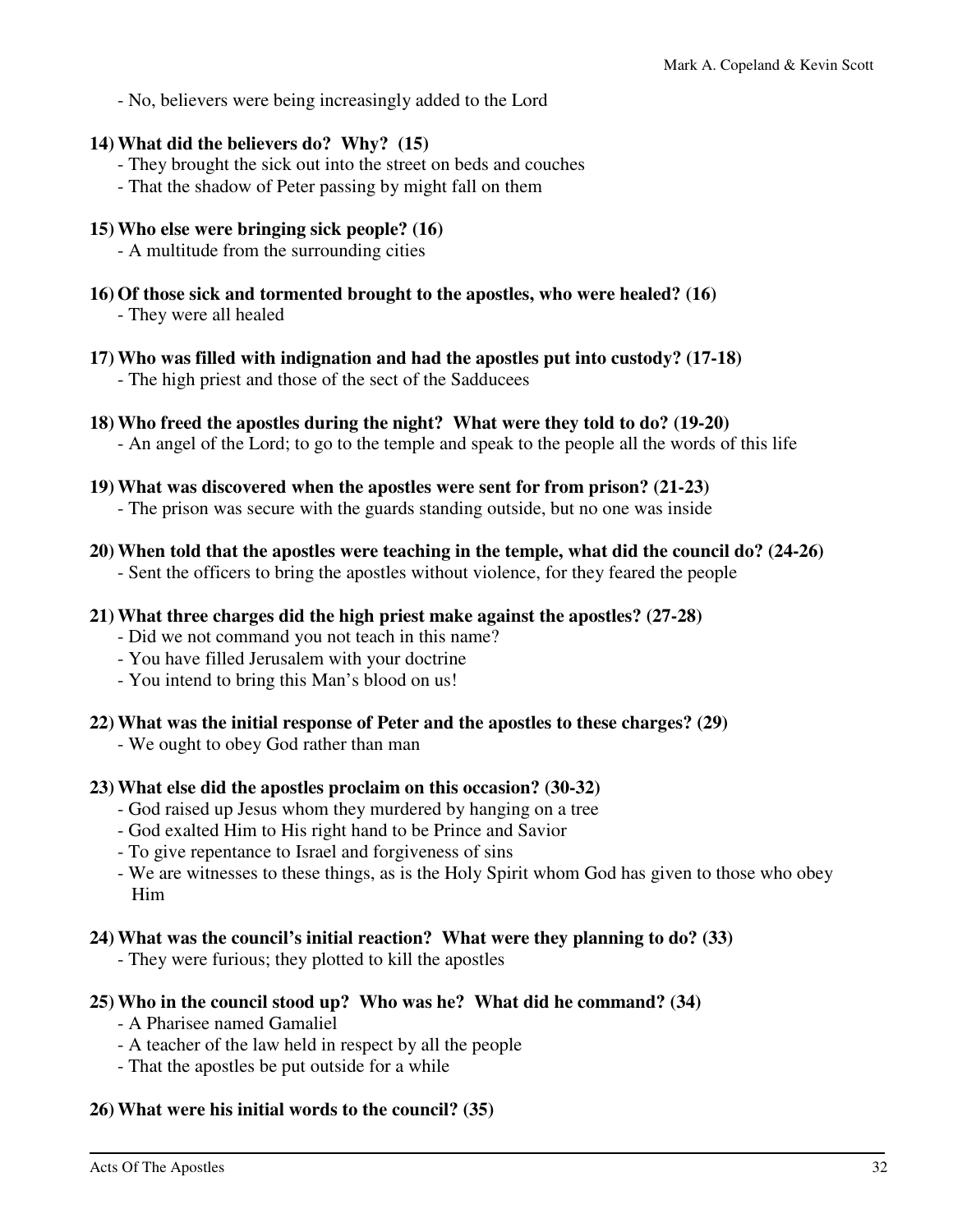- No, believers were being increasingly added to the Lord

**14) What did the believers do? Why? (15)**

- They brought the sick out into the street on beds and couches
- That the shadow of Peter passing by might fall on them

**15) Who else were bringing sick people? (16)**

- A multitude from the surrounding cities

**16) Of those sick and tormented brought to the apostles, who were healed? (16)**

- They were all healed

**17) Who was filled with indignation and had the apostles put into custody? (17-18)**

- The high priest and those of the sect of the Sadducees

**18) Who freed the apostles during the night? What were they told to do? (19-20)**

- An angel of the Lord; to go to the temple and speak to the people all the words of this life

**19) What was discovered when the apostles were sent for from prison? (21-23)**

- The prison was secure with the guards standing outside, but no one was inside

**20) When told that the apostles were teaching in the temple, what did the council do? (24-26)**

- Sent the officers to bring the apostles without violence, for they feared the people

**21) What three charges did the high priest make against the apostles? (27-28)**

- Did we not command you not teach in this name?
- You have filled Jerusalem with your doctrine
- You intend to bring this Man's blood on us!

**22) What was the initial response of Peter and the apostles to these charges? (29)**

- We ought to obey God rather than man

**23) What else did the apostles proclaim on this occasion? (30-32)**

- God raised up Jesus whom they murdered by hanging on a tree
- God exalted Him to His right hand to be Prince and Savior
- To give repentance to Israel and forgiveness of sins
- We are witnesses to these things, as is the Holy Spirit whom God has given to those who obey Him

**24) What was the council's initial reaction? What were they planning to do? (33)**

- They were furious; they plotted to kill the apostles

**25) Who in the council stood up? Who was he? What did he command? (34)**

- A Pharisee named Gamaliel
- A teacher of the law held in respect by all the people
- That the apostles be put outside for a while

**26) What were his initial words to the council? (35)**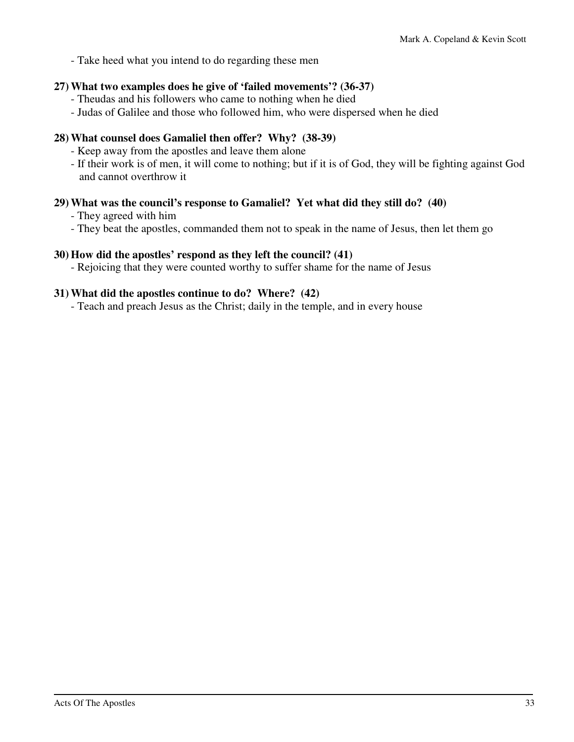- Take heed what you intend to do regarding these men

**27) What two examples does he give of 'failed movements'? (36-37)**

- Theudas and his followers who came to nothing when he died
- Judas of Galilee and those who followed him, who were dispersed when he died

**28) What counsel does Gamaliel then offer? Why? (38-39)**

- Keep away from the apostles and leave them alone
- If their work is of men, it will come to nothing; but if it is of God, they will be fighting against God and cannot overthrow it

**29) What was the council's response to Gamaliel? Yet what did they still do? (40)**

- They agreed with him
- They beat the apostles, commanded them not to speak in the name of Jesus, then let them go

**30) How did the apostles' respond as they left the council? (41)**

- Rejoicing that they were counted worthy to suffer shame for the name of Jesus

**31) What did the apostles continue to do? Where? (42)**

- Teach and preach Jesus as the Christ; daily in the temple, and in every house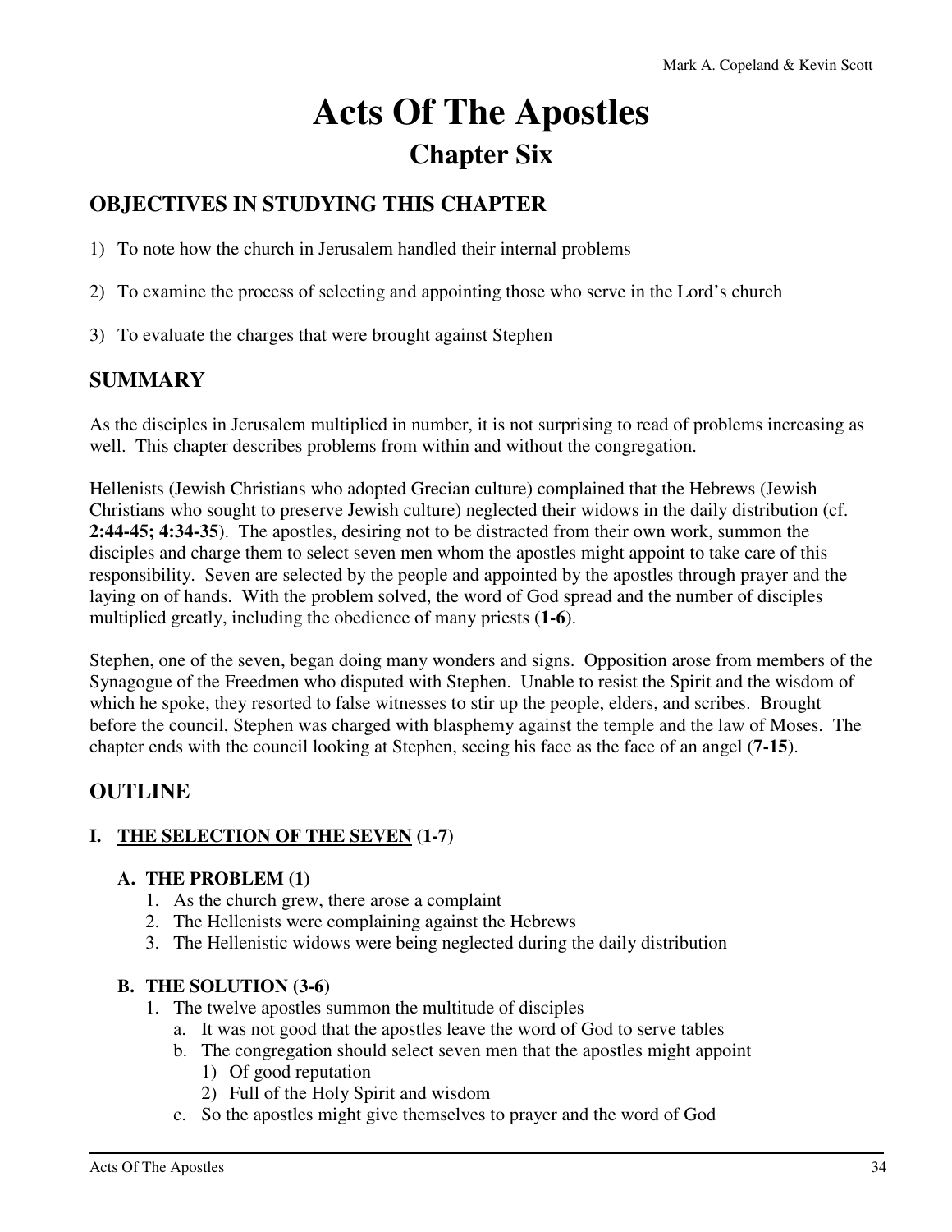# Acts Of The Apostles

## Chapter Six

### OBJECTIVES IN STUDYING THIS CHAPTER

1) To note how the church in Jerusalem handled their internal problems

2) To examine the process of selecting and appointing those who serve in the Lord's church

3) To evaluate the charges that were brought against Stephen

### SUMMARY

As the disciples in Jerusalem multiplied in number, it is not surprising to read of problems increasing as well. This chapter describes problems from within and without the congregation.

Hellenists (Jewish Christians who adopted Grecian culture) complained that the Hebrews (Jewish Christians who sought to preserve Jewish culture) neglected their widows in the daily distribution (cf. **2:44-45; 4:34-35**). The apostles, desiring not to be distracted from their own work, summon the disciples and charge them to select seven men whom the apostles might appoint to take care of this responsibility. Seven are selected by the people and appointed by the apostles through prayer and the laying on of hands. With the problem solved, the word of God spread and the number of disciples multiplied greatly, including the obedience of many priests (**1-6**).

Stephen, one of the seven, began doing many wonders and signs. Opposition arose from members of the Synagogue of the Freedmen who disputed with Stephen. Unable to resist the Spirit and the wisdom of which he spoke, they resorted to false witnesses to stir up the people, elders, and scribes. Brought before the council, Stephen was charged with blasphemy against the temple and the law of Moses. The chapter ends with the council looking at Stephen, seeing his face as the face of an angel (**7-15**).

### OUTLINE

**I. <u>THE SELECTION OF THE SEVEN</u> (1-7)**

**A. THE PROBLEM (1)**

1. As the church grew, there arose a complaint
2. The Hellenists were complaining against the Hebrews
3. The Hellenistic widows were being neglected during the daily distribution

**B. THE SOLUTION (3-6)**

1. The twelve apostles summon the multitude of disciples
   a. It was not good that the apostles leave the word of God to serve tables
   b. The congregation should select seven men that the apostles might appoint
      1) Of good reputation
      2) Full of the Holy Spirit and wisdom
   c. So the apostles might give themselves to prayer and the word of God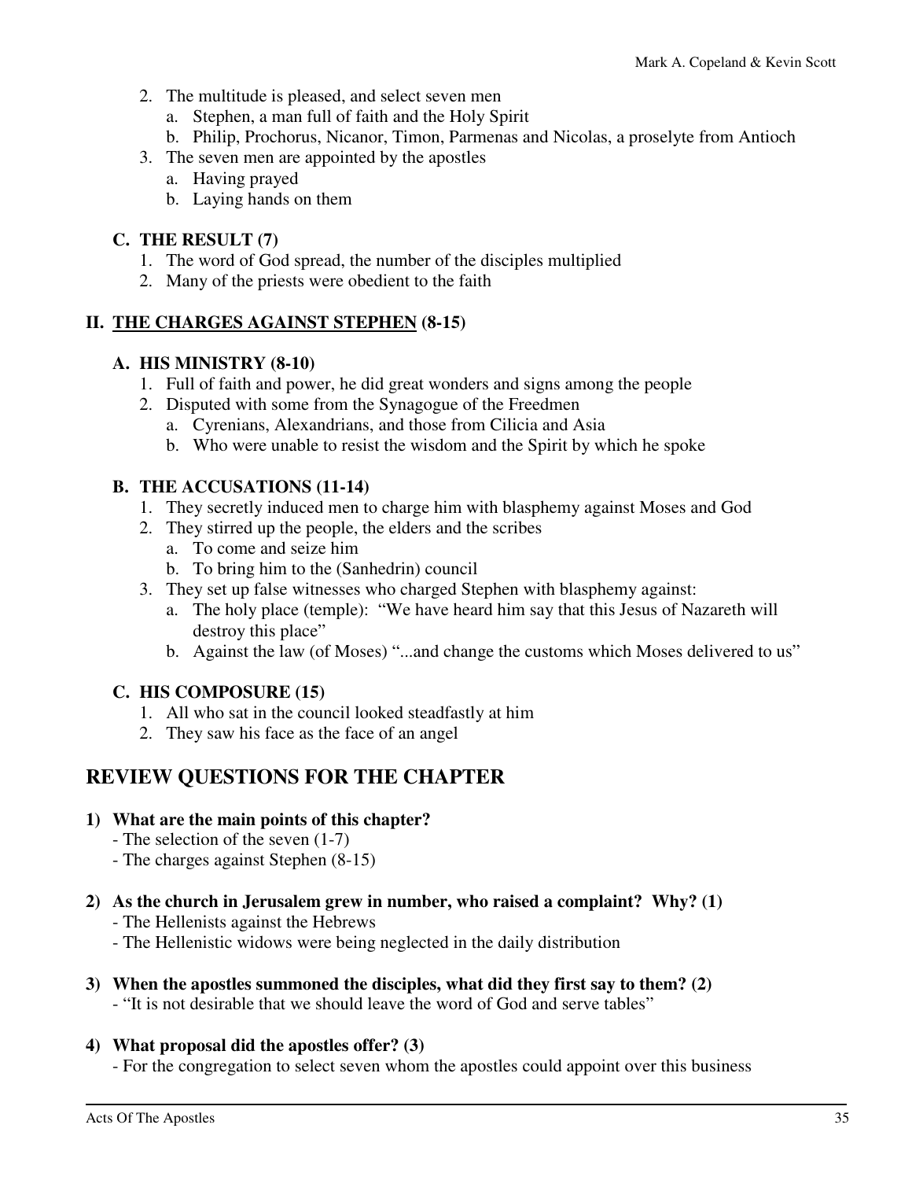2. The multitude is pleased, and select seven men
   a. Stephen, a man full of faith and the Holy Spirit
   b. Philip, Prochorus, Nicanor, Timon, Parmenas and Nicolas, a proselyte from Antioch
3. The seven men are appointed by the apostles
   a. Having prayed
   b. Laying hands on them

### C. THE RESULT (7)

1. The word of God spread, the number of the disciples multiplied
2. Many of the priests were obedient to the faith

## II. <u>THE CHARGES AGAINST STEPHEN</u> (8-15)

### A. HIS MINISTRY (8-10)

1. Full of faith and power, he did great wonders and signs among the people
2. Disputed with some from the Synagogue of the Freedmen
   a. Cyrenians, Alexandrians, and those from Cilicia and Asia
   b. Who were unable to resist the wisdom and the Spirit by which he spoke

### B. THE ACCUSATIONS (11-14)

1. They secretly induced men to charge him with blasphemy against Moses and God
2. They stirred up the people, the elders and the scribes
   a. To come and seize him
   b. To bring him to the (Sanhedrin) council
3. They set up false witnesses who charged Stephen with blasphemy against:
   a. The holy place (temple): "We have heard him say that this Jesus of Nazareth will destroy this place"
   b. Against the law (of Moses) "...and change the customs which Moses delivered to us"

### C. HIS COMPOSURE (15)

1. All who sat in the council looked steadfastly at him
2. They saw his face as the face of an angel

# REVIEW QUESTIONS FOR THE CHAPTER

**1) What are the main points of this chapter?**

- The selection of the seven (1-7)
- The charges against Stephen (8-15)

**2) As the church in Jerusalem grew in number, who raised a complaint? Why? (1)**

- The Hellenists against the Hebrews
- The Hellenistic widows were being neglected in the daily distribution

**3) When the apostles summoned the disciples, what did they first say to them? (2)**

- "It is not desirable that we should leave the word of God and serve tables"

**4) What proposal did the apostles offer? (3)**

- For the congregation to select seven whom the apostles could appoint over this business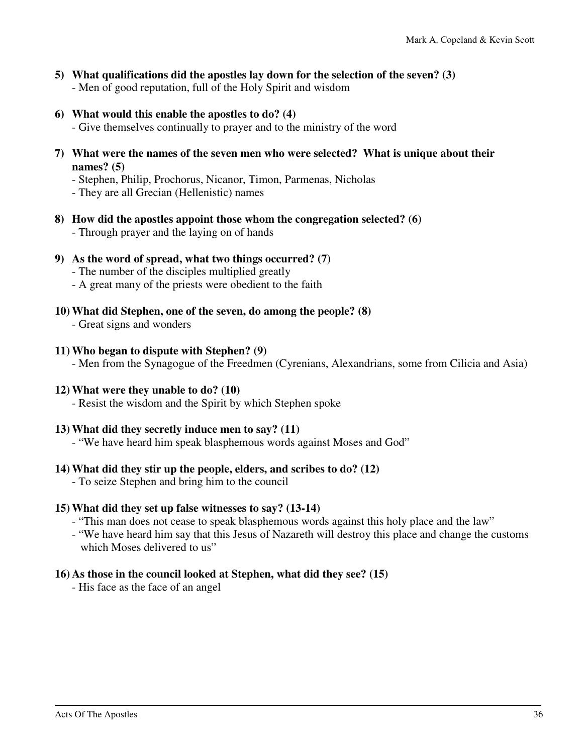**5) What qualifications did the apostles lay down for the selection of the seven? (3)**

- Men of good reputation, full of the Holy Spirit and wisdom

**6) What would this enable the apostles to do? (4)**

- Give themselves continually to prayer and to the ministry of the word

**7) What were the names of the seven men who were selected? What is unique about their names? (5)**

- Stephen, Philip, Prochorus, Nicanor, Timon, Parmenas, Nicholas
- They are all Grecian (Hellenistic) names

**8) How did the apostles appoint those whom the congregation selected? (6)**

- Through prayer and the laying on of hands

**9) As the word of spread, what two things occurred? (7)**

- The number of the disciples multiplied greatly
- A great many of the priests were obedient to the faith

**10) What did Stephen, one of the seven, do among the people? (8)**

- Great signs and wonders

**11) Who began to dispute with Stephen? (9)**

- Men from the Synagogue of the Freedmen (Cyrenians, Alexandrians, some from Cilicia and Asia)

**12) What were they unable to do? (10)**

- Resist the wisdom and the Spirit by which Stephen spoke

**13) What did they secretly induce men to say? (11)**

- "We have heard him speak blasphemous words against Moses and God"

**14) What did they stir up the people, elders, and scribes to do? (12)**

- To seize Stephen and bring him to the council

**15) What did they set up false witnesses to say? (13-14)**

- "This man does not cease to speak blasphemous words against this holy place and the law"
- "We have heard him say that this Jesus of Nazareth will destroy this place and change the customs which Moses delivered to us"

**16) As those in the council looked at Stephen, what did they see? (15)**

- His face as the face of an angel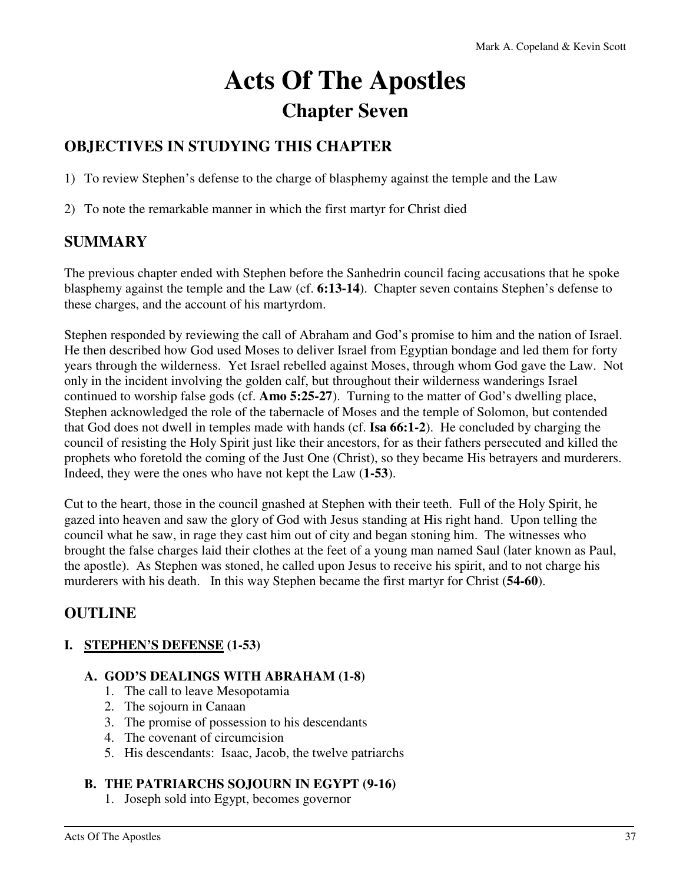# Acts Of The Apostles

## Chapter Seven

### OBJECTIVES IN STUDYING THIS CHAPTER

1) To review Stephen's defense to the charge of blasphemy against the temple and the Law

2) To note the remarkable manner in which the first martyr for Christ died

### SUMMARY

The previous chapter ended with Stephen before the Sanhedrin council facing accusations that he spoke blasphemy against the temple and the Law (cf. **6:13-14**). Chapter seven contains Stephen's defense to these charges, and the account of his martyrdom.

Stephen responded by reviewing the call of Abraham and God's promise to him and the nation of Israel. He then described how God used Moses to deliver Israel from Egyptian bondage and led them for forty years through the wilderness. Yet Israel rebelled against Moses, through whom God gave the Law. Not only in the incident involving the golden calf, but throughout their wilderness wanderings Israel continued to worship false gods (cf. **Amo 5:25-27**). Turning to the matter of God's dwelling place, Stephen acknowledged the role of the tabernacle of Moses and the temple of Solomon, but contended that God does not dwell in temples made with hands (cf. **Isa 66:1-2**). He concluded by charging the council of resisting the Holy Spirit just like their ancestors, for as their fathers persecuted and killed the prophets who foretold the coming of the Just One (Christ), so they became His betrayers and murderers. Indeed, they were the ones who have not kept the Law (**1-53**).

Cut to the heart, those in the council gnashed at Stephen with their teeth. Full of the Holy Spirit, he gazed into heaven and saw the glory of God with Jesus standing at His right hand. Upon telling the council what he saw, in rage they cast him out of city and began stoning him. The witnesses who brought the false charges laid their clothes at the feet of a young man named Saul (later known as Paul, the apostle). As Stephen was stoned, he called upon Jesus to receive his spirit, and to not charge his murderers with his death. In this way Stephen became the first martyr for Christ (**54-60**).

### OUTLINE

**I. <u>STEPHEN'S DEFENSE</u> (1-53)**

**A. GOD'S DEALINGS WITH ABRAHAM (1-8)**
1. The call to leave Mesopotamia
2. The sojourn in Canaan
3. The promise of possession to his descendants
4. The covenant of circumcision
5. His descendants: Isaac, Jacob, the twelve patriarchs

**B. THE PATRIARCHS SOJOURN IN EGYPT (9-16)**
1. Joseph sold into Egypt, becomes governor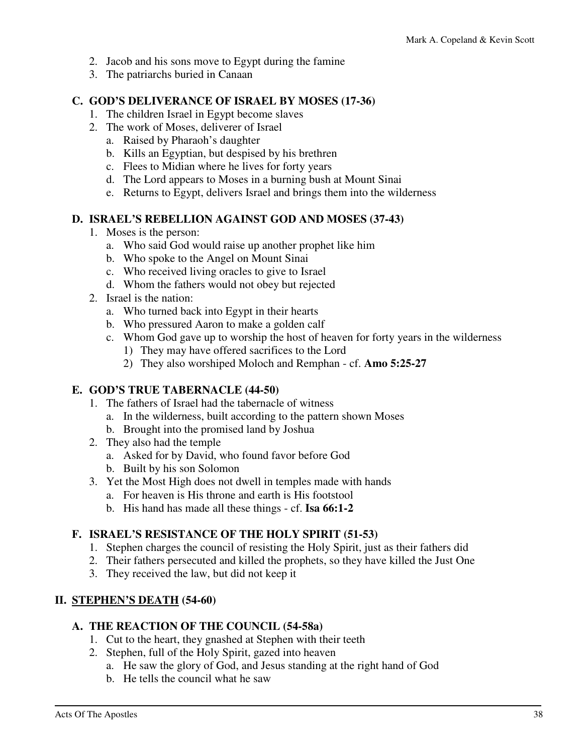2. Jacob and his sons move to Egypt during the famine
3. The patriarchs buried in Canaan

### C. GOD'S DELIVERANCE OF ISRAEL BY MOSES (17-36)

1. The children Israel in Egypt become slaves
2. The work of Moses, deliverer of Israel
    a. Raised by Pharaoh's daughter
    b. Kills an Egyptian, but despised by his brethren
    c. Flees to Midian where he lives for forty years
    d. The Lord appears to Moses in a burning bush at Mount Sinai
    e. Returns to Egypt, delivers Israel and brings them into the wilderness

### D. ISRAEL'S REBELLION AGAINST GOD AND MOSES (37-43)

1. Moses is the person:
    a. Who said God would raise up another prophet like him
    b. Who spoke to the Angel on Mount Sinai
    c. Who received living oracles to give to Israel
    d. Whom the fathers would not obey but rejected
2. Israel is the nation:
    a. Who turned back into Egypt in their hearts
    b. Who pressured Aaron to make a golden calf
    c. Whom God gave up to worship the host of heaven for forty years in the wilderness
        1) They may have offered sacrifices to the Lord
        2) They also worshiped Moloch and Remphan - cf. **Amo 5:25-27**

### E. GOD'S TRUE TABERNACLE (44-50)

1. The fathers of Israel had the tabernacle of witness
    a. In the wilderness, built according to the pattern shown Moses
    b. Brought into the promised land by Joshua
2. They also had the temple
    a. Asked for by David, who found favor before God
    b. Built by his son Solomon
3. Yet the Most High does not dwell in temples made with hands
    a. For heaven is His throne and earth is His footstool
    b. His hand has made all these things - cf. **Isa 66:1-2**

### F. ISRAEL'S RESISTANCE OF THE HOLY SPIRIT (51-53)

1. Stephen charges the council of resisting the Holy Spirit, just as their fathers did
2. Their fathers persecuted and killed the prophets, so they have killed the Just One
3. They received the law, but did not keep it

## II. <u>STEPHEN'S DEATH</u> (54-60)

### A. THE REACTION OF THE COUNCIL (54-58a)

1. Cut to the heart, they gnashed at Stephen with their teeth
2. Stephen, full of the Holy Spirit, gazed into heaven
    a. He saw the glory of God, and Jesus standing at the right hand of God
    b. He tells the council what he saw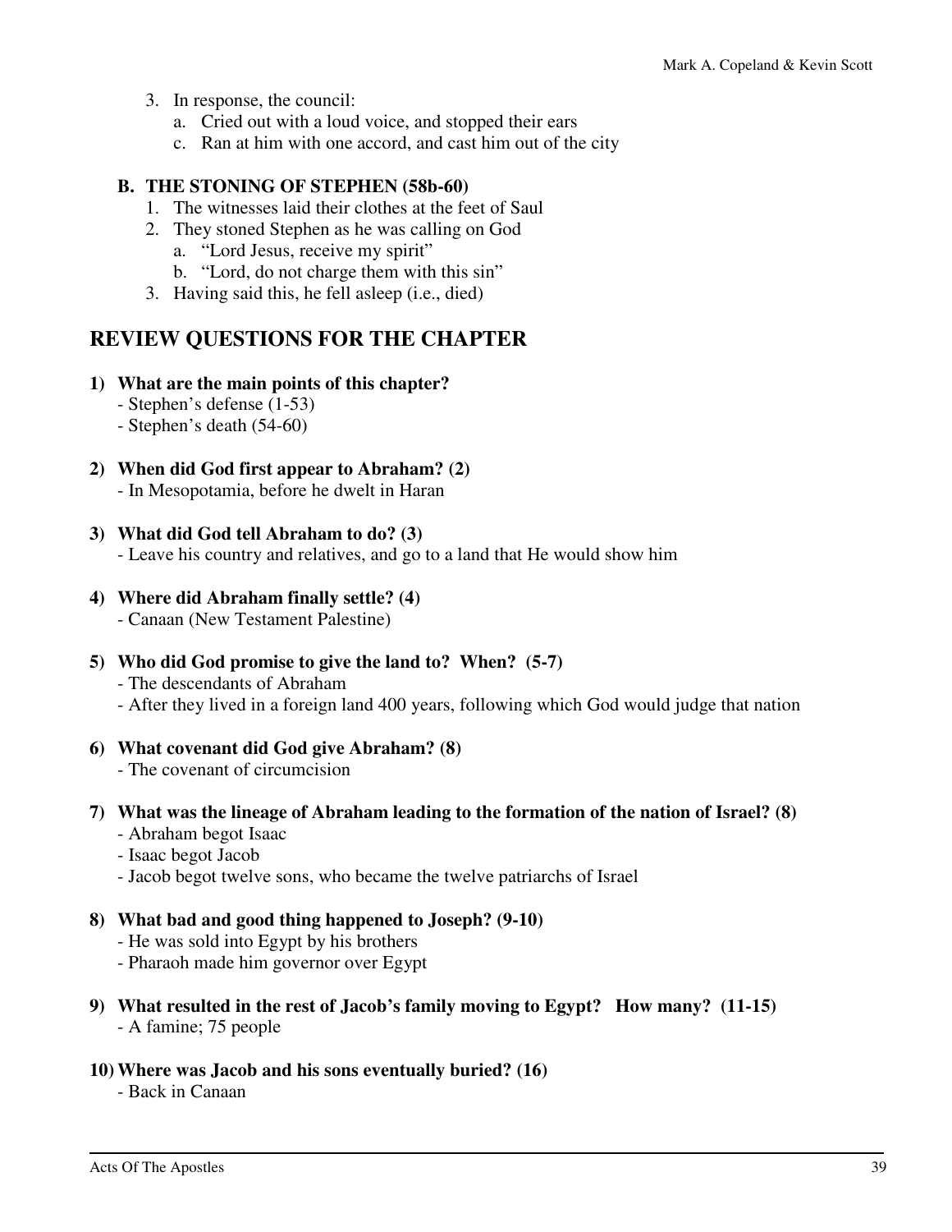3. In response, the council:
   a. Cried out with a loud voice, and stopped their ears
   c. Ran at him with one accord, and cast him out of the city

### B. THE STONING OF STEPHEN (58b-60)

1. The witnesses laid their clothes at the feet of Saul
2. They stoned Stephen as he was calling on God
   a. "Lord Jesus, receive my spirit"
   b. "Lord, do not charge them with this sin"
3. Having said this, he fell asleep (i.e., died)

## REVIEW QUESTIONS FOR THE CHAPTER

**1) What are the main points of this chapter?**
- Stephen's defense (1-53)
- Stephen's death (54-60)

**2) When did God first appear to Abraham? (2)**
- In Mesopotamia, before he dwelt in Haran

**3) What did God tell Abraham to do? (3)**
- Leave his country and relatives, and go to a land that He would show him

**4) Where did Abraham finally settle? (4)**
- Canaan (New Testament Palestine)

**5) Who did God promise to give the land to? When? (5-7)**
- The descendants of Abraham
- After they lived in a foreign land 400 years, following which God would judge that nation

**6) What covenant did God give Abraham? (8)**
- The covenant of circumcision

**7) What was the lineage of Abraham leading to the formation of the nation of Israel? (8)**
- Abraham begot Isaac
- Isaac begot Jacob
- Jacob begot twelve sons, who became the twelve patriarchs of Israel

**8) What bad and good thing happened to Joseph? (9-10)**
- He was sold into Egypt by his brothers
- Pharaoh made him governor over Egypt

**9) What resulted in the rest of Jacob's family moving to Egypt? How many? (11-15)**
- A famine; 75 people

**10) Where was Jacob and his sons eventually buried? (16)**
- Back in Canaan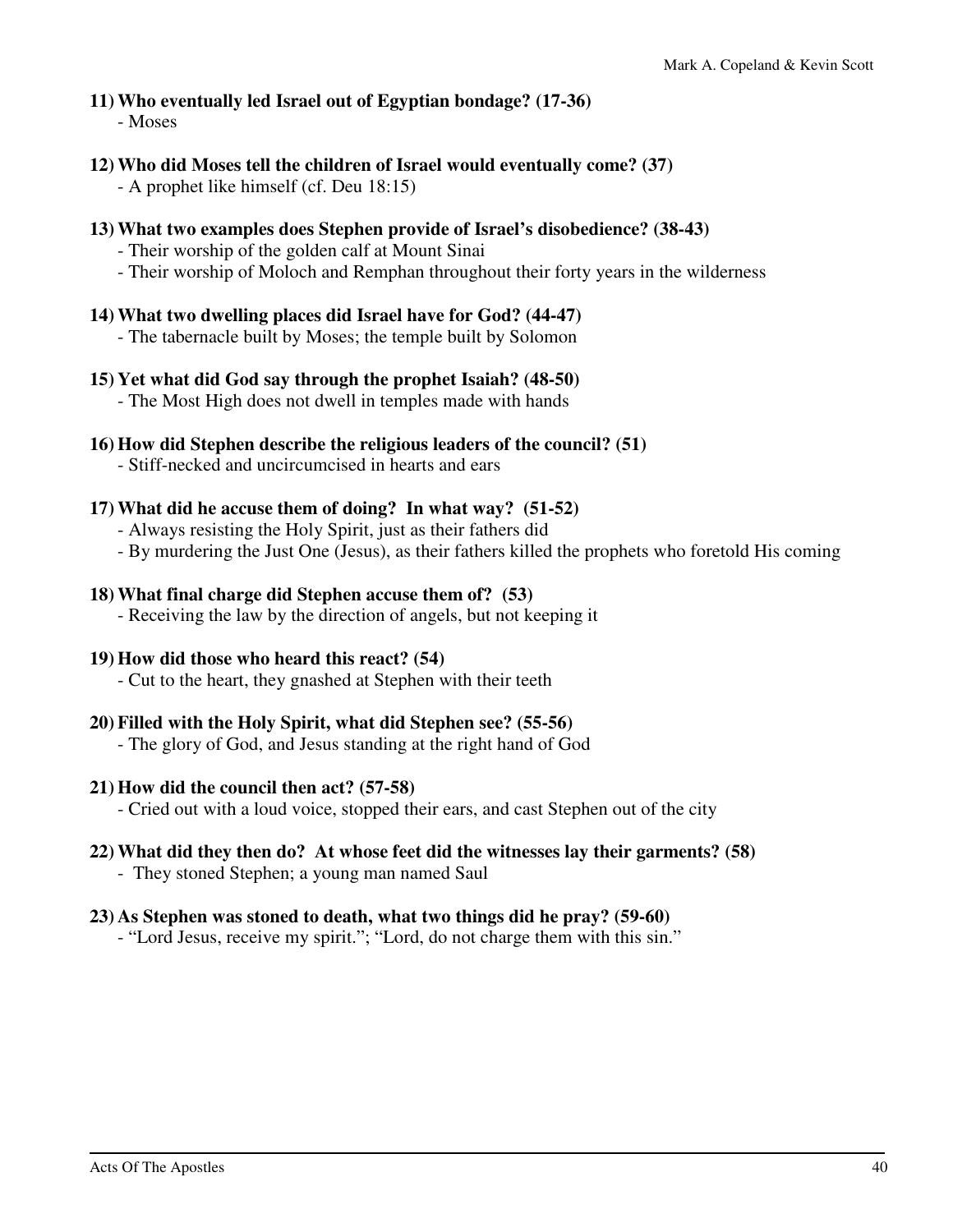**11) Who eventually led Israel out of Egyptian bondage? (17-36)**
- Moses

**12) Who did Moses tell the children of Israel would eventually come? (37)**
- A prophet like himself (cf. Deu 18:15)

**13) What two examples does Stephen provide of Israel's disobedience? (38-43)**
- Their worship of the golden calf at Mount Sinai
- Their worship of Moloch and Remphan throughout their forty years in the wilderness

**14) What two dwelling places did Israel have for God? (44-47)**
- The tabernacle built by Moses; the temple built by Solomon

**15) Yet what did God say through the prophet Isaiah? (48-50)**
- The Most High does not dwell in temples made with hands

**16) How did Stephen describe the religious leaders of the council? (51)**
- Stiff-necked and uncircumcised in hearts and ears

**17) What did he accuse them of doing? In what way? (51-52)**
- Always resisting the Holy Spirit, just as their fathers did
- By murdering the Just One (Jesus), as their fathers killed the prophets who foretold His coming

**18) What final charge did Stephen accuse them of? (53)**
- Receiving the law by the direction of angels, but not keeping it

**19) How did those who heard this react? (54)**
- Cut to the heart, they gnashed at Stephen with their teeth

**20) Filled with the Holy Spirit, what did Stephen see? (55-56)**
- The glory of God, and Jesus standing at the right hand of God

**21) How did the council then act? (57-58)**
- Cried out with a loud voice, stopped their ears, and cast Stephen out of the city

**22) What did they then do? At whose feet did the witnesses lay their garments? (58)**
- They stoned Stephen; a young man named Saul

**23) As Stephen was stoned to death, what two things did he pray? (59-60)**
- "Lord Jesus, receive my spirit."; "Lord, do not charge them with this sin."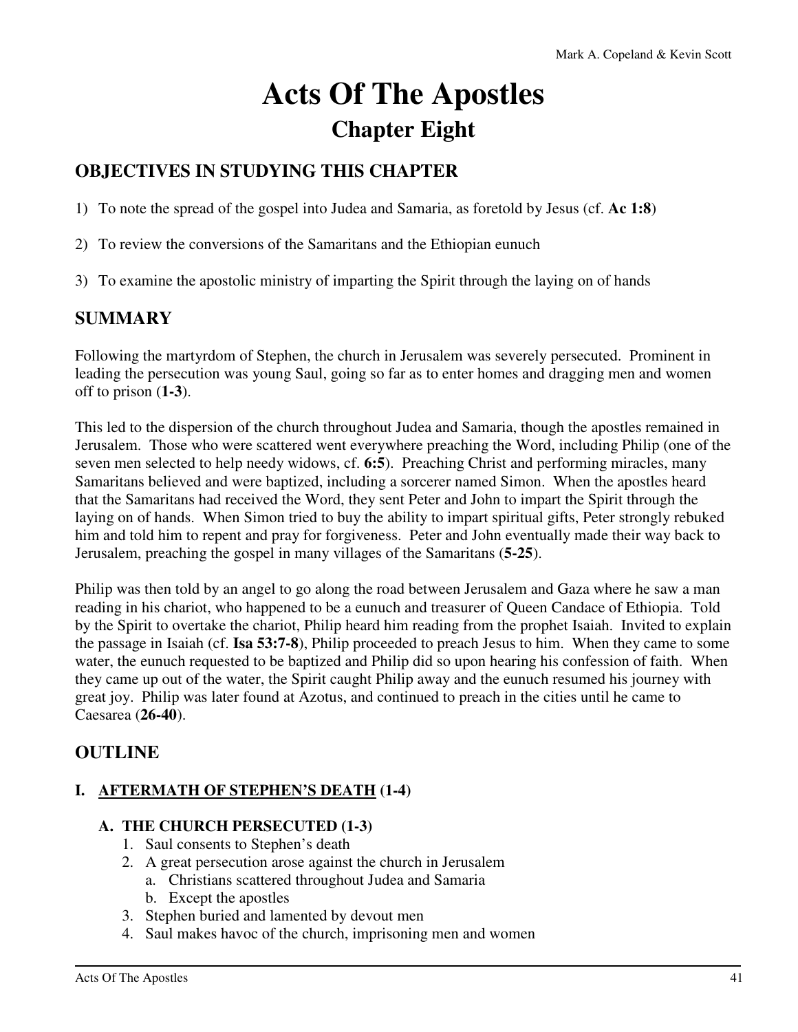# Acts Of The Apostles

## Chapter Eight

### OBJECTIVES IN STUDYING THIS CHAPTER

1) To note the spread of the gospel into Judea and Samaria, as foretold by Jesus (cf. **Ac 1:8**)

2) To review the conversions of the Samaritans and the Ethiopian eunuch

3) To examine the apostolic ministry of imparting the Spirit through the laying on of hands

### SUMMARY

Following the martyrdom of Stephen, the church in Jerusalem was severely persecuted. Prominent in leading the persecution was young Saul, going so far as to enter homes and dragging men and women off to prison (**1-3**).

This led to the dispersion of the church throughout Judea and Samaria, though the apostles remained in Jerusalem. Those who were scattered went everywhere preaching the Word, including Philip (one of the seven men selected to help needy widows, cf. **6:5**). Preaching Christ and performing miracles, many Samaritans believed and were baptized, including a sorcerer named Simon. When the apostles heard that the Samaritans had received the Word, they sent Peter and John to impart the Spirit through the laying on of hands. When Simon tried to buy the ability to impart spiritual gifts, Peter strongly rebuked him and told him to repent and pray for forgiveness. Peter and John eventually made their way back to Jerusalem, preaching the gospel in many villages of the Samaritans (**5-25**).

Philip was then told by an angel to go along the road between Jerusalem and Gaza where he saw a man reading in his chariot, who happened to be a eunuch and treasurer of Queen Candace of Ethiopia. Told by the Spirit to overtake the chariot, Philip heard him reading from the prophet Isaiah. Invited to explain the passage in Isaiah (cf. **Isa 53:7-8**), Philip proceeded to preach Jesus to him. When they came to some water, the eunuch requested to be baptized and Philip did so upon hearing his confession of faith. When they came up out of the water, the Spirit caught Philip away and the eunuch resumed his journey with great joy. Philip was later found at Azotus, and continued to preach in the cities until he came to Caesarea (**26-40**).

### OUTLINE

**I. <u>AFTERMATH OF STEPHEN'S DEATH</u> (1-4)**

**A. THE CHURCH PERSECUTED (1-3)**

1. Saul consents to Stephen's death
2. A great persecution arose against the church in Jerusalem
   a. Christians scattered throughout Judea and Samaria
   b. Except the apostles
3. Stephen buried and lamented by devout men
4. Saul makes havoc of the church, imprisoning men and women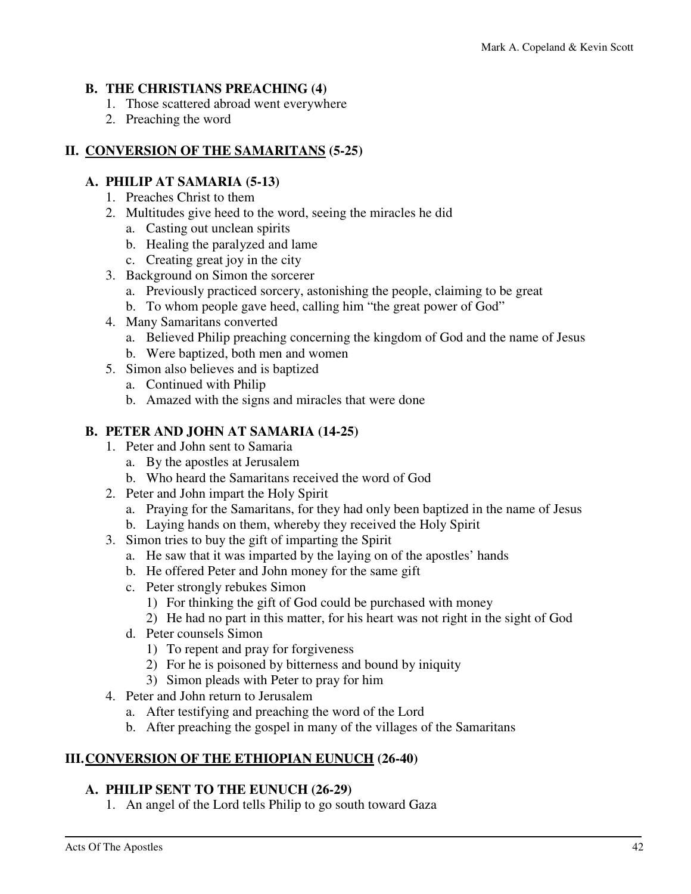### B. THE CHRISTIANS PREACHING (4)

1. Those scattered abroad went everywhere
2. Preaching the word

## II. <u>CONVERSION OF THE SAMARITANS</u> (5-25)

### A. PHILIP AT SAMARIA (5-13)

1. Preaches Christ to them
2. Multitudes give heed to the word, seeing the miracles he did
   a. Casting out unclean spirits
   b. Healing the paralyzed and lame
   c. Creating great joy in the city
3. Background on Simon the sorcerer
   a. Previously practiced sorcery, astonishing the people, claiming to be great
   b. To whom people gave heed, calling him "the great power of God"
4. Many Samaritans converted
   a. Believed Philip preaching concerning the kingdom of God and the name of Jesus
   b. Were baptized, both men and women
5. Simon also believes and is baptized
   a. Continued with Philip
   b. Amazed with the signs and miracles that were done

### B. PETER AND JOHN AT SAMARIA (14-25)

1. Peter and John sent to Samaria
   a. By the apostles at Jerusalem
   b. Who heard the Samaritans received the word of God
2. Peter and John impart the Holy Spirit
   a. Praying for the Samaritans, for they had only been baptized in the name of Jesus
   b. Laying hands on them, whereby they received the Holy Spirit
3. Simon tries to buy the gift of imparting the Spirit
   a. He saw that it was imparted by the laying on of the apostles' hands
   b. He offered Peter and John money for the same gift
   c. Peter strongly rebukes Simon
      1) For thinking the gift of God could be purchased with money
      2) He had no part in this matter, for his heart was not right in the sight of God
   d. Peter counsels Simon
      1) To repent and pray for forgiveness
      2) For he is poisoned by bitterness and bound by iniquity
      3) Simon pleads with Peter to pray for him
4. Peter and John return to Jerusalem
   a. After testifying and preaching the word of the Lord
   b. After preaching the gospel in many of the villages of the Samaritans

## III. <u>CONVERSION OF THE ETHIOPIAN EUNUCH</u> (26-40)

### A. PHILIP SENT TO THE EUNUCH (26-29)

1. An angel of the Lord tells Philip to go south toward Gaza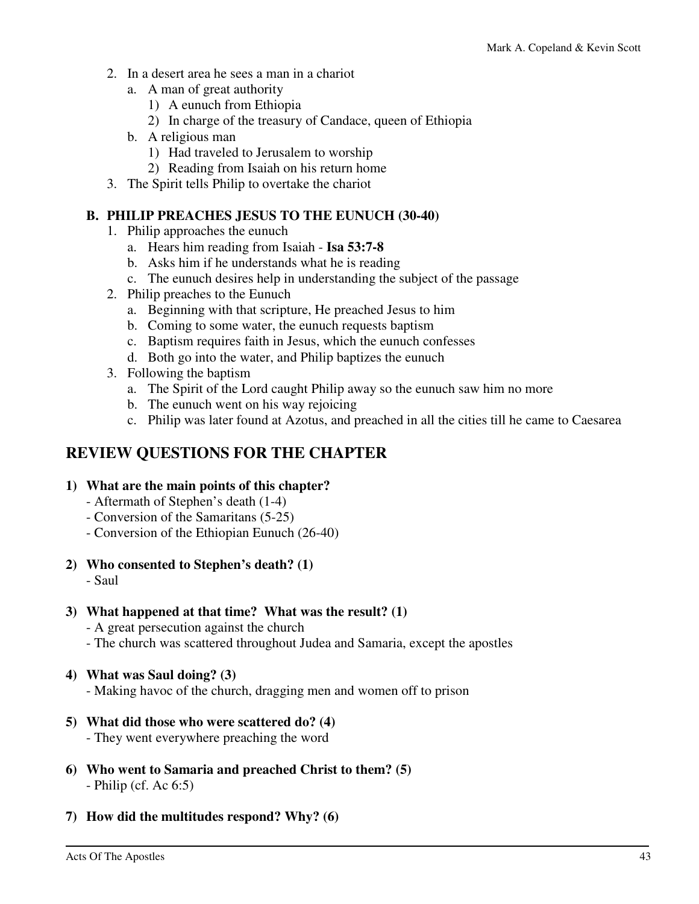2. In a desert area he sees a man in a chariot
   a. A man of great authority
      1) A eunuch from Ethiopia
      2) In charge of the treasury of Candace, queen of Ethiopia
   b. A religious man
      1) Had traveled to Jerusalem to worship
      2) Reading from Isaiah on his return home
3. The Spirit tells Philip to overtake the chariot

### B. PHILIP PREACHES JESUS TO THE EUNUCH (30-40)

1. Philip approaches the eunuch
   a. Hears him reading from Isaiah - **Isa 53:7-8**
   b. Asks him if he understands what he is reading
   c. The eunuch desires help in understanding the subject of the passage
2. Philip preaches to the Eunuch
   a. Beginning with that scripture, He preached Jesus to him
   b. Coming to some water, the eunuch requests baptism
   c. Baptism requires faith in Jesus, which the eunuch confesses
   d. Both go into the water, and Philip baptizes the eunuch
3. Following the baptism
   a. The Spirit of the Lord caught Philip away so the eunuch saw him no more
   b. The eunuch went on his way rejoicing
   c. Philip was later found at Azotus, and preached in all the cities till he came to Caesarea

## REVIEW QUESTIONS FOR THE CHAPTER

**1) What are the main points of this chapter?**
- Aftermath of Stephen's death (1-4)
- Conversion of the Samaritans (5-25)
- Conversion of the Ethiopian Eunuch (26-40)

**2) Who consented to Stephen's death? (1)**
- Saul

**3) What happened at that time? What was the result? (1)**
- A great persecution against the church
- The church was scattered throughout Judea and Samaria, except the apostles

**4) What was Saul doing? (3)**
- Making havoc of the church, dragging men and women off to prison

**5) What did those who were scattered do? (4)**
- They went everywhere preaching the word

**6) Who went to Samaria and preached Christ to them? (5)**
- Philip (cf. Ac 6:5)

**7) How did the multitudes respond? Why? (6)**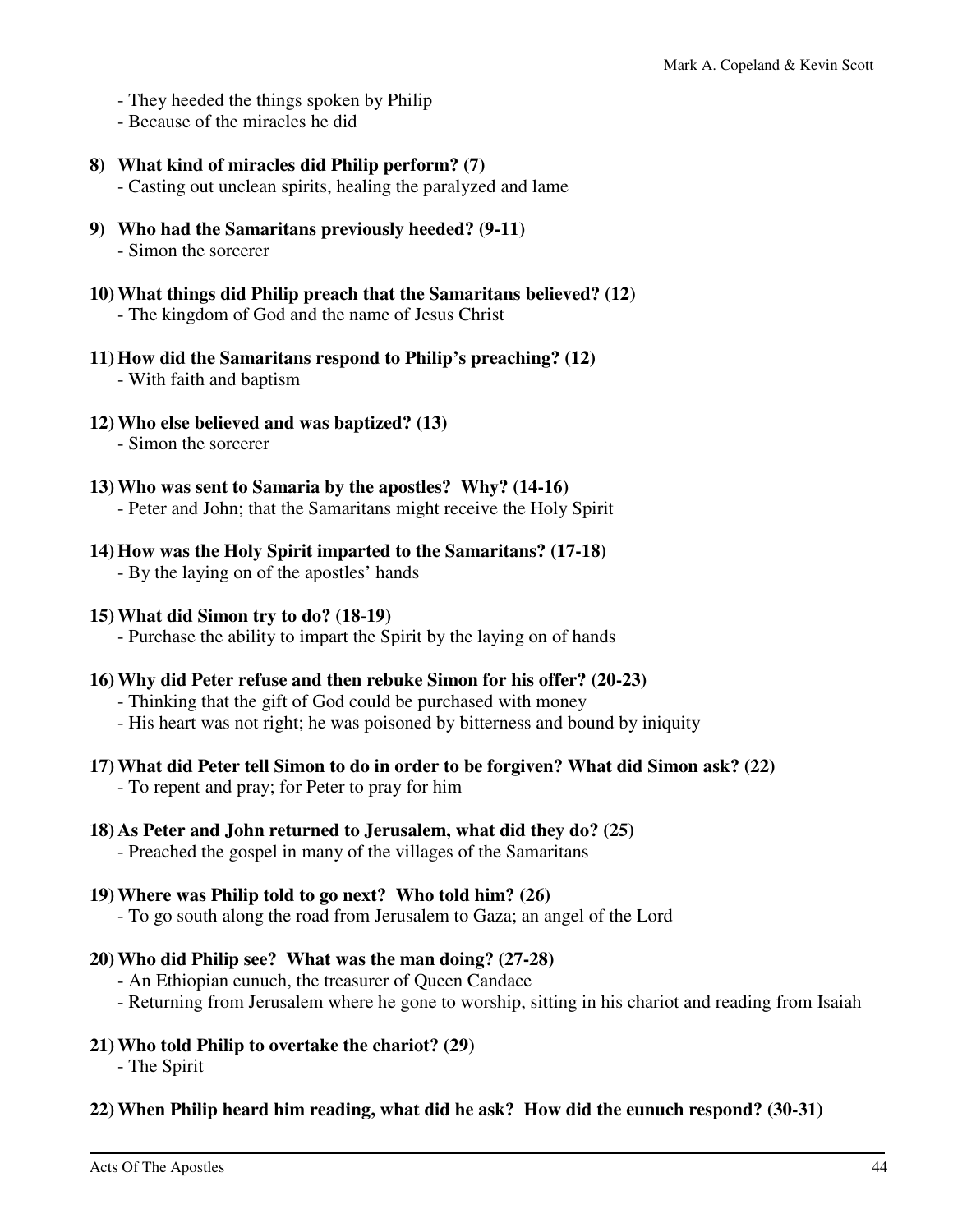- They heeded the things spoken by Philip
- Because of the miracles he did

**8) What kind of miracles did Philip perform? (7)**
- Casting out unclean spirits, healing the paralyzed and lame

**9) Who had the Samaritans previously heeded? (9-11)**
- Simon the sorcerer

**10) What things did Philip preach that the Samaritans believed? (12)**
- The kingdom of God and the name of Jesus Christ

**11) How did the Samaritans respond to Philip's preaching? (12)**
- With faith and baptism

**12) Who else believed and was baptized? (13)**
- Simon the sorcerer

**13) Who was sent to Samaria by the apostles? Why? (14-16)**
- Peter and John; that the Samaritans might receive the Holy Spirit

**14) How was the Holy Spirit imparted to the Samaritans? (17-18)**
- By the laying on of the apostles' hands

**15) What did Simon try to do? (18-19)**
- Purchase the ability to impart the Spirit by the laying on of hands

**16) Why did Peter refuse and then rebuke Simon for his offer? (20-23)**
- Thinking that the gift of God could be purchased with money
- His heart was not right; he was poisoned by bitterness and bound by iniquity

**17) What did Peter tell Simon to do in order to be forgiven? What did Simon ask? (22)**
- To repent and pray; for Peter to pray for him

**18) As Peter and John returned to Jerusalem, what did they do? (25)**
- Preached the gospel in many of the villages of the Samaritans

**19) Where was Philip told to go next? Who told him? (26)**
- To go south along the road from Jerusalem to Gaza; an angel of the Lord

**20) Who did Philip see? What was the man doing? (27-28)**
- An Ethiopian eunuch, the treasurer of Queen Candace
- Returning from Jerusalem where he gone to worship, sitting in his chariot and reading from Isaiah

**21) Who told Philip to overtake the chariot? (29)**
- The Spirit

**22) When Philip heard him reading, what did he ask? How did the eunuch respond? (30-31)**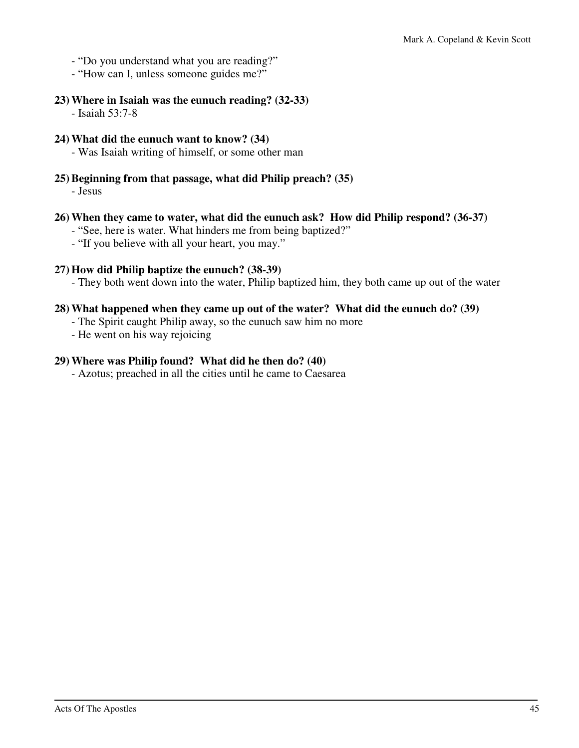- "Do you understand what you are reading?"
- "How can I, unless someone guides me?"

**23) Where in Isaiah was the eunuch reading? (32-33)**

- Isaiah 53:7-8

**24) What did the eunuch want to know? (34)**

- Was Isaiah writing of himself, or some other man

**25) Beginning from that passage, what did Philip preach? (35)**

- Jesus

**26) When they came to water, what did the eunuch ask? How did Philip respond? (36-37)**

- "See, here is water. What hinders me from being baptized?"
- "If you believe with all your heart, you may."

**27) How did Philip baptize the eunuch? (38-39)**

- They both went down into the water, Philip baptized him, they both came up out of the water

**28) What happened when they came up out of the water? What did the eunuch do? (39)**

- The Spirit caught Philip away, so the eunuch saw him no more
- He went on his way rejoicing

**29) Where was Philip found? What did he then do? (40)**

- Azotus; preached in all the cities until he came to Caesarea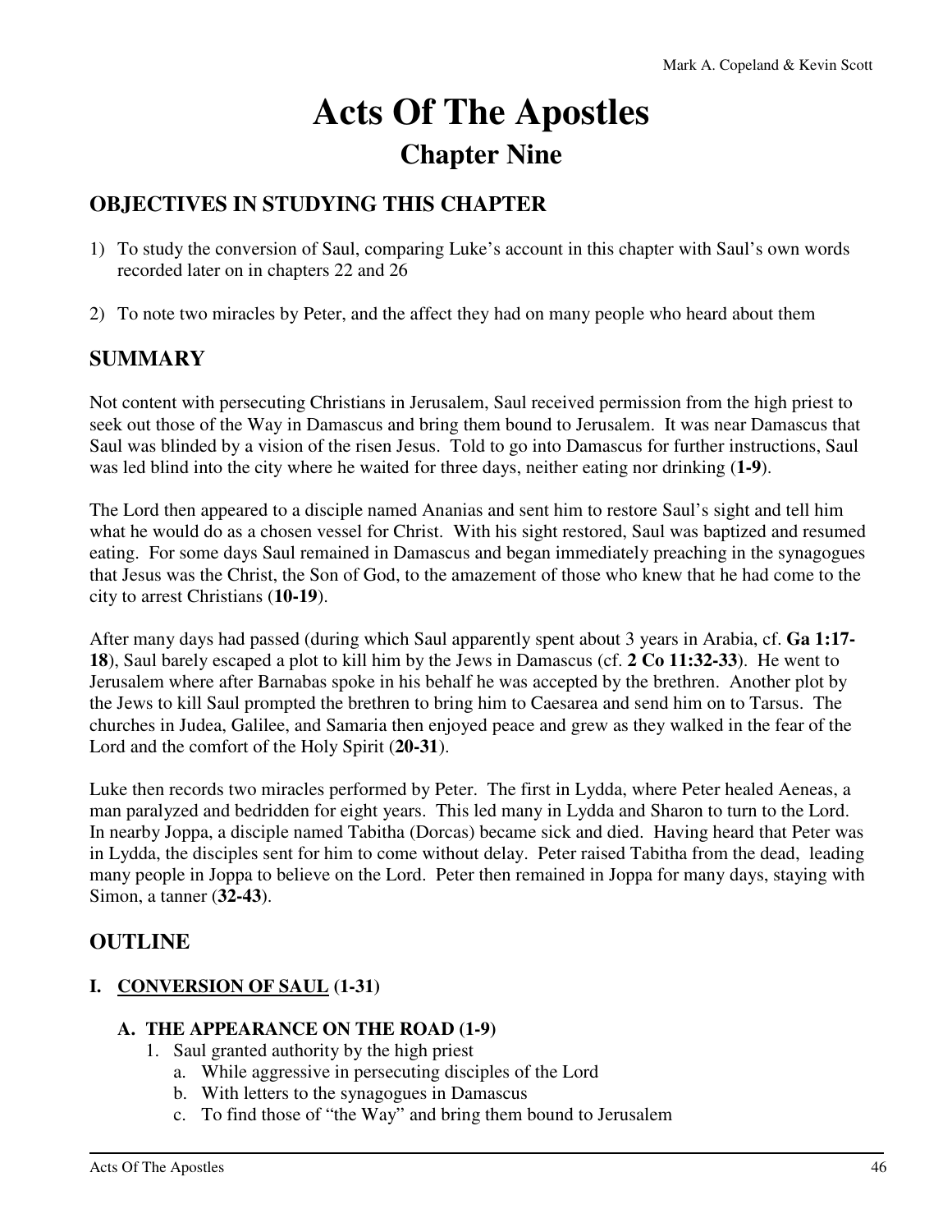# Acts Of The Apostles

## Chapter Nine

## OBJECTIVES IN STUDYING THIS CHAPTER

1) To study the conversion of Saul, comparing Luke's account in this chapter with Saul's own words recorded later on in chapters 22 and 26

2) To note two miracles by Peter, and the affect they had on many people who heard about them

## SUMMARY

Not content with persecuting Christians in Jerusalem, Saul received permission from the high priest to seek out those of the Way in Damascus and bring them bound to Jerusalem. It was near Damascus that Saul was blinded by a vision of the risen Jesus. Told to go into Damascus for further instructions, Saul was led blind into the city where he waited for three days, neither eating nor drinking (**1-9**).

The Lord then appeared to a disciple named Ananias and sent him to restore Saul's sight and tell him what he would do as a chosen vessel for Christ. With his sight restored, Saul was baptized and resumed eating. For some days Saul remained in Damascus and began immediately preaching in the synagogues that Jesus was the Christ, the Son of God, to the amazement of those who knew that he had come to the city to arrest Christians (**10-19**).

After many days had passed (during which Saul apparently spent about 3 years in Arabia, cf. **Ga 1:17-18**), Saul barely escaped a plot to kill him by the Jews in Damascus (cf. **2 Co 11:32-33**). He went to Jerusalem where after Barnabas spoke in his behalf he was accepted by the brethren. Another plot by the Jews to kill Saul prompted the brethren to bring him to Caesarea and send him on to Tarsus. The churches in Judea, Galilee, and Samaria then enjoyed peace and grew as they walked in the fear of the Lord and the comfort of the Holy Spirit (**20-31**).

Luke then records two miracles performed by Peter. The first in Lydda, where Peter healed Aeneas, a man paralyzed and bedridden for eight years. This led many in Lydda and Sharon to turn to the Lord. In nearby Joppa, a disciple named Tabitha (Dorcas) became sick and died. Having heard that Peter was in Lydda, the disciples sent for him to come without delay. Peter raised Tabitha from the dead, leading many people in Joppa to believe on the Lord. Peter then remained in Joppa for many days, staying with Simon, a tanner (**32-43**).

## OUTLINE

### I. <u>CONVERSION OF SAUL</u> (1-31)

#### A. THE APPEARANCE ON THE ROAD (1-9)

1. Saul granted authority by the high priest
   a. While aggressive in persecuting disciples of the Lord
   b. With letters to the synagogues in Damascus
   c. To find those of "the Way" and bring them bound to Jerusalem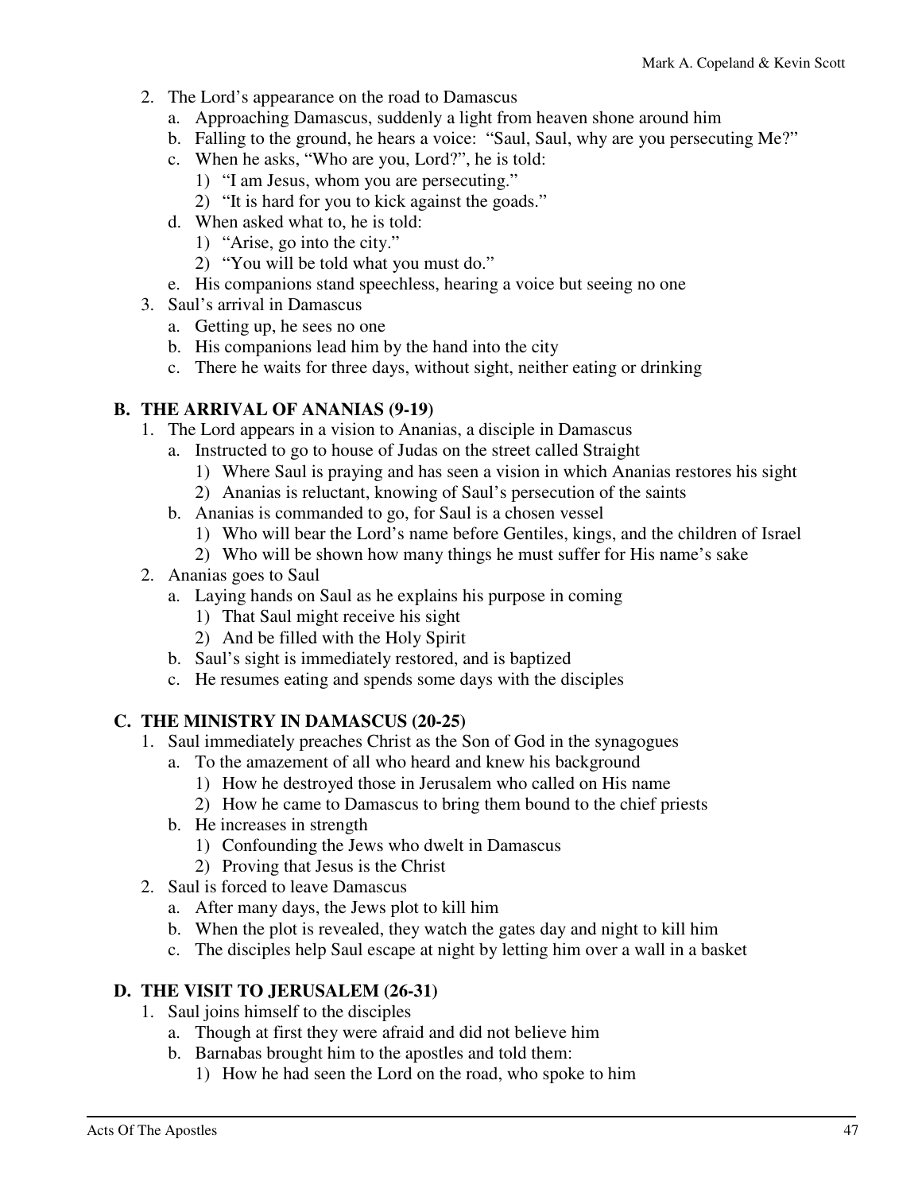2. The Lord's appearance on the road to Damascus
   a. Approaching Damascus, suddenly a light from heaven shone around him
   b. Falling to the ground, he hears a voice: "Saul, Saul, why are you persecuting Me?"
   c. When he asks, "Who are you, Lord?", he is told:
      1) "I am Jesus, whom you are persecuting."
      2) "It is hard for you to kick against the goads."
   d. When asked what to, he is told:
      1) "Arise, go into the city."
      2) "You will be told what you must do."
   e. His companions stand speechless, hearing a voice but seeing no one
3. Saul's arrival in Damascus
   a. Getting up, he sees no one
   b. His companions lead him by the hand into the city
   c. There he waits for three days, without sight, neither eating or drinking

## B. THE ARRIVAL OF ANANIAS (9-19)

1. The Lord appears in a vision to Ananias, a disciple in Damascus
   a. Instructed to go to house of Judas on the street called Straight
      1) Where Saul is praying and has seen a vision in which Ananias restores his sight
      2) Ananias is reluctant, knowing of Saul's persecution of the saints
   b. Ananias is commanded to go, for Saul is a chosen vessel
      1) Who will bear the Lord's name before Gentiles, kings, and the children of Israel
      2) Who will be shown how many things he must suffer for His name's sake
2. Ananias goes to Saul
   a. Laying hands on Saul as he explains his purpose in coming
      1) That Saul might receive his sight
      2) And be filled with the Holy Spirit
   b. Saul's sight is immediately restored, and is baptized
   c. He resumes eating and spends some days with the disciples

## C. THE MINISTRY IN DAMASCUS (20-25)

1. Saul immediately preaches Christ as the Son of God in the synagogues
   a. To the amazement of all who heard and knew his background
      1) How he destroyed those in Jerusalem who called on His name
      2) How he came to Damascus to bring them bound to the chief priests
   b. He increases in strength
      1) Confounding the Jews who dwelt in Damascus
      2) Proving that Jesus is the Christ
2. Saul is forced to leave Damascus
   a. After many days, the Jews plot to kill him
   b. When the plot is revealed, they watch the gates day and night to kill him
   c. The disciples help Saul escape at night by letting him over a wall in a basket

## D. THE VISIT TO JERUSALEM (26-31)

1. Saul joins himself to the disciples
   a. Though at first they were afraid and did not believe him
   b. Barnabas brought him to the apostles and told them:
      1) How he had seen the Lord on the road, who spoke to him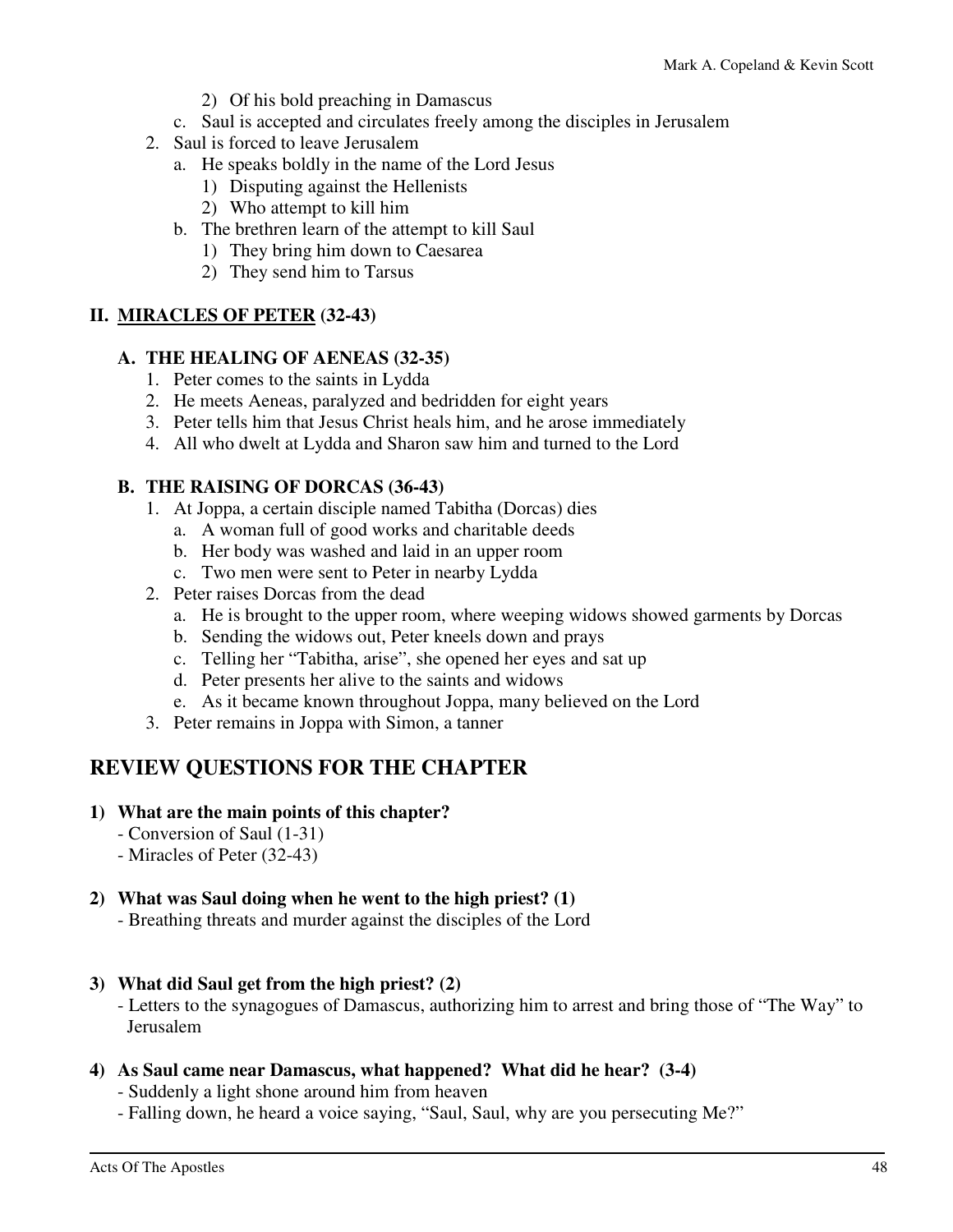2) Of his bold preaching in Damascus
   c. Saul is accepted and circulates freely among the disciples in Jerusalem
2. Saul is forced to leave Jerusalem
   a. He speaks boldly in the name of the Lord Jesus
      1) Disputing against the Hellenists
      2) Who attempt to kill him
   b. The brethren learn of the attempt to kill Saul
      1) They bring him down to Caesarea
      2) They send him to Tarsus

### II. <u>MIRACLES OF PETER</u> (32-43)

#### A. THE HEALING OF AENEAS (32-35)

1. Peter comes to the saints in Lydda
2. He meets Aeneas, paralyzed and bedridden for eight years
3. Peter tells him that Jesus Christ heals him, and he arose immediately
4. All who dwelt at Lydda and Sharon saw him and turned to the Lord

#### B. THE RAISING OF DORCAS (36-43)

1. At Joppa, a certain disciple named Tabitha (Dorcas) dies
   a. A woman full of good works and charitable deeds
   b. Her body was washed and laid in an upper room
   c. Two men were sent to Peter in nearby Lydda
2. Peter raises Dorcas from the dead
   a. He is brought to the upper room, where weeping widows showed garments by Dorcas
   b. Sending the widows out, Peter kneels down and prays
   c. Telling her "Tabitha, arise", she opened her eyes and sat up
   d. Peter presents her alive to the saints and widows
   e. As it became known throughout Joppa, many believed on the Lord
3. Peter remains in Joppa with Simon, a tanner

## REVIEW QUESTIONS FOR THE CHAPTER

**1) What are the main points of this chapter?**
- Conversion of Saul (1-31)
- Miracles of Peter (32-43)

**2) What was Saul doing when he went to the high priest? (1)**
- Breathing threats and murder against the disciples of the Lord

**3) What did Saul get from the high priest? (2)**
- Letters to the synagogues of Damascus, authorizing him to arrest and bring those of "The Way" to Jerusalem

**4) As Saul came near Damascus, what happened? What did he hear? (3-4)**
- Suddenly a light shone around him from heaven
- Falling down, he heard a voice saying, "Saul, Saul, why are you persecuting Me?"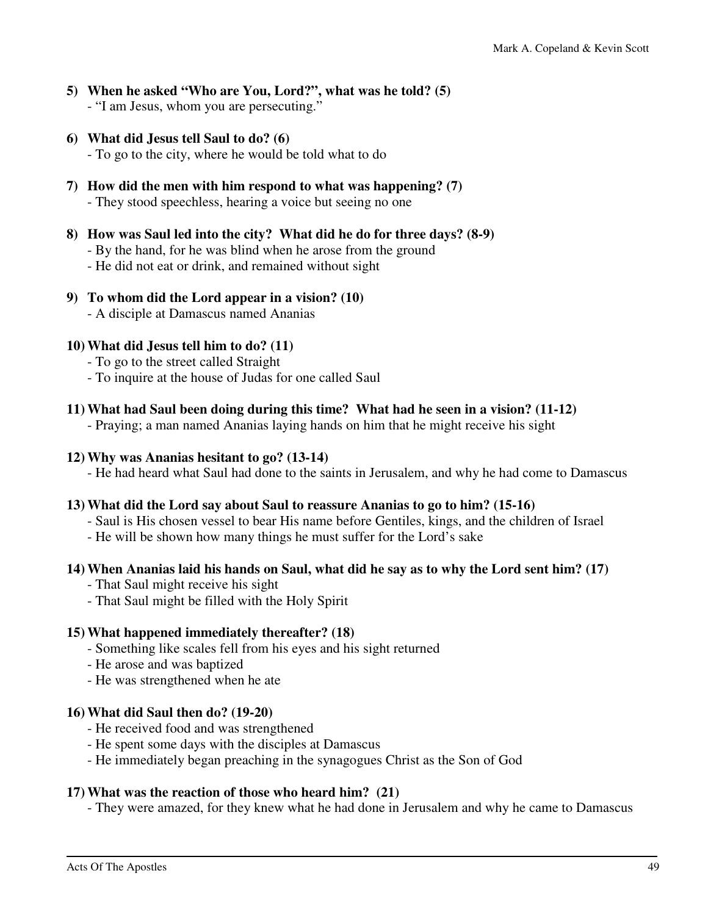**5) When he asked "Who are You, Lord?", what was he told? (5)**
- "I am Jesus, whom you are persecuting."

**6) What did Jesus tell Saul to do? (6)**
- To go to the city, where he would be told what to do

**7) How did the men with him respond to what was happening? (7)**
- They stood speechless, hearing a voice but seeing no one

**8) How was Saul led into the city? What did he do for three days? (8-9)**
- By the hand, for he was blind when he arose from the ground
- He did not eat or drink, and remained without sight

**9) To whom did the Lord appear in a vision? (10)**
- A disciple at Damascus named Ananias

**10) What did Jesus tell him to do? (11)**
- To go to the street called Straight
- To inquire at the house of Judas for one called Saul

**11) What had Saul been doing during this time? What had he seen in a vision? (11-12)**
- Praying; a man named Ananias laying hands on him that he might receive his sight

**12) Why was Ananias hesitant to go? (13-14)**
- He had heard what Saul had done to the saints in Jerusalem, and why he had come to Damascus

**13) What did the Lord say about Saul to reassure Ananias to go to him? (15-16)**
- Saul is His chosen vessel to bear His name before Gentiles, kings, and the children of Israel
- He will be shown how many things he must suffer for the Lord's sake

**14) When Ananias laid his hands on Saul, what did he say as to why the Lord sent him? (17)**
- That Saul might receive his sight
- That Saul might be filled with the Holy Spirit

**15) What happened immediately thereafter? (18)**
- Something like scales fell from his eyes and his sight returned
- He arose and was baptized
- He was strengthened when he ate

**16) What did Saul then do? (19-20)**
- He received food and was strengthened
- He spent some days with the disciples at Damascus
- He immediately began preaching in the synagogues Christ as the Son of God

**17) What was the reaction of those who heard him? (21)**
- They were amazed, for they knew what he had done in Jerusalem and why he came to Damascus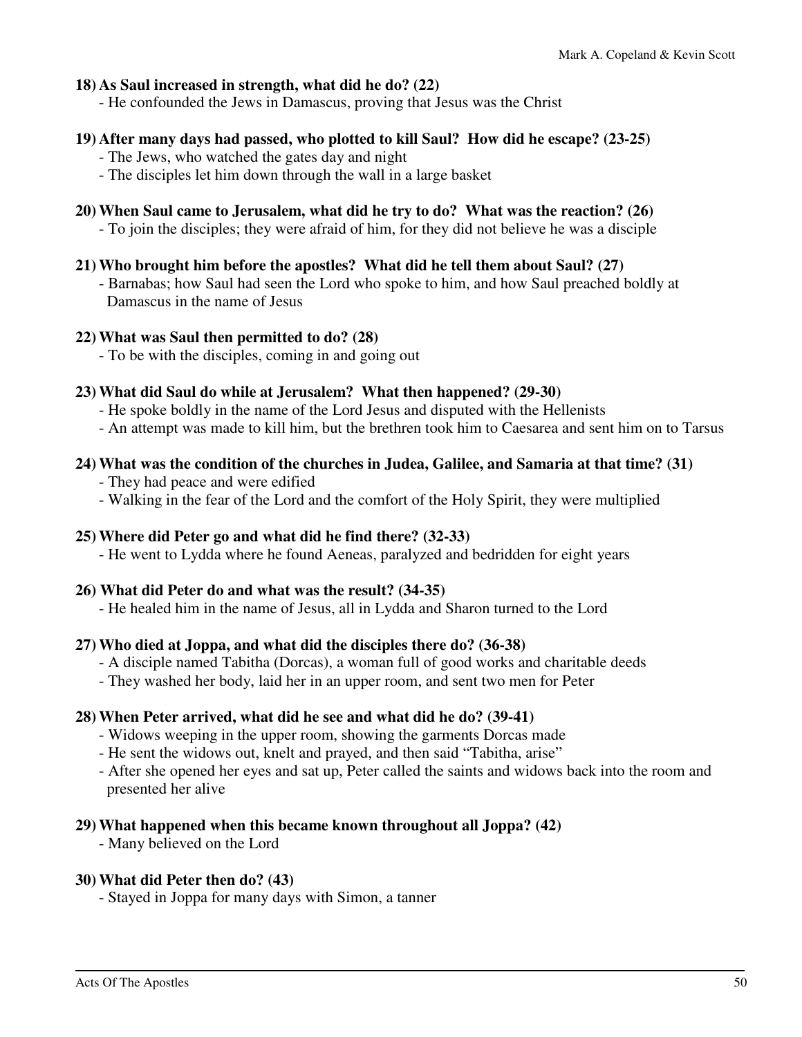**18) As Saul increased in strength, what did he do? (22)**

- He confounded the Jews in Damascus, proving that Jesus was the Christ

**19) After many days had passed, who plotted to kill Saul? How did he escape? (23-25)**

- The Jews, who watched the gates day and night
- The disciples let him down through the wall in a large basket

**20) When Saul came to Jerusalem, what did he try to do? What was the reaction? (26)**

- To join the disciples; they were afraid of him, for they did not believe he was a disciple

**21) Who brought him before the apostles? What did he tell them about Saul? (27)**

- Barnabas; how Saul had seen the Lord who spoke to him, and how Saul preached boldly at Damascus in the name of Jesus

**22) What was Saul then permitted to do? (28)**

- To be with the disciples, coming in and going out

**23) What did Saul do while at Jerusalem? What then happened? (29-30)**

- He spoke boldly in the name of the Lord Jesus and disputed with the Hellenists
- An attempt was made to kill him, but the brethren took him to Caesarea and sent him on to Tarsus

**24) What was the condition of the churches in Judea, Galilee, and Samaria at that time? (31)**

- They had peace and were edified
- Walking in the fear of the Lord and the comfort of the Holy Spirit, they were multiplied

**25) Where did Peter go and what did he find there? (32-33)**

- He went to Lydda where he found Aeneas, paralyzed and bedridden for eight years

**26) What did Peter do and what was the result? (34-35)**

- He healed him in the name of Jesus, all in Lydda and Sharon turned to the Lord

**27) Who died at Joppa, and what did the disciples there do? (36-38)**

- A disciple named Tabitha (Dorcas), a woman full of good works and charitable deeds
- They washed her body, laid her in an upper room, and sent two men for Peter

**28) When Peter arrived, what did he see and what did he do? (39-41)**

- Widows weeping in the upper room, showing the garments Dorcas made
- He sent the widows out, knelt and prayed, and then said "Tabitha, arise"
- After she opened her eyes and sat up, Peter called the saints and widows back into the room and presented her alive

**29) What happened when this became known throughout all Joppa? (42)**

- Many believed on the Lord

**30) What did Peter then do? (43)**

- Stayed in Joppa for many days with Simon, a tanner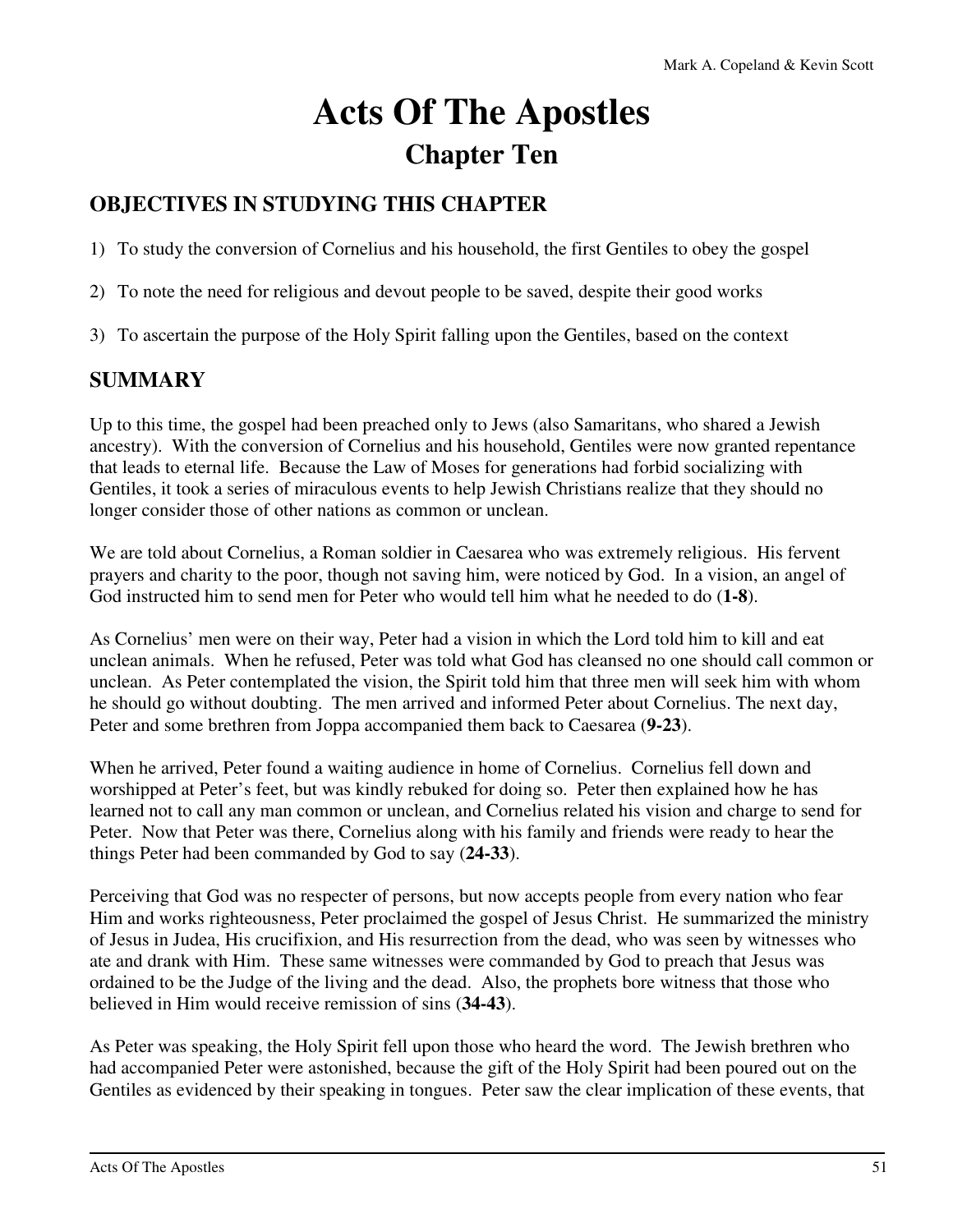# Acts Of The Apostles

## Chapter Ten

### OBJECTIVES IN STUDYING THIS CHAPTER

1) To study the conversion of Cornelius and his household, the first Gentiles to obey the gospel

2) To note the need for religious and devout people to be saved, despite their good works

3) To ascertain the purpose of the Holy Spirit falling upon the Gentiles, based on the context

### SUMMARY

Up to this time, the gospel had been preached only to Jews (also Samaritans, who shared a Jewish ancestry). With the conversion of Cornelius and his household, Gentiles were now granted repentance that leads to eternal life. Because the Law of Moses for generations had forbid socializing with Gentiles, it took a series of miraculous events to help Jewish Christians realize that they should no longer consider those of other nations as common or unclean.

We are told about Cornelius, a Roman soldier in Caesarea who was extremely religious. His fervent prayers and charity to the poor, though not saving him, were noticed by God. In a vision, an angel of God instructed him to send men for Peter who would tell him what he needed to do (**1-8**).

As Cornelius' men were on their way, Peter had a vision in which the Lord told him to kill and eat unclean animals. When he refused, Peter was told what God has cleansed no one should call common or unclean. As Peter contemplated the vision, the Spirit told him that three men will seek him with whom he should go without doubting. The men arrived and informed Peter about Cornelius. The next day, Peter and some brethren from Joppa accompanied them back to Caesarea (**9-23**).

When he arrived, Peter found a waiting audience in home of Cornelius. Cornelius fell down and worshipped at Peter's feet, but was kindly rebuked for doing so. Peter then explained how he has learned not to call any man common or unclean, and Cornelius related his vision and charge to send for Peter. Now that Peter was there, Cornelius along with his family and friends were ready to hear the things Peter had been commanded by God to say (**24-33**).

Perceiving that God was no respecter of persons, but now accepts people from every nation who fear Him and works righteousness, Peter proclaimed the gospel of Jesus Christ. He summarized the ministry of Jesus in Judea, His crucifixion, and His resurrection from the dead, who was seen by witnesses who ate and drank with Him. These same witnesses were commanded by God to preach that Jesus was ordained to be the Judge of the living and the dead. Also, the prophets bore witness that those who believed in Him would receive remission of sins (**34-43**).

As Peter was speaking, the Holy Spirit fell upon those who heard the word. The Jewish brethren who had accompanied Peter were astonished, because the gift of the Holy Spirit had been poured out on the Gentiles as evidenced by their speaking in tongues. Peter saw the clear implication of these events, that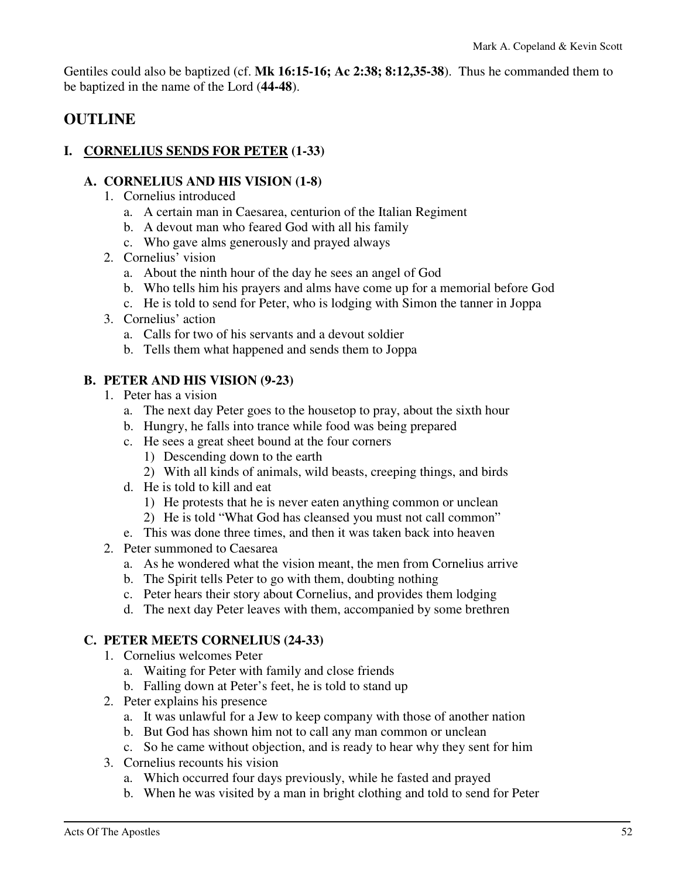Gentiles could also be baptized (cf. **Mk 16:15-16; Ac 2:38; 8:12,35-38**). Thus he commanded them to be baptized in the name of the Lord (**44-48**).

## OUTLINE

### I. <u>CORNELIUS SENDS FOR PETER</u> (1-33)

#### A. CORNELIUS AND HIS VISION (1-8)

1. Cornelius introduced
   a. A certain man in Caesarea, centurion of the Italian Regiment
   b. A devout man who feared God with all his family
   c. Who gave alms generously and prayed always
2. Cornelius' vision
   a. About the ninth hour of the day he sees an angel of God
   b. Who tells him his prayers and alms have come up for a memorial before God
   c. He is told to send for Peter, who is lodging with Simon the tanner in Joppa
3. Cornelius' action
   a. Calls for two of his servants and a devout soldier
   b. Tells them what happened and sends them to Joppa

#### B. PETER AND HIS VISION (9-23)

1. Peter has a vision
   a. The next day Peter goes to the housetop to pray, about the sixth hour
   b. Hungry, he falls into trance while food was being prepared
   c. He sees a great sheet bound at the four corners
      1) Descending down to the earth
      2) With all kinds of animals, wild beasts, creeping things, and birds
   d. He is told to kill and eat
      1) He protests that he is never eaten anything common or unclean
      2) He is told "What God has cleansed you must not call common"
   e. This was done three times, and then it was taken back into heaven
2. Peter summoned to Caesarea
   a. As he wondered what the vision meant, the men from Cornelius arrive
   b. The Spirit tells Peter to go with them, doubting nothing
   c. Peter hears their story about Cornelius, and provides them lodging
   d. The next day Peter leaves with them, accompanied by some brethren

#### C. PETER MEETS CORNELIUS (24-33)

1. Cornelius welcomes Peter
   a. Waiting for Peter with family and close friends
   b. Falling down at Peter's feet, he is told to stand up
2. Peter explains his presence
   a. It was unlawful for a Jew to keep company with those of another nation
   b. But God has shown him not to call any man common or unclean
   c. So he came without objection, and is ready to hear why they sent for him
3. Cornelius recounts his vision
   a. Which occurred four days previously, while he fasted and prayed
   b. When he was visited by a man in bright clothing and told to send for Peter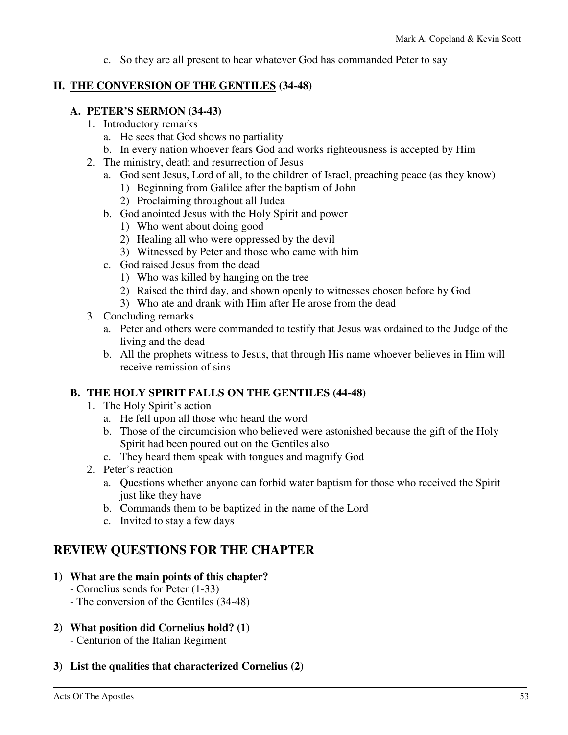c. So they are all present to hear whatever God has commanded Peter to say

## II. <u>THE CONVERSION OF THE GENTILES</u> (34-48)

### A. PETER'S SERMON (34-43)

1. Introductory remarks
   a. He sees that God shows no partiality
   b. In every nation whoever fears God and works righteousness is accepted by Him
2. The ministry, death and resurrection of Jesus
   a. God sent Jesus, Lord of all, to the children of Israel, preaching peace (as they know)
      1) Beginning from Galilee after the baptism of John
      2) Proclaiming throughout all Judea
   b. God anointed Jesus with the Holy Spirit and power
      1) Who went about doing good
      2) Healing all who were oppressed by the devil
      3) Witnessed by Peter and those who came with him
   c. God raised Jesus from the dead
      1) Who was killed by hanging on the tree
      2) Raised the third day, and shown openly to witnesses chosen before by God
      3) Who ate and drank with Him after He arose from the dead
3. Concluding remarks
   a. Peter and others were commanded to testify that Jesus was ordained to the Judge of the living and the dead
   b. All the prophets witness to Jesus, that through His name whoever believes in Him will receive remission of sins

### B. THE HOLY SPIRIT FALLS ON THE GENTILES (44-48)

1. The Holy Spirit's action
   a. He fell upon all those who heard the word
   b. Those of the circumcision who believed were astonished because the gift of the Holy Spirit had been poured out on the Gentiles also
   c. They heard them speak with tongues and magnify God
2. Peter's reaction
   a. Questions whether anyone can forbid water baptism for those who received the Spirit just like they have
   b. Commands them to be baptized in the name of the Lord
   c. Invited to stay a few days

## REVIEW QUESTIONS FOR THE CHAPTER

**1) What are the main points of this chapter?**
- Cornelius sends for Peter (1-33)
- The conversion of the Gentiles (34-48)

**2) What position did Cornelius hold? (1)**
- Centurion of the Italian Regiment

**3) List the qualities that characterized Cornelius (2)**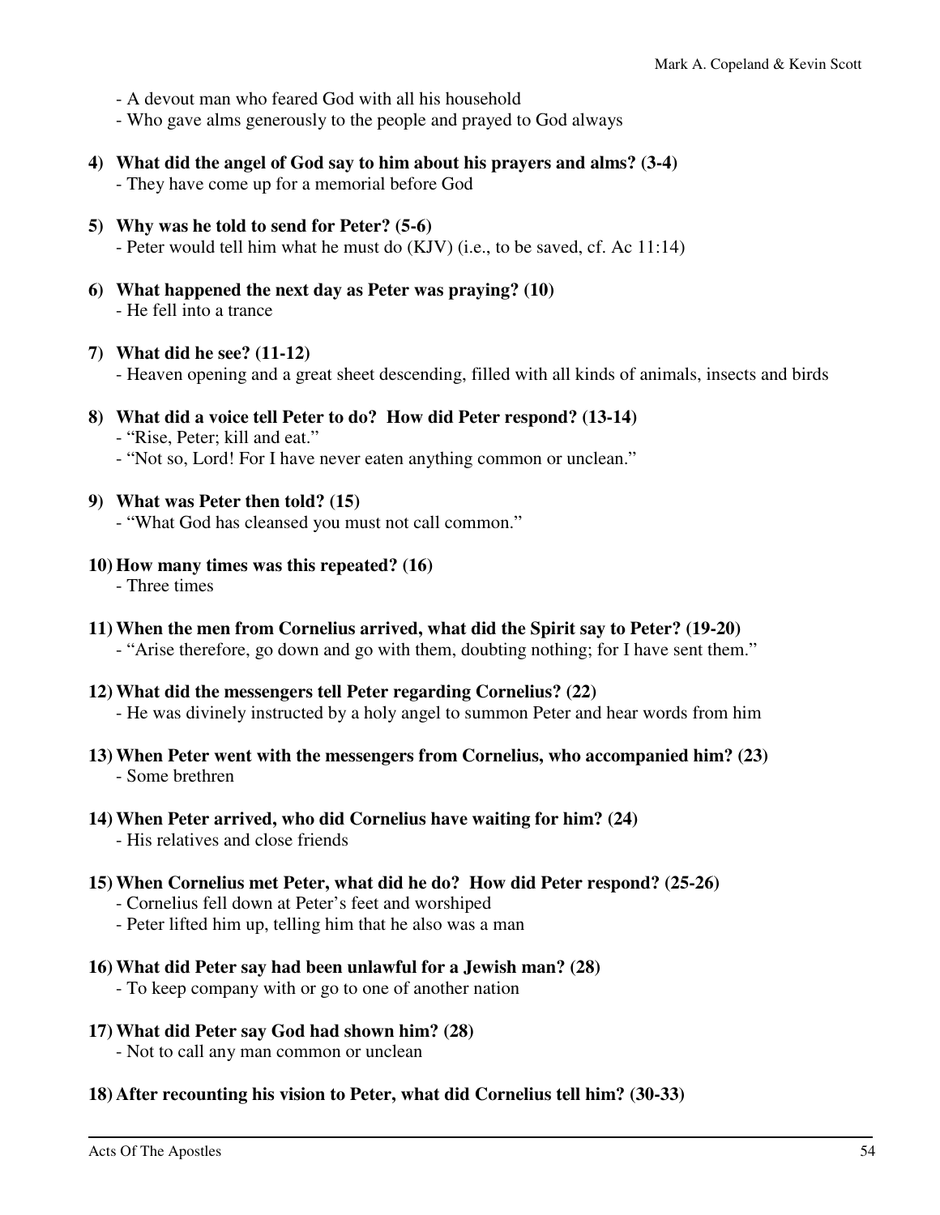- A devout man who feared God with all his household
- Who gave alms generously to the people and prayed to God always

**4) What did the angel of God say to him about his prayers and alms? (3-4)**
- They have come up for a memorial before God

**5) Why was he told to send for Peter? (5-6)**
- Peter would tell him what he must do (KJV) (i.e., to be saved, cf. Ac 11:14)

**6) What happened the next day as Peter was praying? (10)**
- He fell into a trance

**7) What did he see? (11-12)**
- Heaven opening and a great sheet descending, filled with all kinds of animals, insects and birds

**8) What did a voice tell Peter to do? How did Peter respond? (13-14)**
- "Rise, Peter; kill and eat."
- "Not so, Lord! For I have never eaten anything common or unclean."

**9) What was Peter then told? (15)**
- "What God has cleansed you must not call common."

**10) How many times was this repeated? (16)**
- Three times

**11) When the men from Cornelius arrived, what did the Spirit say to Peter? (19-20)**
- "Arise therefore, go down and go with them, doubting nothing; for I have sent them."

**12) What did the messengers tell Peter regarding Cornelius? (22)**
- He was divinely instructed by a holy angel to summon Peter and hear words from him

**13) When Peter went with the messengers from Cornelius, who accompanied him? (23)**
- Some brethren

**14) When Peter arrived, who did Cornelius have waiting for him? (24)**
- His relatives and close friends

**15) When Cornelius met Peter, what did he do? How did Peter respond? (25-26)**
- Cornelius fell down at Peter's feet and worshiped
- Peter lifted him up, telling him that he also was a man

**16) What did Peter say had been unlawful for a Jewish man? (28)**
- To keep company with or go to one of another nation

**17) What did Peter say God had shown him? (28)**
- Not to call any man common or unclean

**18) After recounting his vision to Peter, what did Cornelius tell him? (30-33)**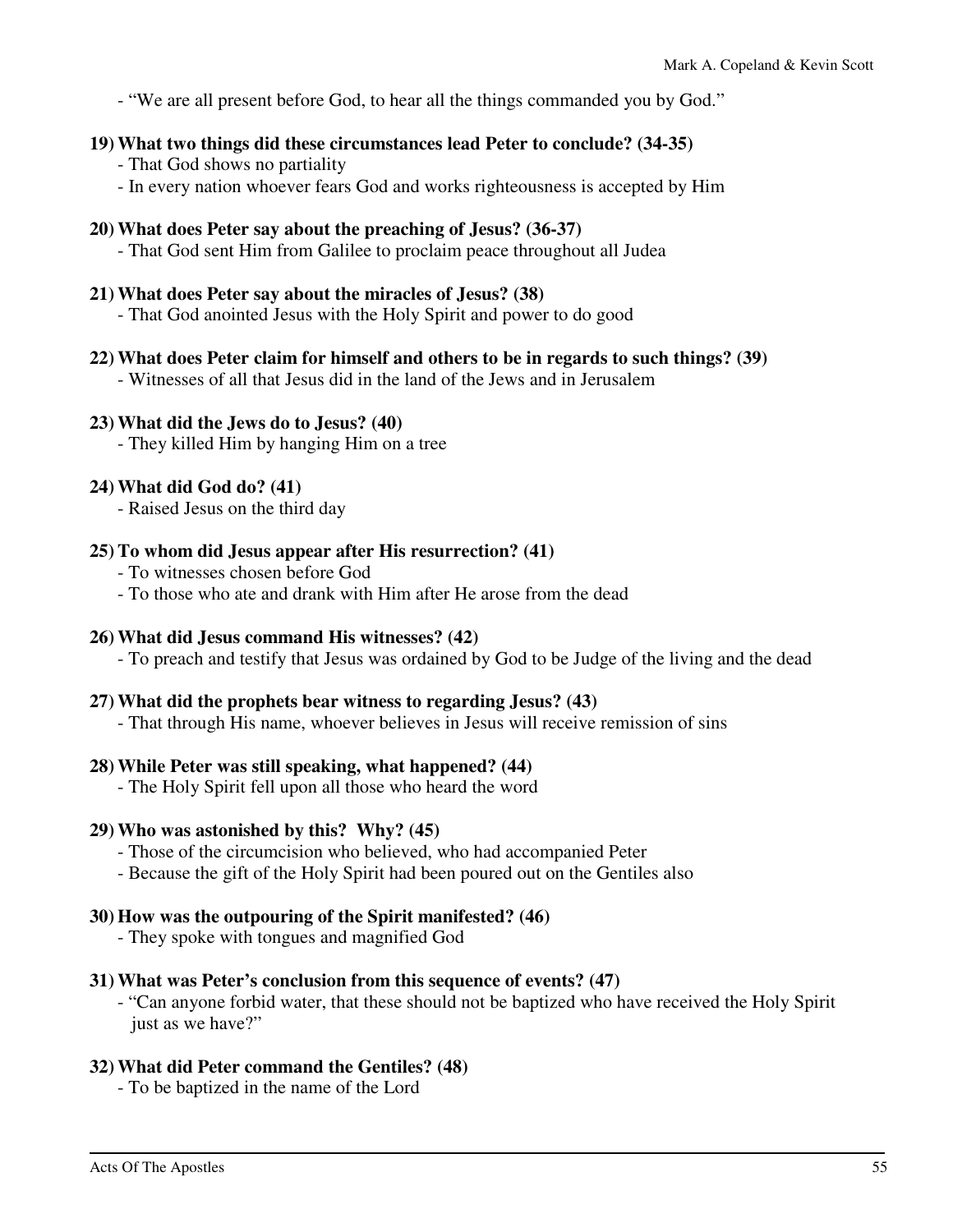- "We are all present before God, to hear all the things commanded you by God."

**19) What two things did these circumstances lead Peter to conclude? (34-35)**

- That God shows no partiality
- In every nation whoever fears God and works righteousness is accepted by Him

**20) What does Peter say about the preaching of Jesus? (36-37)**

- That God sent Him from Galilee to proclaim peace throughout all Judea

**21) What does Peter say about the miracles of Jesus? (38)**

- That God anointed Jesus with the Holy Spirit and power to do good

**22) What does Peter claim for himself and others to be in regards to such things? (39)**

- Witnesses of all that Jesus did in the land of the Jews and in Jerusalem

**23) What did the Jews do to Jesus? (40)**

- They killed Him by hanging Him on a tree

**24) What did God do? (41)**

- Raised Jesus on the third day

**25) To whom did Jesus appear after His resurrection? (41)**

- To witnesses chosen before God
- To those who ate and drank with Him after He arose from the dead

**26) What did Jesus command His witnesses? (42)**

- To preach and testify that Jesus was ordained by God to be Judge of the living and the dead

**27) What did the prophets bear witness to regarding Jesus? (43)**

- That through His name, whoever believes in Jesus will receive remission of sins

**28) While Peter was still speaking, what happened? (44)**

- The Holy Spirit fell upon all those who heard the word

**29) Who was astonished by this? Why? (45)**

- Those of the circumcision who believed, who had accompanied Peter
- Because the gift of the Holy Spirit had been poured out on the Gentiles also

**30) How was the outpouring of the Spirit manifested? (46)**

- They spoke with tongues and magnified God

**31) What was Peter's conclusion from this sequence of events? (47)**

- "Can anyone forbid water, that these should not be baptized who have received the Holy Spirit just as we have?"

**32) What did Peter command the Gentiles? (48)**

- To be baptized in the name of the Lord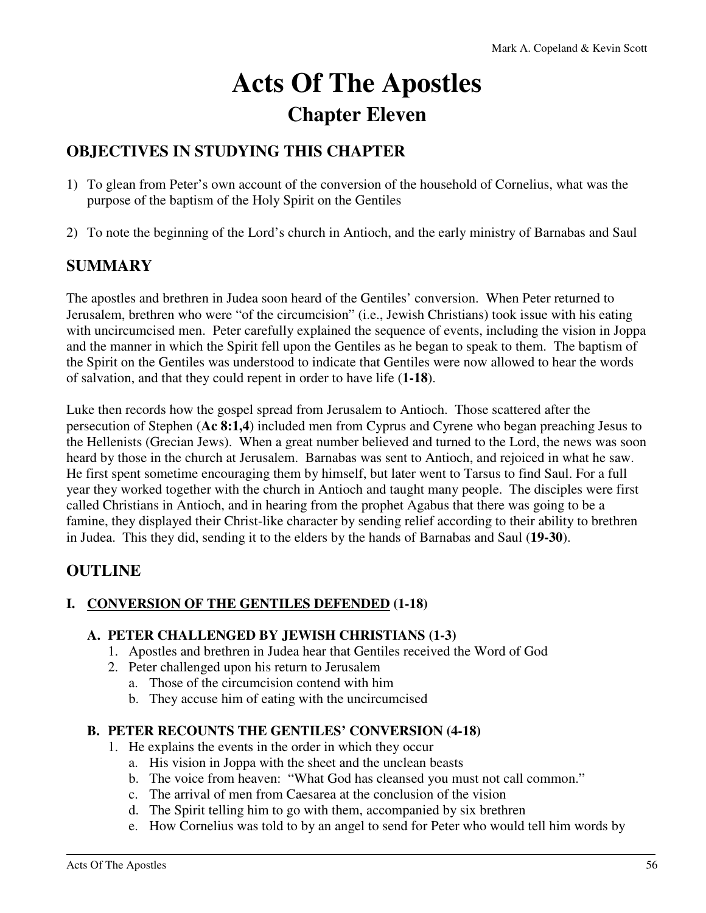# Acts Of The Apostles

## Chapter Eleven

### OBJECTIVES IN STUDYING THIS CHAPTER

1) To glean from Peter's own account of the conversion of the household of Cornelius, what was the purpose of the baptism of the Holy Spirit on the Gentiles

2) To note the beginning of the Lord's church in Antioch, and the early ministry of Barnabas and Saul

### SUMMARY

The apostles and brethren in Judea soon heard of the Gentiles' conversion. When Peter returned to Jerusalem, brethren who were "of the circumcision" (i.e., Jewish Christians) took issue with his eating with uncircumcised men. Peter carefully explained the sequence of events, including the vision in Joppa and the manner in which the Spirit fell upon the Gentiles as he began to speak to them. The baptism of the Spirit on the Gentiles was understood to indicate that Gentiles were now allowed to hear the words of salvation, and that they could repent in order to have life (**1-18**).

Luke then records how the gospel spread from Jerusalem to Antioch. Those scattered after the persecution of Stephen (**Ac 8:1,4**) included men from Cyprus and Cyrene who began preaching Jesus to the Hellenists (Grecian Jews). When a great number believed and turned to the Lord, the news was soon heard by those in the church at Jerusalem. Barnabas was sent to Antioch, and rejoiced in what he saw. He first spent sometime encouraging them by himself, but later went to Tarsus to find Saul. For a full year they worked together with the church in Antioch and taught many people. The disciples were first called Christians in Antioch, and in hearing from the prophet Agabus that there was going to be a famine, they displayed their Christ-like character by sending relief according to their ability to brethren in Judea. This they did, sending it to the elders by the hands of Barnabas and Saul (**19-30**).

### OUTLINE

**I. <u>CONVERSION OF THE GENTILES DEFENDED</u> (1-18)**

**A. PETER CHALLENGED BY JEWISH CHRISTIANS (1-3)**

1. Apostles and brethren in Judea hear that Gentiles received the Word of God
2. Peter challenged upon his return to Jerusalem
   a. Those of the circumcision contend with him
   b. They accuse him of eating with the uncircumcised

**B. PETER RECOUNTS THE GENTILES' CONVERSION (4-18)**

1. He explains the events in the order in which they occur
   a. His vision in Joppa with the sheet and the unclean beasts
   b. The voice from heaven: "What God has cleansed you must not call common."
   c. The arrival of men from Caesarea at the conclusion of the vision
   d. The Spirit telling him to go with them, accompanied by six brethren
   e. How Cornelius was told to by an angel to send for Peter who would tell him words by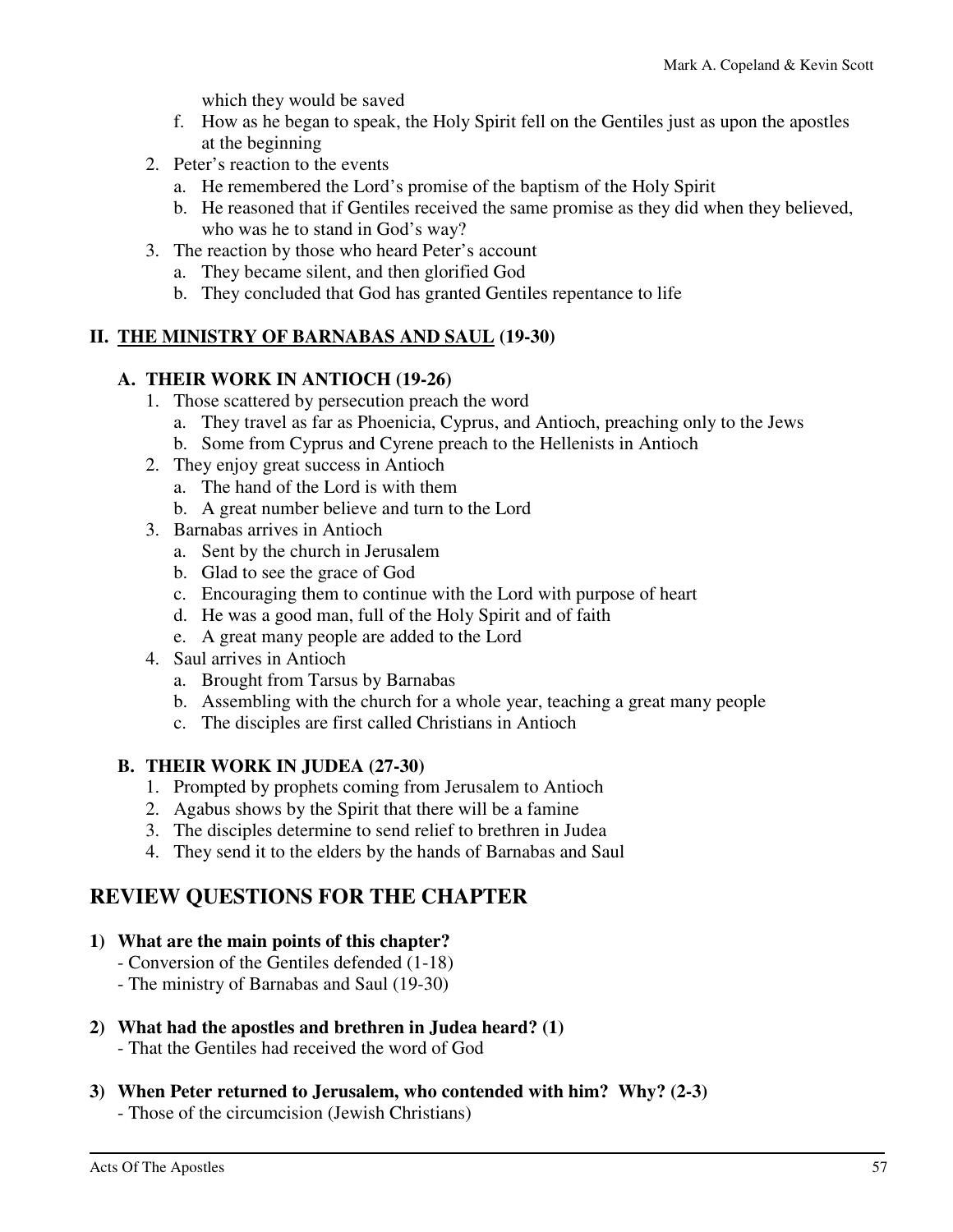which they would be saved

   f. How as he began to speak, the Holy Spirit fell on the Gentiles just as upon the apostles at the beginning

2. Peter's reaction to the events
   a. He remembered the Lord's promise of the baptism of the Holy Spirit
   b. He reasoned that if Gentiles received the same promise as they did when they believed, who was he to stand in God's way?
3. The reaction by those who heard Peter's account
   a. They became silent, and then glorified God
   b. They concluded that God has granted Gentiles repentance to life

### II. <u>THE MINISTRY OF BARNABAS AND SAUL</u> (19-30)

#### A. THEIR WORK IN ANTIOCH (19-26)

1. Those scattered by persecution preach the word
   a. They travel as far as Phoenicia, Cyprus, and Antioch, preaching only to the Jews
   b. Some from Cyprus and Cyrene preach to the Hellenists in Antioch
2. They enjoy great success in Antioch
   a. The hand of the Lord is with them
   b. A great number believe and turn to the Lord
3. Barnabas arrives in Antioch
   a. Sent by the church in Jerusalem
   b. Glad to see the grace of God
   c. Encouraging them to continue with the Lord with purpose of heart
   d. He was a good man, full of the Holy Spirit and of faith
   e. A great many people are added to the Lord
4. Saul arrives in Antioch
   a. Brought from Tarsus by Barnabas
   b. Assembling with the church for a whole year, teaching a great many people
   c. The disciples are first called Christians in Antioch

#### B. THEIR WORK IN JUDEA (27-30)

1. Prompted by prophets coming from Jerusalem to Antioch
2. Agabus shows by the Spirit that there will be a famine
3. The disciples determine to send relief to brethren in Judea
4. They send it to the elders by the hands of Barnabas and Saul

## REVIEW QUESTIONS FOR THE CHAPTER

**1) What are the main points of this chapter?**

- Conversion of the Gentiles defended (1-18)
- The ministry of Barnabas and Saul (19-30)

**2) What had the apostles and brethren in Judea heard? (1)**

- That the Gentiles had received the word of God

**3) When Peter returned to Jerusalem, who contended with him? Why? (2-3)**

- Those of the circumcision (Jewish Christians)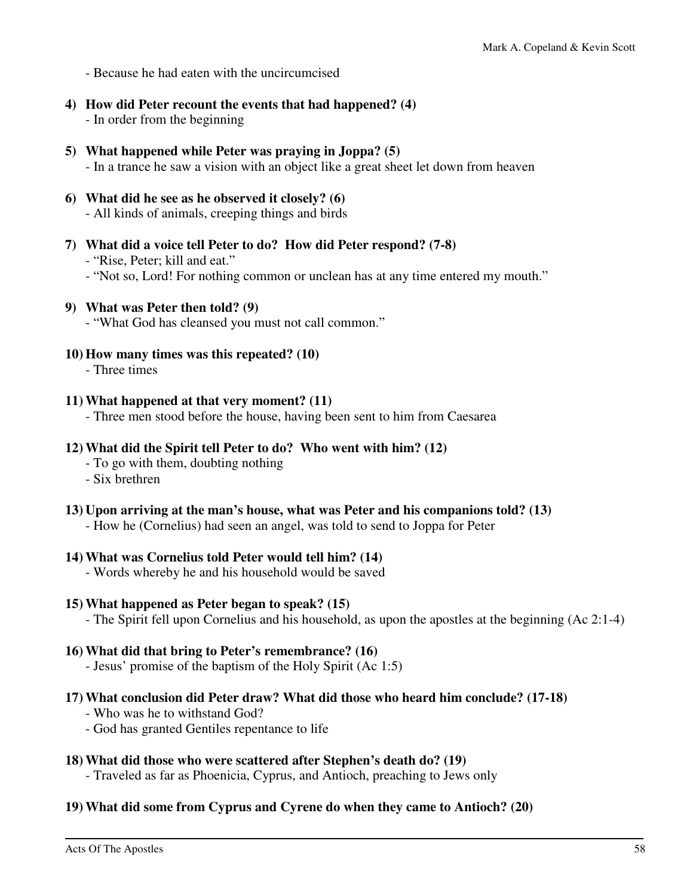- Because he had eaten with the uncircumcised

**4) How did Peter recount the events that had happened? (4)**
- In order from the beginning

**5) What happened while Peter was praying in Joppa? (5)**
- In a trance he saw a vision with an object like a great sheet let down from heaven

**6) What did he see as he observed it closely? (6)**
- All kinds of animals, creeping things and birds

**7) What did a voice tell Peter to do? How did Peter respond? (7-8)**
- "Rise, Peter; kill and eat."
- "Not so, Lord! For nothing common or unclean has at any time entered my mouth."

**9) What was Peter then told? (9)**
- "What God has cleansed you must not call common."

**10) How many times was this repeated? (10)**
- Three times

**11) What happened at that very moment? (11)**
- Three men stood before the house, having been sent to him from Caesarea

**12) What did the Spirit tell Peter to do? Who went with him? (12)**
- To go with them, doubting nothing
- Six brethren

**13) Upon arriving at the man's house, what was Peter and his companions told? (13)**
- How he (Cornelius) had seen an angel, was told to send to Joppa for Peter

**14) What was Cornelius told Peter would tell him? (14)**
- Words whereby he and his household would be saved

**15) What happened as Peter began to speak? (15)**
- The Spirit fell upon Cornelius and his household, as upon the apostles at the beginning (Ac 2:1-4)

**16) What did that bring to Peter's remembrance? (16)**
- Jesus' promise of the baptism of the Holy Spirit (Ac 1:5)

**17) What conclusion did Peter draw? What did those who heard him conclude? (17-18)**
- Who was he to withstand God?
- God has granted Gentiles repentance to life

**18) What did those who were scattered after Stephen's death do? (19)**
- Traveled as far as Phoenicia, Cyprus, and Antioch, preaching to Jews only

**19) What did some from Cyprus and Cyrene do when they came to Antioch? (20)**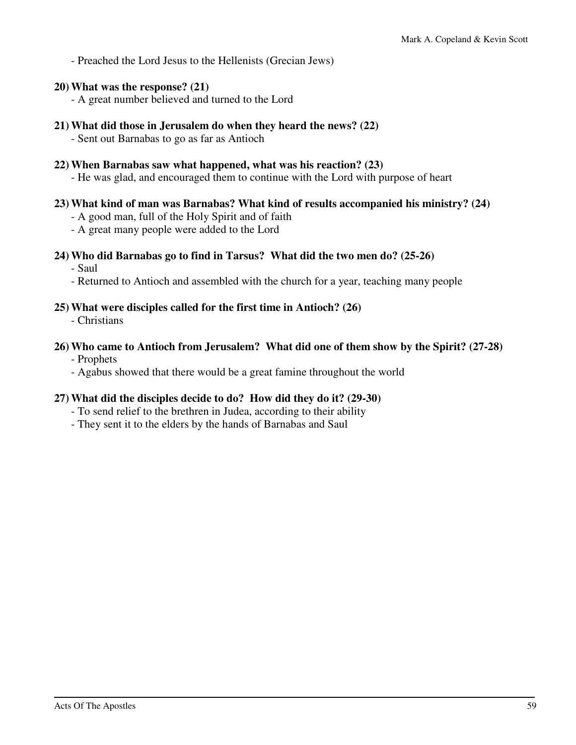- Preached the Lord Jesus to the Hellenists (Grecian Jews)

**20) What was the response? (21)**

- A great number believed and turned to the Lord

**21) What did those in Jerusalem do when they heard the news? (22)**

- Sent out Barnabas to go as far as Antioch

**22) When Barnabas saw what happened, what was his reaction? (23)**

- He was glad, and encouraged them to continue with the Lord with purpose of heart

**23) What kind of man was Barnabas? What kind of results accompanied his ministry? (24)**

- A good man, full of the Holy Spirit and of faith
- A great many people were added to the Lord

**24) Who did Barnabas go to find in Tarsus? What did the two men do? (25-26)**

- Saul
- Returned to Antioch and assembled with the church for a year, teaching many people

**25) What were disciples called for the first time in Antioch? (26)**

- Christians

**26) Who came to Antioch from Jerusalem? What did one of them show by the Spirit? (27-28)**

- Prophets
- Agabus showed that there would be a great famine throughout the world

**27) What did the disciples decide to do? How did they do it? (29-30)**

- To send relief to the brethren in Judea, according to their ability
- They sent it to the elders by the hands of Barnabas and Saul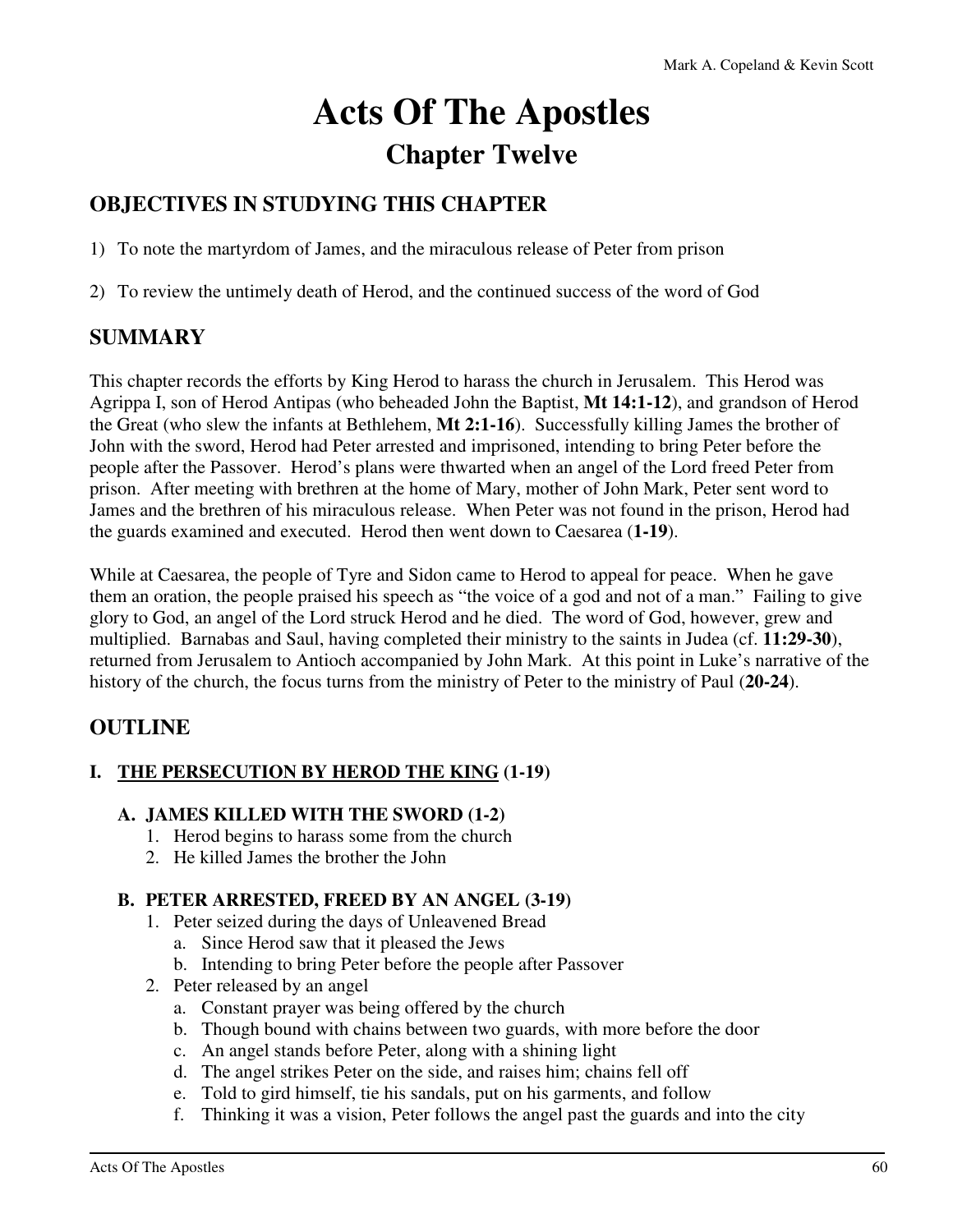# Acts Of The Apostles

## Chapter Twelve

### OBJECTIVES IN STUDYING THIS CHAPTER

1) To note the martyrdom of James, and the miraculous release of Peter from prison

2) To review the untimely death of Herod, and the continued success of the word of God

### SUMMARY

This chapter records the efforts by King Herod to harass the church in Jerusalem. This Herod was Agrippa I, son of Herod Antipas (who beheaded John the Baptist, **Mt 14:1-12**), and grandson of Herod the Great (who slew the infants at Bethlehem, **Mt 2:1-16**). Successfully killing James the brother of John with the sword, Herod had Peter arrested and imprisoned, intending to bring Peter before the people after the Passover. Herod's plans were thwarted when an angel of the Lord freed Peter from prison. After meeting with brethren at the home of Mary, mother of John Mark, Peter sent word to James and the brethren of his miraculous release. When Peter was not found in the prison, Herod had the guards examined and executed. Herod then went down to Caesarea (**1-19**).

While at Caesarea, the people of Tyre and Sidon came to Herod to appeal for peace. When he gave them an oration, the people praised his speech as "the voice of a god and not of a man." Failing to give glory to God, an angel of the Lord struck Herod and he died. The word of God, however, grew and multiplied. Barnabas and Saul, having completed their ministry to the saints in Judea (cf. **11:29-30**), returned from Jerusalem to Antioch accompanied by John Mark. At this point in Luke's narrative of the history of the church, the focus turns from the ministry of Peter to the ministry of Paul (**20-24**).

### OUTLINE

#### I. <u>THE PERSECUTION BY HEROD THE KING</u> (1-19)

##### A. JAMES KILLED WITH THE SWORD (1-2)

1. Herod begins to harass some from the church
2. He killed James the brother the John

##### B. PETER ARRESTED, FREED BY AN ANGEL (3-19)

1. Peter seized during the days of Unleavened Bread
   a. Since Herod saw that it pleased the Jews
   b. Intending to bring Peter before the people after Passover
2. Peter released by an angel
   a. Constant prayer was being offered by the church
   b. Though bound with chains between two guards, with more before the door
   c. An angel stands before Peter, along with a shining light
   d. The angel strikes Peter on the side, and raises him; chains fell off
   e. Told to gird himself, tie his sandals, put on his garments, and follow
   f. Thinking it was a vision, Peter follows the angel past the guards and into the city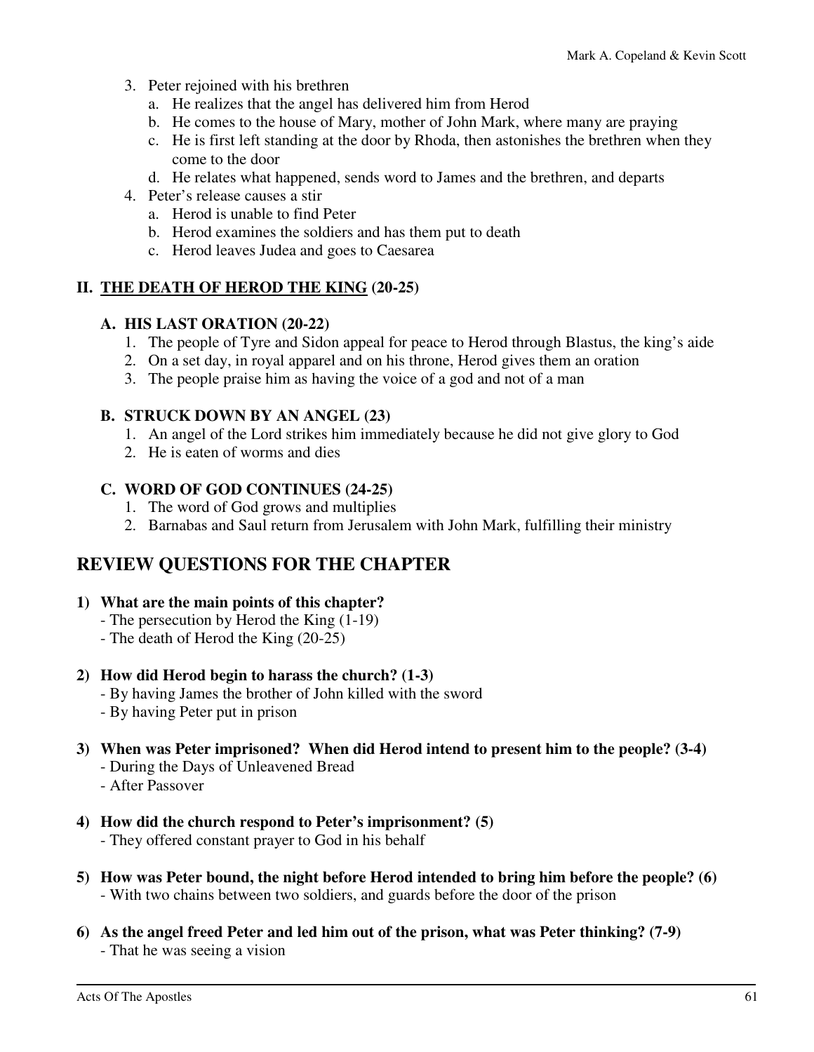3. Peter rejoined with his brethren
    a. He realizes that the angel has delivered him from Herod
    b. He comes to the house of Mary, mother of John Mark, where many are praying
    c. He is first left standing at the door by Rhoda, then astonishes the brethren when they come to the door
    d. He relates what happened, sends word to James and the brethren, and departs
4. Peter's release causes a stir
    a. Herod is unable to find Peter
    b. Herod examines the soldiers and has them put to death
    c. Herod leaves Judea and goes to Caesarea

### II. <u>THE DEATH OF HEROD THE KING</u> (20-25)

#### A. HIS LAST ORATION (20-22)

1. The people of Tyre and Sidon appeal for peace to Herod through Blastus, the king's aide
2. On a set day, in royal apparel and on his throne, Herod gives them an oration
3. The people praise him as having the voice of a god and not of a man

#### B. STRUCK DOWN BY AN ANGEL (23)

1. An angel of the Lord strikes him immediately because he did not give glory to God
2. He is eaten of worms and dies

#### C. WORD OF GOD CONTINUES (24-25)

1. The word of God grows and multiplies
2. Barnabas and Saul return from Jerusalem with John Mark, fulfilling their ministry

## REVIEW QUESTIONS FOR THE CHAPTER

**1) What are the main points of this chapter?**
- The persecution by Herod the King (1-19)
- The death of Herod the King (20-25)

**2) How did Herod begin to harass the church? (1-3)**
- By having James the brother of John killed with the sword
- By having Peter put in prison

**3) When was Peter imprisoned? When did Herod intend to present him to the people? (3-4)**
- During the Days of Unleavened Bread
- After Passover

**4) How did the church respond to Peter's imprisonment? (5)**
- They offered constant prayer to God in his behalf

**5) How was Peter bound, the night before Herod intended to bring him before the people? (6)**
- With two chains between two soldiers, and guards before the door of the prison

**6) As the angel freed Peter and led him out of the prison, what was Peter thinking? (7-9)**
- That he was seeing a vision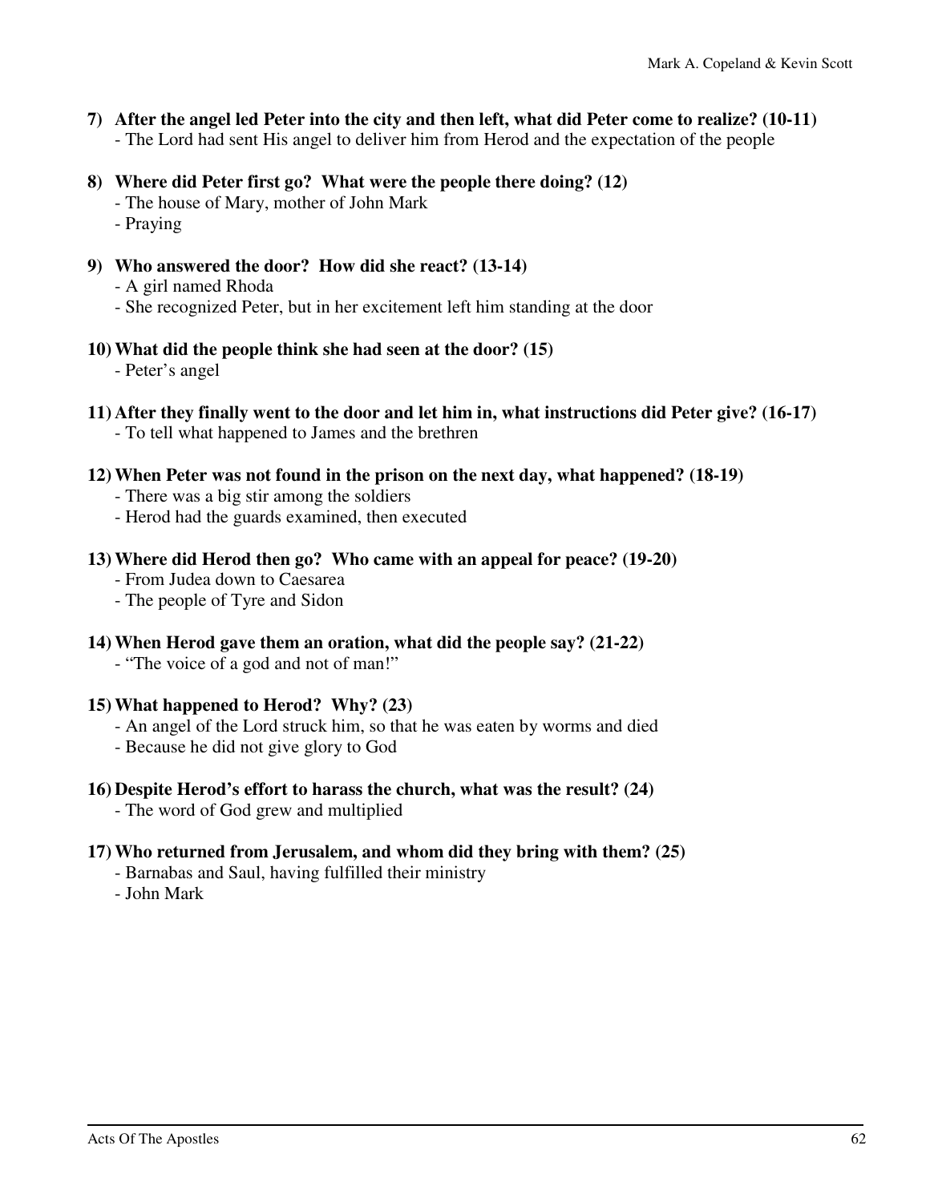**7) After the angel led Peter into the city and then left, what did Peter come to realize? (10-11)**
- The Lord had sent His angel to deliver him from Herod and the expectation of the people

**8) Where did Peter first go? What were the people there doing? (12)**
- The house of Mary, mother of John Mark
- Praying

**9) Who answered the door? How did she react? (13-14)**
- A girl named Rhoda
- She recognized Peter, but in her excitement left him standing at the door

**10) What did the people think she had seen at the door? (15)**
- Peter's angel

**11) After they finally went to the door and let him in, what instructions did Peter give? (16-17)**
- To tell what happened to James and the brethren

**12) When Peter was not found in the prison on the next day, what happened? (18-19)**
- There was a big stir among the soldiers
- Herod had the guards examined, then executed

**13) Where did Herod then go? Who came with an appeal for peace? (19-20)**
- From Judea down to Caesarea
- The people of Tyre and Sidon

**14) When Herod gave them an oration, what did the people say? (21-22)**
- "The voice of a god and not of man!"

**15) What happened to Herod? Why? (23)**
- An angel of the Lord struck him, so that he was eaten by worms and died
- Because he did not give glory to God

**16) Despite Herod's effort to harass the church, what was the result? (24)**
- The word of God grew and multiplied

**17) Who returned from Jerusalem, and whom did they bring with them? (25)**
- Barnabas and Saul, having fulfilled their ministry
- John Mark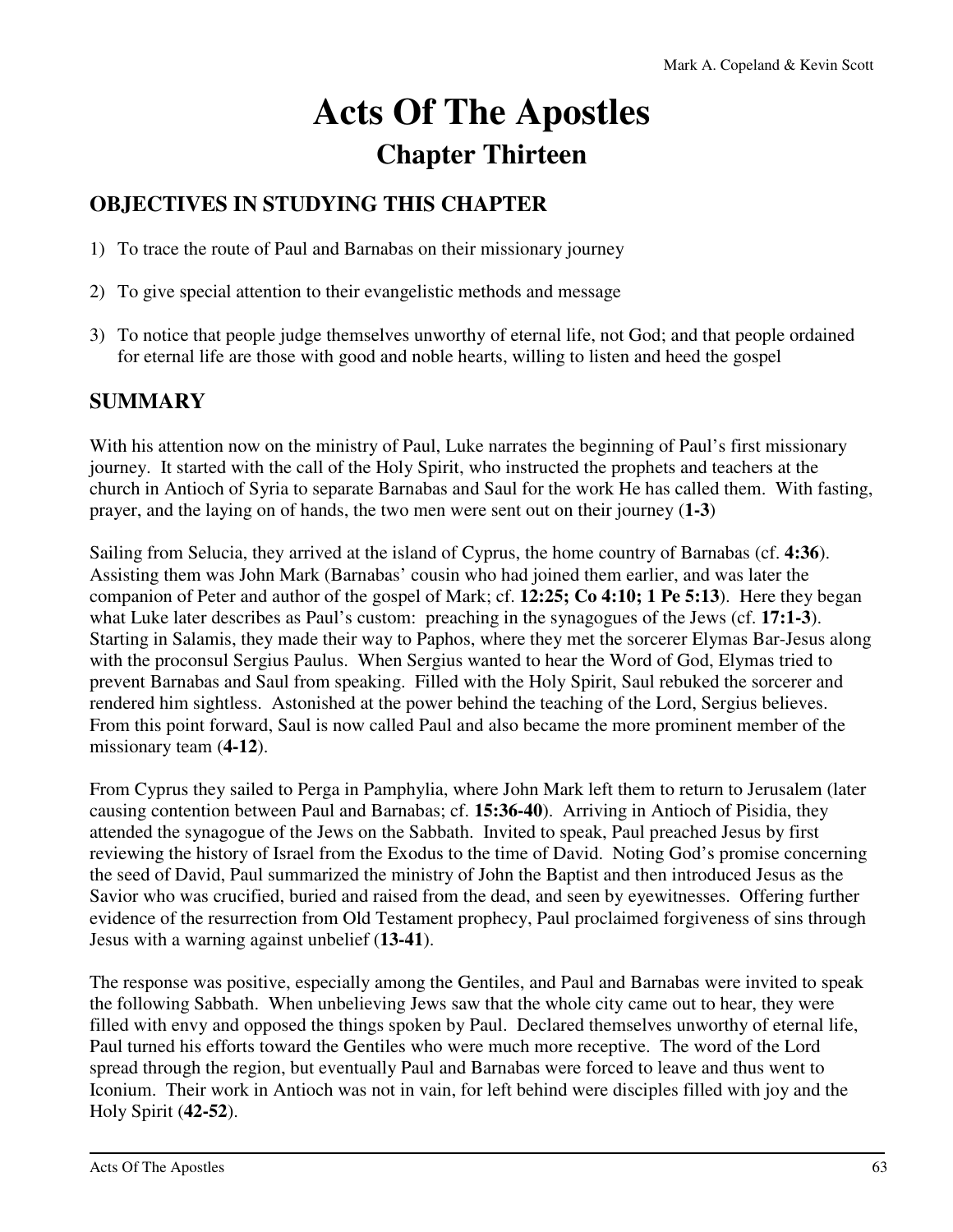# Acts Of The Apostles

## Chapter Thirteen

### OBJECTIVES IN STUDYING THIS CHAPTER

1) To trace the route of Paul and Barnabas on their missionary journey

2) To give special attention to their evangelistic methods and message

3) To notice that people judge themselves unworthy of eternal life, not God; and that people ordained for eternal life are those with good and noble hearts, willing to listen and heed the gospel

### SUMMARY

With his attention now on the ministry of Paul, Luke narrates the beginning of Paul's first missionary journey. It started with the call of the Holy Spirit, who instructed the prophets and teachers at the church in Antioch of Syria to separate Barnabas and Saul for the work He has called them. With fasting, prayer, and the laying on of hands, the two men were sent out on their journey (**1-3**)

Sailing from Selucia, they arrived at the island of Cyprus, the home country of Barnabas (cf. **4:36**). Assisting them was John Mark (Barnabas' cousin who had joined them earlier, and was later the companion of Peter and author of the gospel of Mark; cf. **12:25; Co 4:10; 1 Pe 5:13**). Here they began what Luke later describes as Paul's custom: preaching in the synagogues of the Jews (cf. **17:1-3**). Starting in Salamis, they made their way to Paphos, where they met the sorcerer Elymas Bar-Jesus along with the proconsul Sergius Paulus. When Sergius wanted to hear the Word of God, Elymas tried to prevent Barnabas and Saul from speaking. Filled with the Holy Spirit, Saul rebuked the sorcerer and rendered him sightless. Astonished at the power behind the teaching of the Lord, Sergius believes. From this point forward, Saul is now called Paul and also became the more prominent member of the missionary team (**4-12**).

From Cyprus they sailed to Perga in Pamphylia, where John Mark left them to return to Jerusalem (later causing contention between Paul and Barnabas; cf. **15:36-40**). Arriving in Antioch of Pisidia, they attended the synagogue of the Jews on the Sabbath. Invited to speak, Paul preached Jesus by first reviewing the history of Israel from the Exodus to the time of David. Noting God's promise concerning the seed of David, Paul summarized the ministry of John the Baptist and then introduced Jesus as the Savior who was crucified, buried and raised from the dead, and seen by eyewitnesses. Offering further evidence of the resurrection from Old Testament prophecy, Paul proclaimed forgiveness of sins through Jesus with a warning against unbelief (**13-41**).

The response was positive, especially among the Gentiles, and Paul and Barnabas were invited to speak the following Sabbath. When unbelieving Jews saw that the whole city came out to hear, they were filled with envy and opposed the things spoken by Paul. Declared themselves unworthy of eternal life, Paul turned his efforts toward the Gentiles who were much more receptive. The word of the Lord spread through the region, but eventually Paul and Barnabas were forced to leave and thus went to Iconium. Their work in Antioch was not in vain, for left behind were disciples filled with joy and the Holy Spirit (**42-52**).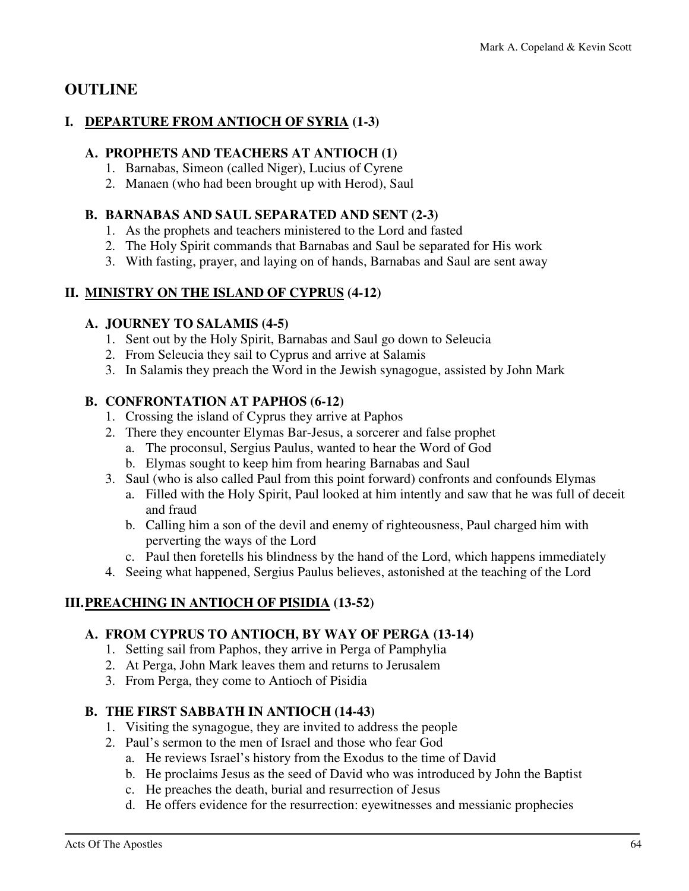## OUTLINE

### I. <u>DEPARTURE FROM ANTIOCH OF SYRIA</u> (1-3)

#### A. PROPHETS AND TEACHERS AT ANTIOCH (1)

1. Barnabas, Simeon (called Niger), Lucius of Cyrene
2. Manaen (who had been brought up with Herod), Saul

#### B. BARNABAS AND SAUL SEPARATED AND SENT (2-3)

1. As the prophets and teachers ministered to the Lord and fasted
2. The Holy Spirit commands that Barnabas and Saul be separated for His work
3. With fasting, prayer, and laying on of hands, Barnabas and Saul are sent away

### II. <u>MINISTRY ON THE ISLAND OF CYPRUS</u> (4-12)

#### A. JOURNEY TO SALAMIS (4-5)

1. Sent out by the Holy Spirit, Barnabas and Saul go down to Seleucia
2. From Seleucia they sail to Cyprus and arrive at Salamis
3. In Salamis they preach the Word in the Jewish synagogue, assisted by John Mark

#### B. CONFRONTATION AT PAPHOS (6-12)

1. Crossing the island of Cyprus they arrive at Paphos
2. There they encounter Elymas Bar-Jesus, a sorcerer and false prophet
   a. The proconsul, Sergius Paulus, wanted to hear the Word of God
   b. Elymas sought to keep him from hearing Barnabas and Saul
3. Saul (who is also called Paul from this point forward) confronts and confounds Elymas
   a. Filled with the Holy Spirit, Paul looked at him intently and saw that he was full of deceit and fraud
   b. Calling him a son of the devil and enemy of righteousness, Paul charged him with perverting the ways of the Lord
   c. Paul then foretells his blindness by the hand of the Lord, which happens immediately
4. Seeing what happened, Sergius Paulus believes, astonished at the teaching of the Lord

### III. <u>PREACHING IN ANTIOCH OF PISIDIA</u> (13-52)

#### A. FROM CYPRUS TO ANTIOCH, BY WAY OF PERGA (13-14)

1. Setting sail from Paphos, they arrive in Perga of Pamphylia
2. At Perga, John Mark leaves them and returns to Jerusalem
3. From Perga, they come to Antioch of Pisidia

#### B. THE FIRST SABBATH IN ANTIOCH (14-43)

1. Visiting the synagogue, they are invited to address the people
2. Paul's sermon to the men of Israel and those who fear God
   a. He reviews Israel's history from the Exodus to the time of David
   b. He proclaims Jesus as the seed of David who was introduced by John the Baptist
   c. He preaches the death, burial and resurrection of Jesus
   d. He offers evidence for the resurrection: eyewitnesses and messianic prophecies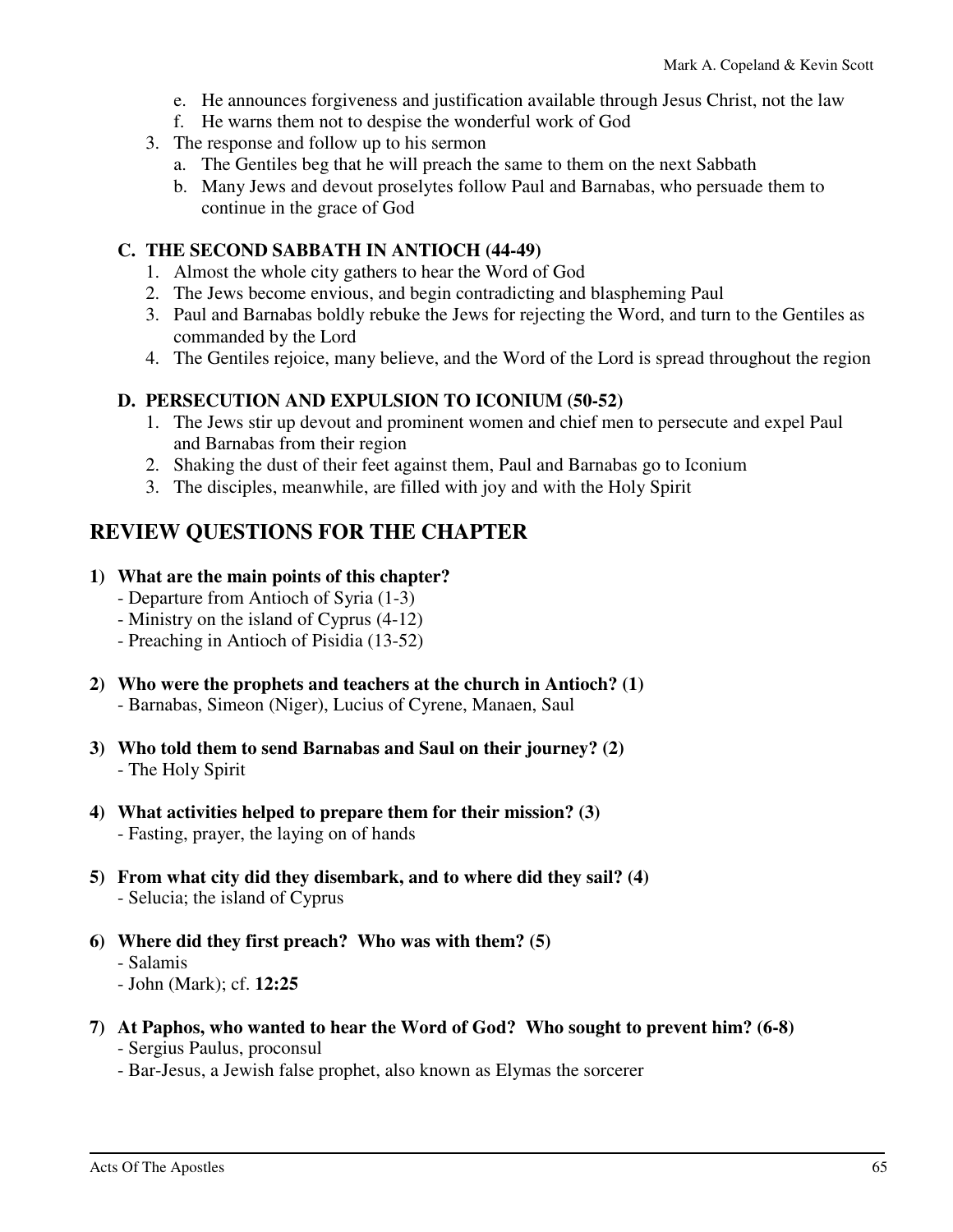e. He announces forgiveness and justification available through Jesus Christ, not the law
   f. He warns them not to despise the wonderful work of God
3. The response and follow up to his sermon
   a. The Gentiles beg that he will preach the same to them on the next Sabbath
   b. Many Jews and devout proselytes follow Paul and Barnabas, who persuade them to continue in the grace of God

### C. THE SECOND SABBATH IN ANTIOCH (44-49)

1. Almost the whole city gathers to hear the Word of God
2. The Jews become envious, and begin contradicting and blaspheming Paul
3. Paul and Barnabas boldly rebuke the Jews for rejecting the Word, and turn to the Gentiles as commanded by the Lord
4. The Gentiles rejoice, many believe, and the Word of the Lord is spread throughout the region

### D. PERSECUTION AND EXPULSION TO ICONIUM (50-52)

1. The Jews stir up devout and prominent women and chief men to persecute and expel Paul and Barnabas from their region
2. Shaking the dust of their feet against them, Paul and Barnabas go to Iconium
3. The disciples, meanwhile, are filled with joy and with the Holy Spirit

## REVIEW QUESTIONS FOR THE CHAPTER

**1) What are the main points of this chapter?**
- Departure from Antioch of Syria (1-3)
- Ministry on the island of Cyprus (4-12)
- Preaching in Antioch of Pisidia (13-52)

**2) Who were the prophets and teachers at the church in Antioch? (1)**
- Barnabas, Simeon (Niger), Lucius of Cyrene, Manaen, Saul

**3) Who told them to send Barnabas and Saul on their journey? (2)**
- The Holy Spirit

**4) What activities helped to prepare them for their mission? (3)**
- Fasting, prayer, the laying on of hands

**5) From what city did they disembark, and to where did they sail? (4)**
- Selucia; the island of Cyprus

**6) Where did they first preach? Who was with them? (5)**
- Salamis
- John (Mark); cf. **12:25**

**7) At Paphos, who wanted to hear the Word of God? Who sought to prevent him? (6-8)**
- Sergius Paulus, proconsul
- Bar-Jesus, a Jewish false prophet, also known as Elymas the sorcerer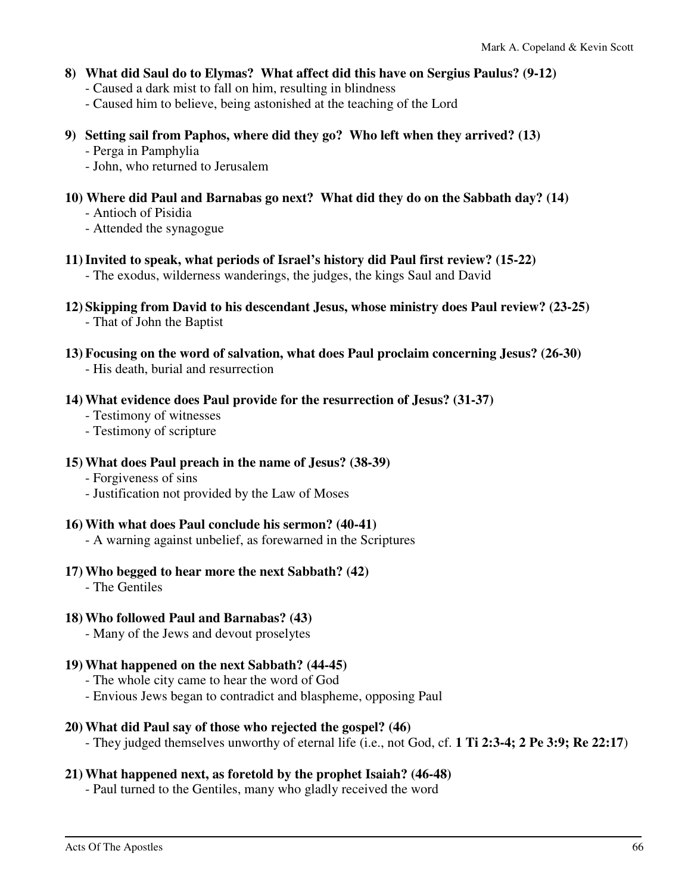**8) What did Saul do to Elymas? What affect did this have on Sergius Paulus? (9-12)**
- Caused a dark mist to fall on him, resulting in blindness
- Caused him to believe, being astonished at the teaching of the Lord

**9) Setting sail from Paphos, where did they go? Who left when they arrived? (13)**
- Perga in Pamphylia
- John, who returned to Jerusalem

**10) Where did Paul and Barnabas go next? What did they do on the Sabbath day? (14)**
- Antioch of Pisidia
- Attended the synagogue

**11) Invited to speak, what periods of Israel's history did Paul first review? (15-22)**
- The exodus, wilderness wanderings, the judges, the kings Saul and David

**12) Skipping from David to his descendant Jesus, whose ministry does Paul review? (23-25)**
- That of John the Baptist

**13) Focusing on the word of salvation, what does Paul proclaim concerning Jesus? (26-30)**
- His death, burial and resurrection

**14) What evidence does Paul provide for the resurrection of Jesus? (31-37)**
- Testimony of witnesses
- Testimony of scripture

**15) What does Paul preach in the name of Jesus? (38-39)**
- Forgiveness of sins
- Justification not provided by the Law of Moses

**16) With what does Paul conclude his sermon? (40-41)**
- A warning against unbelief, as forewarned in the Scriptures

**17) Who begged to hear more the next Sabbath? (42)**
- The Gentiles

**18) Who followed Paul and Barnabas? (43)**
- Many of the Jews and devout proselytes

**19) What happened on the next Sabbath? (44-45)**
- The whole city came to hear the word of God
- Envious Jews began to contradict and blaspheme, opposing Paul

**20) What did Paul say of those who rejected the gospel? (46)**
- They judged themselves unworthy of eternal life (i.e., not God, cf. **1 Ti 2:3-4; 2 Pe 3:9; Re 22:17**)

**21) What happened next, as foretold by the prophet Isaiah? (46-48)**
- Paul turned to the Gentiles, many who gladly received the word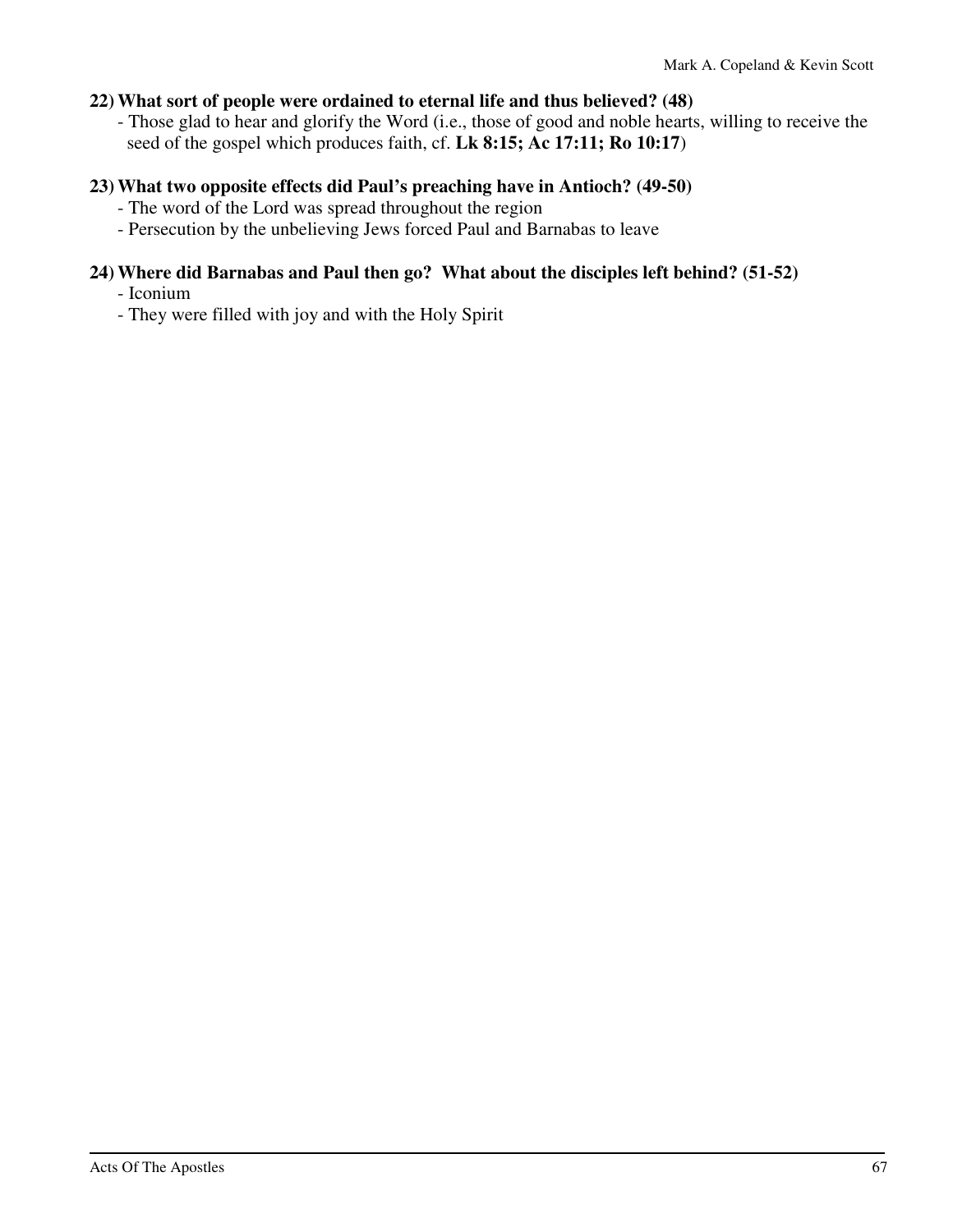**22) What sort of people were ordained to eternal life and thus believed? (48)**

- Those glad to hear and glorify the Word (i.e., those of good and noble hearts, willing to receive the seed of the gospel which produces faith, cf. **Lk 8:15; Ac 17:11; Ro 10:17**)

**23) What two opposite effects did Paul's preaching have in Antioch? (49-50)**

- The word of the Lord was spread throughout the region
- Persecution by the unbelieving Jews forced Paul and Barnabas to leave

**24) Where did Barnabas and Paul then go? What about the disciples left behind? (51-52)**

- Iconium
- They were filled with joy and with the Holy Spirit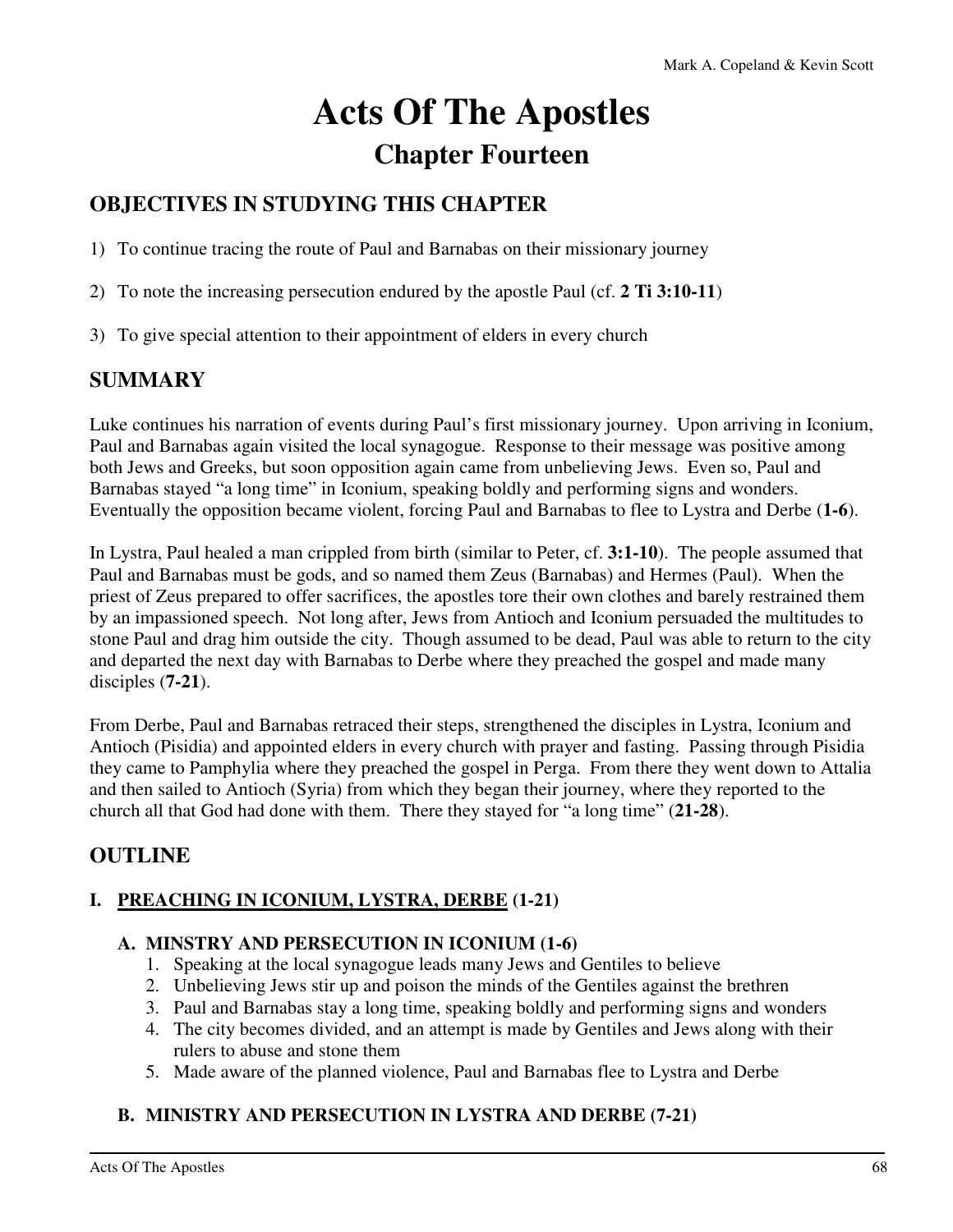# Acts Of The Apostles

## Chapter Fourteen

### OBJECTIVES IN STUDYING THIS CHAPTER

1) To continue tracing the route of Paul and Barnabas on their missionary journey

2) To note the increasing persecution endured by the apostle Paul (cf. **2 Ti 3:10-11**)

3) To give special attention to their appointment of elders in every church

### SUMMARY

Luke continues his narration of events during Paul's first missionary journey. Upon arriving in Iconium, Paul and Barnabas again visited the local synagogue. Response to their message was positive among both Jews and Greeks, but soon opposition again came from unbelieving Jews. Even so, Paul and Barnabas stayed "a long time" in Iconium, speaking boldly and performing signs and wonders. Eventually the opposition became violent, forcing Paul and Barnabas to flee to Lystra and Derbe (**1-6**).

In Lystra, Paul healed a man crippled from birth (similar to Peter, cf. **3:1-10**). The people assumed that Paul and Barnabas must be gods, and so named them Zeus (Barnabas) and Hermes (Paul). When the priest of Zeus prepared to offer sacrifices, the apostles tore their own clothes and barely restrained them by an impassioned speech. Not long after, Jews from Antioch and Iconium persuaded the multitudes to stone Paul and drag him outside the city. Though assumed to be dead, Paul was able to return to the city and departed the next day with Barnabas to Derbe where they preached the gospel and made many disciples (**7-21**).

From Derbe, Paul and Barnabas retraced their steps, strengthened the disciples in Lystra, Iconium and Antioch (Pisidia) and appointed elders in every church with prayer and fasting. Passing through Pisidia they came to Pamphylia where they preached the gospel in Perga. From there they went down to Attalia and then sailed to Antioch (Syria) from which they began their journey, where they reported to the church all that God had done with them. There they stayed for "a long time" (**21-28**).

### OUTLINE

#### I. <u>PREACHING IN ICONIUM, LYSTRA, DERBE</u> (1-21)

**A. MINSTRY AND PERSECUTION IN ICONIUM (1-6)**

1. Speaking at the local synagogue leads many Jews and Gentiles to believe
2. Unbelieving Jews stir up and poison the minds of the Gentiles against the brethren
3. Paul and Barnabas stay a long time, speaking boldly and performing signs and wonders
4. The city becomes divided, and an attempt is made by Gentiles and Jews along with their rulers to abuse and stone them
5. Made aware of the planned violence, Paul and Barnabas flee to Lystra and Derbe

**B. MINISTRY AND PERSECUTION IN LYSTRA AND DERBE (7-21)**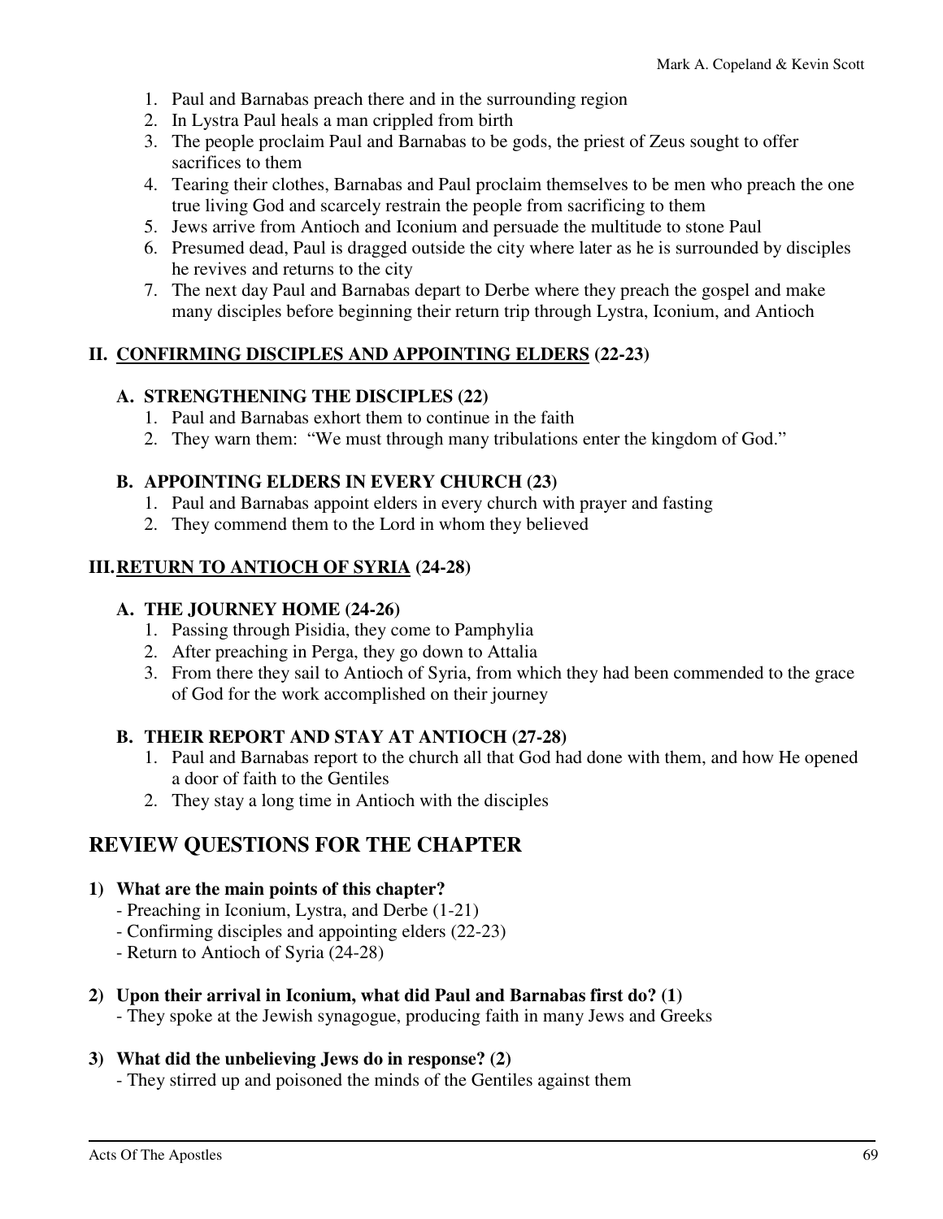1. Paul and Barnabas preach there and in the surrounding region
2. In Lystra Paul heals a man crippled from birth
3. The people proclaim Paul and Barnabas to be gods, the priest of Zeus sought to offer sacrifices to them
4. Tearing their clothes, Barnabas and Paul proclaim themselves to be men who preach the one true living God and scarcely restrain the people from sacrificing to them
5. Jews arrive from Antioch and Iconium and persuade the multitude to stone Paul
6. Presumed dead, Paul is dragged outside the city where later as he is surrounded by disciples he revives and returns to the city
7. The next day Paul and Barnabas depart to Derbe where they preach the gospel and make many disciples before beginning their return trip through Lystra, Iconium, and Antioch

### II. <u>CONFIRMING DISCIPLES AND APPOINTING ELDERS</u> (22-23)

#### A. STRENGTHENING THE DISCIPLES (22)

1. Paul and Barnabas exhort them to continue in the faith
2. They warn them: "We must through many tribulations enter the kingdom of God."

#### B. APPOINTING ELDERS IN EVERY CHURCH (23)

1. Paul and Barnabas appoint elders in every church with prayer and fasting
2. They commend them to the Lord in whom they believed

### III. <u>RETURN TO ANTIOCH OF SYRIA</u> (24-28)

#### A. THE JOURNEY HOME (24-26)

1. Passing through Pisidia, they come to Pamphylia
2. After preaching in Perga, they go down to Attalia
3. From there they sail to Antioch of Syria, from which they had been commended to the grace of God for the work accomplished on their journey

#### B. THEIR REPORT AND STAY AT ANTIOCH (27-28)

1. Paul and Barnabas report to the church all that God had done with them, and how He opened a door of faith to the Gentiles
2. They stay a long time in Antioch with the disciples

## REVIEW QUESTIONS FOR THE CHAPTER

**1) What are the main points of this chapter?**
- Preaching in Iconium, Lystra, and Derbe (1-21)
- Confirming disciples and appointing elders (22-23)
- Return to Antioch of Syria (24-28)

**2) Upon their arrival in Iconium, what did Paul and Barnabas first do? (1)**
- They spoke at the Jewish synagogue, producing faith in many Jews and Greeks

**3) What did the unbelieving Jews do in response? (2)**
- They stirred up and poisoned the minds of the Gentiles against them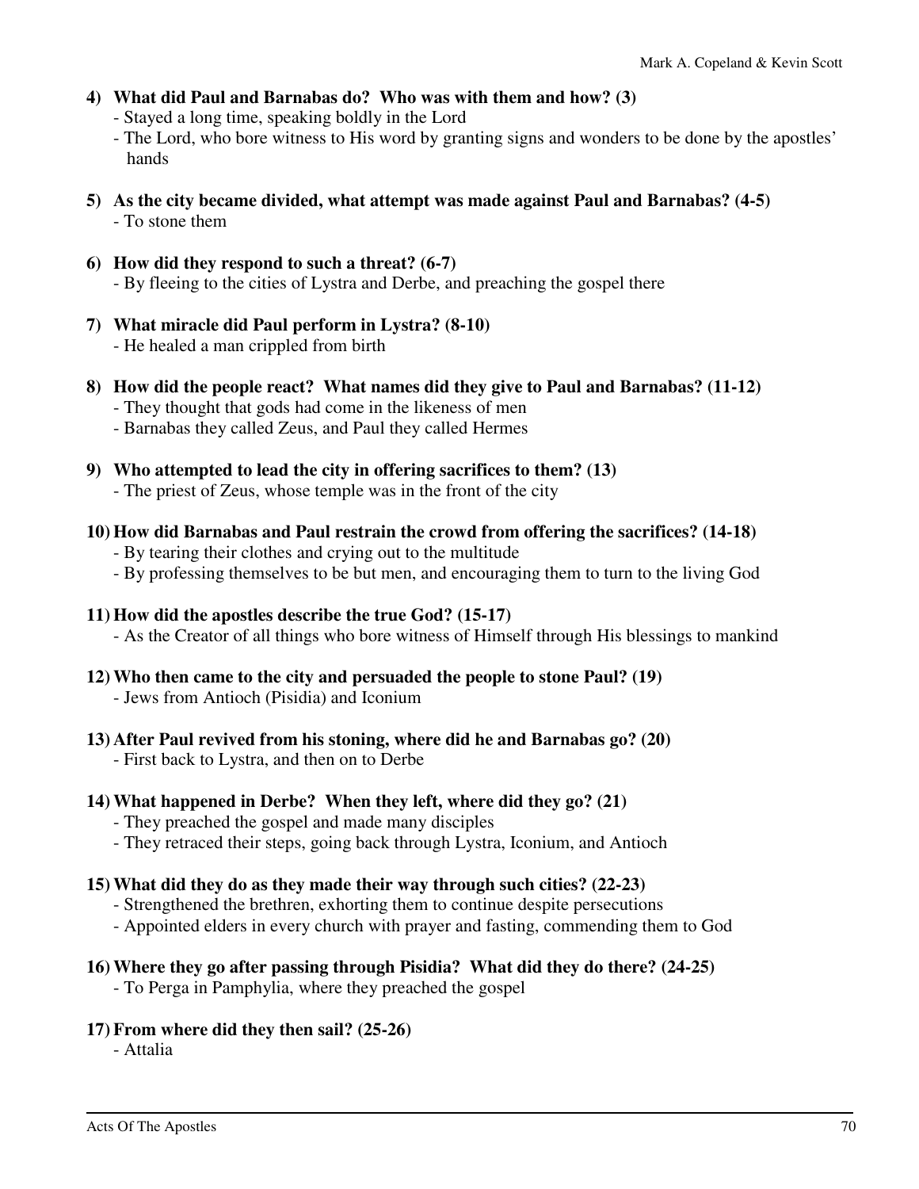**4) What did Paul and Barnabas do? Who was with them and how? (3)**
- Stayed a long time, speaking boldly in the Lord
- The Lord, who bore witness to His word by granting signs and wonders to be done by the apostles' hands

**5) As the city became divided, what attempt was made against Paul and Barnabas? (4-5)**
- To stone them

**6) How did they respond to such a threat? (6-7)**
- By fleeing to the cities of Lystra and Derbe, and preaching the gospel there

**7) What miracle did Paul perform in Lystra? (8-10)**
- He healed a man crippled from birth

**8) How did the people react? What names did they give to Paul and Barnabas? (11-12)**
- They thought that gods had come in the likeness of men
- Barnabas they called Zeus, and Paul they called Hermes

**9) Who attempted to lead the city in offering sacrifices to them? (13)**
- The priest of Zeus, whose temple was in the front of the city

**10) How did Barnabas and Paul restrain the crowd from offering the sacrifices? (14-18)**
- By tearing their clothes and crying out to the multitude
- By professing themselves to be but men, and encouraging them to turn to the living God

**11) How did the apostles describe the true God? (15-17)**
- As the Creator of all things who bore witness of Himself through His blessings to mankind

**12) Who then came to the city and persuaded the people to stone Paul? (19)**
- Jews from Antioch (Pisidia) and Iconium

**13) After Paul revived from his stoning, where did he and Barnabas go? (20)**
- First back to Lystra, and then on to Derbe

**14) What happened in Derbe? When they left, where did they go? (21)**
- They preached the gospel and made many disciples
- They retraced their steps, going back through Lystra, Iconium, and Antioch

**15) What did they do as they made their way through such cities? (22-23)**
- Strengthened the brethren, exhorting them to continue despite persecutions
- Appointed elders in every church with prayer and fasting, commending them to God

**16) Where they go after passing through Pisidia? What did they do there? (24-25)**
- To Perga in Pamphylia, where they preached the gospel

**17) From where did they then sail? (25-26)**
- Attalia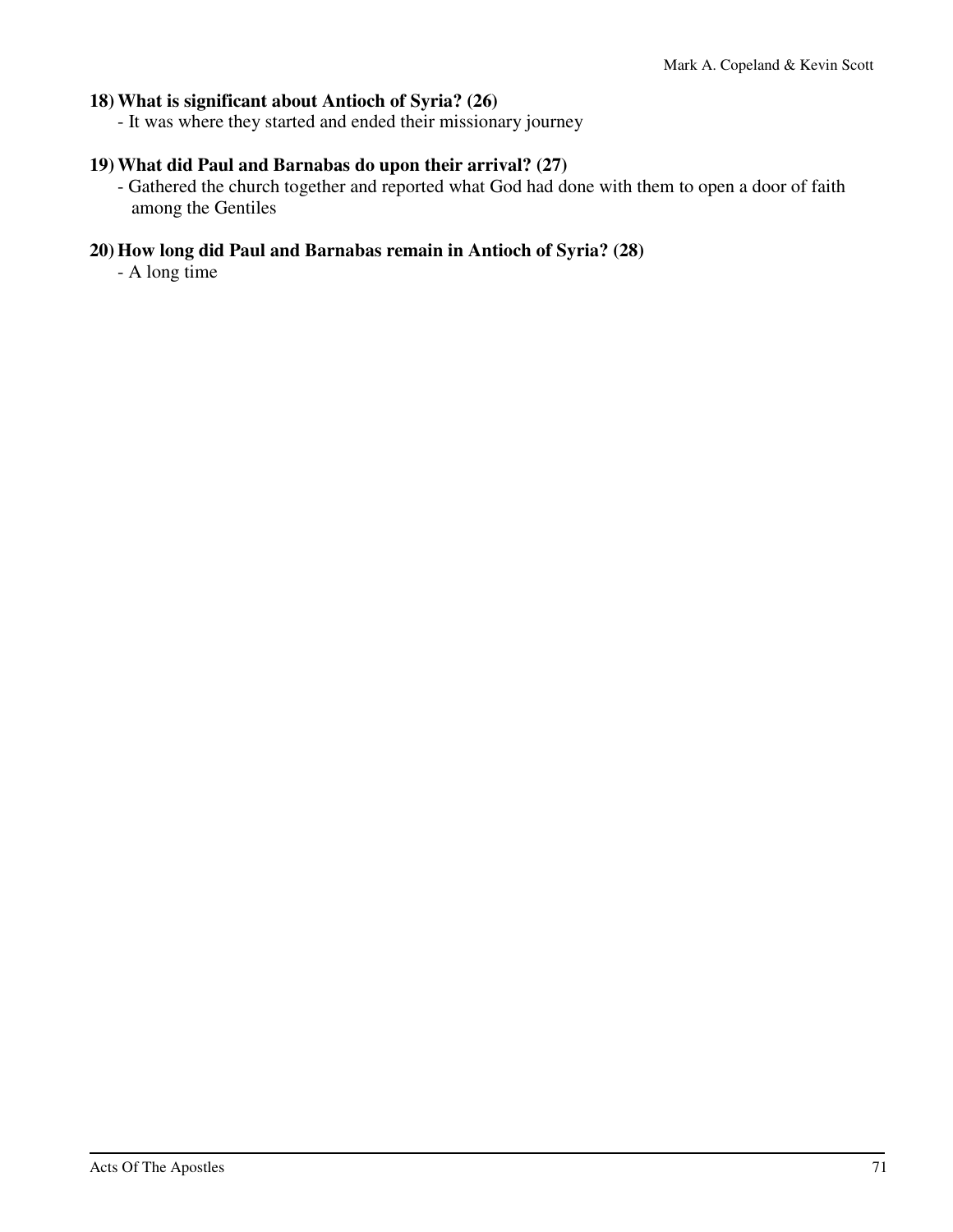**18) What is significant about Antioch of Syria? (26)**

- It was where they started and ended their missionary journey

**19) What did Paul and Barnabas do upon their arrival? (27)**

- Gathered the church together and reported what God had done with them to open a door of faith among the Gentiles

**20) How long did Paul and Barnabas remain in Antioch of Syria? (28)**

- A long time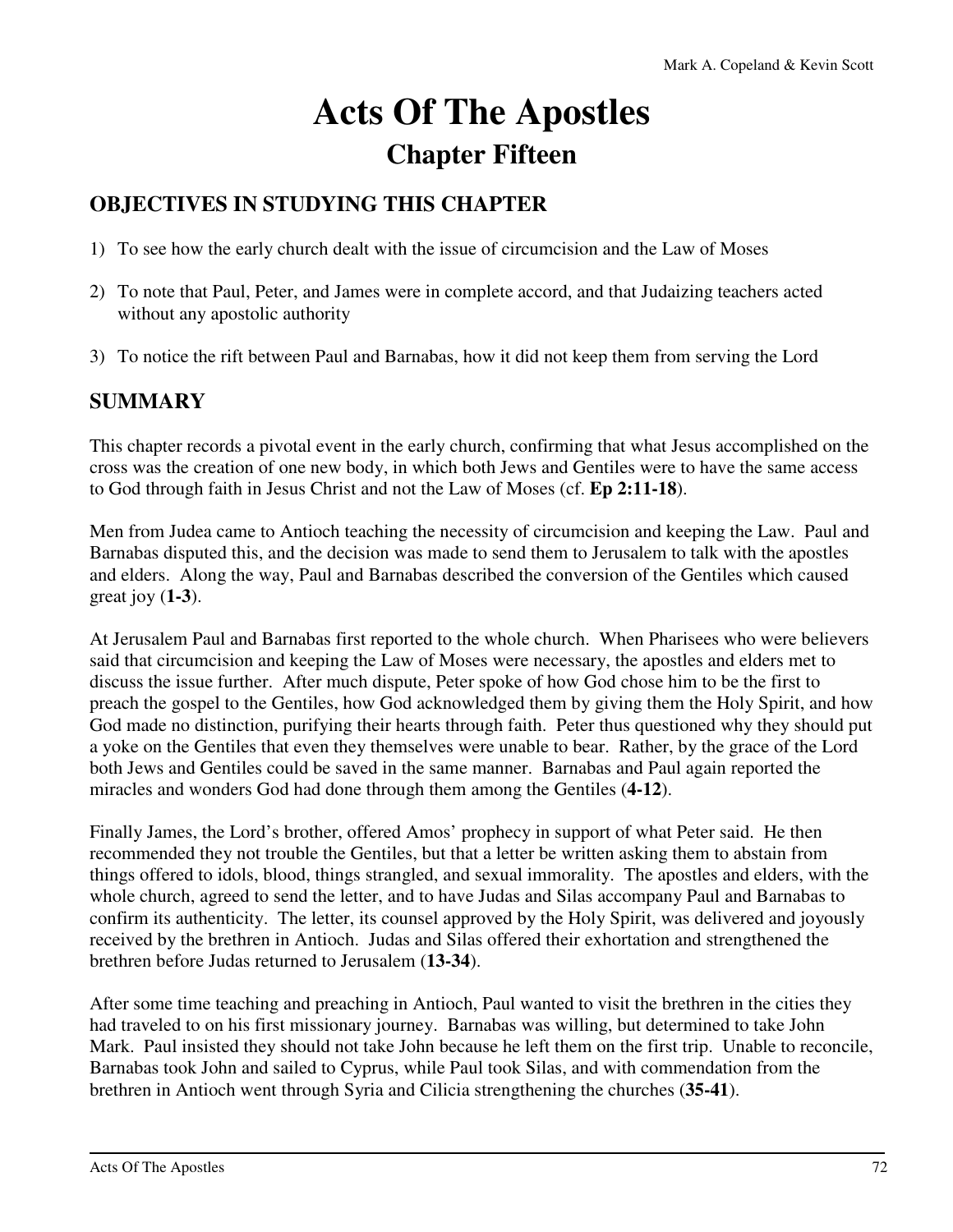# Acts Of The Apostles

## Chapter Fifteen

### OBJECTIVES IN STUDYING THIS CHAPTER

1) To see how the early church dealt with the issue of circumcision and the Law of Moses
2) To note that Paul, Peter, and James were in complete accord, and that Judaizing teachers acted without any apostolic authority
3) To notice the rift between Paul and Barnabas, how it did not keep them from serving the Lord

### SUMMARY

This chapter records a pivotal event in the early church, confirming that what Jesus accomplished on the cross was the creation of one new body, in which both Jews and Gentiles were to have the same access to God through faith in Jesus Christ and not the Law of Moses (cf. **Ep 2:11-18**).

Men from Judea came to Antioch teaching the necessity of circumcision and keeping the Law. Paul and Barnabas disputed this, and the decision was made to send them to Jerusalem to talk with the apostles and elders. Along the way, Paul and Barnabas described the conversion of the Gentiles which caused great joy (**1-3**).

At Jerusalem Paul and Barnabas first reported to the whole church. When Pharisees who were believers said that circumcision and keeping the Law of Moses were necessary, the apostles and elders met to discuss the issue further. After much dispute, Peter spoke of how God chose him to be the first to preach the gospel to the Gentiles, how God acknowledged them by giving them the Holy Spirit, and how God made no distinction, purifying their hearts through faith. Peter thus questioned why they should put a yoke on the Gentiles that even they themselves were unable to bear. Rather, by the grace of the Lord both Jews and Gentiles could be saved in the same manner. Barnabas and Paul again reported the miracles and wonders God had done through them among the Gentiles (**4-12**).

Finally James, the Lord's brother, offered Amos' prophecy in support of what Peter said. He then recommended they not trouble the Gentiles, but that a letter be written asking them to abstain from things offered to idols, blood, things strangled, and sexual immorality. The apostles and elders, with the whole church, agreed to send the letter, and to have Judas and Silas accompany Paul and Barnabas to confirm its authenticity. The letter, its counsel approved by the Holy Spirit, was delivered and joyously received by the brethren in Antioch. Judas and Silas offered their exhortation and strengthened the brethren before Judas returned to Jerusalem (**13-34**).

After some time teaching and preaching in Antioch, Paul wanted to visit the brethren in the cities they had traveled to on his first missionary journey. Barnabas was willing, but determined to take John Mark. Paul insisted they should not take John because he left them on the first trip. Unable to reconcile, Barnabas took John and sailed to Cyprus, while Paul took Silas, and with commendation from the brethren in Antioch went through Syria and Cilicia strengthening the churches (**35-41**).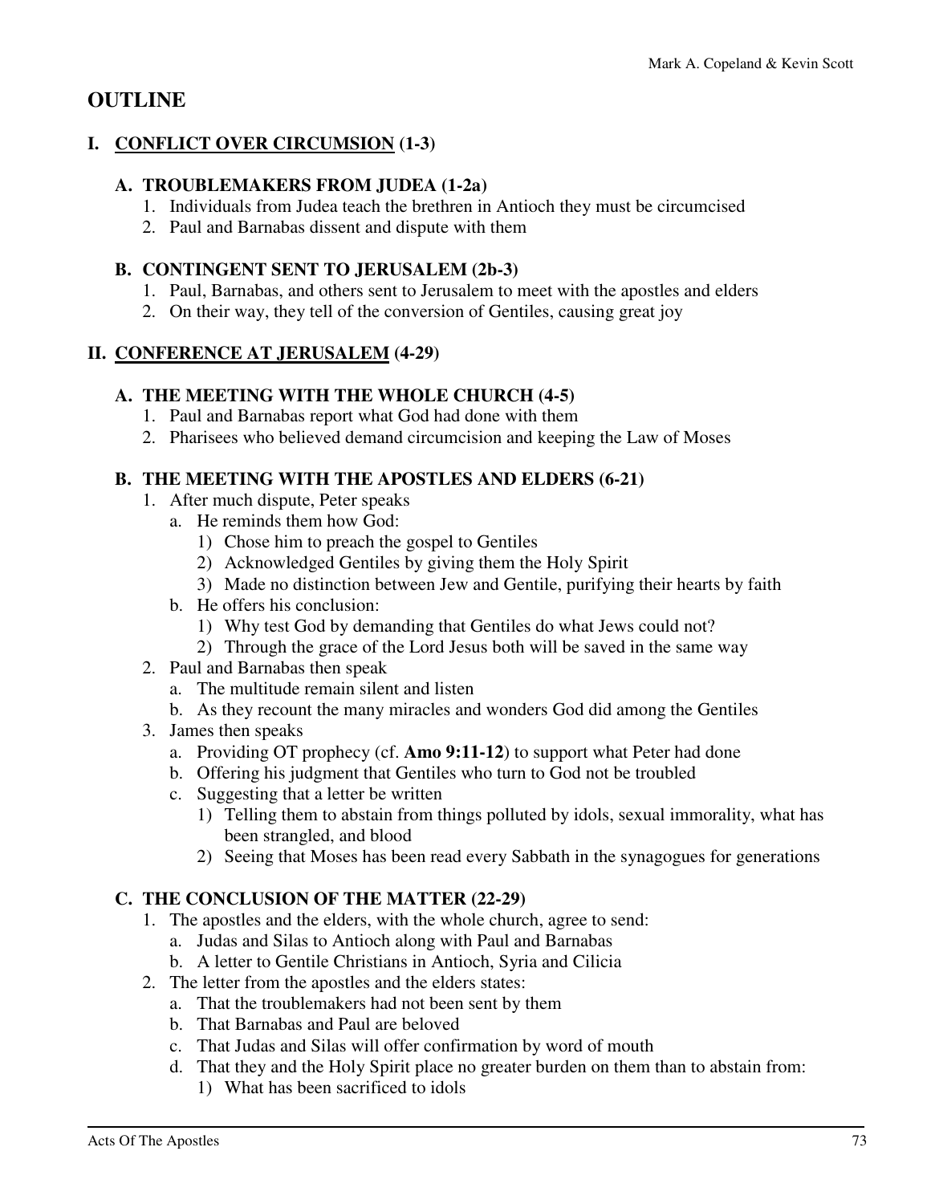## OUTLINE

### I. <u>CONFLICT OVER CIRCUMSION</u> (1-3)

#### A. TROUBLEMAKERS FROM JUDEA (1-2a)

1. Individuals from Judea teach the brethren in Antioch they must be circumcised
2. Paul and Barnabas dissent and dispute with them

#### B. CONTINGENT SENT TO JERUSALEM (2b-3)

1. Paul, Barnabas, and others sent to Jerusalem to meet with the apostles and elders
2. On their way, they tell of the conversion of Gentiles, causing great joy

### II. <u>CONFERENCE AT JERUSALEM</u> (4-29)

#### A. THE MEETING WITH THE WHOLE CHURCH (4-5)

1. Paul and Barnabas report what God had done with them
2. Pharisees who believed demand circumcision and keeping the Law of Moses

#### B. THE MEETING WITH THE APOSTLES AND ELDERS (6-21)

1. After much dispute, Peter speaks
   a. He reminds them how God:
      1) Chose him to preach the gospel to Gentiles
      2) Acknowledged Gentiles by giving them the Holy Spirit
      3) Made no distinction between Jew and Gentile, purifying their hearts by faith
   b. He offers his conclusion:
      1) Why test God by demanding that Gentiles do what Jews could not?
      2) Through the grace of the Lord Jesus both will be saved in the same way
2. Paul and Barnabas then speak
   a. The multitude remain silent and listen
   b. As they recount the many miracles and wonders God did among the Gentiles
3. James then speaks
   a. Providing OT prophecy (cf. **Amo 9:11-12**) to support what Peter had done
   b. Offering his judgment that Gentiles who turn to God not be troubled
   c. Suggesting that a letter be written
      1) Telling them to abstain from things polluted by idols, sexual immorality, what has been strangled, and blood
      2) Seeing that Moses has been read every Sabbath in the synagogues for generations

#### C. THE CONCLUSION OF THE MATTER (22-29)

1. The apostles and the elders, with the whole church, agree to send:
   a. Judas and Silas to Antioch along with Paul and Barnabas
   b. A letter to Gentile Christians in Antioch, Syria and Cilicia
2. The letter from the apostles and the elders states:
   a. That the troublemakers had not been sent by them
   b. That Barnabas and Paul are beloved
   c. That Judas and Silas will offer confirmation by word of mouth
   d. That they and the Holy Spirit place no greater burden on them than to abstain from:
      1) What has been sacrificed to idols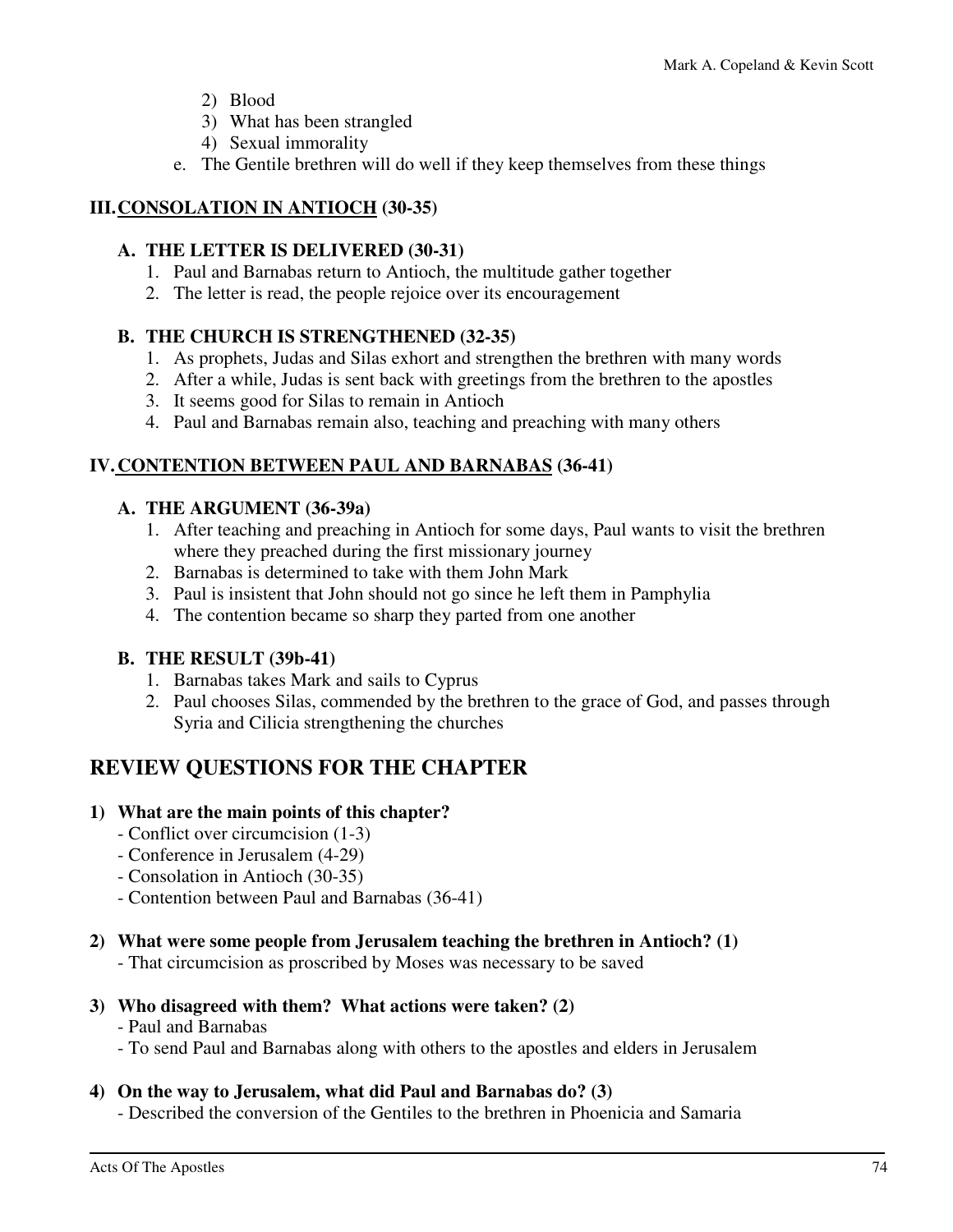2) Blood
   3) What has been strangled
   4) Sexual immorality
e. The Gentile brethren will do well if they keep themselves from these things

### III. <u>CONSOLATION IN ANTIOCH</u> (30-35)

#### A. THE LETTER IS DELIVERED (30-31)

1. Paul and Barnabas return to Antioch, the multitude gather together
2. The letter is read, the people rejoice over its encouragement

#### B. THE CHURCH IS STRENGTHENED (32-35)

1. As prophets, Judas and Silas exhort and strengthen the brethren with many words
2. After a while, Judas is sent back with greetings from the brethren to the apostles
3. It seems good for Silas to remain in Antioch
4. Paul and Barnabas remain also, teaching and preaching with many others

### IV. <u>CONTENTION BETWEEN PAUL AND BARNABAS</u> (36-41)

#### A. THE ARGUMENT (36-39a)

1. After teaching and preaching in Antioch for some days, Paul wants to visit the brethren where they preached during the first missionary journey
2. Barnabas is determined to take with them John Mark
3. Paul is insistent that John should not go since he left them in Pamphylia
4. The contention became so sharp they parted from one another

#### B. THE RESULT (39b-41)

1. Barnabas takes Mark and sails to Cyprus
2. Paul chooses Silas, commended by the brethren to the grace of God, and passes through Syria and Cilicia strengthening the churches

## REVIEW QUESTIONS FOR THE CHAPTER

**1) What are the main points of this chapter?**
- Conflict over circumcision (1-3)
- Conference in Jerusalem (4-29)
- Consolation in Antioch (30-35)
- Contention between Paul and Barnabas (36-41)

**2) What were some people from Jerusalem teaching the brethren in Antioch? (1)**
- That circumcision as proscribed by Moses was necessary to be saved

**3) Who disagreed with them? What actions were taken? (2)**
- Paul and Barnabas
- To send Paul and Barnabas along with others to the apostles and elders in Jerusalem

**4) On the way to Jerusalem, what did Paul and Barnabas do? (3)**
- Described the conversion of the Gentiles to the brethren in Phoenicia and Samaria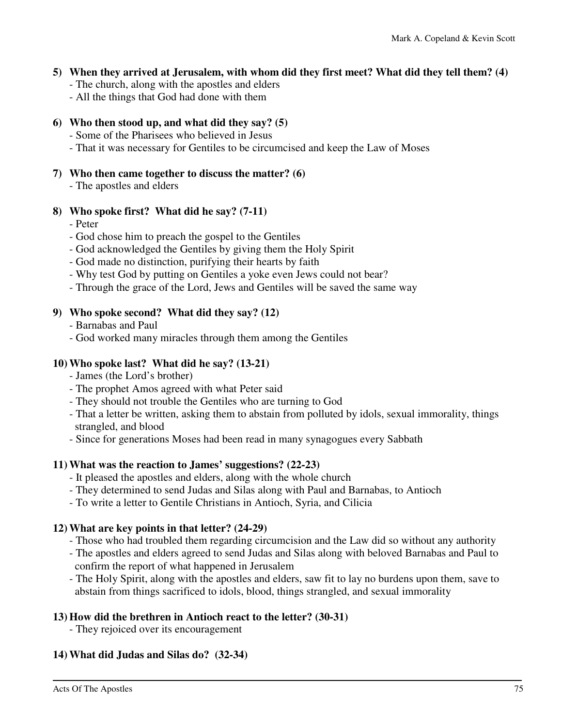**5) When they arrived at Jerusalem, with whom did they first meet? What did they tell them? (4)**
- The church, along with the apostles and elders
- All the things that God had done with them

**6) Who then stood up, and what did they say? (5)**
- Some of the Pharisees who believed in Jesus
- That it was necessary for Gentiles to be circumcised and keep the Law of Moses

**7) Who then came together to discuss the matter? (6)**
- The apostles and elders

**8) Who spoke first? What did he say? (7-11)**
- Peter
- God chose him to preach the gospel to the Gentiles
- God acknowledged the Gentiles by giving them the Holy Spirit
- God made no distinction, purifying their hearts by faith
- Why test God by putting on Gentiles a yoke even Jews could not bear?
- Through the grace of the Lord, Jews and Gentiles will be saved the same way

**9) Who spoke second? What did they say? (12)**
- Barnabas and Paul
- God worked many miracles through them among the Gentiles

**10) Who spoke last? What did he say? (13-21)**
- James (the Lord's brother)
- The prophet Amos agreed with what Peter said
- They should not trouble the Gentiles who are turning to God
- That a letter be written, asking them to abstain from polluted by idols, sexual immorality, things strangled, and blood
- Since for generations Moses had been read in many synagogues every Sabbath

**11) What was the reaction to James' suggestions? (22-23)**
- It pleased the apostles and elders, along with the whole church
- They determined to send Judas and Silas along with Paul and Barnabas, to Antioch
- To write a letter to Gentile Christians in Antioch, Syria, and Cilicia

**12) What are key points in that letter? (24-29)**
- Those who had troubled them regarding circumcision and the Law did so without any authority
- The apostles and elders agreed to send Judas and Silas along with beloved Barnabas and Paul to confirm the report of what happened in Jerusalem
- The Holy Spirit, along with the apostles and elders, saw fit to lay no burdens upon them, save to abstain from things sacrificed to idols, blood, things strangled, and sexual immorality

**13) How did the brethren in Antioch react to the letter? (30-31)**
- They rejoiced over its encouragement

**14) What did Judas and Silas do? (32-34)**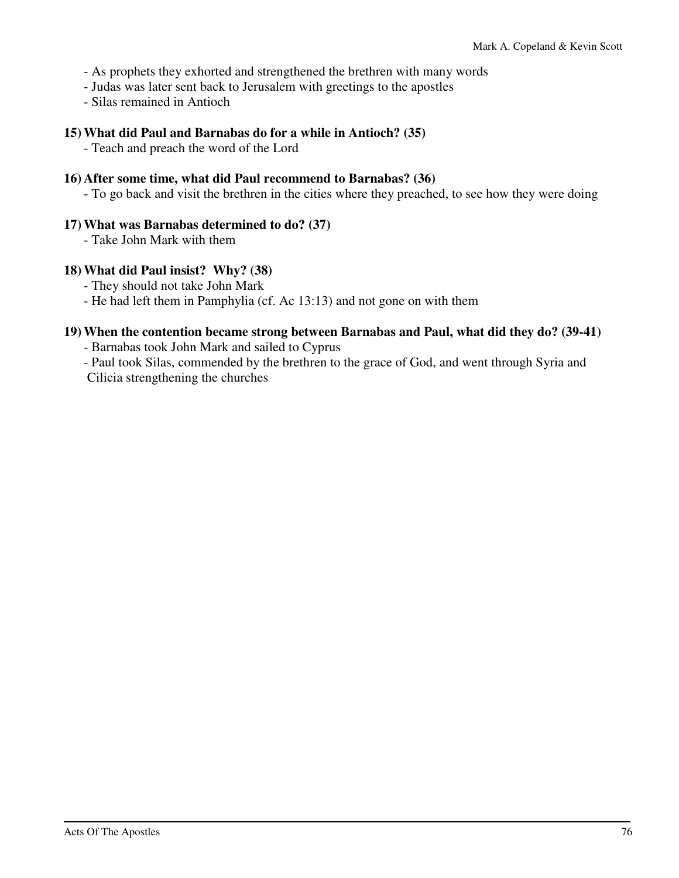- As prophets they exhorted and strengthened the brethren with many words
- Judas was later sent back to Jerusalem with greetings to the apostles
- Silas remained in Antioch

**15) What did Paul and Barnabas do for a while in Antioch? (35)**

- Teach and preach the word of the Lord

**16) After some time, what did Paul recommend to Barnabas? (36)**

- To go back and visit the brethren in the cities where they preached, to see how they were doing

**17) What was Barnabas determined to do? (37)**

- Take John Mark with them

**18) What did Paul insist?  Why? (38)**

- They should not take John Mark
- He had left them in Pamphylia (cf. Ac 13:13) and not gone on with them

**19) When the contention became strong between Barnabas and Paul, what did they do? (39-41)**

- Barnabas took John Mark and sailed to Cyprus
- Paul took Silas, commended by the brethren to the grace of God, and went through Syria and Cilicia strengthening the churches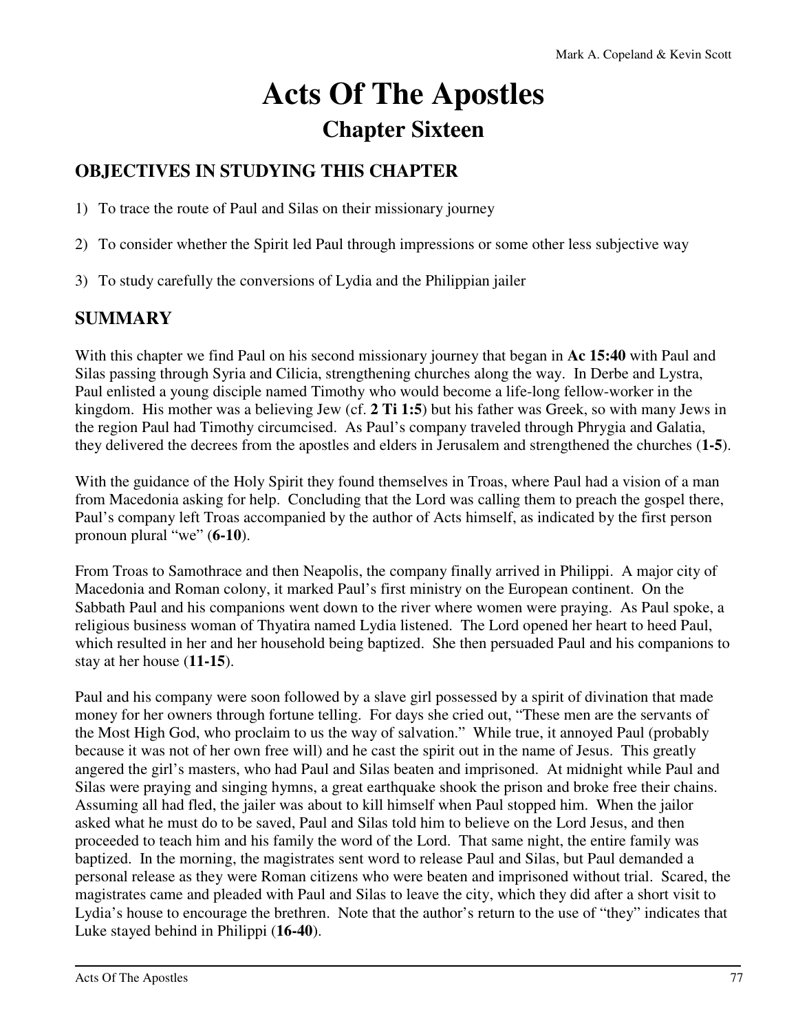# Acts Of The Apostles

## Chapter Sixteen

### OBJECTIVES IN STUDYING THIS CHAPTER

1) To trace the route of Paul and Silas on their missionary journey

2) To consider whether the Spirit led Paul through impressions or some other less subjective way

3) To study carefully the conversions of Lydia and the Philippian jailer

### SUMMARY

With this chapter we find Paul on his second missionary journey that began in **Ac 15:40** with Paul and Silas passing through Syria and Cilicia, strengthening churches along the way. In Derbe and Lystra, Paul enlisted a young disciple named Timothy who would become a life-long fellow-worker in the kingdom. His mother was a believing Jew (cf. **2 Ti 1:5**) but his father was Greek, so with many Jews in the region Paul had Timothy circumcised. As Paul's company traveled through Phrygia and Galatia, they delivered the decrees from the apostles and elders in Jerusalem and strengthened the churches (**1-5**).

With the guidance of the Holy Spirit they found themselves in Troas, where Paul had a vision of a man from Macedonia asking for help. Concluding that the Lord was calling them to preach the gospel there, Paul's company left Troas accompanied by the author of Acts himself, as indicated by the first person pronoun plural "we" (**6-10**).

From Troas to Samothrace and then Neapolis, the company finally arrived in Philippi. A major city of Macedonia and Roman colony, it marked Paul's first ministry on the European continent. On the Sabbath Paul and his companions went down to the river where women were praying. As Paul spoke, a religious business woman of Thyatira named Lydia listened. The Lord opened her heart to heed Paul, which resulted in her and her household being baptized. She then persuaded Paul and his companions to stay at her house (**11-15**).

Paul and his company were soon followed by a slave girl possessed by a spirit of divination that made money for her owners through fortune telling. For days she cried out, "These men are the servants of the Most High God, who proclaim to us the way of salvation." While true, it annoyed Paul (probably because it was not of her own free will) and he cast the spirit out in the name of Jesus. This greatly angered the girl's masters, who had Paul and Silas beaten and imprisoned. At midnight while Paul and Silas were praying and singing hymns, a great earthquake shook the prison and broke free their chains. Assuming all had fled, the jailer was about to kill himself when Paul stopped him. When the jailor asked what he must do to be saved, Paul and Silas told him to believe on the Lord Jesus, and then proceeded to teach him and his family the word of the Lord. That same night, the entire family was baptized. In the morning, the magistrates sent word to release Paul and Silas, but Paul demanded a personal release as they were Roman citizens who were beaten and imprisoned without trial. Scared, the magistrates came and pleaded with Paul and Silas to leave the city, which they did after a short visit to Lydia's house to encourage the brethren. Note that the author's return to the use of "they" indicates that Luke stayed behind in Philippi (**16-40**).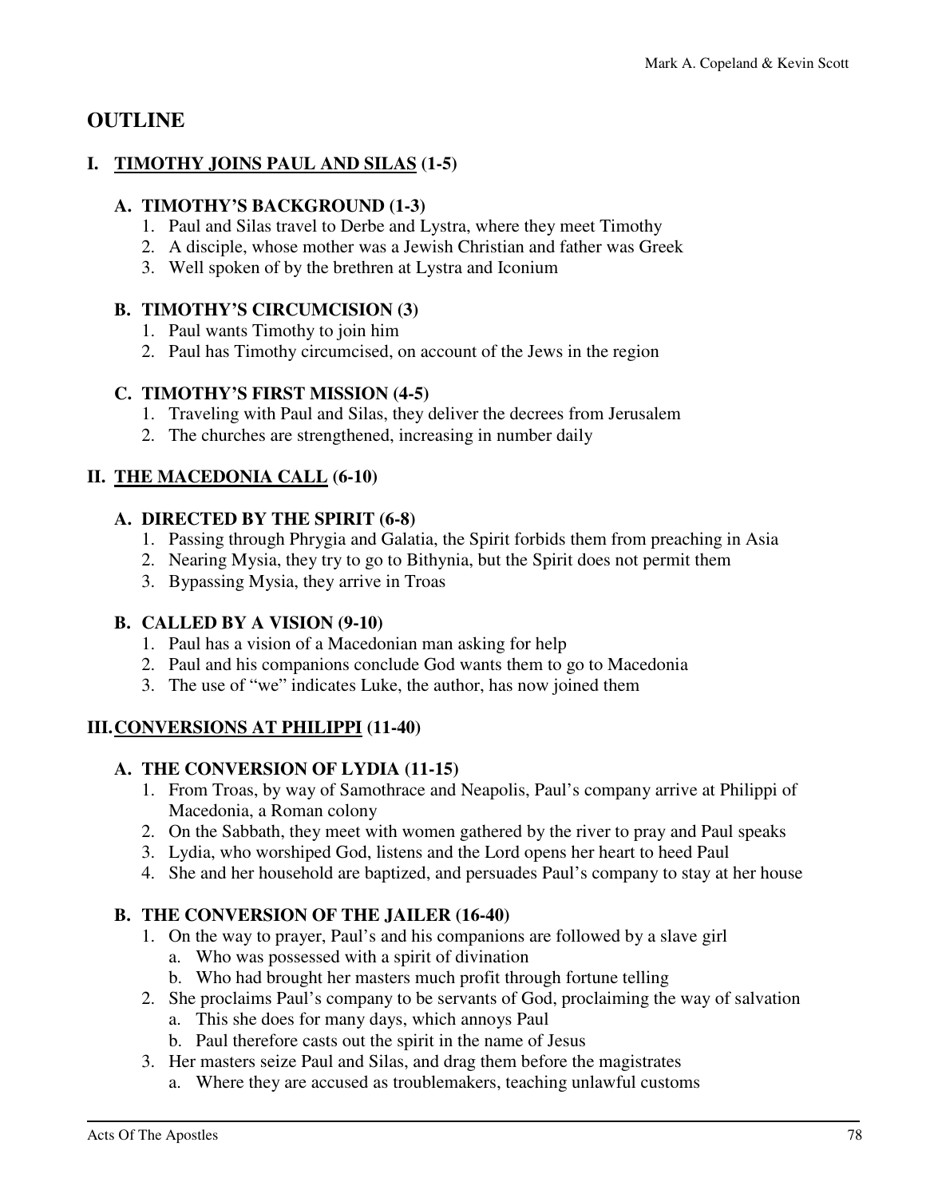# OUTLINE

## I. <u>TIMOTHY JOINS PAUL AND SILAS</u> (1-5)

### A. TIMOTHY'S BACKGROUND (1-3)

1. Paul and Silas travel to Derbe and Lystra, where they meet Timothy
2. A disciple, whose mother was a Jewish Christian and father was Greek
3. Well spoken of by the brethren at Lystra and Iconium

### B. TIMOTHY'S CIRCUMCISION (3)

1. Paul wants Timothy to join him
2. Paul has Timothy circumcised, on account of the Jews in the region

### C. TIMOTHY'S FIRST MISSION (4-5)

1. Traveling with Paul and Silas, they deliver the decrees from Jerusalem
2. The churches are strengthened, increasing in number daily

## II. <u>THE MACEDONIA CALL</u> (6-10)

### A. DIRECTED BY THE SPIRIT (6-8)

1. Passing through Phrygia and Galatia, the Spirit forbids them from preaching in Asia
2. Nearing Mysia, they try to go to Bithynia, but the Spirit does not permit them
3. Bypassing Mysia, they arrive in Troas

### B. CALLED BY A VISION (9-10)

1. Paul has a vision of a Macedonian man asking for help
2. Paul and his companions conclude God wants them to go to Macedonia
3. The use of "we" indicates Luke, the author, has now joined them

## III. <u>CONVERSIONS AT PHILIPPI</u> (11-40)

### A. THE CONVERSION OF LYDIA (11-15)

1. From Troas, by way of Samothrace and Neapolis, Paul's company arrive at Philippi of Macedonia, a Roman colony
2. On the Sabbath, they meet with women gathered by the river to pray and Paul speaks
3. Lydia, who worshiped God, listens and the Lord opens her heart to heed Paul
4. She and her household are baptized, and persuades Paul's company to stay at her house

### B. THE CONVERSION OF THE JAILER (16-40)

1. On the way to prayer, Paul's and his companions are followed by a slave girl
   a. Who was possessed with a spirit of divination
   b. Who had brought her masters much profit through fortune telling
2. She proclaims Paul's company to be servants of God, proclaiming the way of salvation
   a. This she does for many days, which annoys Paul
   b. Paul therefore casts out the spirit in the name of Jesus
3. Her masters seize Paul and Silas, and drag them before the magistrates
   a. Where they are accused as troublemakers, teaching unlawful customs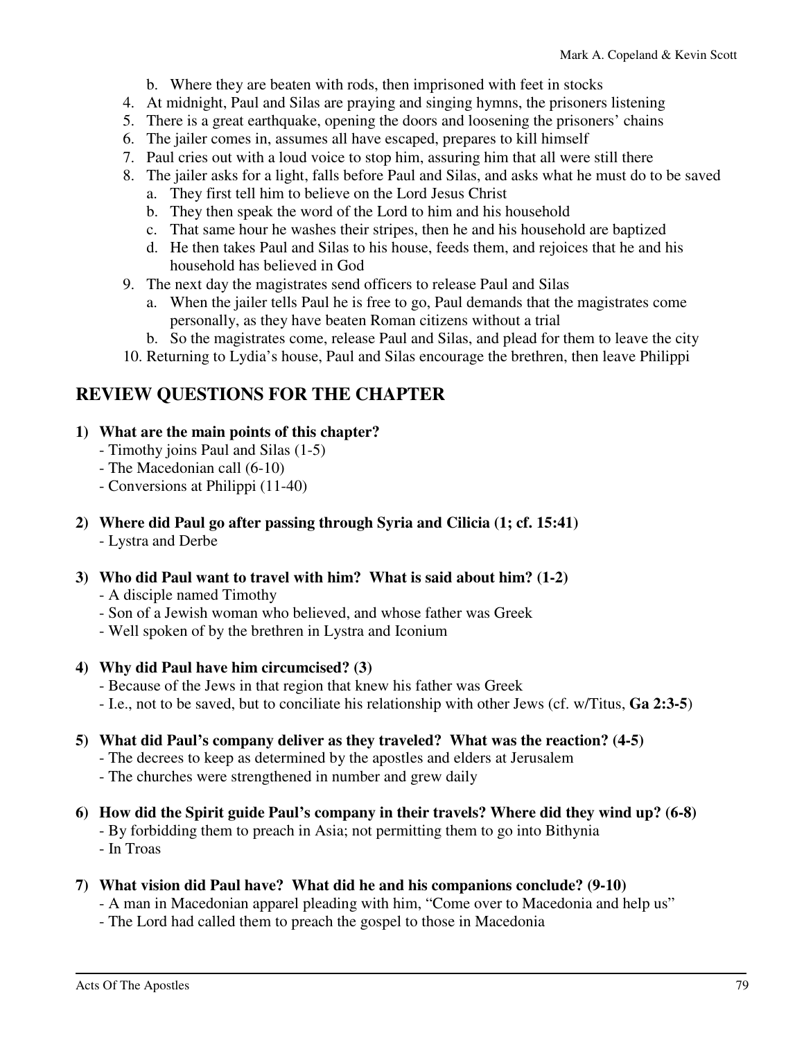b. Where they are beaten with rods, then imprisoned with feet in stocks
4. At midnight, Paul and Silas are praying and singing hymns, the prisoners listening
5. There is a great earthquake, opening the doors and loosening the prisoners' chains
6. The jailer comes in, assumes all have escaped, prepares to kill himself
7. Paul cries out with a loud voice to stop him, assuring him that all were still there
8. The jailer asks for a light, falls before Paul and Silas, and asks what he must do to be saved
   a. They first tell him to believe on the Lord Jesus Christ
   b. They then speak the word of the Lord to him and his household
   c. That same hour he washes their stripes, then he and his household are baptized
   d. He then takes Paul and Silas to his house, feeds them, and rejoices that he and his household has believed in God
9. The next day the magistrates send officers to release Paul and Silas
   a. When the jailer tells Paul he is free to go, Paul demands that the magistrates come personally, as they have beaten Roman citizens without a trial
   b. So the magistrates come, release Paul and Silas, and plead for them to leave the city
10. Returning to Lydia's house, Paul and Silas encourage the brethren, then leave Philippi

## REVIEW QUESTIONS FOR THE CHAPTER

**1) What are the main points of this chapter?**
   - Timothy joins Paul and Silas (1-5)
   - The Macedonian call (6-10)
   - Conversions at Philippi (11-40)

**2) Where did Paul go after passing through Syria and Cilicia (1; cf. 15:41)**
   - Lystra and Derbe

**3) Who did Paul want to travel with him? What is said about him? (1-2)**
   - A disciple named Timothy
   - Son of a Jewish woman who believed, and whose father was Greek
   - Well spoken of by the brethren in Lystra and Iconium

**4) Why did Paul have him circumcised? (3)**
   - Because of the Jews in that region that knew his father was Greek
   - I.e., not to be saved, but to conciliate his relationship with other Jews (cf. w/Titus, **Ga 2:3-5**)

**5) What did Paul's company deliver as they traveled? What was the reaction? (4-5)**
   - The decrees to keep as determined by the apostles and elders at Jerusalem
   - The churches were strengthened in number and grew daily

**6) How did the Spirit guide Paul's company in their travels? Where did they wind up? (6-8)**
   - By forbidding them to preach in Asia; not permitting them to go into Bithynia
   - In Troas

**7) What vision did Paul have? What did he and his companions conclude? (9-10)**
   - A man in Macedonian apparel pleading with him, "Come over to Macedonia and help us"
   - The Lord had called them to preach the gospel to those in Macedonia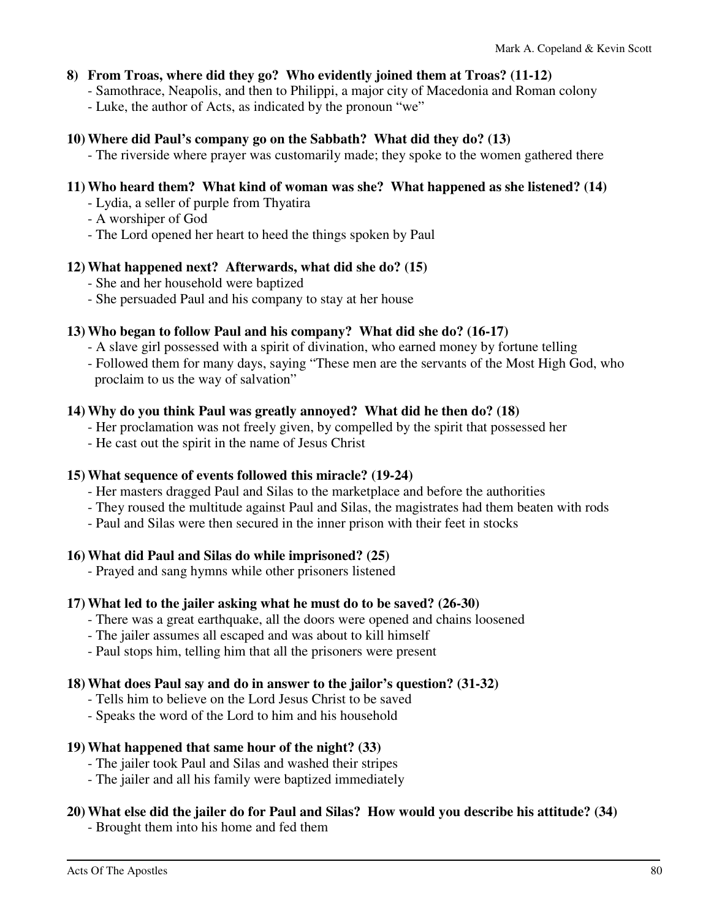**8) From Troas, where did they go? Who evidently joined them at Troas? (11-12)**

- Samothrace, Neapolis, and then to Philippi, a major city of Macedonia and Roman colony
- Luke, the author of Acts, as indicated by the pronoun "we"

**10) Where did Paul's company go on the Sabbath? What did they do? (13)**

- The riverside where prayer was customarily made; they spoke to the women gathered there

**11) Who heard them? What kind of woman was she? What happened as she listened? (14)**

- Lydia, a seller of purple from Thyatira
- A worshiper of God
- The Lord opened her heart to heed the things spoken by Paul

**12) What happened next? Afterwards, what did she do? (15)**

- She and her household were baptized
- She persuaded Paul and his company to stay at her house

**13) Who began to follow Paul and his company? What did she do? (16-17)**

- A slave girl possessed with a spirit of divination, who earned money by fortune telling
- Followed them for many days, saying "These men are the servants of the Most High God, who proclaim to us the way of salvation"

**14) Why do you think Paul was greatly annoyed? What did he then do? (18)**

- Her proclamation was not freely given, by compelled by the spirit that possessed her
- He cast out the spirit in the name of Jesus Christ

**15) What sequence of events followed this miracle? (19-24)**

- Her masters dragged Paul and Silas to the marketplace and before the authorities
- They roused the multitude against Paul and Silas, the magistrates had them beaten with rods
- Paul and Silas were then secured in the inner prison with their feet in stocks

**16) What did Paul and Silas do while imprisoned? (25)**

- Prayed and sang hymns while other prisoners listened

**17) What led to the jailer asking what he must do to be saved? (26-30)**

- There was a great earthquake, all the doors were opened and chains loosened
- The jailer assumes all escaped and was about to kill himself
- Paul stops him, telling him that all the prisoners were present

**18) What does Paul say and do in answer to the jailor's question? (31-32)**

- Tells him to believe on the Lord Jesus Christ to be saved
- Speaks the word of the Lord to him and his household

**19) What happened that same hour of the night? (33)**

- The jailer took Paul and Silas and washed their stripes
- The jailer and all his family were baptized immediately

**20) What else did the jailer do for Paul and Silas? How would you describe his attitude? (34)**

- Brought them into his home and fed them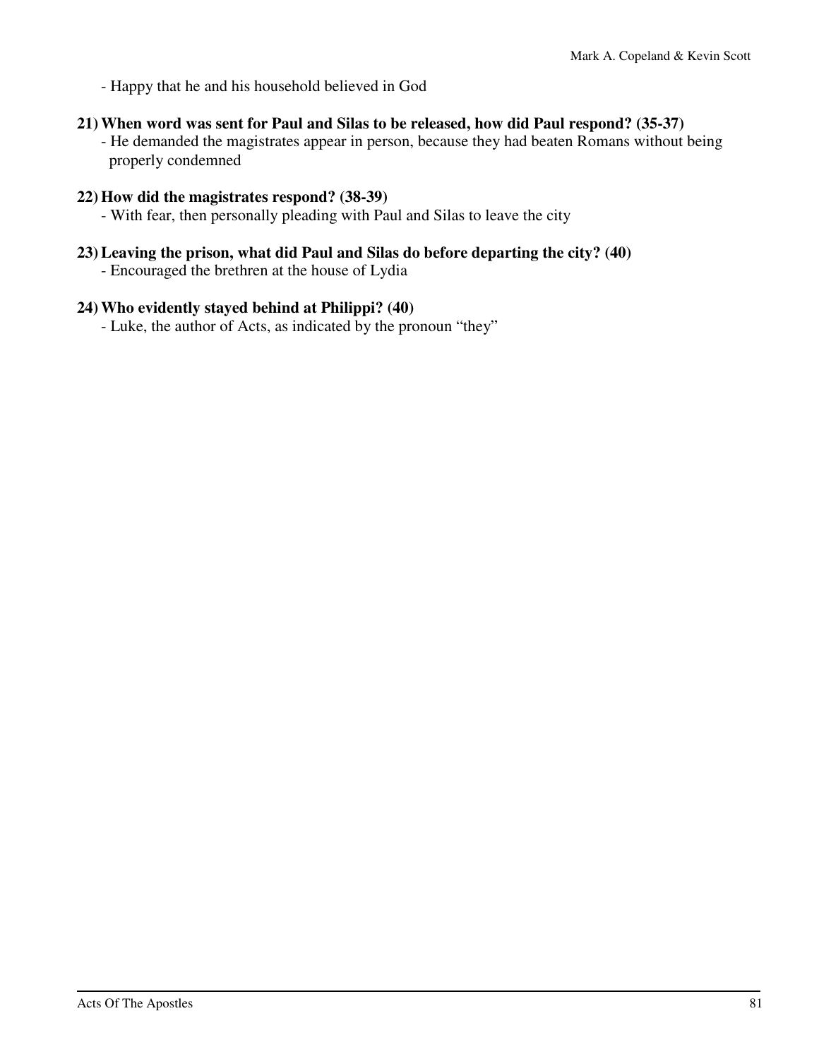- Happy that he and his household believed in God

**21) When word was sent for Paul and Silas to be released, how did Paul respond? (35-37)**

- He demanded the magistrates appear in person, because they had beaten Romans without being properly condemned

**22) How did the magistrates respond? (38-39)**

- With fear, then personally pleading with Paul and Silas to leave the city

**23) Leaving the prison, what did Paul and Silas do before departing the city? (40)**

- Encouraged the brethren at the house of Lydia

**24) Who evidently stayed behind at Philippi? (40)**

- Luke, the author of Acts, as indicated by the pronoun "they"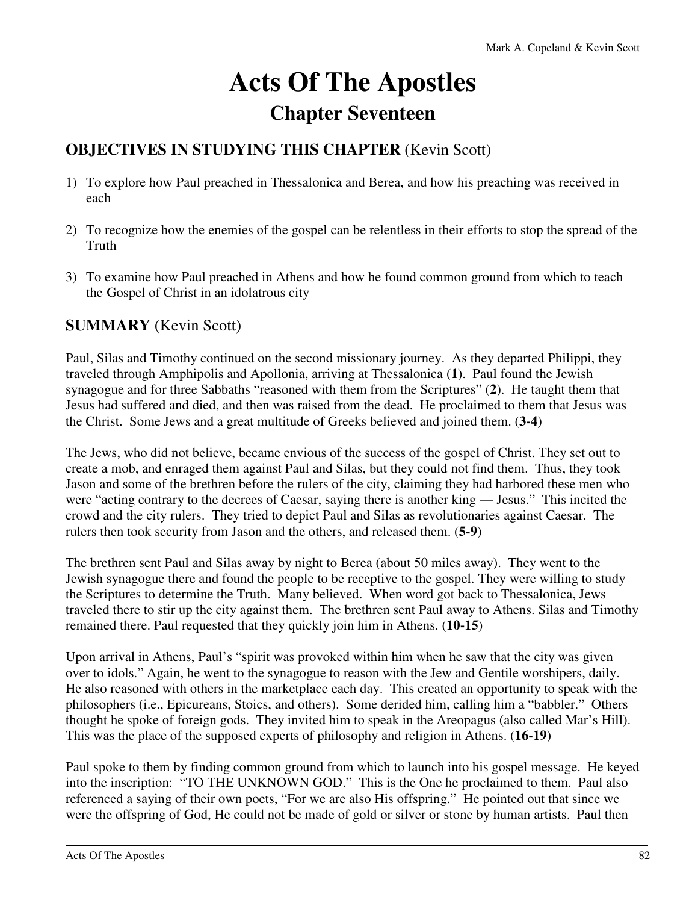# Acts Of The Apostles

## Chapter Seventeen

### OBJECTIVES IN STUDYING THIS CHAPTER (Kevin Scott)

1) To explore how Paul preached in Thessalonica and Berea, and how his preaching was received in each

2) To recognize how the enemies of the gospel can be relentless in their efforts to stop the spread of the Truth

3) To examine how Paul preached in Athens and how he found common ground from which to teach the Gospel of Christ in an idolatrous city

### SUMMARY (Kevin Scott)

Paul, Silas and Timothy continued on the second missionary journey. As they departed Philippi, they traveled through Amphipolis and Apollonia, arriving at Thessalonica (**1**). Paul found the Jewish synagogue and for three Sabbaths "reasoned with them from the Scriptures" (**2**). He taught them that Jesus had suffered and died, and then was raised from the dead. He proclaimed to them that Jesus was the Christ. Some Jews and a great multitude of Greeks believed and joined them. (**3-4**)

The Jews, who did not believe, became envious of the success of the gospel of Christ. They set out to create a mob, and enraged them against Paul and Silas, but they could not find them. Thus, they took Jason and some of the brethren before the rulers of the city, claiming they had harbored these men who were "acting contrary to the decrees of Caesar, saying there is another king — Jesus." This incited the crowd and the city rulers. They tried to depict Paul and Silas as revolutionaries against Caesar. The rulers then took security from Jason and the others, and released them. (**5-9**)

The brethren sent Paul and Silas away by night to Berea (about 50 miles away). They went to the Jewish synagogue there and found the people to be receptive to the gospel. They were willing to study the Scriptures to determine the Truth. Many believed. When word got back to Thessalonica, Jews traveled there to stir up the city against them. The brethren sent Paul away to Athens. Silas and Timothy remained there. Paul requested that they quickly join him in Athens. (**10-15**)

Upon arrival in Athens, Paul's "spirit was provoked within him when he saw that the city was given over to idols." Again, he went to the synagogue to reason with the Jew and Gentile worshipers, daily. He also reasoned with others in the marketplace each day. This created an opportunity to speak with the philosophers (i.e., Epicureans, Stoics, and others). Some derided him, calling him a "babbler." Others thought he spoke of foreign gods. They invited him to speak in the Areopagus (also called Mar's Hill). This was the place of the supposed experts of philosophy and religion in Athens. (**16-19**)

Paul spoke to them by finding common ground from which to launch into his gospel message. He keyed into the inscription: "TO THE UNKNOWN GOD." This is the One he proclaimed to them. Paul also referenced a saying of their own poets, "For we are also His offspring." He pointed out that since we were the offspring of God, He could not be made of gold or silver or stone by human artists. Paul then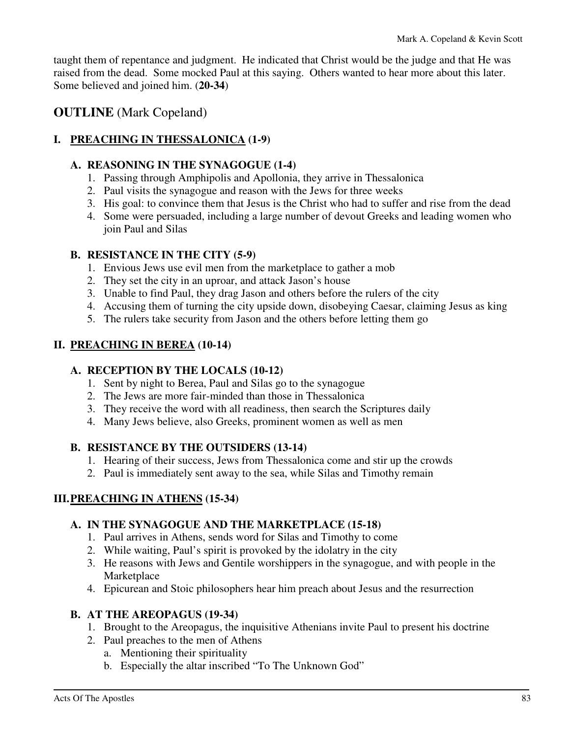taught them of repentance and judgment. He indicated that Christ would be the judge and that He was raised from the dead. Some mocked Paul at this saying. Others wanted to hear more about this later. Some believed and joined him. (**20-34**)

## OUTLINE (Mark Copeland)

### I. <u>PREACHING IN THESSALONICA</u> (1-9)

#### A. REASONING IN THE SYNAGOGUE (1-4)

1. Passing through Amphipolis and Apollonia, they arrive in Thessalonica
2. Paul visits the synagogue and reason with the Jews for three weeks
3. His goal: to convince them that Jesus is the Christ who had to suffer and rise from the dead
4. Some were persuaded, including a large number of devout Greeks and leading women who join Paul and Silas

#### B. RESISTANCE IN THE CITY (5-9)

1. Envious Jews use evil men from the marketplace to gather a mob
2. They set the city in an uproar, and attack Jason's house
3. Unable to find Paul, they drag Jason and others before the rulers of the city
4. Accusing them of turning the city upside down, disobeying Caesar, claiming Jesus as king
5. The rulers take security from Jason and the others before letting them go

### II. <u>PREACHING IN BEREA</u> (10-14)

#### A. RECEPTION BY THE LOCALS (10-12)

1. Sent by night to Berea, Paul and Silas go to the synagogue
2. The Jews are more fair-minded than those in Thessalonica
3. They receive the word with all readiness, then search the Scriptures daily
4. Many Jews believe, also Greeks, prominent women as well as men

#### B. RESISTANCE BY THE OUTSIDERS (13-14)

1. Hearing of their success, Jews from Thessalonica come and stir up the crowds
2. Paul is immediately sent away to the sea, while Silas and Timothy remain

### III. <u>PREACHING IN ATHENS</u> (15-34)

#### A. IN THE SYNAGOGUE AND THE MARKETPLACE (15-18)

1. Paul arrives in Athens, sends word for Silas and Timothy to come
2. While waiting, Paul's spirit is provoked by the idolatry in the city
3. He reasons with Jews and Gentile worshippers in the synagogue, and with people in the Marketplace
4. Epicurean and Stoic philosophers hear him preach about Jesus and the resurrection

#### B. AT THE AREOPAGUS (19-34)

1. Brought to the Areopagus, the inquisitive Athenians invite Paul to present his doctrine
2. Paul preaches to the men of Athens
   a. Mentioning their spirituality
   b. Especially the altar inscribed "To The Unknown God"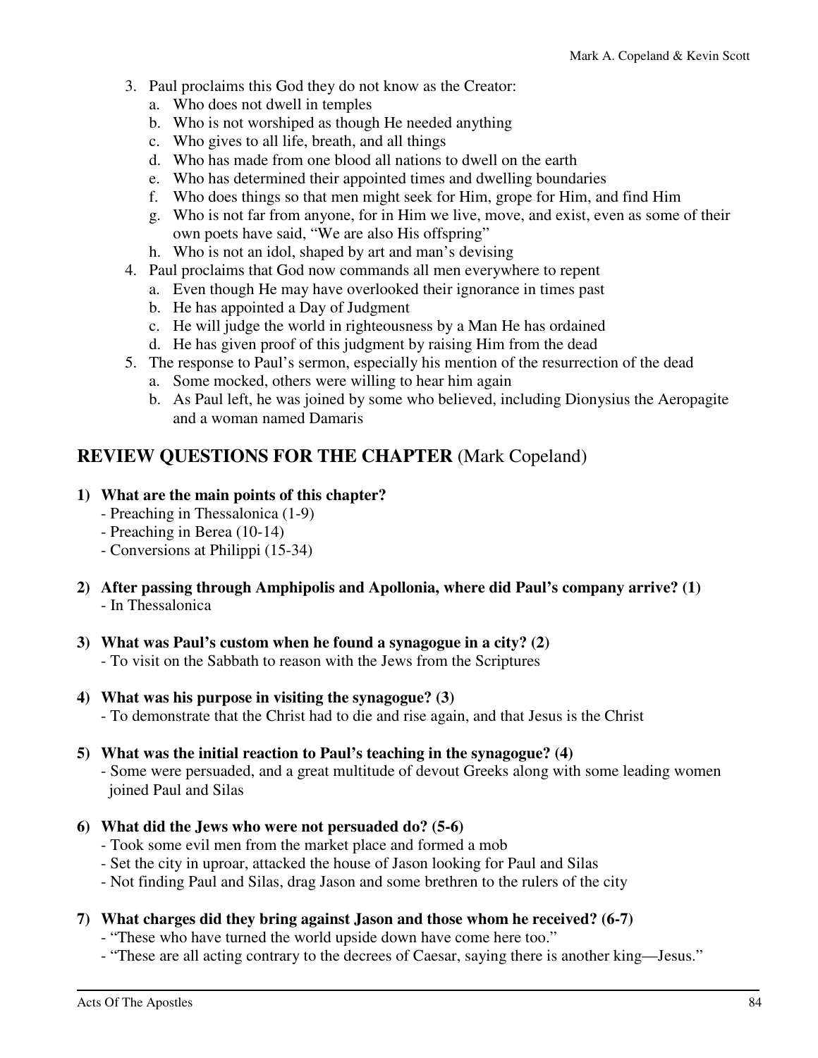3. Paul proclaims this God they do not know as the Creator:
   a. Who does not dwell in temples
   b. Who is not worshiped as though He needed anything
   c. Who gives to all life, breath, and all things
   d. Who has made from one blood all nations to dwell on the earth
   e. Who has determined their appointed times and dwelling boundaries
   f. Who does things so that men might seek for Him, grope for Him, and find Him
   g. Who is not far from anyone, for in Him we live, move, and exist, even as some of their own poets have said, "We are also His offspring"
   h. Who is not an idol, shaped by art and man's devising
4. Paul proclaims that God now commands all men everywhere to repent
   a. Even though He may have overlooked their ignorance in times past
   b. He has appointed a Day of Judgment
   c. He will judge the world in righteousness by a Man He has ordained
   d. He has given proof of this judgment by raising Him from the dead
5. The response to Paul's sermon, especially his mention of the resurrection of the dead
   a. Some mocked, others were willing to hear him again
   b. As Paul left, he was joined by some who believed, including Dionysius the Aeropagite and a woman named Damaris

## REVIEW QUESTIONS FOR THE CHAPTER (Mark Copeland)

**1) What are the main points of this chapter?**
- Preaching in Thessalonica (1-9)
- Preaching in Berea (10-14)
- Conversions at Philippi (15-34)

**2) After passing through Amphipolis and Apollonia, where did Paul's company arrive? (1)**
- In Thessalonica

**3) What was Paul's custom when he found a synagogue in a city? (2)**
- To visit on the Sabbath to reason with the Jews from the Scriptures

**4) What was his purpose in visiting the synagogue? (3)**
- To demonstrate that the Christ had to die and rise again, and that Jesus is the Christ

**5) What was the initial reaction to Paul's teaching in the synagogue? (4)**
- Some were persuaded, and a great multitude of devout Greeks along with some leading women joined Paul and Silas

**6) What did the Jews who were not persuaded do? (5-6)**
- Took some evil men from the market place and formed a mob
- Set the city in uproar, attacked the house of Jason looking for Paul and Silas
- Not finding Paul and Silas, drag Jason and some brethren to the rulers of the city

**7) What charges did they bring against Jason and those whom he received? (6-7)**
- "These who have turned the world upside down have come here too."
- "These are all acting contrary to the decrees of Caesar, saying there is another king—Jesus."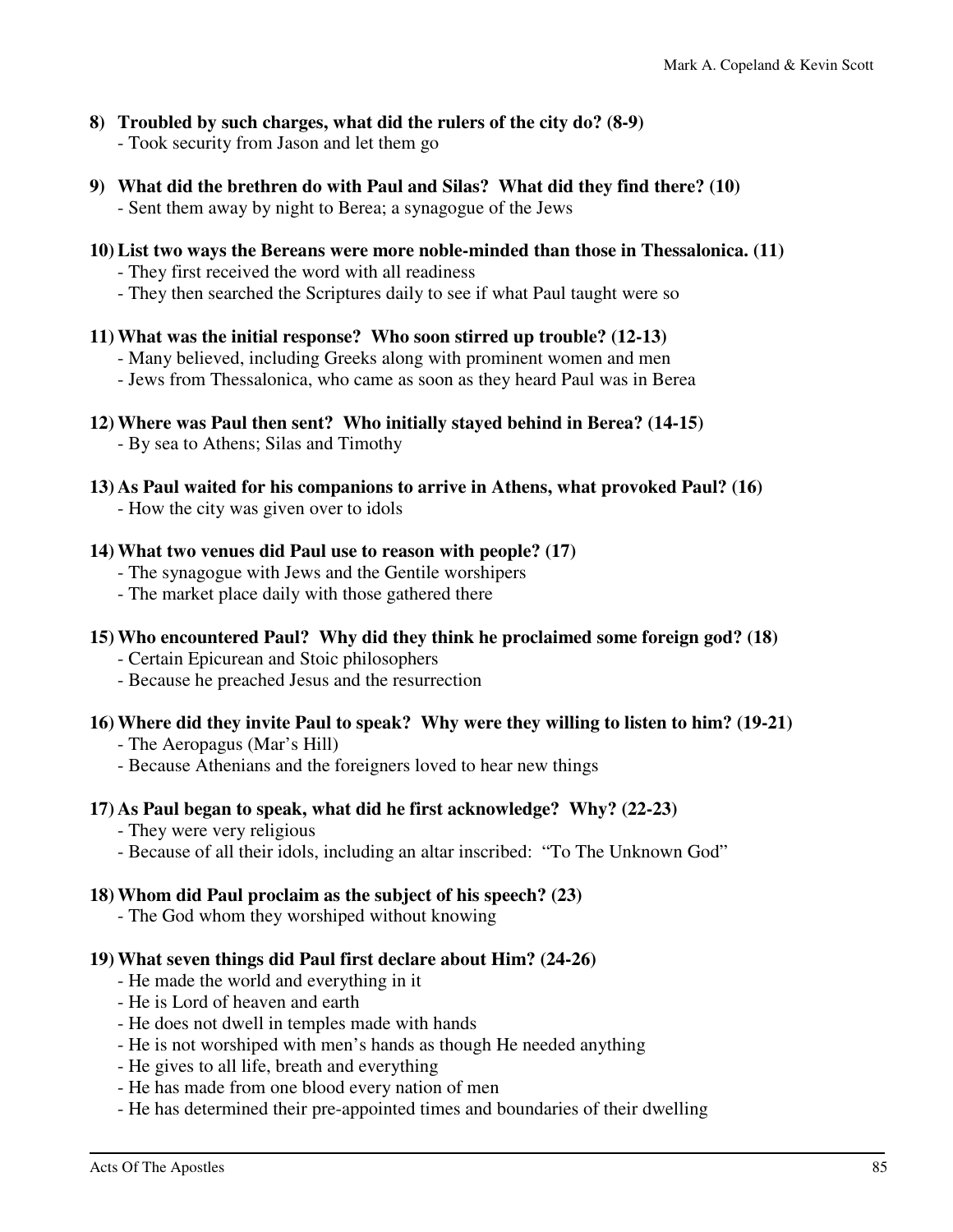**8) Troubled by such charges, what did the rulers of the city do? (8-9)**
- Took security from Jason and let them go

**9) What did the brethren do with Paul and Silas? What did they find there? (10)**
- Sent them away by night to Berea; a synagogue of the Jews

**10) List two ways the Bereans were more noble-minded than those in Thessalonica. (11)**
- They first received the word with all readiness
- They then searched the Scriptures daily to see if what Paul taught were so

**11) What was the initial response? Who soon stirred up trouble? (12-13)**
- Many believed, including Greeks along with prominent women and men
- Jews from Thessalonica, who came as soon as they heard Paul was in Berea

**12) Where was Paul then sent? Who initially stayed behind in Berea? (14-15)**
- By sea to Athens; Silas and Timothy

**13) As Paul waited for his companions to arrive in Athens, what provoked Paul? (16)**
- How the city was given over to idols

**14) What two venues did Paul use to reason with people? (17)**
- The synagogue with Jews and the Gentile worshipers
- The market place daily with those gathered there

**15) Who encountered Paul? Why did they think he proclaimed some foreign god? (18)**
- Certain Epicurean and Stoic philosophers
- Because he preached Jesus and the resurrection

**16) Where did they invite Paul to speak? Why were they willing to listen to him? (19-21)**
- The Aeropagus (Mar's Hill)
- Because Athenians and the foreigners loved to hear new things

**17) As Paul began to speak, what did he first acknowledge? Why? (22-23)**
- They were very religious
- Because of all their idols, including an altar inscribed: "To The Unknown God"

**18) Whom did Paul proclaim as the subject of his speech? (23)**
- The God whom they worshiped without knowing

**19) What seven things did Paul first declare about Him? (24-26)**
- He made the world and everything in it
- He is Lord of heaven and earth
- He does not dwell in temples made with hands
- He is not worshiped with men's hands as though He needed anything
- He gives to all life, breath and everything
- He has made from one blood every nation of men
- He has determined their pre-appointed times and boundaries of their dwelling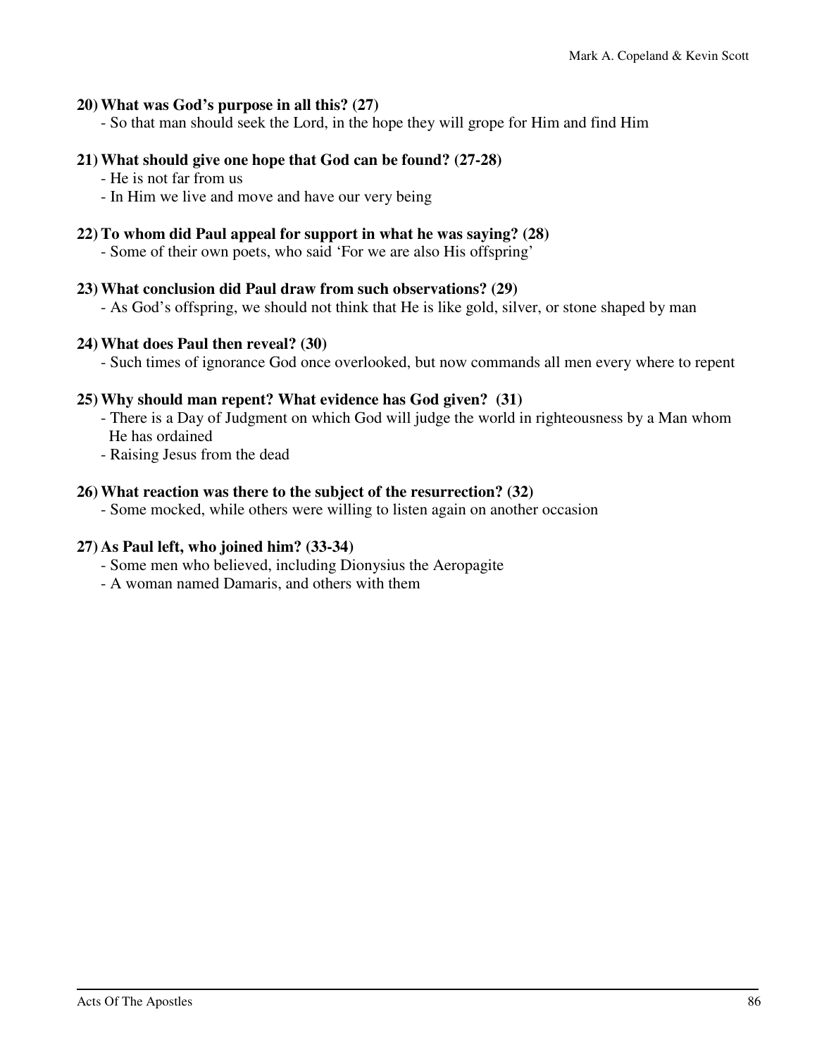**20) What was God's purpose in all this? (27)**

- So that man should seek the Lord, in the hope they will grope for Him and find Him

**21) What should give one hope that God can be found? (27-28)**

- He is not far from us
- In Him we live and move and have our very being

**22) To whom did Paul appeal for support in what he was saying? (28)**

- Some of their own poets, who said 'For we are also His offspring'

**23) What conclusion did Paul draw from such observations? (29)**

- As God's offspring, we should not think that He is like gold, silver, or stone shaped by man

**24) What does Paul then reveal? (30)**

- Such times of ignorance God once overlooked, but now commands all men every where to repent

**25) Why should man repent? What evidence has God given? (31)**

- There is a Day of Judgment on which God will judge the world in righteousness by a Man whom He has ordained
- Raising Jesus from the dead

**26) What reaction was there to the subject of the resurrection? (32)**

- Some mocked, while others were willing to listen again on another occasion

**27) As Paul left, who joined him? (33-34)**

- Some men who believed, including Dionysius the Aeropagite
- A woman named Damaris, and others with them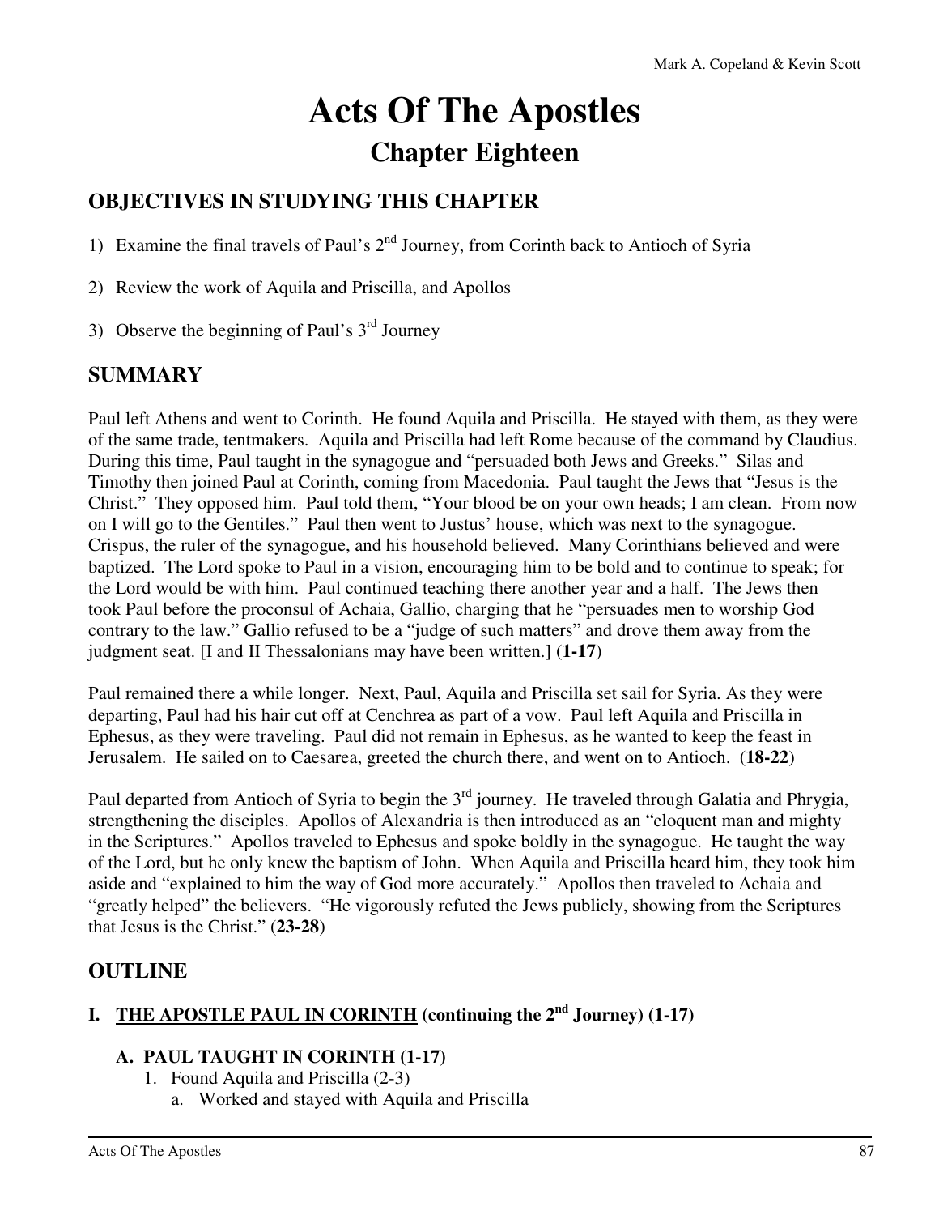# Acts Of The Apostles

## Chapter Eighteen

### OBJECTIVES IN STUDYING THIS CHAPTER

1) Examine the final travels of Paul's 2nd Journey, from Corinth back to Antioch of Syria

2) Review the work of Aquila and Priscilla, and Apollos

3) Observe the beginning of Paul's 3rd Journey

### SUMMARY

Paul left Athens and went to Corinth. He found Aquila and Priscilla. He stayed with them, as they were of the same trade, tentmakers. Aquila and Priscilla had left Rome because of the command by Claudius. During this time, Paul taught in the synagogue and "persuaded both Jews and Greeks." Silas and Timothy then joined Paul at Corinth, coming from Macedonia. Paul taught the Jews that "Jesus is the Christ." They opposed him. Paul told them, "Your blood be on your own heads; I am clean. From now on I will go to the Gentiles." Paul then went to Justus' house, which was next to the synagogue. Crispus, the ruler of the synagogue, and his household believed. Many Corinthians believed and were baptized. The Lord spoke to Paul in a vision, encouraging him to be bold and to continue to speak; for the Lord would be with him. Paul continued teaching there another year and a half. The Jews then took Paul before the proconsul of Achaia, Gallio, charging that he "persuades men to worship God contrary to the law." Gallio refused to be a "judge of such matters" and drove them away from the judgment seat. [I and II Thessalonians may have been written.] (**1-17**)

Paul remained there a while longer. Next, Paul, Aquila and Priscilla set sail for Syria. As they were departing, Paul had his hair cut off at Cenchrea as part of a vow. Paul left Aquila and Priscilla in Ephesus, as they were traveling. Paul did not remain in Ephesus, as he wanted to keep the feast in Jerusalem. He sailed on to Caesarea, greeted the church there, and went on to Antioch. (**18-22**)

Paul departed from Antioch of Syria to begin the 3rd journey. He traveled through Galatia and Phrygia, strengthening the disciples. Apollos of Alexandria is then introduced as an "eloquent man and mighty in the Scriptures." Apollos traveled to Ephesus and spoke boldly in the synagogue. He taught the way of the Lord, but he only knew the baptism of John. When Aquila and Priscilla heard him, they took him aside and "explained to him the way of God more accurately." Apollos then traveled to Achaia and "greatly helped" the believers. "He vigorously refuted the Jews publicly, showing from the Scriptures that Jesus is the Christ." (**23-28**)

### OUTLINE

#### I. <u>THE APOSTLE PAUL IN CORINTH</u> (continuing the 2nd Journey) (1-17)

##### A. PAUL TAUGHT IN CORINTH (1-17)

1. Found Aquila and Priscilla (2-3)
    a. Worked and stayed with Aquila and Priscilla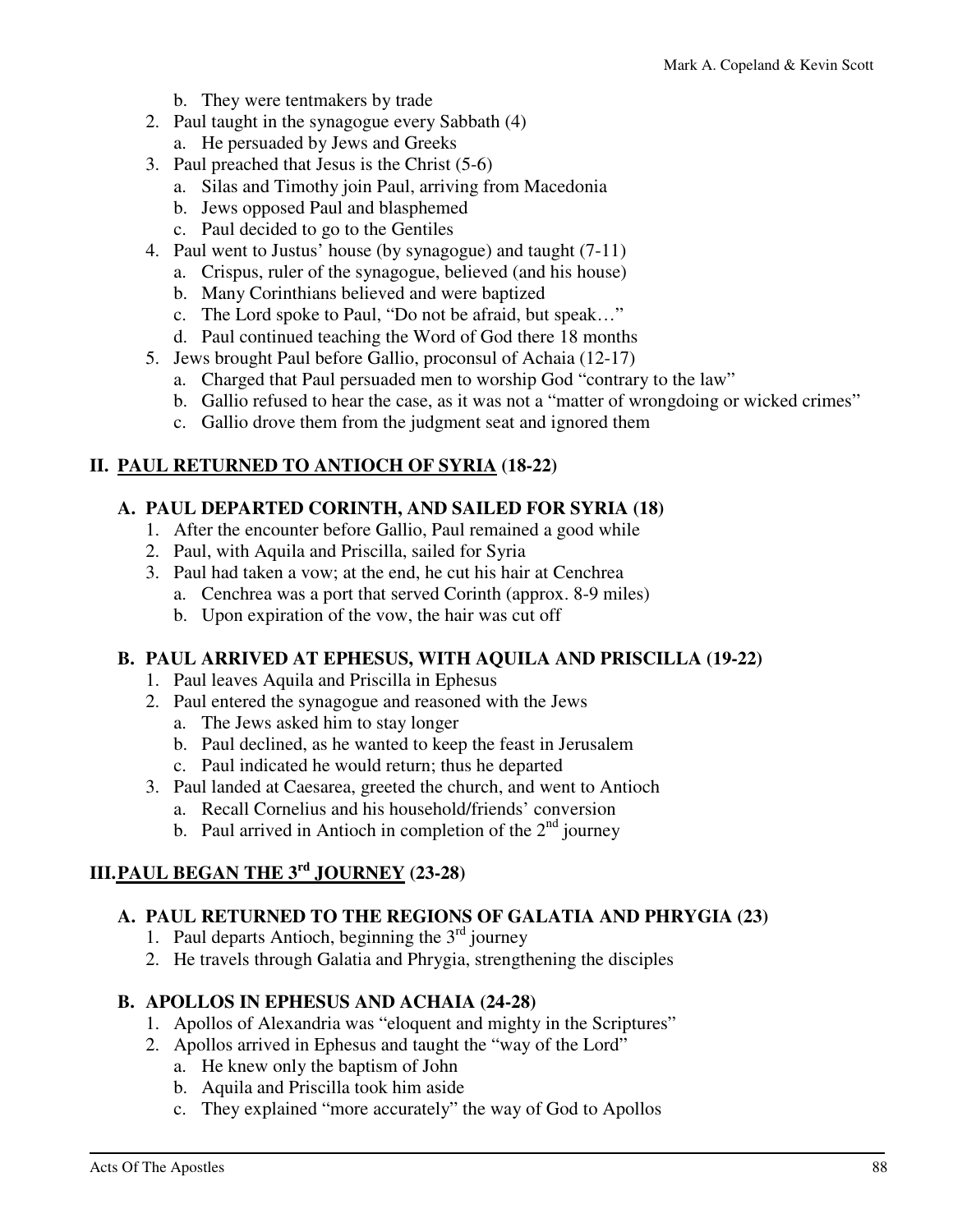b. They were tentmakers by trade
2. Paul taught in the synagogue every Sabbath (4)
   a. He persuaded by Jews and Greeks
3. Paul preached that Jesus is the Christ (5-6)
   a. Silas and Timothy join Paul, arriving from Macedonia
   b. Jews opposed Paul and blasphemed
   c. Paul decided to go to the Gentiles
4. Paul went to Justus' house (by synagogue) and taught (7-11)
   a. Crispus, ruler of the synagogue, believed (and his house)
   b. Many Corinthians believed and were baptized
   c. The Lord spoke to Paul, "Do not be afraid, but speak…"
   d. Paul continued teaching the Word of God there 18 months
5. Jews brought Paul before Gallio, proconsul of Achaia (12-17)
   a. Charged that Paul persuaded men to worship God "contrary to the law"
   b. Gallio refused to hear the case, as it was not a "matter of wrongdoing or wicked crimes"
   c. Gallio drove them from the judgment seat and ignored them

## II. <u>PAUL RETURNED TO ANTIOCH OF SYRIA</u> (18-22)

### A. PAUL DEPARTED CORINTH, AND SAILED FOR SYRIA (18)

1. After the encounter before Gallio, Paul remained a good while
2. Paul, with Aquila and Priscilla, sailed for Syria
3. Paul had taken a vow; at the end, he cut his hair at Cenchrea
   a. Cenchrea was a port that served Corinth (approx. 8-9 miles)
   b. Upon expiration of the vow, the hair was cut off

### B. PAUL ARRIVED AT EPHESUS, WITH AQUILA AND PRISCILLA (19-22)

1. Paul leaves Aquila and Priscilla in Ephesus
2. Paul entered the synagogue and reasoned with the Jews
   a. The Jews asked him to stay longer
   b. Paul declined, as he wanted to keep the feast in Jerusalem
   c. Paul indicated he would return; thus he departed
3. Paul landed at Caesarea, greeted the church, and went to Antioch
   a. Recall Cornelius and his household/friends' conversion
   b. Paul arrived in Antioch in completion of the 2nd journey

## III. <u>PAUL BEGAN THE 3rd JOURNEY</u> (23-28)

### A. PAUL RETURNED TO THE REGIONS OF GALATIA AND PHRYGIA (23)

1. Paul departs Antioch, beginning the 3rd journey
2. He travels through Galatia and Phrygia, strengthening the disciples

### B. APOLLOS IN EPHESUS AND ACHAIA (24-28)

1. Apollos of Alexandria was "eloquent and mighty in the Scriptures"
2. Apollos arrived in Ephesus and taught the "way of the Lord"
   a. He knew only the baptism of John
   b. Aquila and Priscilla took him aside
   c. They explained "more accurately" the way of God to Apollos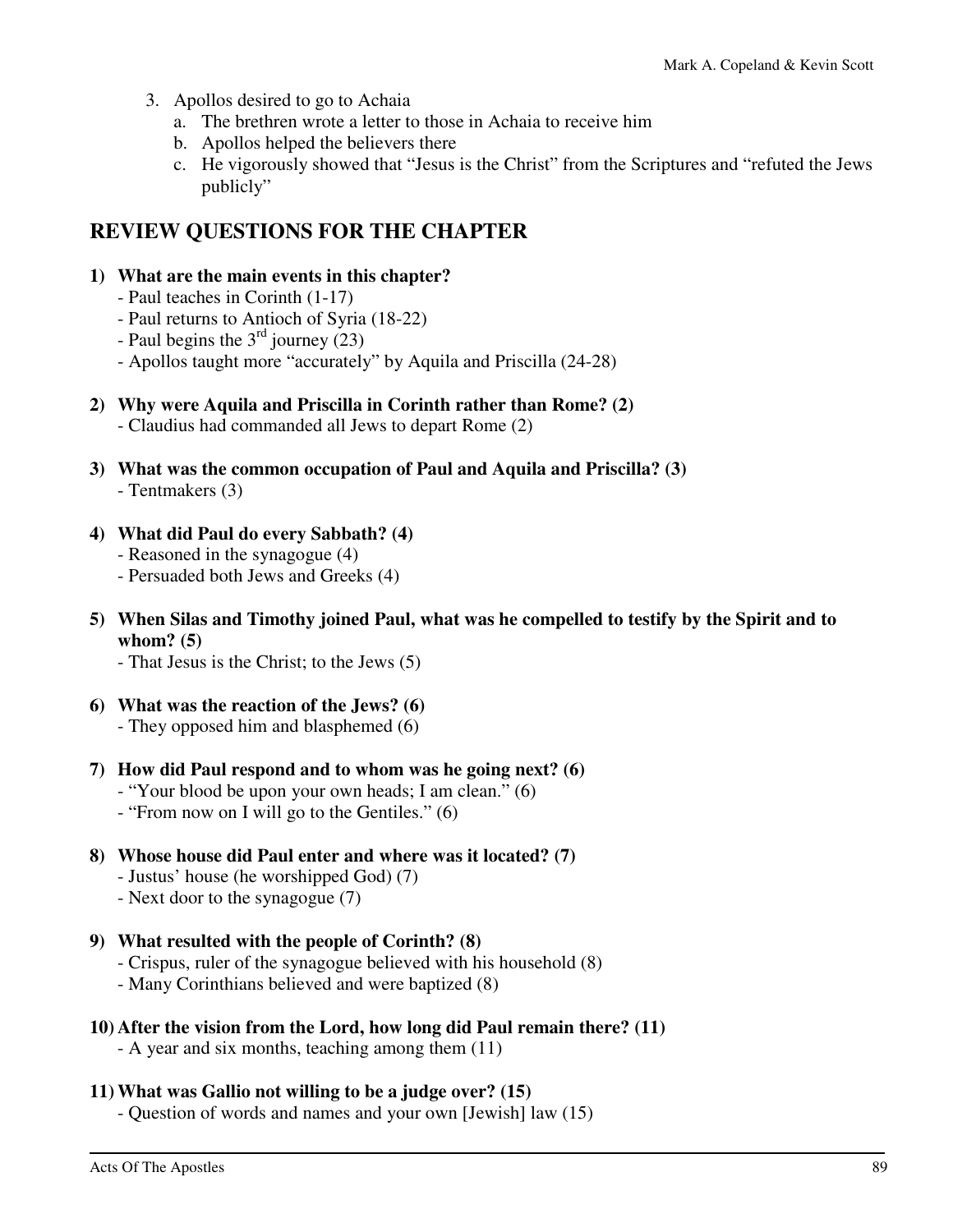3. Apollos desired to go to Achaia
   a. The brethren wrote a letter to those in Achaia to receive him
   b. Apollos helped the believers there
   c. He vigorously showed that "Jesus is the Christ" from the Scriptures and "refuted the Jews publicly"

## REVIEW QUESTIONS FOR THE CHAPTER

**1) What are the main events in this chapter?**
- Paul teaches in Corinth (1-17)
- Paul returns to Antioch of Syria (18-22)
- Paul begins the 3rd journey (23)
- Apollos taught more "accurately" by Aquila and Priscilla (24-28)

**2) Why were Aquila and Priscilla in Corinth rather than Rome? (2)**
- Claudius had commanded all Jews to depart Rome (2)

**3) What was the common occupation of Paul and Aquila and Priscilla? (3)**
- Tentmakers (3)

**4) What did Paul do every Sabbath? (4)**
- Reasoned in the synagogue (4)
- Persuaded both Jews and Greeks (4)

**5) When Silas and Timothy joined Paul, what was he compelled to testify by the Spirit and to whom? (5)**
- That Jesus is the Christ; to the Jews (5)

**6) What was the reaction of the Jews? (6)**
- They opposed him and blasphemed (6)

**7) How did Paul respond and to whom was he going next? (6)**
- "Your blood be upon your own heads; I am clean." (6)
- "From now on I will go to the Gentiles." (6)

**8) Whose house did Paul enter and where was it located? (7)**
- Justus' house (he worshipped God) (7)
- Next door to the synagogue (7)

**9) What resulted with the people of Corinth? (8)**
- Crispus, ruler of the synagogue believed with his household (8)
- Many Corinthians believed and were baptized (8)

**10) After the vision from the Lord, how long did Paul remain there? (11)**
- A year and six months, teaching among them (11)

**11) What was Gallio not willing to be a judge over? (15)**
- Question of words and names and your own [Jewish] law (15)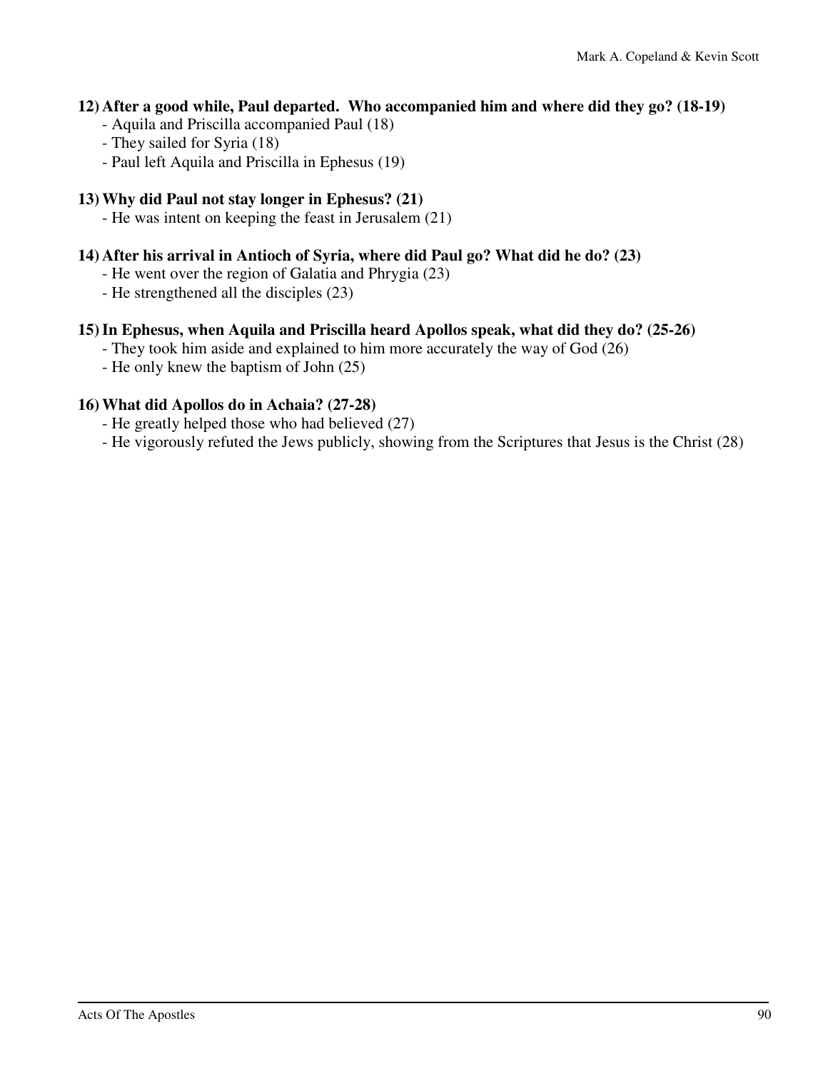**12) After a good while, Paul departed.  Who accompanied him and where did they go? (18-19)**

- Aquila and Priscilla accompanied Paul (18)
- They sailed for Syria (18)
- Paul left Aquila and Priscilla in Ephesus (19)

**13) Why did Paul not stay longer in Ephesus? (21)**

- He was intent on keeping the feast in Jerusalem (21)

**14) After his arrival in Antioch of Syria, where did Paul go? What did he do? (23)**

- He went over the region of Galatia and Phrygia (23)
- He strengthened all the disciples (23)

**15) In Ephesus, when Aquila and Priscilla heard Apollos speak, what did they do? (25-26)**

- They took him aside and explained to him more accurately the way of God (26)
- He only knew the baptism of John (25)

**16) What did Apollos do in Achaia? (27-28)**

- He greatly helped those who had believed (27)
- He vigorously refuted the Jews publicly, showing from the Scriptures that Jesus is the Christ (28)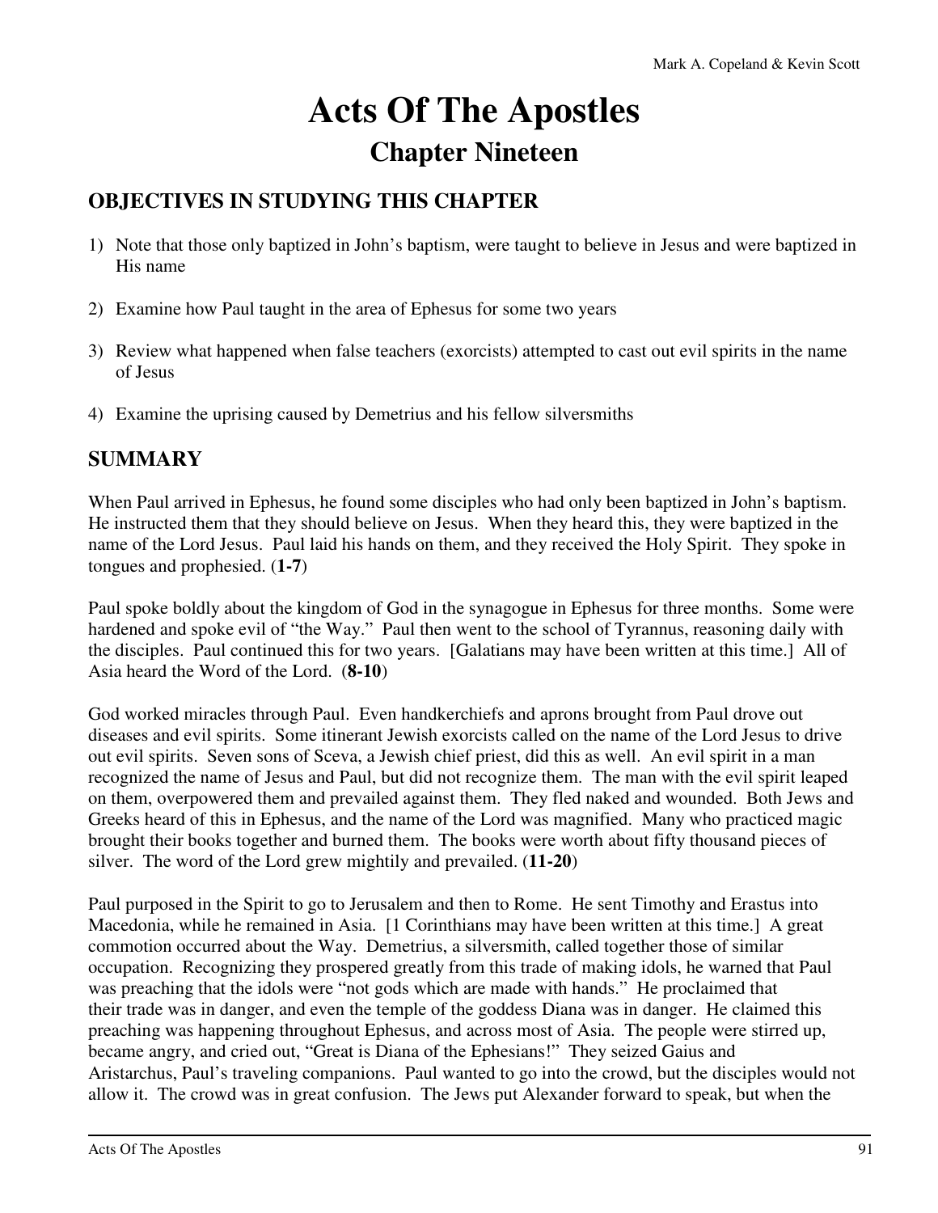# Acts Of The Apostles

## Chapter Nineteen

### OBJECTIVES IN STUDYING THIS CHAPTER

1) Note that those only baptized in John's baptism, were taught to believe in Jesus and were baptized in His name

2) Examine how Paul taught in the area of Ephesus for some two years

3) Review what happened when false teachers (exorcists) attempted to cast out evil spirits in the name of Jesus

4) Examine the uprising caused by Demetrius and his fellow silversmiths

### SUMMARY

When Paul arrived in Ephesus, he found some disciples who had only been baptized in John's baptism. He instructed them that they should believe on Jesus. When they heard this, they were baptized in the name of the Lord Jesus. Paul laid his hands on them, and they received the Holy Spirit. They spoke in tongues and prophesied. (**1-7**)

Paul spoke boldly about the kingdom of God in the synagogue in Ephesus for three months. Some were hardened and spoke evil of "the Way." Paul then went to the school of Tyrannus, reasoning daily with the disciples. Paul continued this for two years. [Galatians may have been written at this time.] All of Asia heard the Word of the Lord. (**8-10**)

God worked miracles through Paul. Even handkerchiefs and aprons brought from Paul drove out diseases and evil spirits. Some itinerant Jewish exorcists called on the name of the Lord Jesus to drive out evil spirits. Seven sons of Sceva, a Jewish chief priest, did this as well. An evil spirit in a man recognized the name of Jesus and Paul, but did not recognize them. The man with the evil spirit leaped on them, overpowered them and prevailed against them. They fled naked and wounded. Both Jews and Greeks heard of this in Ephesus, and the name of the Lord was magnified. Many who practiced magic brought their books together and burned them. The books were worth about fifty thousand pieces of silver. The word of the Lord grew mightily and prevailed. (**11-20**)

Paul purposed in the Spirit to go to Jerusalem and then to Rome. He sent Timothy and Erastus into Macedonia, while he remained in Asia. [1 Corinthians may have been written at this time.] A great commotion occurred about the Way. Demetrius, a silversmith, called together those of similar occupation. Recognizing they prospered greatly from this trade of making idols, he warned that Paul was preaching that the idols were "not gods which are made with hands." He proclaimed that their trade was in danger, and even the temple of the goddess Diana was in danger. He claimed this preaching was happening throughout Ephesus, and across most of Asia. The people were stirred up, became angry, and cried out, "Great is Diana of the Ephesians!" They seized Gaius and Aristarchus, Paul's traveling companions. Paul wanted to go into the crowd, but the disciples would not allow it. The crowd was in great confusion. The Jews put Alexander forward to speak, but when the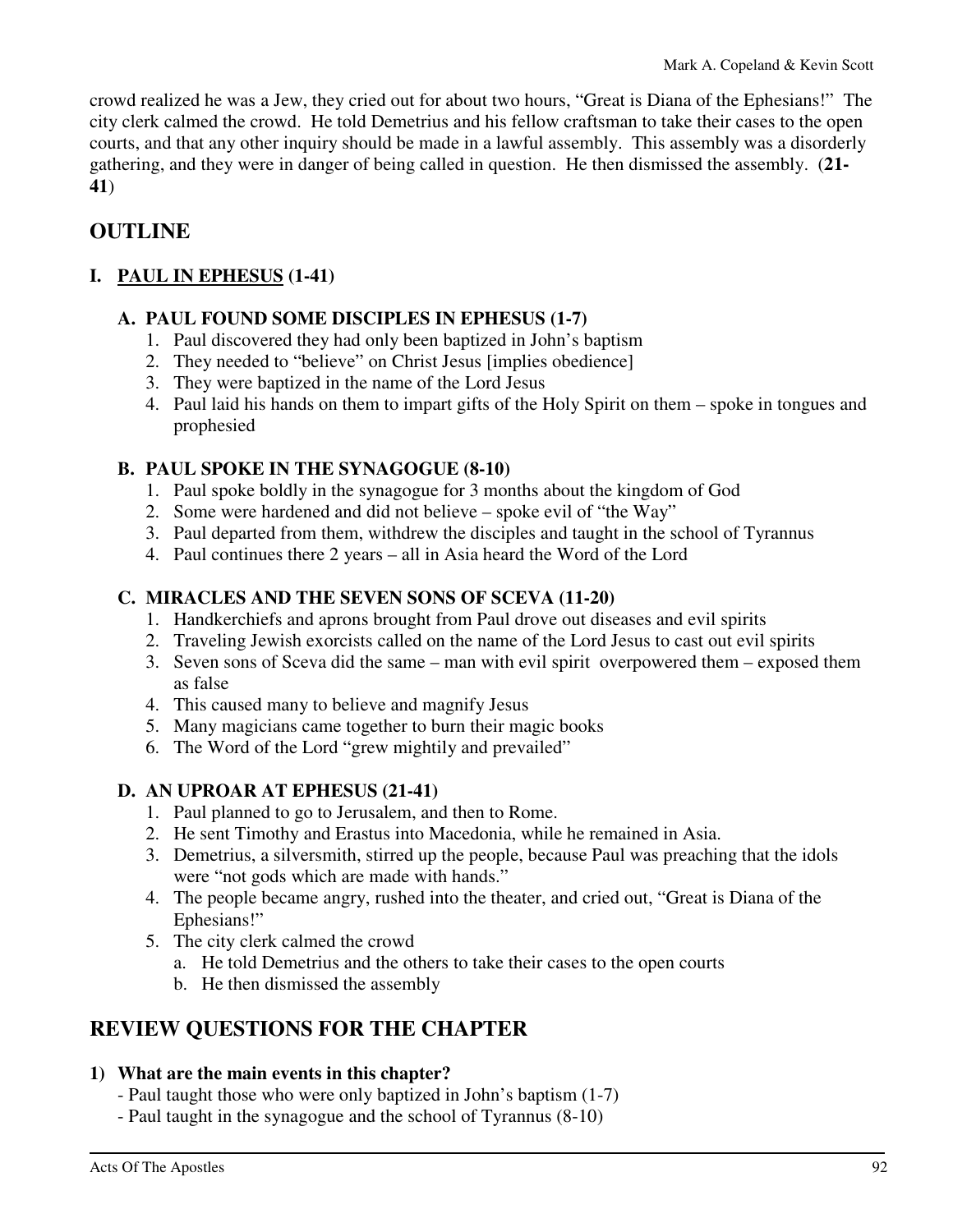crowd realized he was a Jew, they cried out for about two hours, "Great is Diana of the Ephesians!" The city clerk calmed the crowd. He told Demetrius and his fellow craftsman to take their cases to the open courts, and that any other inquiry should be made in a lawful assembly. This assembly was a disorderly gathering, and they were in danger of being called in question. He then dismissed the assembly. (**21-41**)

## OUTLINE

### I. <u>PAUL IN EPHESUS</u> (1-41)

#### A. PAUL FOUND SOME DISCIPLES IN EPHESUS (1-7)

1. Paul discovered they had only been baptized in John's baptism
2. They needed to "believe" on Christ Jesus [implies obedience]
3. They were baptized in the name of the Lord Jesus
4. Paul laid his hands on them to impart gifts of the Holy Spirit on them – spoke in tongues and prophesied

#### B. PAUL SPOKE IN THE SYNAGOGUE (8-10)

1. Paul spoke boldly in the synagogue for 3 months about the kingdom of God
2. Some were hardened and did not believe – spoke evil of "the Way"
3. Paul departed from them, withdrew the disciples and taught in the school of Tyrannus
4. Paul continues there 2 years – all in Asia heard the Word of the Lord

#### C. MIRACLES AND THE SEVEN SONS OF SCEVA (11-20)

1. Handkerchiefs and aprons brought from Paul drove out diseases and evil spirits
2. Traveling Jewish exorcists called on the name of the Lord Jesus to cast out evil spirits
3. Seven sons of Sceva did the same – man with evil spirit overpowered them – exposed them as false
4. This caused many to believe and magnify Jesus
5. Many magicians came together to burn their magic books
6. The Word of the Lord "grew mightily and prevailed"

#### D. AN UPROAR AT EPHESUS (21-41)

1. Paul planned to go to Jerusalem, and then to Rome.
2. He sent Timothy and Erastus into Macedonia, while he remained in Asia.
3. Demetrius, a silversmith, stirred up the people, because Paul was preaching that the idols were "not gods which are made with hands."
4. The people became angry, rushed into the theater, and cried out, "Great is Diana of the Ephesians!"
5. The city clerk calmed the crowd
   a. He told Demetrius and the others to take their cases to the open courts
   b. He then dismissed the assembly

## REVIEW QUESTIONS FOR THE CHAPTER

**1) What are the main events in this chapter?**

- Paul taught those who were only baptized in John's baptism (1-7)
- Paul taught in the synagogue and the school of Tyrannus (8-10)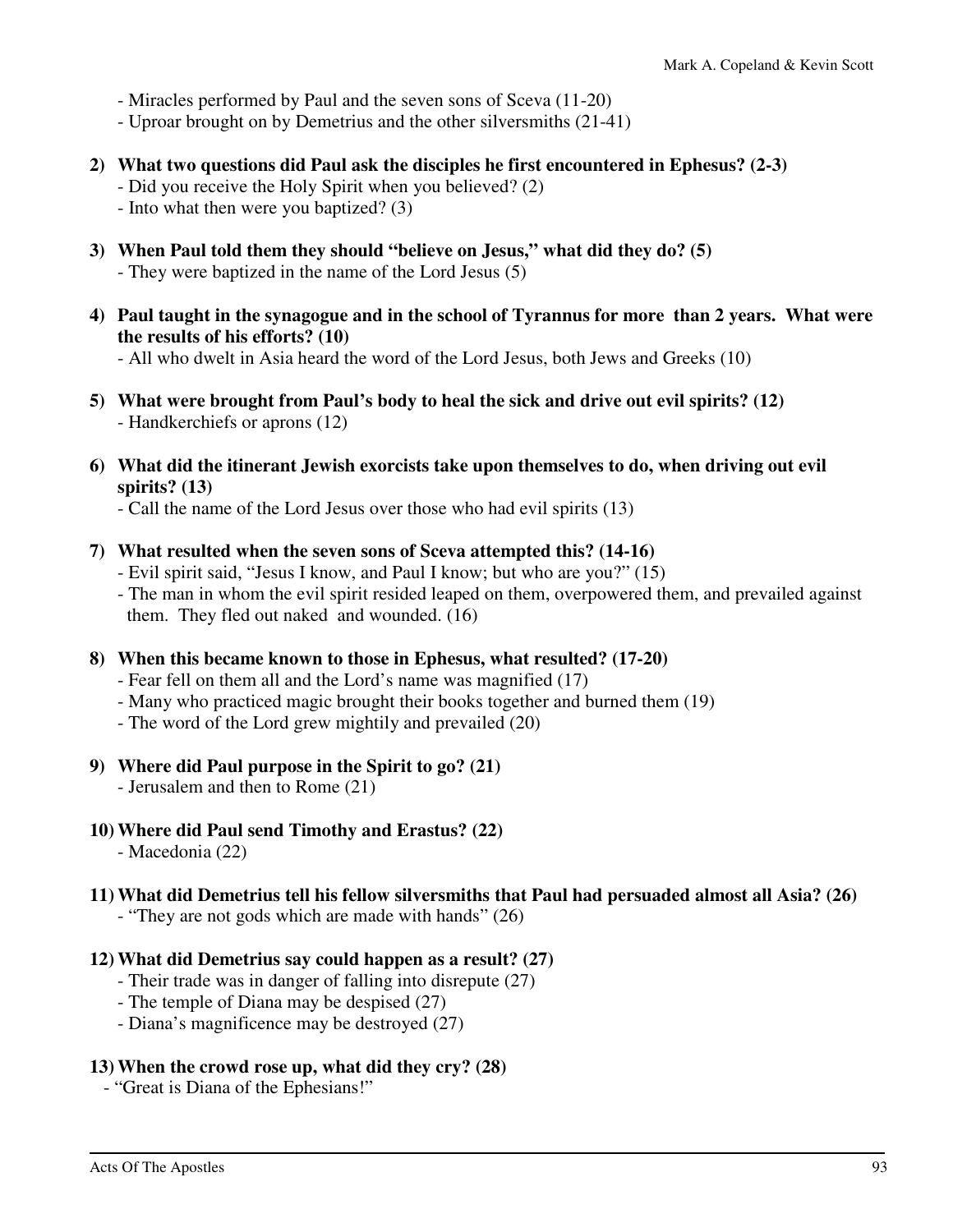- Miracles performed by Paul and the seven sons of Sceva (11-20)
- Uproar brought on by Demetrius and the other silversmiths (21-41)

2) **What two questions did Paul ask the disciples he first encountered in Ephesus? (2-3)**
   - Did you receive the Holy Spirit when you believed? (2)
   - Into what then were you baptized? (3)

3) **When Paul told them they should "believe on Jesus," what did they do? (5)**
   - They were baptized in the name of the Lord Jesus (5)

4) **Paul taught in the synagogue and in the school of Tyrannus for more than 2 years. What were the results of his efforts? (10)**
   - All who dwelt in Asia heard the word of the Lord Jesus, both Jews and Greeks (10)

5) **What were brought from Paul's body to heal the sick and drive out evil spirits? (12)**
   - Handkerchiefs or aprons (12)

6) **What did the itinerant Jewish exorcists take upon themselves to do, when driving out evil spirits? (13)**
   - Call the name of the Lord Jesus over those who had evil spirits (13)

7) **What resulted when the seven sons of Sceva attempted this? (14-16)**
   - Evil spirit said, "Jesus I know, and Paul I know; but who are you?" (15)
   - The man in whom the evil spirit resided leaped on them, overpowered them, and prevailed against them. They fled out naked and wounded. (16)

8) **When this became known to those in Ephesus, what resulted? (17-20)**
   - Fear fell on them all and the Lord's name was magnified (17)
   - Many who practiced magic brought their books together and burned them (19)
   - The word of the Lord grew mightily and prevailed (20)

9) **Where did Paul purpose in the Spirit to go? (21)**
   - Jerusalem and then to Rome (21)

10) **Where did Paul send Timothy and Erastus? (22)**
    - Macedonia (22)

11) **What did Demetrius tell his fellow silversmiths that Paul had persuaded almost all Asia? (26)**
    - "They are not gods which are made with hands" (26)

12) **What did Demetrius say could happen as a result? (27)**
    - Their trade was in danger of falling into disrepute (27)
    - The temple of Diana may be despised (27)
    - Diana's magnificence may be destroyed (27)

13) **When the crowd rose up, what did they cry? (28)**
    - "Great is Diana of the Ephesians!"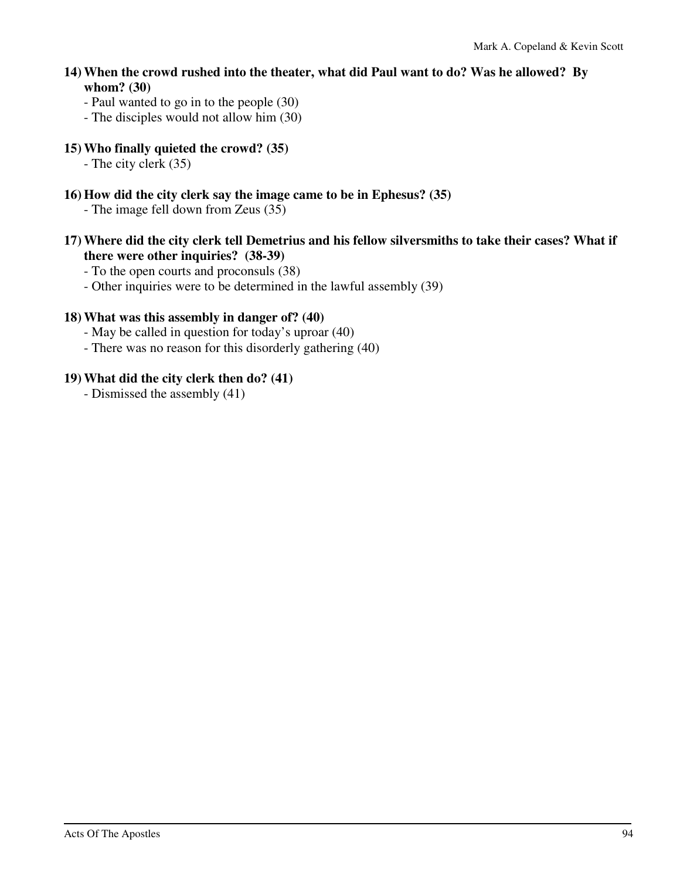**14) When the crowd rushed into the theater, what did Paul want to do? Was he allowed? By whom? (30)**

- Paul wanted to go in to the people (30)
- The disciples would not allow him (30)

**15) Who finally quieted the crowd? (35)**

- The city clerk (35)

**16) How did the city clerk say the image came to be in Ephesus? (35)**

- The image fell down from Zeus (35)

**17) Where did the city clerk tell Demetrius and his fellow silversmiths to take their cases? What if there were other inquiries? (38-39)**

- To the open courts and proconsuls (38)
- Other inquiries were to be determined in the lawful assembly (39)

**18) What was this assembly in danger of? (40)**

- May be called in question for today's uproar (40)
- There was no reason for this disorderly gathering (40)

**19) What did the city clerk then do? (41)**

- Dismissed the assembly (41)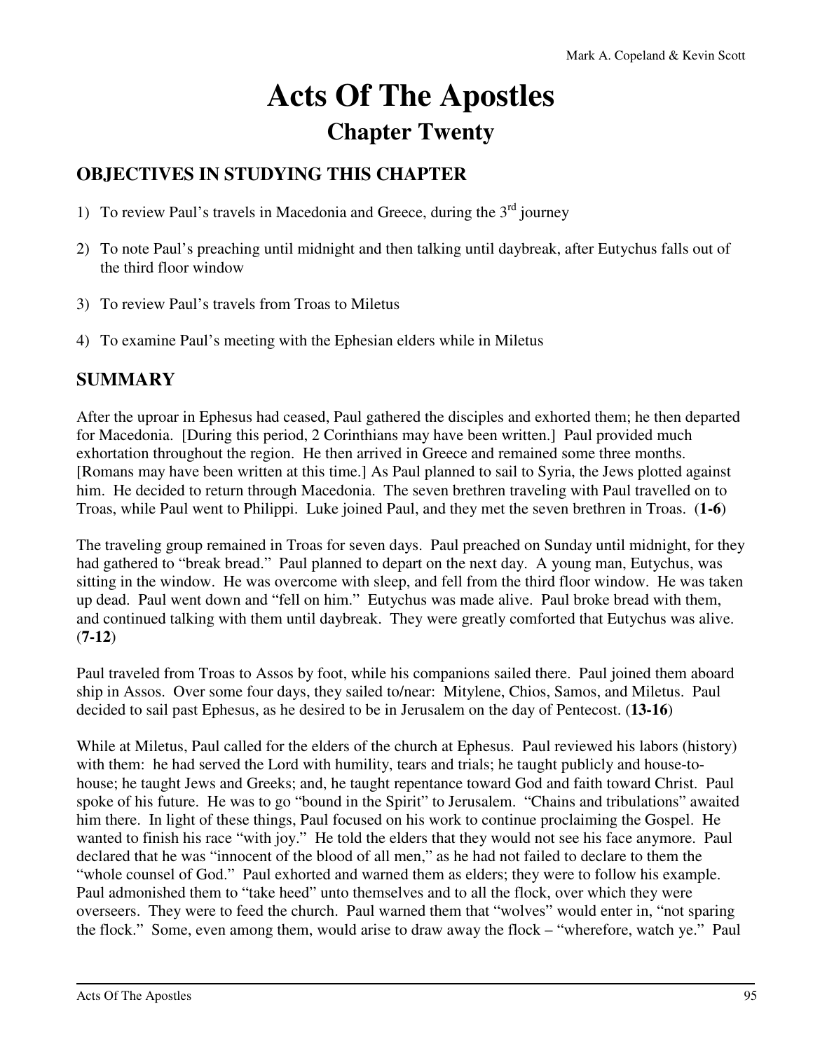# Acts Of The Apostles

## Chapter Twenty

### OBJECTIVES IN STUDYING THIS CHAPTER

1) To review Paul's travels in Macedonia and Greece, during the 3rd journey

2) To note Paul's preaching until midnight and then talking until daybreak, after Eutychus falls out of the third floor window

3) To review Paul's travels from Troas to Miletus

4) To examine Paul's meeting with the Ephesian elders while in Miletus

### SUMMARY

After the uproar in Ephesus had ceased, Paul gathered the disciples and exhorted them; he then departed for Macedonia. [During this period, 2 Corinthians may have been written.] Paul provided much exhortation throughout the region. He then arrived in Greece and remained some three months. [Romans may have been written at this time.] As Paul planned to sail to Syria, the Jews plotted against him. He decided to return through Macedonia. The seven brethren traveling with Paul travelled on to Troas, while Paul went to Philippi. Luke joined Paul, and they met the seven brethren in Troas. (**1-6**)

The traveling group remained in Troas for seven days. Paul preached on Sunday until midnight, for they had gathered to "break bread." Paul planned to depart on the next day. A young man, Eutychus, was sitting in the window. He was overcome with sleep, and fell from the third floor window. He was taken up dead. Paul went down and "fell on him." Eutychus was made alive. Paul broke bread with them, and continued talking with them until daybreak. They were greatly comforted that Eutychus was alive. (**7-12**)

Paul traveled from Troas to Assos by foot, while his companions sailed there. Paul joined them aboard ship in Assos. Over some four days, they sailed to/near: Mitylene, Chios, Samos, and Miletus. Paul decided to sail past Ephesus, as he desired to be in Jerusalem on the day of Pentecost. (**13-16**)

While at Miletus, Paul called for the elders of the church at Ephesus. Paul reviewed his labors (history) with them: he had served the Lord with humility, tears and trials; he taught publicly and house-to-house; he taught Jews and Greeks; and, he taught repentance toward God and faith toward Christ. Paul spoke of his future. He was to go "bound in the Spirit" to Jerusalem. "Chains and tribulations" awaited him there. In light of these things, Paul focused on his work to continue proclaiming the Gospel. He wanted to finish his race "with joy." He told the elders that they would not see his face anymore. Paul declared that he was "innocent of the blood of all men," as he had not failed to declare to them the "whole counsel of God." Paul exhorted and warned them as elders; they were to follow his example. Paul admonished them to "take heed" unto themselves and to all the flock, over which they were overseers. They were to feed the church. Paul warned them that "wolves" would enter in, "not sparing the flock." Some, even among them, would arise to draw away the flock – "wherefore, watch ye." Paul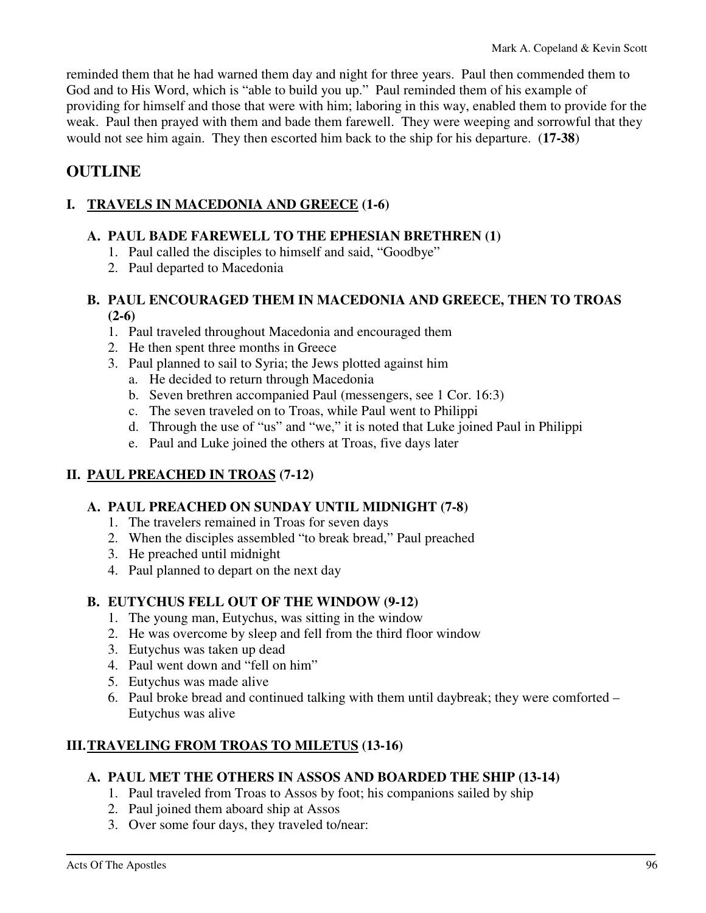reminded them that he had warned them day and night for three years. Paul then commended them to God and to His Word, which is "able to build you up." Paul reminded them of his example of providing for himself and those that were with him; laboring in this way, enabled them to provide for the weak. Paul then prayed with them and bade them farewell. They were weeping and sorrowful that they would not see him again. They then escorted him back to the ship for his departure. (**17-38**)

## OUTLINE

### I. <u>TRAVELS IN MACEDONIA AND GREECE</u> (1-6)

#### A. PAUL BADE FAREWELL TO THE EPHESIAN BRETHREN (1)

1. Paul called the disciples to himself and said, "Goodbye"
2. Paul departed to Macedonia

#### B. PAUL ENCOURAGED THEM IN MACEDONIA AND GREECE, THEN TO TROAS (2-6)

1. Paul traveled throughout Macedonia and encouraged them
2. He then spent three months in Greece
3. Paul planned to sail to Syria; the Jews plotted against him
   a. He decided to return through Macedonia
   b. Seven brethren accompanied Paul (messengers, see 1 Cor. 16:3)
   c. The seven traveled on to Troas, while Paul went to Philippi
   d. Through the use of "us" and "we," it is noted that Luke joined Paul in Philippi
   e. Paul and Luke joined the others at Troas, five days later

### II. <u>PAUL PREACHED IN TROAS</u> (7-12)

#### A. PAUL PREACHED ON SUNDAY UNTIL MIDNIGHT (7-8)

1. The travelers remained in Troas for seven days
2. When the disciples assembled "to break bread," Paul preached
3. He preached until midnight
4. Paul planned to depart on the next day

#### B. EUTYCHUS FELL OUT OF THE WINDOW (9-12)

1. The young man, Eutychus, was sitting in the window
2. He was overcome by sleep and fell from the third floor window
3. Eutychus was taken up dead
4. Paul went down and "fell on him"
5. Eutychus was made alive
6. Paul broke bread and continued talking with them until daybreak; they were comforted – Eutychus was alive

### III. <u>TRAVELING FROM TROAS TO MILETUS</u> (13-16)

#### A. PAUL MET THE OTHERS IN ASSOS AND BOARDED THE SHIP (13-14)

1. Paul traveled from Troas to Assos by foot; his companions sailed by ship
2. Paul joined them aboard ship at Assos
3. Over some four days, they traveled to/near: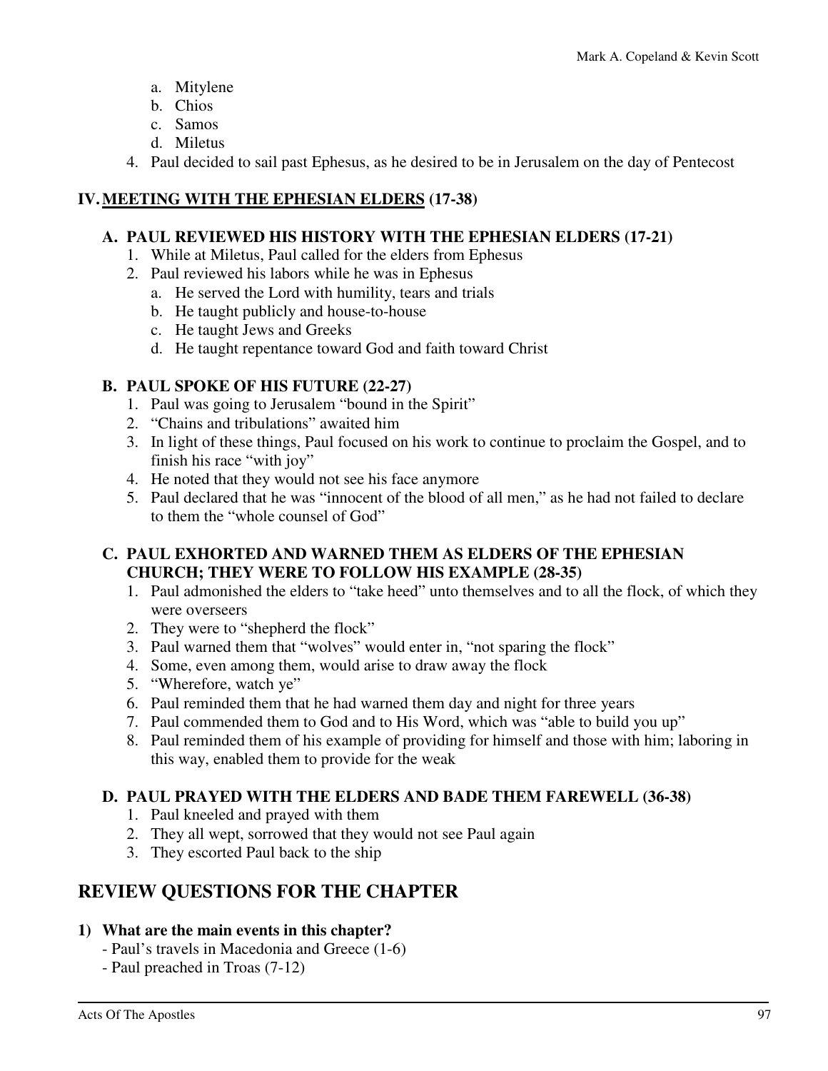a. Mitylene
   b. Chios
   c. Samos
   d. Miletus
4. Paul decided to sail past Ephesus, as he desired to be in Jerusalem on the day of Pentecost

### IV. MEETING WITH THE EPHESIAN ELDERS (17-38)

#### A. PAUL REVIEWED HIS HISTORY WITH THE EPHESIAN ELDERS (17-21)

1. While at Miletus, Paul called for the elders from Ephesus
2. Paul reviewed his labors while he was in Ephesus
   a. He served the Lord with humility, tears and trials
   b. He taught publicly and house-to-house
   c. He taught Jews and Greeks
   d. He taught repentance toward God and faith toward Christ

#### B. PAUL SPOKE OF HIS FUTURE (22-27)

1. Paul was going to Jerusalem "bound in the Spirit"
2. "Chains and tribulations" awaited him
3. In light of these things, Paul focused on his work to continue to proclaim the Gospel, and to finish his race "with joy"
4. He noted that they would not see his face anymore
5. Paul declared that he was "innocent of the blood of all men," as he had not failed to declare to them the "whole counsel of God"

#### C. PAUL EXHORTED AND WARNED THEM AS ELDERS OF THE EPHESIAN CHURCH; THEY WERE TO FOLLOW HIS EXAMPLE (28-35)

1. Paul admonished the elders to "take heed" unto themselves and to all the flock, of which they were overseers
2. They were to "shepherd the flock"
3. Paul warned them that "wolves" would enter in, "not sparing the flock"
4. Some, even among them, would arise to draw away the flock
5. "Wherefore, watch ye"
6. Paul reminded them that he had warned them day and night for three years
7. Paul commended them to God and to His Word, which was "able to build you up"
8. Paul reminded them of his example of providing for himself and those with him; laboring in this way, enabled them to provide for the weak

#### D. PAUL PRAYED WITH THE ELDERS AND BADE THEM FAREWELL (36-38)

1. Paul kneeled and prayed with them
2. They all wept, sorrowed that they would not see Paul again
3. They escorted Paul back to the ship

## REVIEW QUESTIONS FOR THE CHAPTER

**1) What are the main events in this chapter?**

- Paul's travels in Macedonia and Greece (1-6)
- Paul preached in Troas (7-12)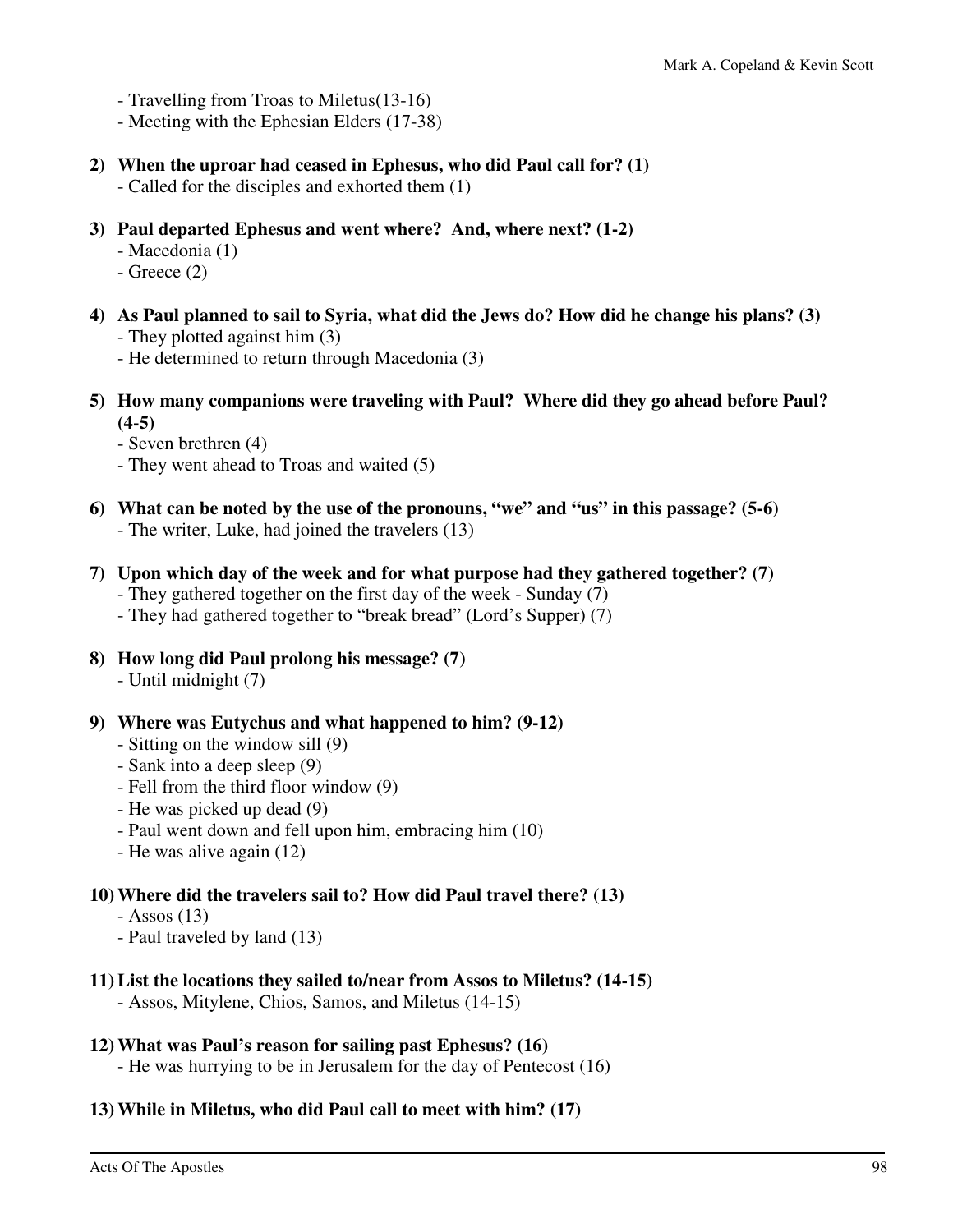- Travelling from Troas to Miletus(13-16)
   - Meeting with the Ephesian Elders (17-38)

**2) When the uproar had ceased in Ephesus, who did Paul call for? (1)**
   - Called for the disciples and exhorted them (1)

**3) Paul departed Ephesus and went where? And, where next? (1-2)**
   - Macedonia (1)
   - Greece (2)

**4) As Paul planned to sail to Syria, what did the Jews do? How did he change his plans? (3)**
   - They plotted against him (3)
   - He determined to return through Macedonia (3)

**5) How many companions were traveling with Paul? Where did they go ahead before Paul? (4-5)**
   - Seven brethren (4)
   - They went ahead to Troas and waited (5)

**6) What can be noted by the use of the pronouns, "we" and "us" in this passage? (5-6)**
   - The writer, Luke, had joined the travelers (13)

**7) Upon which day of the week and for what purpose had they gathered together? (7)**
   - They gathered together on the first day of the week - Sunday (7)
   - They had gathered together to "break bread" (Lord's Supper) (7)

**8) How long did Paul prolong his message? (7)**
   - Until midnight (7)

**9) Where was Eutychus and what happened to him? (9-12)**
   - Sitting on the window sill (9)
   - Sank into a deep sleep (9)
   - Fell from the third floor window (9)
   - He was picked up dead (9)
   - Paul went down and fell upon him, embracing him (10)
   - He was alive again (12)

**10) Where did the travelers sail to? How did Paul travel there? (13)**
   - Assos (13)
   - Paul traveled by land (13)

**11) List the locations they sailed to/near from Assos to Miletus? (14-15)**
   - Assos, Mitylene, Chios, Samos, and Miletus (14-15)

**12) What was Paul's reason for sailing past Ephesus? (16)**
   - He was hurrying to be in Jerusalem for the day of Pentecost (16)

**13) While in Miletus, who did Paul call to meet with him? (17)**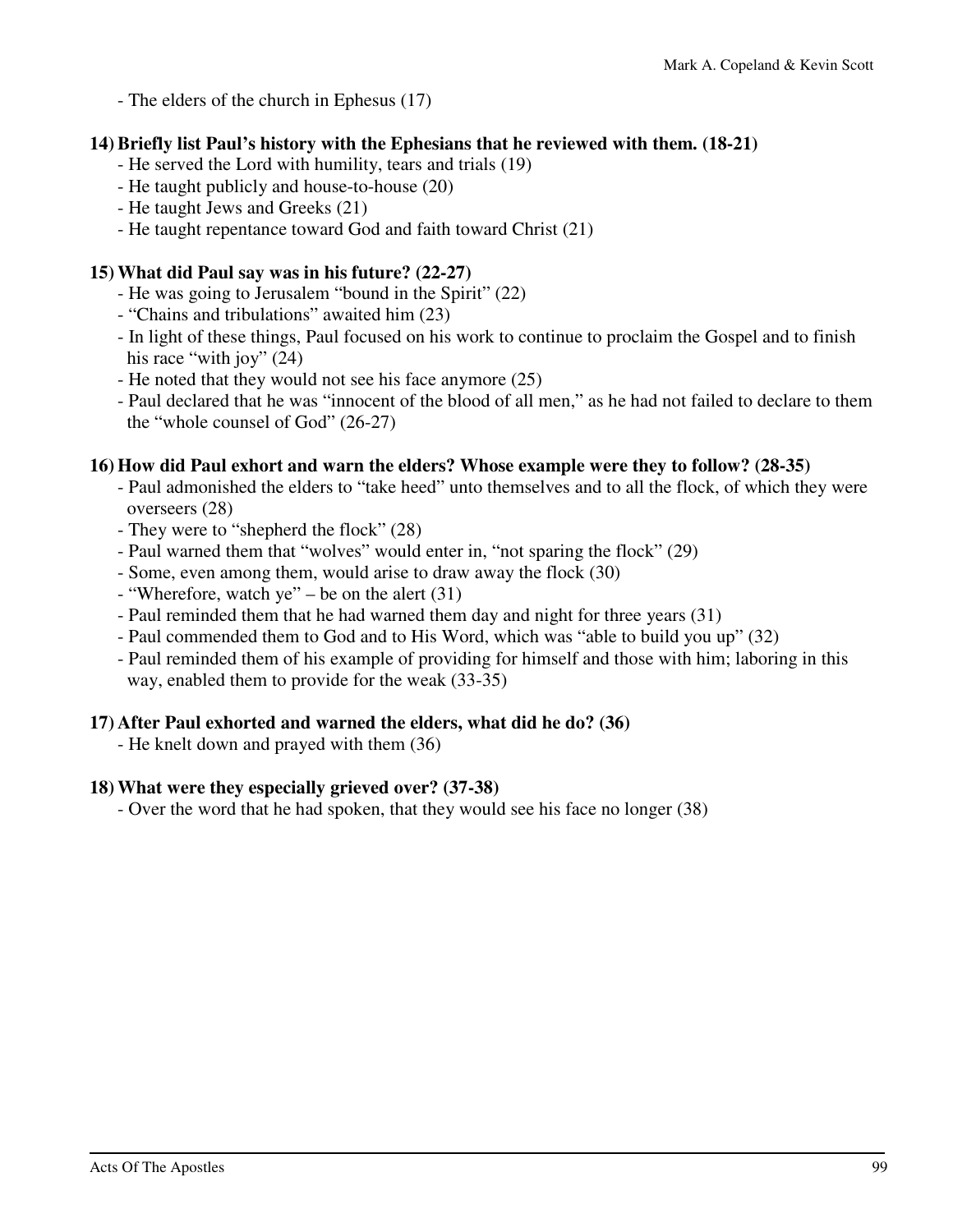- The elders of the church in Ephesus (17)

**14) Briefly list Paul's history with the Ephesians that he reviewed with them. (18-21)**

- He served the Lord with humility, tears and trials (19)
- He taught publicly and house-to-house (20)
- He taught Jews and Greeks (21)
- He taught repentance toward God and faith toward Christ (21)

**15) What did Paul say was in his future? (22-27)**

- He was going to Jerusalem "bound in the Spirit" (22)
- "Chains and tribulations" awaited him (23)
- In light of these things, Paul focused on his work to continue to proclaim the Gospel and to finish his race "with joy" (24)
- He noted that they would not see his face anymore (25)
- Paul declared that he was "innocent of the blood of all men," as he had not failed to declare to them the "whole counsel of God" (26-27)

**16) How did Paul exhort and warn the elders? Whose example were they to follow? (28-35)**

- Paul admonished the elders to "take heed" unto themselves and to all the flock, of which they were overseers (28)
- They were to "shepherd the flock" (28)
- Paul warned them that "wolves" would enter in, "not sparing the flock" (29)
- Some, even among them, would arise to draw away the flock (30)
- "Wherefore, watch ye" – be on the alert (31)
- Paul reminded them that he had warned them day and night for three years (31)
- Paul commended them to God and to His Word, which was "able to build you up" (32)
- Paul reminded them of his example of providing for himself and those with him; laboring in this way, enabled them to provide for the weak (33-35)

**17) After Paul exhorted and warned the elders, what did he do? (36)**

- He knelt down and prayed with them (36)

**18) What were they especially grieved over? (37-38)**

- Over the word that he had spoken, that they would see his face no longer (38)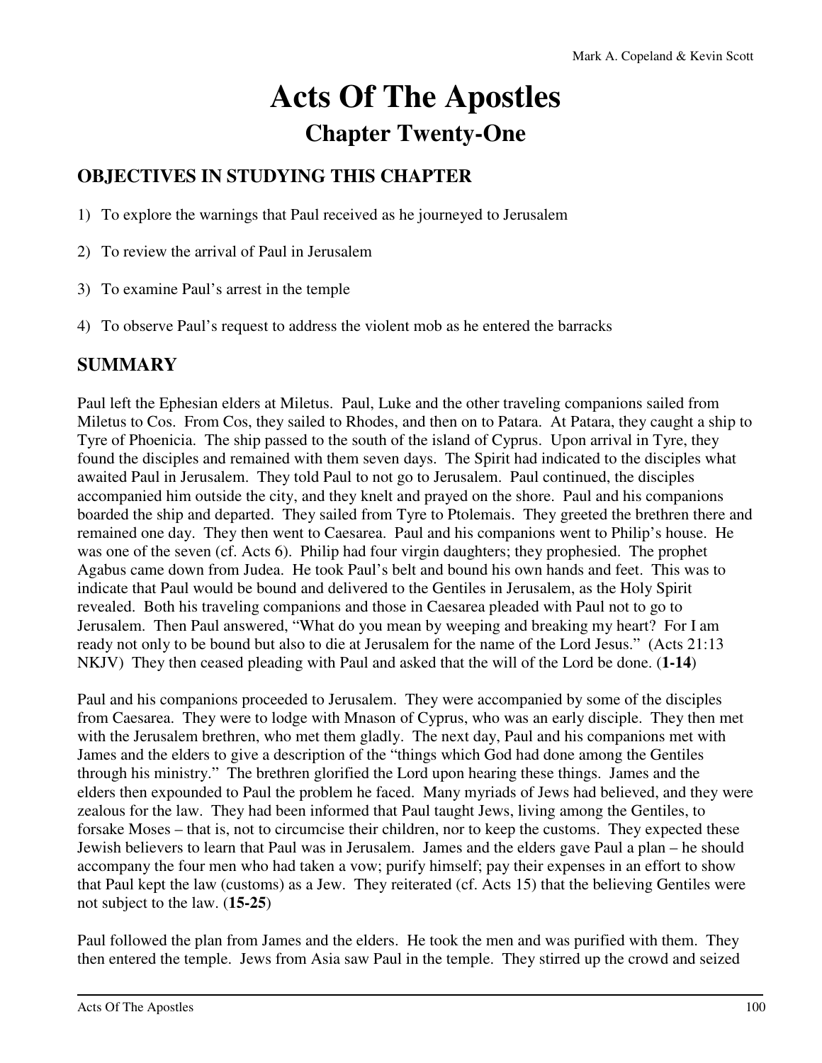# Acts Of The Apostles

## Chapter Twenty-One

### OBJECTIVES IN STUDYING THIS CHAPTER

1) To explore the warnings that Paul received as he journeyed to Jerusalem

2) To review the arrival of Paul in Jerusalem

3) To examine Paul's arrest in the temple

4) To observe Paul's request to address the violent mob as he entered the barracks

### SUMMARY

Paul left the Ephesian elders at Miletus. Paul, Luke and the other traveling companions sailed from Miletus to Cos. From Cos, they sailed to Rhodes, and then on to Patara. At Patara, they caught a ship to Tyre of Phoenicia. The ship passed to the south of the island of Cyprus. Upon arrival in Tyre, they found the disciples and remained with them seven days. The Spirit had indicated to the disciples what awaited Paul in Jerusalem. They told Paul to not go to Jerusalem. Paul continued, the disciples accompanied him outside the city, and they knelt and prayed on the shore. Paul and his companions boarded the ship and departed. They sailed from Tyre to Ptolemais. They greeted the brethren there and remained one day. They then went to Caesarea. Paul and his companions went to Philip's house. He was one of the seven (cf. Acts 6). Philip had four virgin daughters; they prophesied. The prophet Agabus came down from Judea. He took Paul's belt and bound his own hands and feet. This was to indicate that Paul would be bound and delivered to the Gentiles in Jerusalem, as the Holy Spirit revealed. Both his traveling companions and those in Caesarea pleaded with Paul not to go to Jerusalem. Then Paul answered, "What do you mean by weeping and breaking my heart? For I am ready not only to be bound but also to die at Jerusalem for the name of the Lord Jesus." (Acts 21:13 NKJV) They then ceased pleading with Paul and asked that the will of the Lord be done. (**1-14**)

Paul and his companions proceeded to Jerusalem. They were accompanied by some of the disciples from Caesarea. They were to lodge with Mnason of Cyprus, who was an early disciple. They then met with the Jerusalem brethren, who met them gladly. The next day, Paul and his companions met with James and the elders to give a description of the "things which God had done among the Gentiles through his ministry." The brethren glorified the Lord upon hearing these things. James and the elders then expounded to Paul the problem he faced. Many myriads of Jews had believed, and they were zealous for the law. They had been informed that Paul taught Jews, living among the Gentiles, to forsake Moses – that is, not to circumcise their children, nor to keep the customs. They expected these Jewish believers to learn that Paul was in Jerusalem. James and the elders gave Paul a plan – he should accompany the four men who had taken a vow; purify himself; pay their expenses in an effort to show that Paul kept the law (customs) as a Jew. They reiterated (cf. Acts 15) that the believing Gentiles were not subject to the law. (**15-25**)

Paul followed the plan from James and the elders. He took the men and was purified with them. They then entered the temple. Jews from Asia saw Paul in the temple. They stirred up the crowd and seized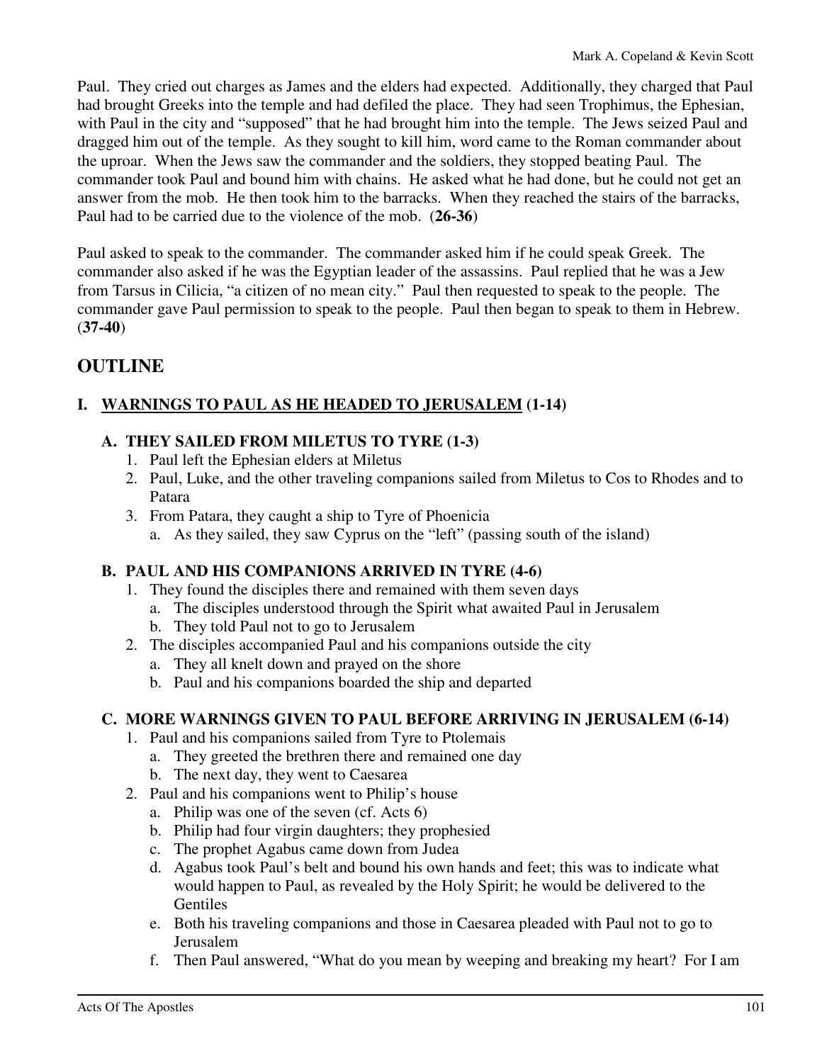Paul. They cried out charges as James and the elders had expected. Additionally, they charged that Paul had brought Greeks into the temple and had defiled the place. They had seen Trophimus, the Ephesian, with Paul in the city and "supposed" that he had brought him into the temple. The Jews seized Paul and dragged him out of the temple. As they sought to kill him, word came to the Roman commander about the uproar. When the Jews saw the commander and the soldiers, they stopped beating Paul. The commander took Paul and bound him with chains. He asked what he had done, but he could not get an answer from the mob. He then took him to the barracks. When they reached the stairs of the barracks, Paul had to be carried due to the violence of the mob. (**26-36**)

Paul asked to speak to the commander. The commander asked him if he could speak Greek. The commander also asked if he was the Egyptian leader of the assassins. Paul replied that he was a Jew from Tarsus in Cilicia, "a citizen of no mean city." Paul then requested to speak to the people. The commander gave Paul permission to speak to the people. Paul then began to speak to them in Hebrew. (**37-40**)

## OUTLINE

### I. <u>WARNINGS TO PAUL AS HE HEADED TO JERUSALEM</u> (1-14)

#### A. THEY SAILED FROM MILETUS TO TYRE (1-3)

1. Paul left the Ephesian elders at Miletus
2. Paul, Luke, and the other traveling companions sailed from Miletus to Cos to Rhodes and to Patara
3. From Patara, they caught a ship to Tyre of Phoenicia
   a. As they sailed, they saw Cyprus on the "left" (passing south of the island)

#### B. PAUL AND HIS COMPANIONS ARRIVED IN TYRE (4-6)

1. They found the disciples there and remained with them seven days
   a. The disciples understood through the Spirit what awaited Paul in Jerusalem
   b. They told Paul not to go to Jerusalem
2. The disciples accompanied Paul and his companions outside the city
   a. They all knelt down and prayed on the shore
   b. Paul and his companions boarded the ship and departed

#### C. MORE WARNINGS GIVEN TO PAUL BEFORE ARRIVING IN JERUSALEM (6-14)

1. Paul and his companions sailed from Tyre to Ptolemais
   a. They greeted the brethren there and remained one day
   b. The next day, they went to Caesarea
2. Paul and his companions went to Philip's house
   a. Philip was one of the seven (cf. Acts 6)
   b. Philip had four virgin daughters; they prophesied
   c. The prophet Agabus came down from Judea
   d. Agabus took Paul's belt and bound his own hands and feet; this was to indicate what would happen to Paul, as revealed by the Holy Spirit; he would be delivered to the Gentiles
   e. Both his traveling companions and those in Caesarea pleaded with Paul not to go to Jerusalem
   f. Then Paul answered, "What do you mean by weeping and breaking my heart? For I am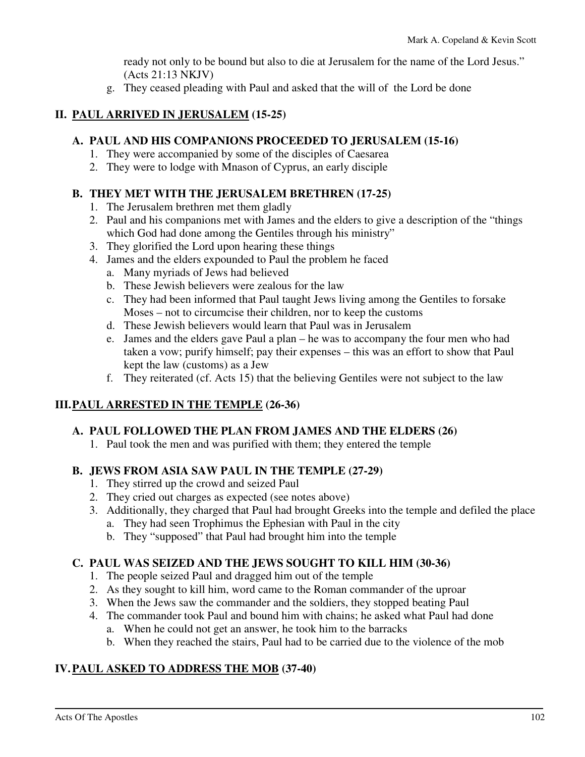ready not only to be bound but also to die at Jerusalem for the name of the Lord Jesus." (Acts 21:13 NKJV)

g. They ceased pleading with Paul and asked that the will of the Lord be done

## II. PAUL ARRIVED IN JERUSALEM (15-25)

### A. PAUL AND HIS COMPANIONS PROCEEDED TO JERUSALEM (15-16)

1. They were accompanied by some of the disciples of Caesarea
2. They were to lodge with Mnason of Cyprus, an early disciple

### B. THEY MET WITH THE JERUSALEM BRETHREN (17-25)

1. The Jerusalem brethren met them gladly
2. Paul and his companions met with James and the elders to give a description of the "things which God had done among the Gentiles through his ministry"
3. They glorified the Lord upon hearing these things
4. James and the elders expounded to Paul the problem he faced
   a. Many myriads of Jews had believed
   b. These Jewish believers were zealous for the law
   c. They had been informed that Paul taught Jews living among the Gentiles to forsake Moses – not to circumcise their children, nor to keep the customs
   d. These Jewish believers would learn that Paul was in Jerusalem
   e. James and the elders gave Paul a plan – he was to accompany the four men who had taken a vow; purify himself; pay their expenses – this was an effort to show that Paul kept the law (customs) as a Jew
   f. They reiterated (cf. Acts 15) that the believing Gentiles were not subject to the law

## III. PAUL ARRESTED IN THE TEMPLE (26-36)

### A. PAUL FOLLOWED THE PLAN FROM JAMES AND THE ELDERS (26)

1. Paul took the men and was purified with them; they entered the temple

### B. JEWS FROM ASIA SAW PAUL IN THE TEMPLE (27-29)

1. They stirred up the crowd and seized Paul
2. They cried out charges as expected (see notes above)
3. Additionally, they charged that Paul had brought Greeks into the temple and defiled the place
   a. They had seen Trophimus the Ephesian with Paul in the city
   b. They "supposed" that Paul had brought him into the temple

### C. PAUL WAS SEIZED AND THE JEWS SOUGHT TO KILL HIM (30-36)

1. The people seized Paul and dragged him out of the temple
2. As they sought to kill him, word came to the Roman commander of the uproar
3. When the Jews saw the commander and the soldiers, they stopped beating Paul
4. The commander took Paul and bound him with chains; he asked what Paul had done
   a. When he could not get an answer, he took him to the barracks
   b. When they reached the stairs, Paul had to be carried due to the violence of the mob

## IV. PAUL ASKED TO ADDRESS THE MOB (37-40)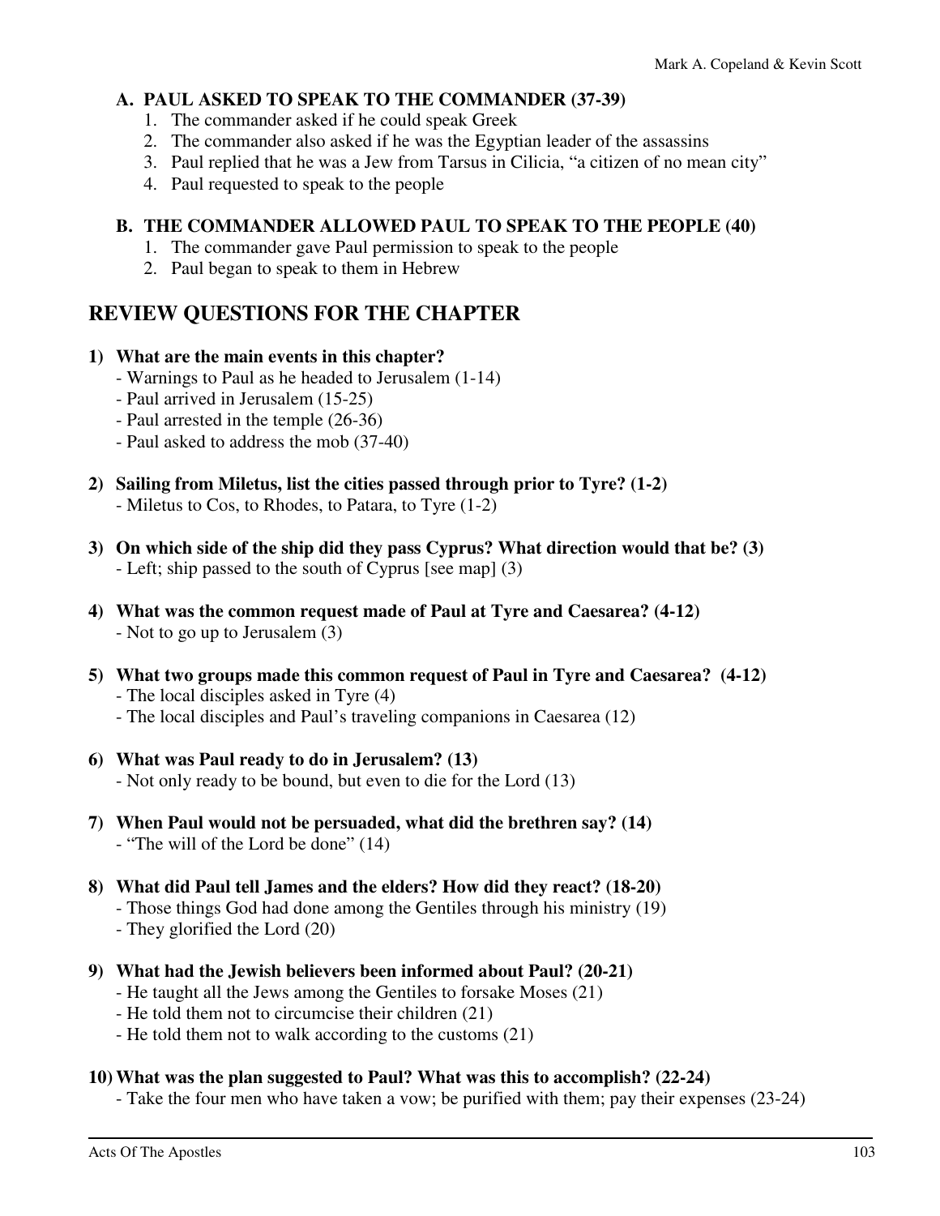### A. PAUL ASKED TO SPEAK TO THE COMMANDER (37-39)

1. The commander asked if he could speak Greek
2. The commander also asked if he was the Egyptian leader of the assassins
3. Paul replied that he was a Jew from Tarsus in Cilicia, "a citizen of no mean city"
4. Paul requested to speak to the people

### B. THE COMMANDER ALLOWED PAUL TO SPEAK TO THE PEOPLE (40)

1. The commander gave Paul permission to speak to the people
2. Paul began to speak to them in Hebrew

## REVIEW QUESTIONS FOR THE CHAPTER

**1) What are the main events in this chapter?**
- Warnings to Paul as he headed to Jerusalem (1-14)
- Paul arrived in Jerusalem (15-25)
- Paul arrested in the temple (26-36)
- Paul asked to address the mob (37-40)

**2) Sailing from Miletus, list the cities passed through prior to Tyre? (1-2)**
- Miletus to Cos, to Rhodes, to Patara, to Tyre (1-2)

**3) On which side of the ship did they pass Cyprus? What direction would that be? (3)**
- Left; ship passed to the south of Cyprus [see map] (3)

**4) What was the common request made of Paul at Tyre and Caesarea? (4-12)**
- Not to go up to Jerusalem (3)

**5) What two groups made this common request of Paul in Tyre and Caesarea? (4-12)**
- The local disciples asked in Tyre (4)
- The local disciples and Paul's traveling companions in Caesarea (12)

**6) What was Paul ready to do in Jerusalem? (13)**
- Not only ready to be bound, but even to die for the Lord (13)

**7) When Paul would not be persuaded, what did the brethren say? (14)**
- "The will of the Lord be done" (14)

**8) What did Paul tell James and the elders? How did they react? (18-20)**
- Those things God had done among the Gentiles through his ministry (19)
- They glorified the Lord (20)

**9) What had the Jewish believers been informed about Paul? (20-21)**
- He taught all the Jews among the Gentiles to forsake Moses (21)
- He told them not to circumcise their children (21)
- He told them not to walk according to the customs (21)

**10) What was the plan suggested to Paul? What was this to accomplish? (22-24)**
- Take the four men who have taken a vow; be purified with them; pay their expenses (23-24)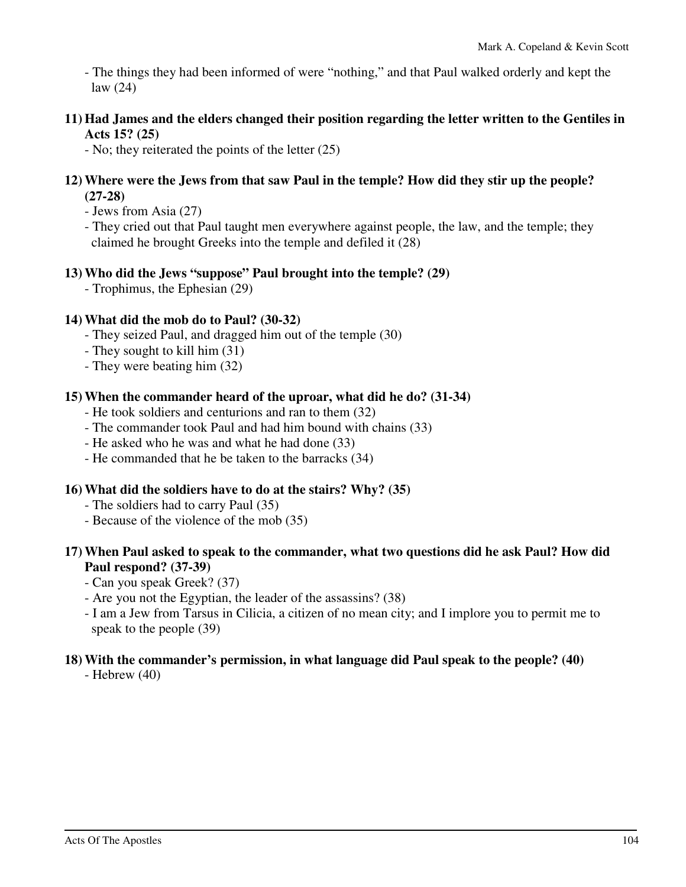- The things they had been informed of were "nothing," and that Paul walked orderly and kept the law (24)

**11) Had James and the elders changed their position regarding the letter written to the Gentiles in Acts 15? (25)**

- No; they reiterated the points of the letter (25)

**12) Where were the Jews from that saw Paul in the temple? How did they stir up the people? (27-28)**

- Jews from Asia (27)
- They cried out that Paul taught men everywhere against people, the law, and the temple; they claimed he brought Greeks into the temple and defiled it (28)

**13) Who did the Jews "suppose" Paul brought into the temple? (29)**

- Trophimus, the Ephesian (29)

**14) What did the mob do to Paul? (30-32)**

- They seized Paul, and dragged him out of the temple (30)
- They sought to kill him (31)
- They were beating him (32)

**15) When the commander heard of the uproar, what did he do? (31-34)**

- He took soldiers and centurions and ran to them (32)
- The commander took Paul and had him bound with chains (33)
- He asked who he was and what he had done (33)
- He commanded that he be taken to the barracks (34)

**16) What did the soldiers have to do at the stairs? Why? (35)**

- The soldiers had to carry Paul (35)
- Because of the violence of the mob (35)

**17) When Paul asked to speak to the commander, what two questions did he ask Paul? How did Paul respond? (37-39)**

- Can you speak Greek? (37)
- Are you not the Egyptian, the leader of the assassins? (38)
- I am a Jew from Tarsus in Cilicia, a citizen of no mean city; and I implore you to permit me to speak to the people (39)

**18) With the commander's permission, in what language did Paul speak to the people? (40)**

- Hebrew (40)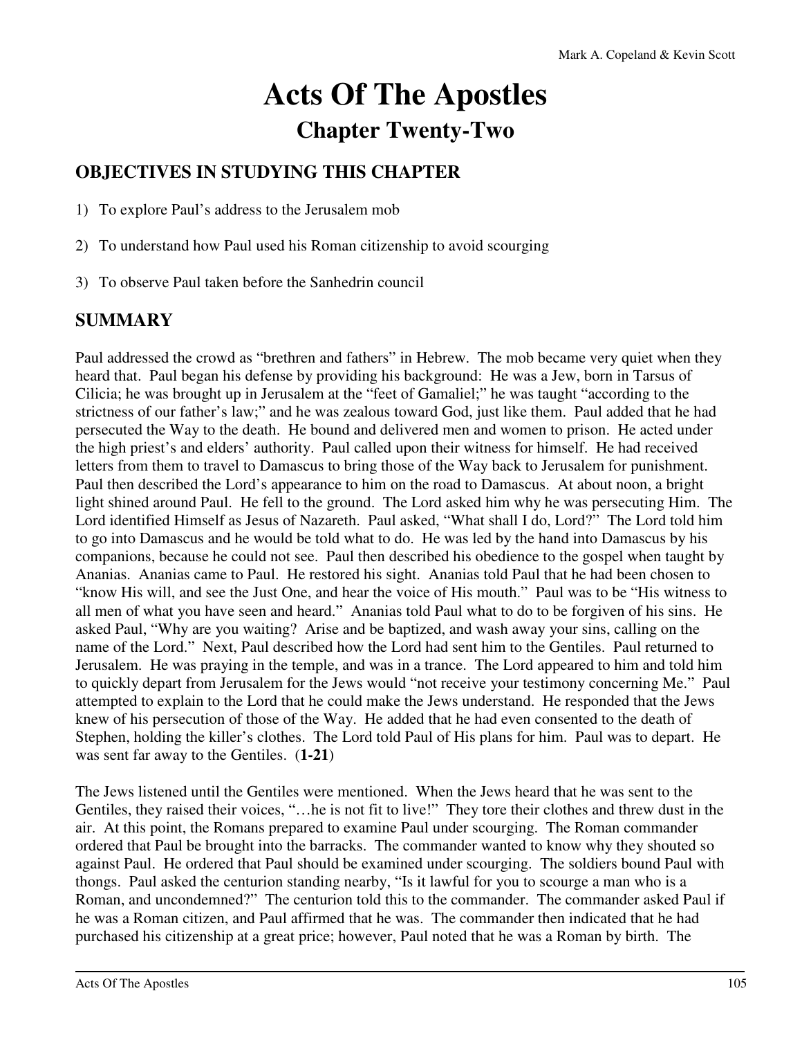# Acts Of The Apostles

## Chapter Twenty-Two

### OBJECTIVES IN STUDYING THIS CHAPTER

1) To explore Paul's address to the Jerusalem mob
2) To understand how Paul used his Roman citizenship to avoid scourging
3) To observe Paul taken before the Sanhedrin council

### SUMMARY

Paul addressed the crowd as "brethren and fathers" in Hebrew. The mob became very quiet when they heard that. Paul began his defense by providing his background: He was a Jew, born in Tarsus of Cilicia; he was brought up in Jerusalem at the "feet of Gamaliel;" he was taught "according to the strictness of our father's law;" and he was zealous toward God, just like them. Paul added that he had persecuted the Way to the death. He bound and delivered men and women to prison. He acted under the high priest's and elders' authority. Paul called upon their witness for himself. He had received letters from them to travel to Damascus to bring those of the Way back to Jerusalem for punishment. Paul then described the Lord's appearance to him on the road to Damascus. At about noon, a bright light shined around Paul. He fell to the ground. The Lord asked him why he was persecuting Him. The Lord identified Himself as Jesus of Nazareth. Paul asked, "What shall I do, Lord?" The Lord told him to go into Damascus and he would be told what to do. He was led by the hand into Damascus by his companions, because he could not see. Paul then described his obedience to the gospel when taught by Ananias. Ananias came to Paul. He restored his sight. Ananias told Paul that he had been chosen to "know His will, and see the Just One, and hear the voice of His mouth." Paul was to be "His witness to all men of what you have seen and heard." Ananias told Paul what to do to be forgiven of his sins. He asked Paul, "Why are you waiting? Arise and be baptized, and wash away your sins, calling on the name of the Lord." Next, Paul described how the Lord had sent him to the Gentiles. Paul returned to Jerusalem. He was praying in the temple, and was in a trance. The Lord appeared to him and told him to quickly depart from Jerusalem for the Jews would "not receive your testimony concerning Me." Paul attempted to explain to the Lord that he could make the Jews understand. He responded that the Jews knew of his persecution of those of the Way. He added that he had even consented to the death of Stephen, holding the killer's clothes. The Lord told Paul of His plans for him. Paul was to depart. He was sent far away to the Gentiles. (**1-21**)

The Jews listened until the Gentiles were mentioned. When the Jews heard that he was sent to the Gentiles, they raised their voices, "…he is not fit to live!" They tore their clothes and threw dust in the air. At this point, the Romans prepared to examine Paul under scourging. The Roman commander ordered that Paul be brought into the barracks. The commander wanted to know why they shouted so against Paul. He ordered that Paul should be examined under scourging. The soldiers bound Paul with thongs. Paul asked the centurion standing nearby, "Is it lawful for you to scourge a man who is a Roman, and uncondemned?" The centurion told this to the commander. The commander asked Paul if he was a Roman citizen, and Paul affirmed that he was. The commander then indicated that he had purchased his citizenship at a great price; however, Paul noted that he was a Roman by birth. The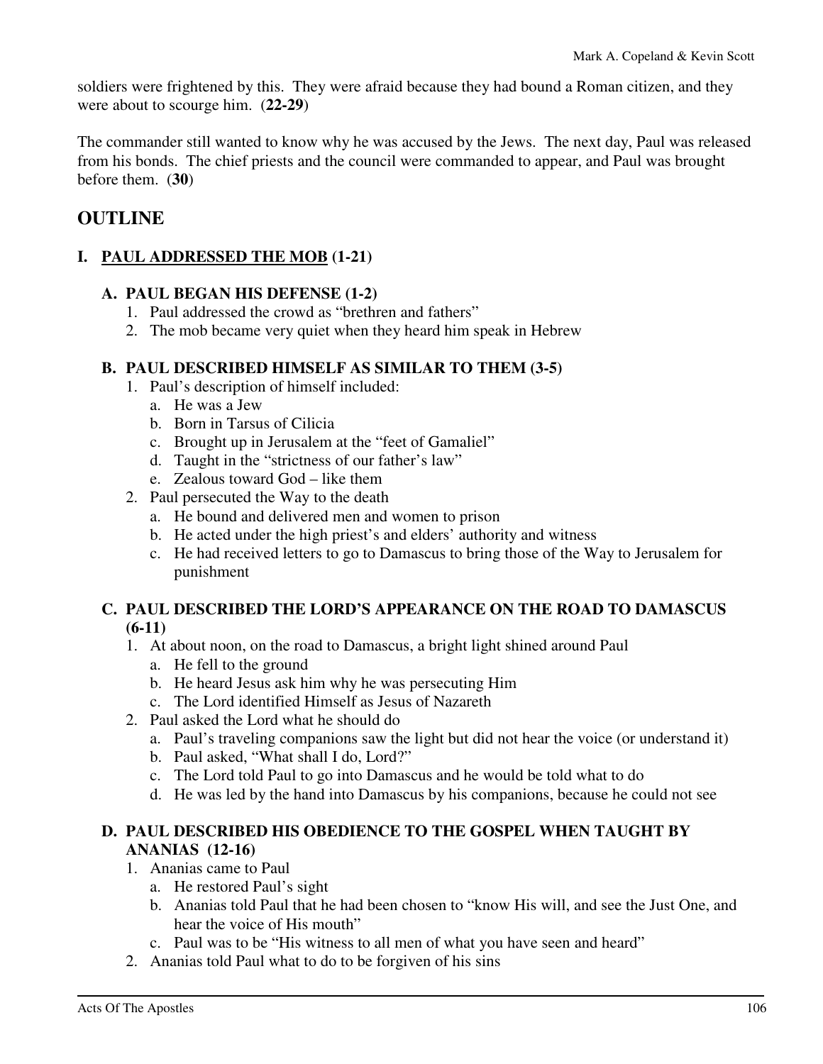soldiers were frightened by this. They were afraid because they had bound a Roman citizen, and they were about to scourge him. (**22-29**)

The commander still wanted to know why he was accused by the Jews. The next day, Paul was released from his bonds. The chief priests and the council were commanded to appear, and Paul was brought before them. (**30**)

## OUTLINE

### I. <u>PAUL ADDRESSED THE MOB</u> (1-21)

#### A. PAUL BEGAN HIS DEFENSE (1-2)

1. Paul addressed the crowd as "brethren and fathers"
2. The mob became very quiet when they heard him speak in Hebrew

#### B. PAUL DESCRIBED HIMSELF AS SIMILAR TO THEM (3-5)

1. Paul's description of himself included:
   a. He was a Jew
   b. Born in Tarsus of Cilicia
   c. Brought up in Jerusalem at the "feet of Gamaliel"
   d. Taught in the "strictness of our father's law"
   e. Zealous toward God – like them
2. Paul persecuted the Way to the death
   a. He bound and delivered men and women to prison
   b. He acted under the high priest's and elders' authority and witness
   c. He had received letters to go to Damascus to bring those of the Way to Jerusalem for punishment

#### C. PAUL DESCRIBED THE LORD'S APPEARANCE ON THE ROAD TO DAMASCUS (6-11)

1. At about noon, on the road to Damascus, a bright light shined around Paul
   a. He fell to the ground
   b. He heard Jesus ask him why he was persecuting Him
   c. The Lord identified Himself as Jesus of Nazareth
2. Paul asked the Lord what he should do
   a. Paul's traveling companions saw the light but did not hear the voice (or understand it)
   b. Paul asked, "What shall I do, Lord?"
   c. The Lord told Paul to go into Damascus and he would be told what to do
   d. He was led by the hand into Damascus by his companions, because he could not see

#### D. PAUL DESCRIBED HIS OBEDIENCE TO THE GOSPEL WHEN TAUGHT BY ANANIAS (12-16)

1. Ananias came to Paul
   a. He restored Paul's sight
   b. Ananias told Paul that he had been chosen to "know His will, and see the Just One, and hear the voice of His mouth"
   c. Paul was to be "His witness to all men of what you have seen and heard"
2. Ananias told Paul what to do to be forgiven of his sins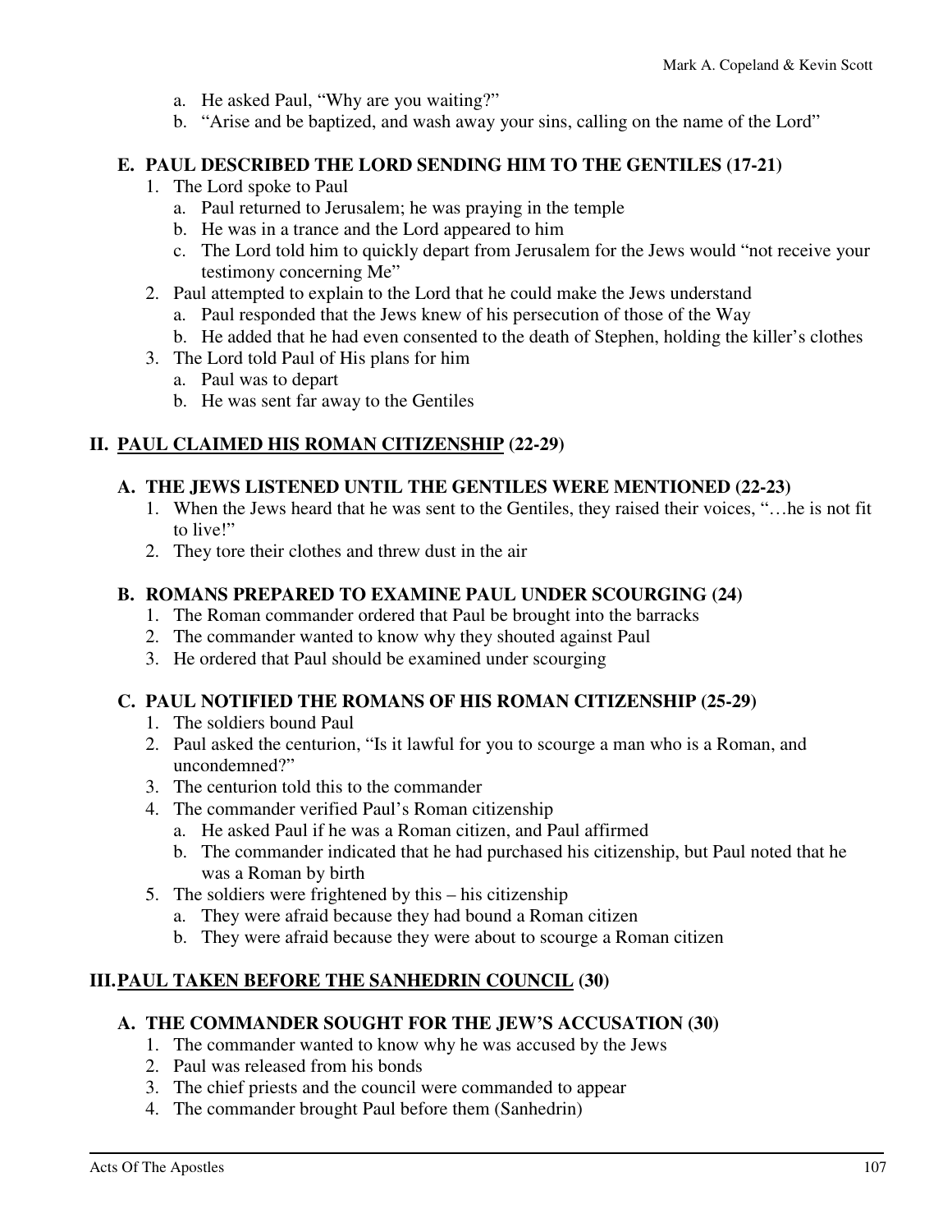a. He asked Paul, "Why are you waiting?"
   b. "Arise and be baptized, and wash away your sins, calling on the name of the Lord"

### E. PAUL DESCRIBED THE LORD SENDING HIM TO THE GENTILES (17-21)

1. The Lord spoke to Paul
   a. Paul returned to Jerusalem; he was praying in the temple
   b. He was in a trance and the Lord appeared to him
   c. The Lord told him to quickly depart from Jerusalem for the Jews would "not receive your testimony concerning Me"
2. Paul attempted to explain to the Lord that he could make the Jews understand
   a. Paul responded that the Jews knew of his persecution of those of the Way
   b. He added that he had even consented to the death of Stephen, holding the killer's clothes
3. The Lord told Paul of His plans for him
   a. Paul was to depart
   b. He was sent far away to the Gentiles

## II. <u>PAUL CLAIMED HIS ROMAN CITIZENSHIP</u> (22-29)

### A. THE JEWS LISTENED UNTIL THE GENTILES WERE MENTIONED (22-23)

1. When the Jews heard that he was sent to the Gentiles, they raised their voices, "…he is not fit to live!"
2. They tore their clothes and threw dust in the air

### B. ROMANS PREPARED TO EXAMINE PAUL UNDER SCOURGING (24)

1. The Roman commander ordered that Paul be brought into the barracks
2. The commander wanted to know why they shouted against Paul
3. He ordered that Paul should be examined under scourging

### C. PAUL NOTIFIED THE ROMANS OF HIS ROMAN CITIZENSHIP (25-29)

1. The soldiers bound Paul
2. Paul asked the centurion, "Is it lawful for you to scourge a man who is a Roman, and uncondemned?"
3. The centurion told this to the commander
4. The commander verified Paul's Roman citizenship
   a. He asked Paul if he was a Roman citizen, and Paul affirmed
   b. The commander indicated that he had purchased his citizenship, but Paul noted that he was a Roman by birth
5. The soldiers were frightened by this – his citizenship
   a. They were afraid because they had bound a Roman citizen
   b. They were afraid because they were about to scourge a Roman citizen

## III. <u>PAUL TAKEN BEFORE THE SANHEDRIN COUNCIL</u> (30)

### A. THE COMMANDER SOUGHT FOR THE JEW'S ACCUSATION (30)

1. The commander wanted to know why he was accused by the Jews
2. Paul was released from his bonds
3. The chief priests and the council were commanded to appear
4. The commander brought Paul before them (Sanhedrin)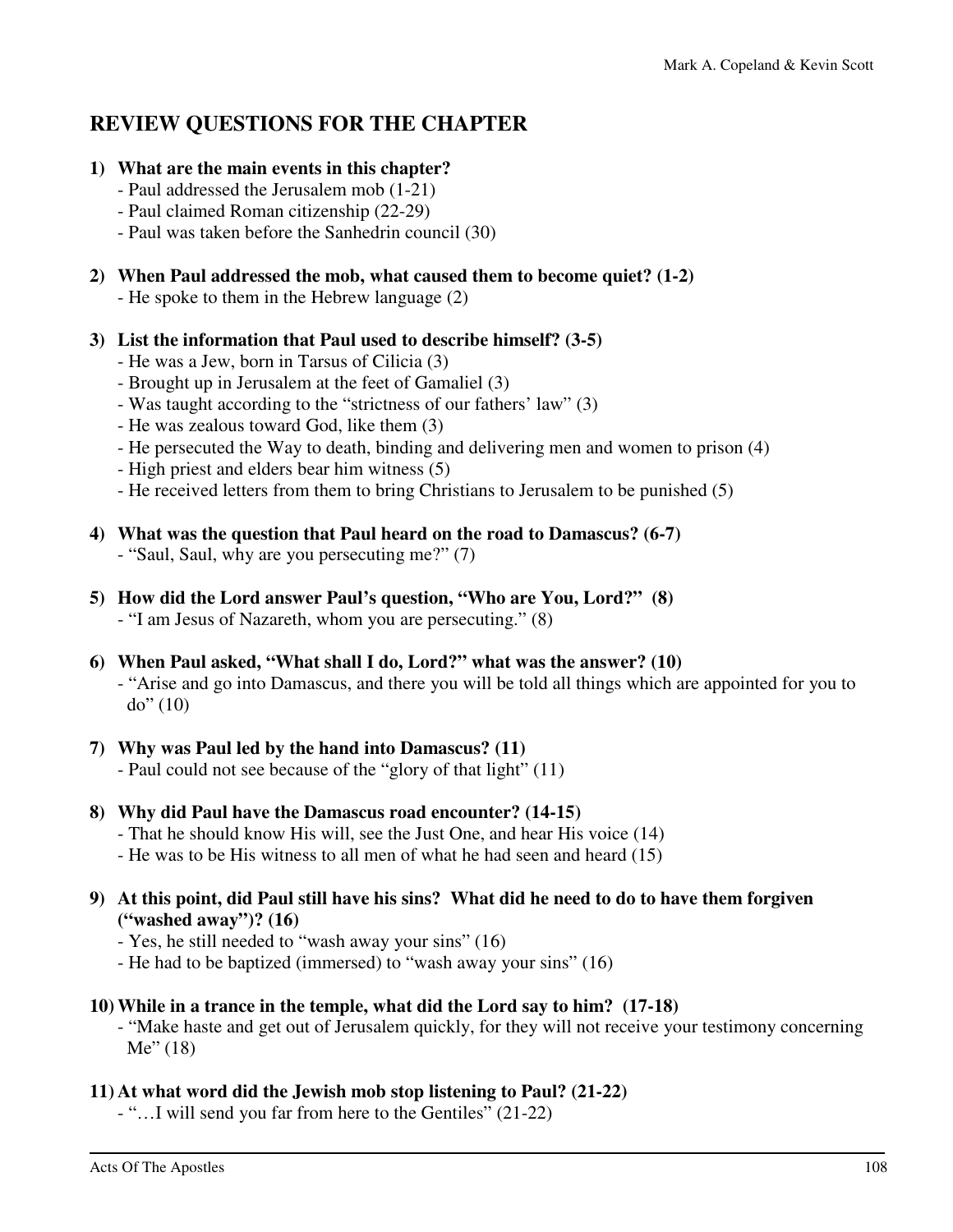## REVIEW QUESTIONS FOR THE CHAPTER

**1) What are the main events in this chapter?**
- Paul addressed the Jerusalem mob (1-21)
- Paul claimed Roman citizenship (22-29)
- Paul was taken before the Sanhedrin council (30)

**2) When Paul addressed the mob, what caused them to become quiet? (1-2)**
- He spoke to them in the Hebrew language (2)

**3) List the information that Paul used to describe himself? (3-5)**
- He was a Jew, born in Tarsus of Cilicia (3)
- Brought up in Jerusalem at the feet of Gamaliel (3)
- Was taught according to the "strictness of our fathers' law" (3)
- He was zealous toward God, like them (3)
- He persecuted the Way to death, binding and delivering men and women to prison (4)
- High priest and elders bear him witness (5)
- He received letters from them to bring Christians to Jerusalem to be punished (5)

**4) What was the question that Paul heard on the road to Damascus? (6-7)**
- "Saul, Saul, why are you persecuting me?" (7)

**5) How did the Lord answer Paul's question, "Who are You, Lord?" (8)**
- "I am Jesus of Nazareth, whom you are persecuting." (8)

**6) When Paul asked, "What shall I do, Lord?" what was the answer? (10)**
- "Arise and go into Damascus, and there you will be told all things which are appointed for you to do" (10)

**7) Why was Paul led by the hand into Damascus? (11)**
- Paul could not see because of the "glory of that light" (11)

**8) Why did Paul have the Damascus road encounter? (14-15)**
- That he should know His will, see the Just One, and hear His voice (14)
- He was to be His witness to all men of what he had seen and heard (15)

**9) At this point, did Paul still have his sins? What did he need to do to have them forgiven ("washed away")? (16)**
- Yes, he still needed to "wash away your sins" (16)
- He had to be baptized (immersed) to "wash away your sins" (16)

**10) While in a trance in the temple, what did the Lord say to him? (17-18)**
- "Make haste and get out of Jerusalem quickly, for they will not receive your testimony concerning Me" (18)

**11) At what word did the Jewish mob stop listening to Paul? (21-22)**
- "…I will send you far from here to the Gentiles" (21-22)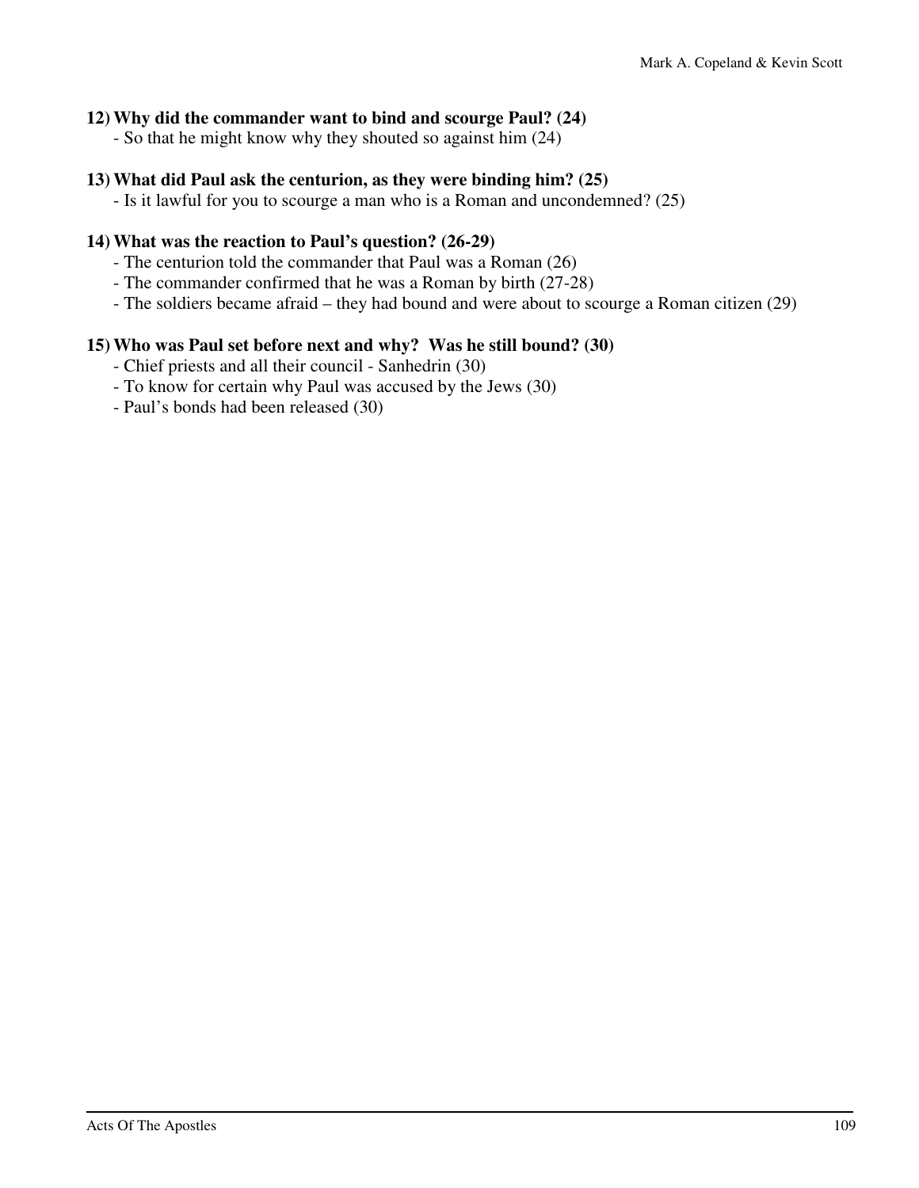**12) Why did the commander want to bind and scourge Paul? (24)**

- So that he might know why they shouted so against him (24)

**13) What did Paul ask the centurion, as they were binding him? (25)**

- Is it lawful for you to scourge a man who is a Roman and uncondemned? (25)

**14) What was the reaction to Paul's question? (26-29)**

- The centurion told the commander that Paul was a Roman (26)
- The commander confirmed that he was a Roman by birth (27-28)
- The soldiers became afraid – they had bound and were about to scourge a Roman citizen (29)

**15) Who was Paul set before next and why? Was he still bound? (30)**

- Chief priests and all their council - Sanhedrin (30)
- To know for certain why Paul was accused by the Jews (30)
- Paul's bonds had been released (30)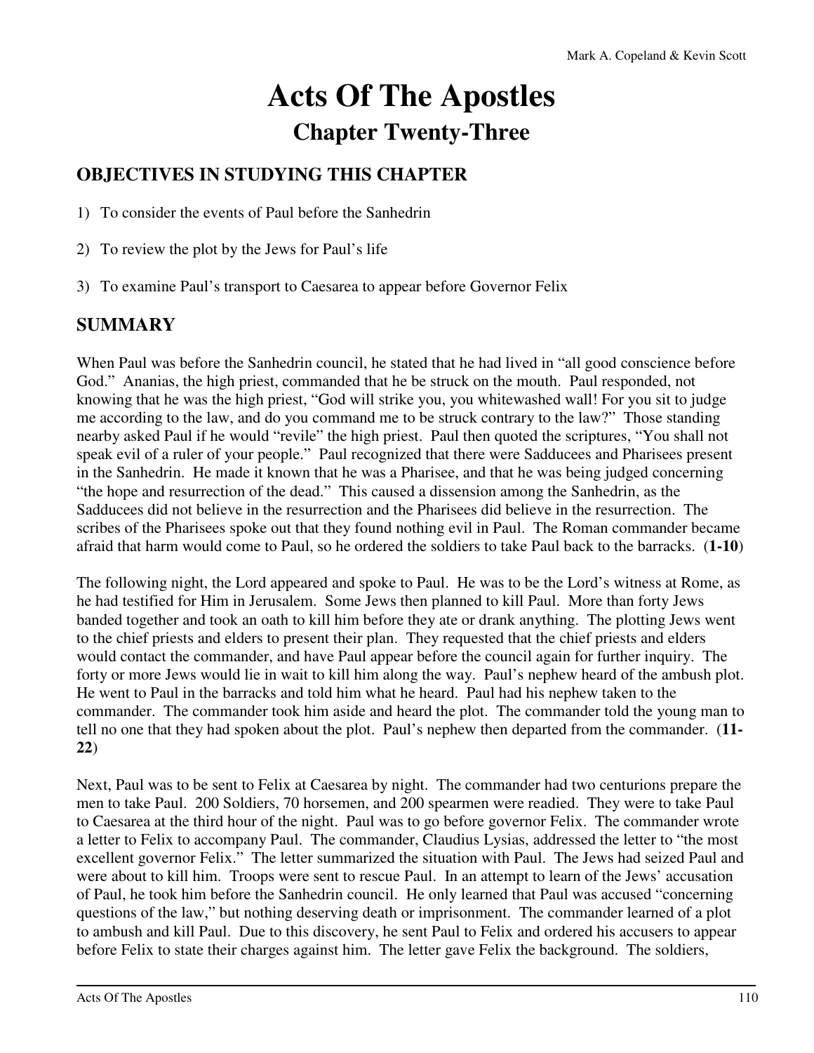# Acts Of The Apostles

## Chapter Twenty-Three

### OBJECTIVES IN STUDYING THIS CHAPTER

1) To consider the events of Paul before the Sanhedrin

2) To review the plot by the Jews for Paul's life

3) To examine Paul's transport to Caesarea to appear before Governor Felix

### SUMMARY

When Paul was before the Sanhedrin council, he stated that he had lived in "all good conscience before God." Ananias, the high priest, commanded that he be struck on the mouth. Paul responded, not knowing that he was the high priest, "God will strike you, you whitewashed wall! For you sit to judge me according to the law, and do you command me to be struck contrary to the law?" Those standing nearby asked Paul if he would "revile" the high priest. Paul then quoted the scriptures, "You shall not speak evil of a ruler of your people." Paul recognized that there were Sadducees and Pharisees present in the Sanhedrin. He made it known that he was a Pharisee, and that he was being judged concerning "the hope and resurrection of the dead." This caused a dissension among the Sanhedrin, as the Sadducees did not believe in the resurrection and the Pharisees did believe in the resurrection. The scribes of the Pharisees spoke out that they found nothing evil in Paul. The Roman commander became afraid that harm would come to Paul, so he ordered the soldiers to take Paul back to the barracks. (**1-10**)

The following night, the Lord appeared and spoke to Paul. He was to be the Lord's witness at Rome, as he had testified for Him in Jerusalem. Some Jews then planned to kill Paul. More than forty Jews banded together and took an oath to kill him before they ate or drank anything. The plotting Jews went to the chief priests and elders to present their plan. They requested that the chief priests and elders would contact the commander, and have Paul appear before the council again for further inquiry. The forty or more Jews would lie in wait to kill him along the way. Paul's nephew heard of the ambush plot. He went to Paul in the barracks and told him what he heard. Paul had his nephew taken to the commander. The commander took him aside and heard the plot. The commander told the young man to tell no one that they had spoken about the plot. Paul's nephew then departed from the commander. (**11-22**)

Next, Paul was to be sent to Felix at Caesarea by night. The commander had two centurions prepare the men to take Paul. 200 Soldiers, 70 horsemen, and 200 spearmen were readied. They were to take Paul to Caesarea at the third hour of the night. Paul was to go before governor Felix. The commander wrote a letter to Felix to accompany Paul. The commander, Claudius Lysias, addressed the letter to "the most excellent governor Felix." The letter summarized the situation with Paul. The Jews had seized Paul and were about to kill him. Troops were sent to rescue Paul. In an attempt to learn of the Jews' accusation of Paul, he took him before the Sanhedrin council. He only learned that Paul was accused "concerning questions of the law," but nothing deserving death or imprisonment. The commander learned of a plot to ambush and kill Paul. Due to this discovery, he sent Paul to Felix and ordered his accusers to appear before Felix to state their charges against him. The letter gave Felix the background. The soldiers,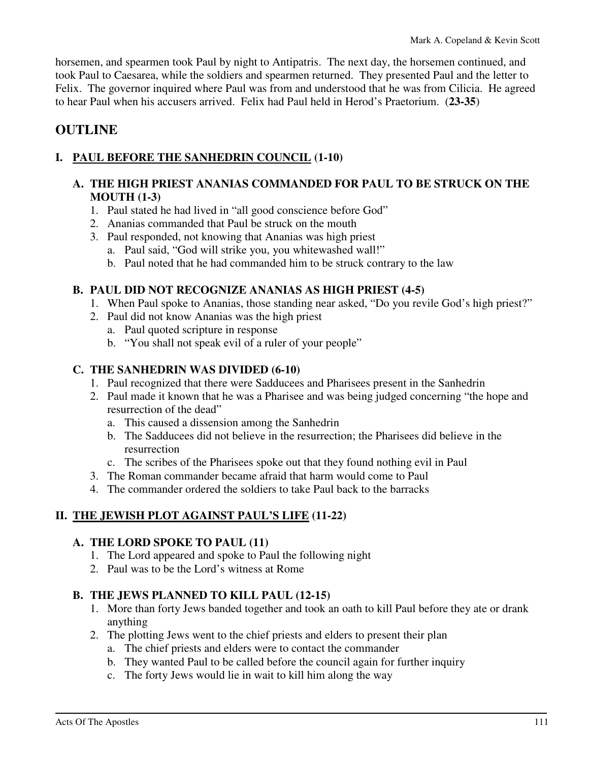horsemen, and spearmen took Paul by night to Antipatris. The next day, the horsemen continued, and took Paul to Caesarea, while the soldiers and spearmen returned. They presented Paul and the letter to Felix. The governor inquired where Paul was from and understood that he was from Cilicia. He agreed to hear Paul when his accusers arrived. Felix had Paul held in Herod's Praetorium. (**23-35**)

## OUTLINE

### I. <u>PAUL BEFORE THE SANHEDRIN COUNCIL</u> (1-10)

#### A. THE HIGH PRIEST ANANIAS COMMANDED FOR PAUL TO BE STRUCK ON THE MOUTH (1-3)

1. Paul stated he had lived in "all good conscience before God"
2. Ananias commanded that Paul be struck on the mouth
3. Paul responded, not knowing that Ananias was high priest
   a. Paul said, "God will strike you, you whitewashed wall!"
   b. Paul noted that he had commanded him to be struck contrary to the law

#### B. PAUL DID NOT RECOGNIZE ANANIAS AS HIGH PRIEST (4-5)

1. When Paul spoke to Ananias, those standing near asked, "Do you revile God's high priest?"
2. Paul did not know Ananias was the high priest
   a. Paul quoted scripture in response
   b. "You shall not speak evil of a ruler of your people"

#### C. THE SANHEDRIN WAS DIVIDED (6-10)

1. Paul recognized that there were Sadducees and Pharisees present in the Sanhedrin
2. Paul made it known that he was a Pharisee and was being judged concerning "the hope and resurrection of the dead"
   a. This caused a dissension among the Sanhedrin
   b. The Sadducees did not believe in the resurrection; the Pharisees did believe in the resurrection
   c. The scribes of the Pharisees spoke out that they found nothing evil in Paul
3. The Roman commander became afraid that harm would come to Paul
4. The commander ordered the soldiers to take Paul back to the barracks

### II. <u>THE JEWISH PLOT AGAINST PAUL'S LIFE</u> (11-22)

#### A. THE LORD SPOKE TO PAUL (11)

1. The Lord appeared and spoke to Paul the following night
2. Paul was to be the Lord's witness at Rome

#### B. THE JEWS PLANNED TO KILL PAUL (12-15)

1. More than forty Jews banded together and took an oath to kill Paul before they ate or drank anything
2. The plotting Jews went to the chief priests and elders to present their plan
   a. The chief priests and elders were to contact the commander
   b. They wanted Paul to be called before the council again for further inquiry
   c. The forty Jews would lie in wait to kill him along the way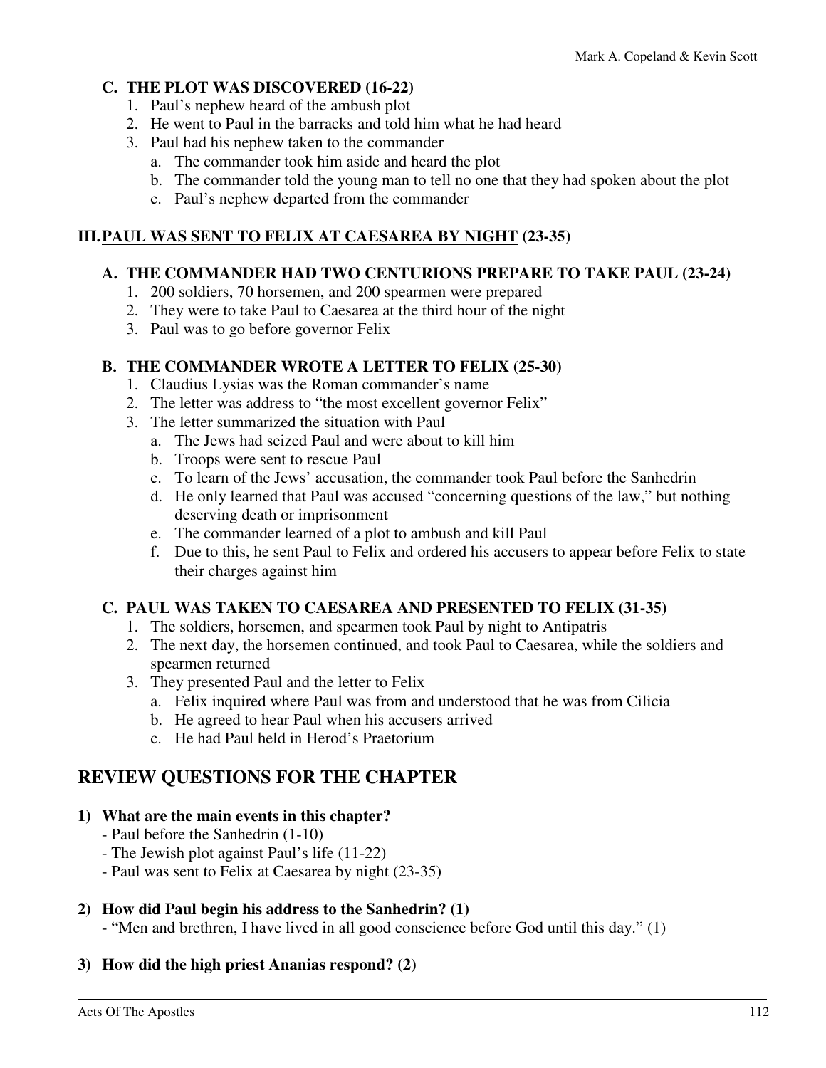### C. THE PLOT WAS DISCOVERED (16-22)

1. Paul's nephew heard of the ambush plot
2. He went to Paul in the barracks and told him what he had heard
3. Paul had his nephew taken to the commander
   a. The commander took him aside and heard the plot
   b. The commander told the young man to tell no one that they had spoken about the plot
   c. Paul's nephew departed from the commander

## III. <u>PAUL WAS SENT TO FELIX AT CAESAREA BY NIGHT</u> (23-35)

### A. THE COMMANDER HAD TWO CENTURIONS PREPARE TO TAKE PAUL (23-24)

1. 200 soldiers, 70 horsemen, and 200 spearmen were prepared
2. They were to take Paul to Caesarea at the third hour of the night
3. Paul was to go before governor Felix

### B. THE COMMANDER WROTE A LETTER TO FELIX (25-30)

1. Claudius Lysias was the Roman commander's name
2. The letter was address to "the most excellent governor Felix"
3. The letter summarized the situation with Paul
   a. The Jews had seized Paul and were about to kill him
   b. Troops were sent to rescue Paul
   c. To learn of the Jews' accusation, the commander took Paul before the Sanhedrin
   d. He only learned that Paul was accused "concerning questions of the law," but nothing deserving death or imprisonment
   e. The commander learned of a plot to ambush and kill Paul
   f. Due to this, he sent Paul to Felix and ordered his accusers to appear before Felix to state their charges against him

### C. PAUL WAS TAKEN TO CAESAREA AND PRESENTED TO FELIX (31-35)

1. The soldiers, horsemen, and spearmen took Paul by night to Antipatris
2. The next day, the horsemen continued, and took Paul to Caesarea, while the soldiers and spearmen returned
3. They presented Paul and the letter to Felix
   a. Felix inquired where Paul was from and understood that he was from Cilicia
   b. He agreed to hear Paul when his accusers arrived
   c. He had Paul held in Herod's Praetorium

## REVIEW QUESTIONS FOR THE CHAPTER

**1) What are the main events in this chapter?**

- Paul before the Sanhedrin (1-10)
- The Jewish plot against Paul's life (11-22)
- Paul was sent to Felix at Caesarea by night (23-35)

**2) How did Paul begin his address to the Sanhedrin? (1)**

- "Men and brethren, I have lived in all good conscience before God until this day." (1)

**3) How did the high priest Ananias respond? (2)**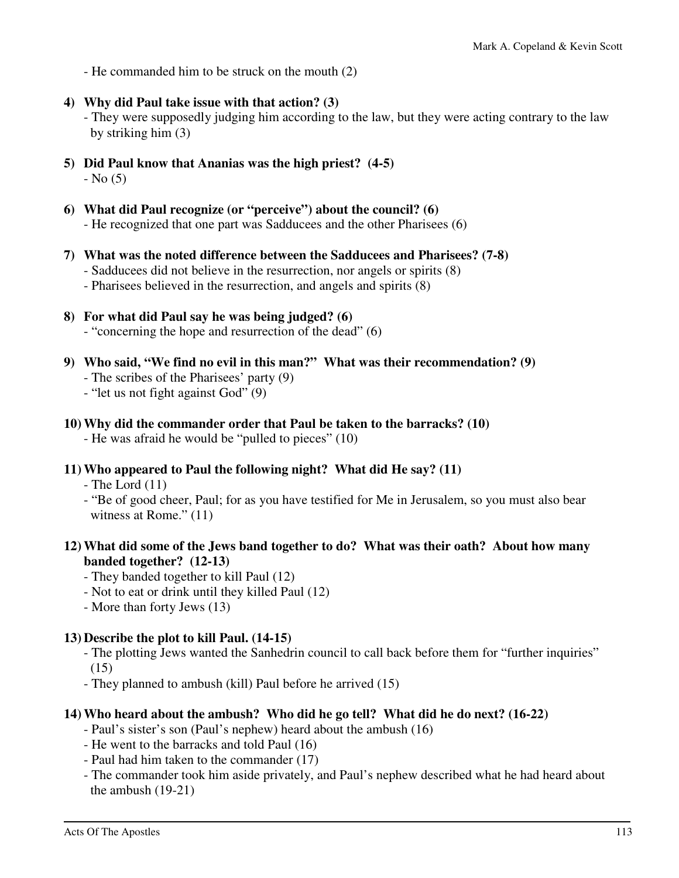- He commanded him to be struck on the mouth (2)

**4) Why did Paul take issue with that action? (3)**

- They were supposedly judging him according to the law, but they were acting contrary to the law by striking him (3)

**5) Did Paul know that Ananias was the high priest? (4-5)**

- No (5)

**6) What did Paul recognize (or "perceive") about the council? (6)**

- He recognized that one part was Sadducees and the other Pharisees (6)

**7) What was the noted difference between the Sadducees and Pharisees? (7-8)**

- Sadducees did not believe in the resurrection, nor angels or spirits (8)
- Pharisees believed in the resurrection, and angels and spirits (8)

**8) For what did Paul say he was being judged? (6)**

- "concerning the hope and resurrection of the dead" (6)

**9) Who said, "We find no evil in this man?" What was their recommendation? (9)**

- The scribes of the Pharisees' party (9)
- "let us not fight against God" (9)

**10) Why did the commander order that Paul be taken to the barracks? (10)**

- He was afraid he would be "pulled to pieces" (10)

**11) Who appeared to Paul the following night? What did He say? (11)**

- The Lord (11)
- "Be of good cheer, Paul; for as you have testified for Me in Jerusalem, so you must also bear witness at Rome." (11)

**12) What did some of the Jews band together to do? What was their oath? About how many banded together? (12-13)**

- They banded together to kill Paul (12)
- Not to eat or drink until they killed Paul (12)
- More than forty Jews (13)

**13) Describe the plot to kill Paul. (14-15)**

- The plotting Jews wanted the Sanhedrin council to call back before them for "further inquiries" (15)
- They planned to ambush (kill) Paul before he arrived (15)

**14) Who heard about the ambush? Who did he go tell? What did he do next? (16-22)**

- Paul's sister's son (Paul's nephew) heard about the ambush (16)
- He went to the barracks and told Paul (16)
- Paul had him taken to the commander (17)
- The commander took him aside privately, and Paul's nephew described what he had heard about the ambush (19-21)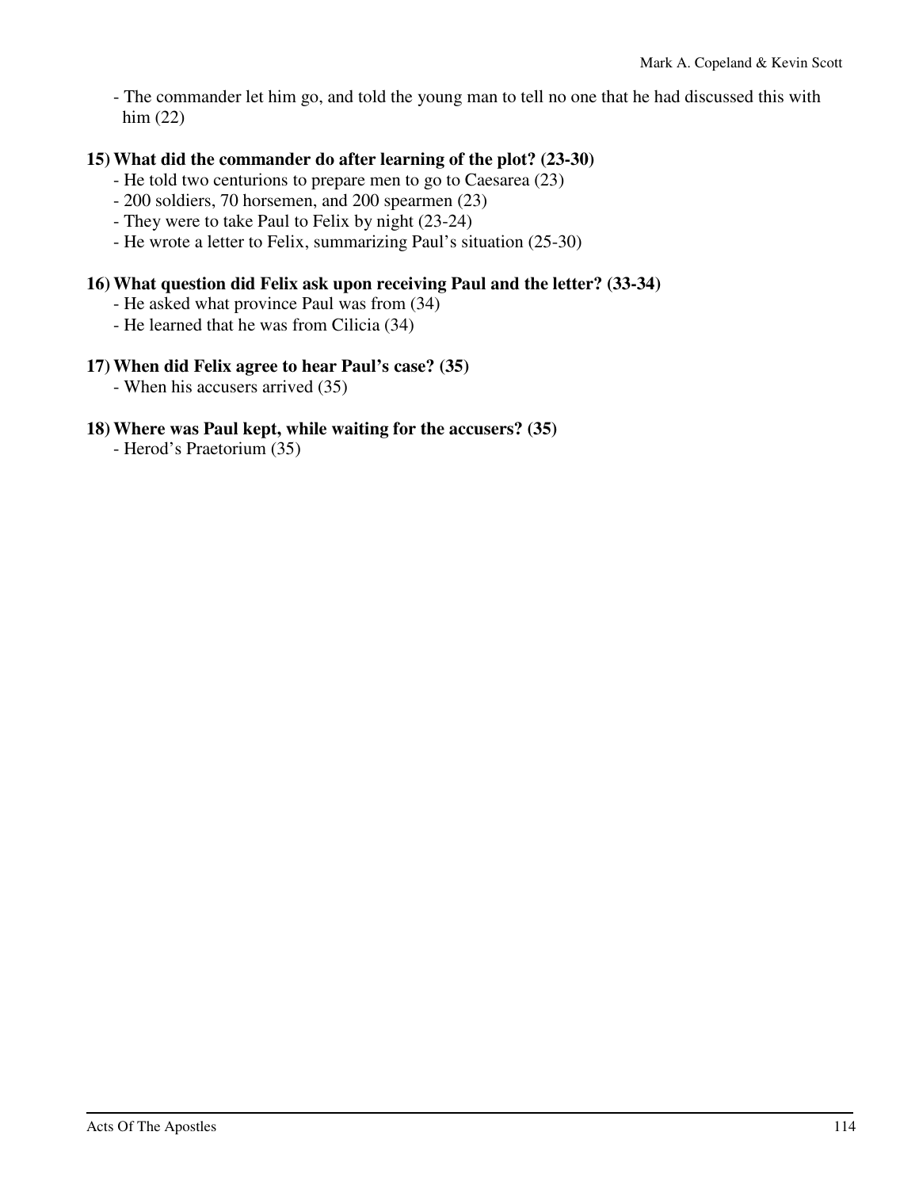- The commander let him go, and told the young man to tell no one that he had discussed this with him (22)

**15) What did the commander do after learning of the plot? (23-30)**

- He told two centurions to prepare men to go to Caesarea (23)
- 200 soldiers, 70 horsemen, and 200 spearmen (23)
- They were to take Paul to Felix by night (23-24)
- He wrote a letter to Felix, summarizing Paul's situation (25-30)

**16) What question did Felix ask upon receiving Paul and the letter? (33-34)**

- He asked what province Paul was from (34)
- He learned that he was from Cilicia (34)

**17) When did Felix agree to hear Paul's case? (35)**

- When his accusers arrived (35)

**18) Where was Paul kept, while waiting for the accusers? (35)**

- Herod's Praetorium (35)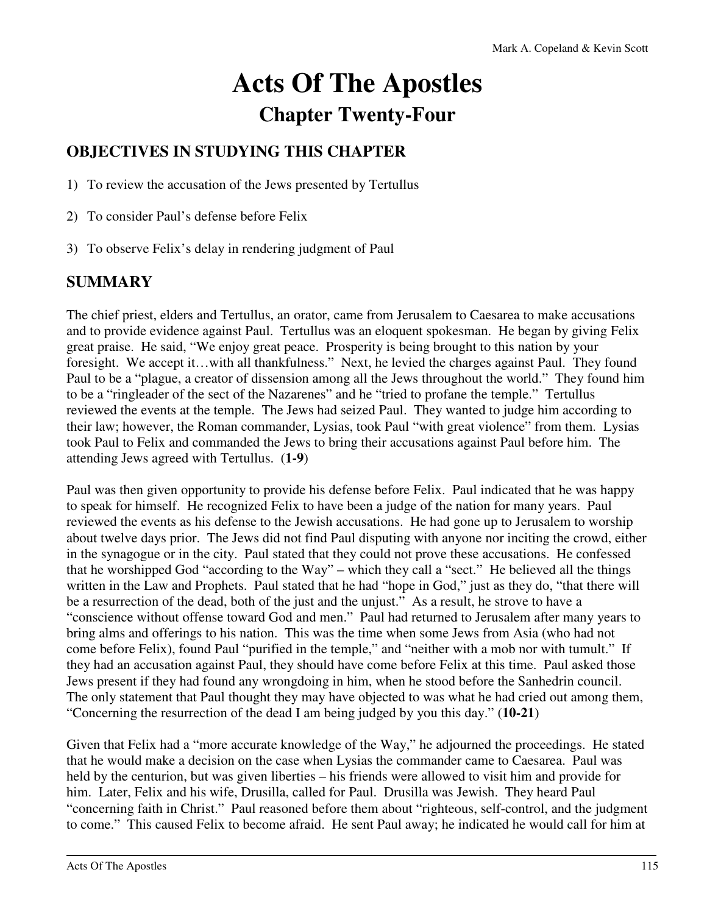# Acts Of The Apostles

## Chapter Twenty-Four

### OBJECTIVES IN STUDYING THIS CHAPTER

1) To review the accusation of the Jews presented by Tertullus

2) To consider Paul's defense before Felix

3) To observe Felix's delay in rendering judgment of Paul

### SUMMARY

The chief priest, elders and Tertullus, an orator, came from Jerusalem to Caesarea to make accusations and to provide evidence against Paul. Tertullus was an eloquent spokesman. He began by giving Felix great praise. He said, "We enjoy great peace. Prosperity is being brought to this nation by your foresight. We accept it…with all thankfulness." Next, he levied the charges against Paul. They found Paul to be a "plague, a creator of dissension among all the Jews throughout the world." They found him to be a "ringleader of the sect of the Nazarenes" and he "tried to profane the temple." Tertullus reviewed the events at the temple. The Jews had seized Paul. They wanted to judge him according to their law; however, the Roman commander, Lysias, took Paul "with great violence" from them. Lysias took Paul to Felix and commanded the Jews to bring their accusations against Paul before him. The attending Jews agreed with Tertullus. (**1-9**)

Paul was then given opportunity to provide his defense before Felix. Paul indicated that he was happy to speak for himself. He recognized Felix to have been a judge of the nation for many years. Paul reviewed the events as his defense to the Jewish accusations. He had gone up to Jerusalem to worship about twelve days prior. The Jews did not find Paul disputing with anyone nor inciting the crowd, either in the synagogue or in the city. Paul stated that they could not prove these accusations. He confessed that he worshipped God "according to the Way" – which they call a "sect." He believed all the things written in the Law and Prophets. Paul stated that he had "hope in God," just as they do, "that there will be a resurrection of the dead, both of the just and the unjust." As a result, he strove to have a "conscience without offense toward God and men." Paul had returned to Jerusalem after many years to bring alms and offerings to his nation. This was the time when some Jews from Asia (who had not come before Felix), found Paul "purified in the temple," and "neither with a mob nor with tumult." If they had an accusation against Paul, they should have come before Felix at this time. Paul asked those Jews present if they had found any wrongdoing in him, when he stood before the Sanhedrin council. The only statement that Paul thought they may have objected to was what he had cried out among them, "Concerning the resurrection of the dead I am being judged by you this day." (**10-21**)

Given that Felix had a "more accurate knowledge of the Way," he adjourned the proceedings. He stated that he would make a decision on the case when Lysias the commander came to Caesarea. Paul was held by the centurion, but was given liberties – his friends were allowed to visit him and provide for him. Later, Felix and his wife, Drusilla, called for Paul. Drusilla was Jewish. They heard Paul "concerning faith in Christ." Paul reasoned before them about "righteous, self-control, and the judgment to come." This caused Felix to become afraid. He sent Paul away; he indicated he would call for him at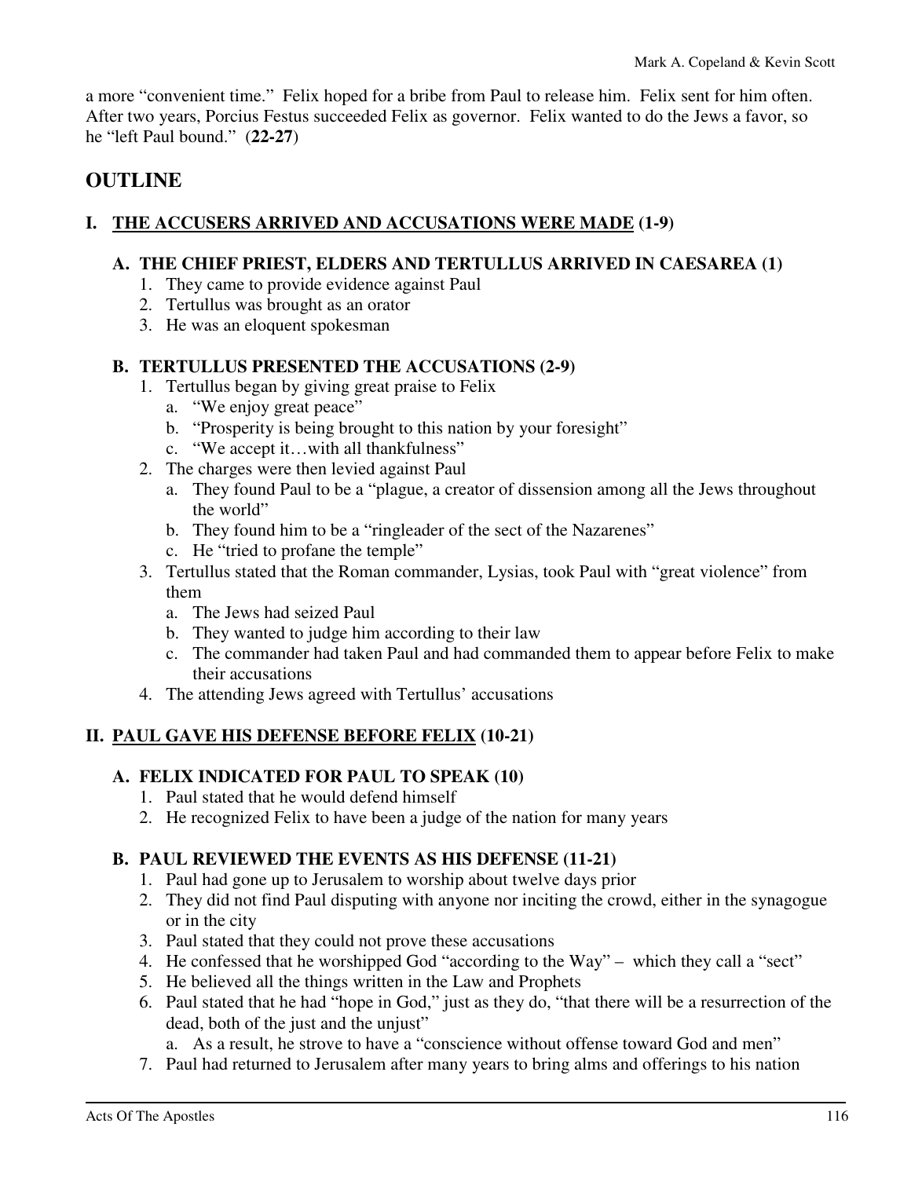a more "convenient time." Felix hoped for a bribe from Paul to release him. Felix sent for him often. After two years, Porcius Festus succeeded Felix as governor. Felix wanted to do the Jews a favor, so he "left Paul bound." (**22-27**)

## OUTLINE

### I. <u>THE ACCUSERS ARRIVED AND ACCUSATIONS WERE MADE</u> (1-9)

#### A. THE CHIEF PRIEST, ELDERS AND TERTULLUS ARRIVED IN CAESAREA (1)

1. They came to provide evidence against Paul
2. Tertullus was brought as an orator
3. He was an eloquent spokesman

#### B. TERTULLUS PRESENTED THE ACCUSATIONS (2-9)

1. Tertullus began by giving great praise to Felix
   a. "We enjoy great peace"
   b. "Prosperity is being brought to this nation by your foresight"
   c. "We accept it…with all thankfulness"
2. The charges were then levied against Paul
   a. They found Paul to be a "plague, a creator of dissension among all the Jews throughout the world"
   b. They found him to be a "ringleader of the sect of the Nazarenes"
   c. He "tried to profane the temple"
3. Tertullus stated that the Roman commander, Lysias, took Paul with "great violence" from them
   a. The Jews had seized Paul
   b. They wanted to judge him according to their law
   c. The commander had taken Paul and had commanded them to appear before Felix to make their accusations
4. The attending Jews agreed with Tertullus' accusations

### II. <u>PAUL GAVE HIS DEFENSE BEFORE FELIX</u> (10-21)

#### A. FELIX INDICATED FOR PAUL TO SPEAK (10)

1. Paul stated that he would defend himself
2. He recognized Felix to have been a judge of the nation for many years

#### B. PAUL REVIEWED THE EVENTS AS HIS DEFENSE (11-21)

1. Paul had gone up to Jerusalem to worship about twelve days prior
2. They did not find Paul disputing with anyone nor inciting the crowd, either in the synagogue or in the city
3. Paul stated that they could not prove these accusations
4. He confessed that he worshipped God "according to the Way" – which they call a "sect"
5. He believed all the things written in the Law and Prophets
6. Paul stated that he had "hope in God," just as they do, "that there will be a resurrection of the dead, both of the just and the unjust"
   a. As a result, he strove to have a "conscience without offense toward God and men"
7. Paul had returned to Jerusalem after many years to bring alms and offerings to his nation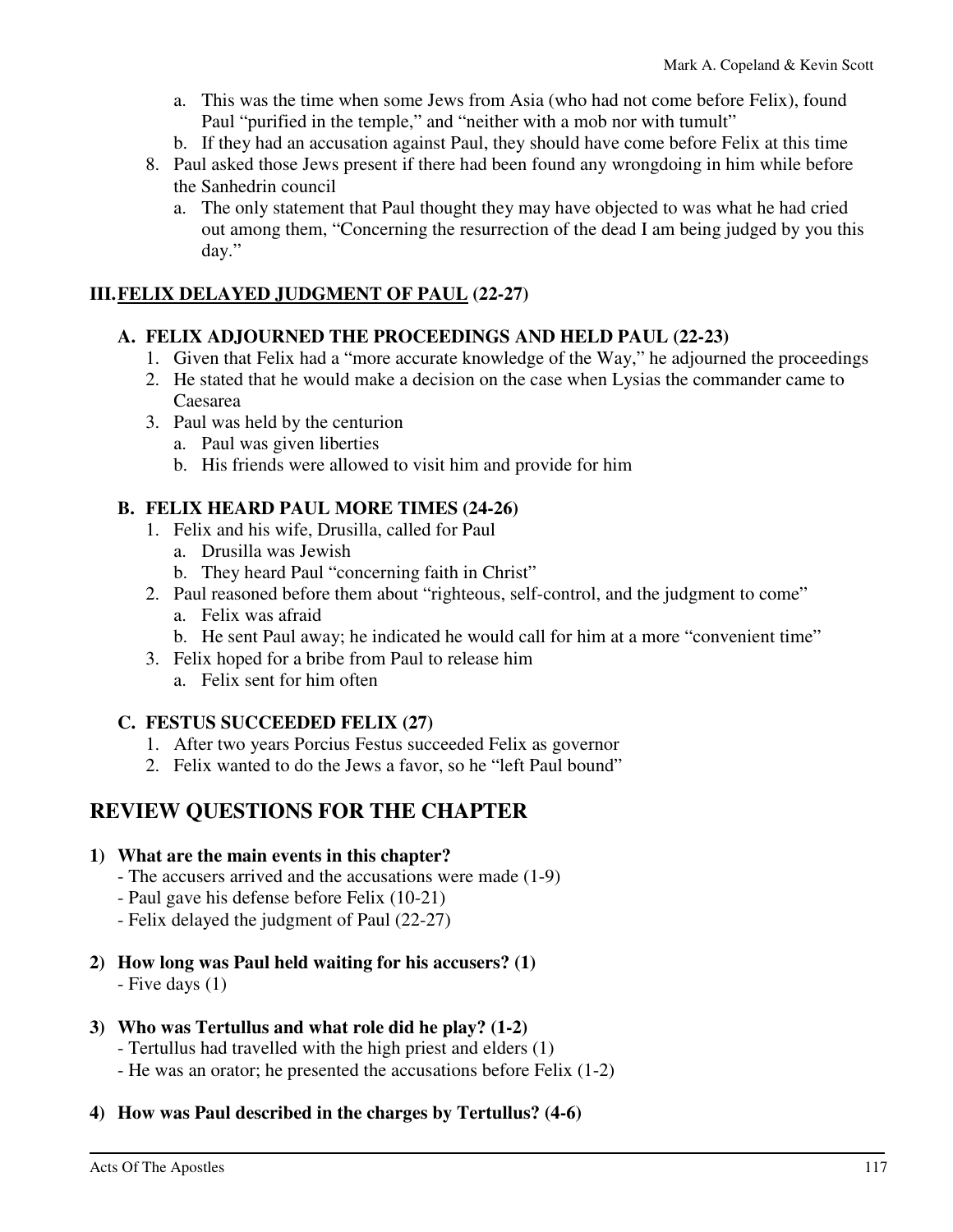a. This was the time when some Jews from Asia (who had not come before Felix), found Paul "purified in the temple," and "neither with a mob nor with tumult"
b. If they had an accusation against Paul, they should have come before Felix at this time

8. Paul asked those Jews present if there had been found any wrongdoing in him while before the Sanhedrin council
   a. The only statement that Paul thought they may have objected to was what he had cried out among them, "Concerning the resurrection of the dead I am being judged by you this day."

### III. FELIX DELAYED JUDGMENT OF PAUL (22-27)

#### A. FELIX ADJOURNED THE PROCEEDINGS AND HELD PAUL (22-23)

1. Given that Felix had a "more accurate knowledge of the Way," he adjourned the proceedings
2. He stated that he would make a decision on the case when Lysias the commander came to Caesarea
3. Paul was held by the centurion
   a. Paul was given liberties
   b. His friends were allowed to visit him and provide for him

#### B. FELIX HEARD PAUL MORE TIMES (24-26)

1. Felix and his wife, Drusilla, called for Paul
   a. Drusilla was Jewish
   b. They heard Paul "concerning faith in Christ"
2. Paul reasoned before them about "righteous, self-control, and the judgment to come"
   a. Felix was afraid
   b. He sent Paul away; he indicated he would call for him at a more "convenient time"
3. Felix hoped for a bribe from Paul to release him
   a. Felix sent for him often

#### C. FESTUS SUCCEEDED FELIX (27)

1. After two years Porcius Festus succeeded Felix as governor
2. Felix wanted to do the Jews a favor, so he "left Paul bound"

## REVIEW QUESTIONS FOR THE CHAPTER

**1) What are the main events in this chapter?**
- The accusers arrived and the accusations were made (1-9)
- Paul gave his defense before Felix (10-21)
- Felix delayed the judgment of Paul (22-27)

**2) How long was Paul held waiting for his accusers? (1)**
- Five days (1)

**3) Who was Tertullus and what role did he play? (1-2)**
- Tertullus had travelled with the high priest and elders (1)
- He was an orator; he presented the accusations before Felix (1-2)

**4) How was Paul described in the charges by Tertullus? (4-6)**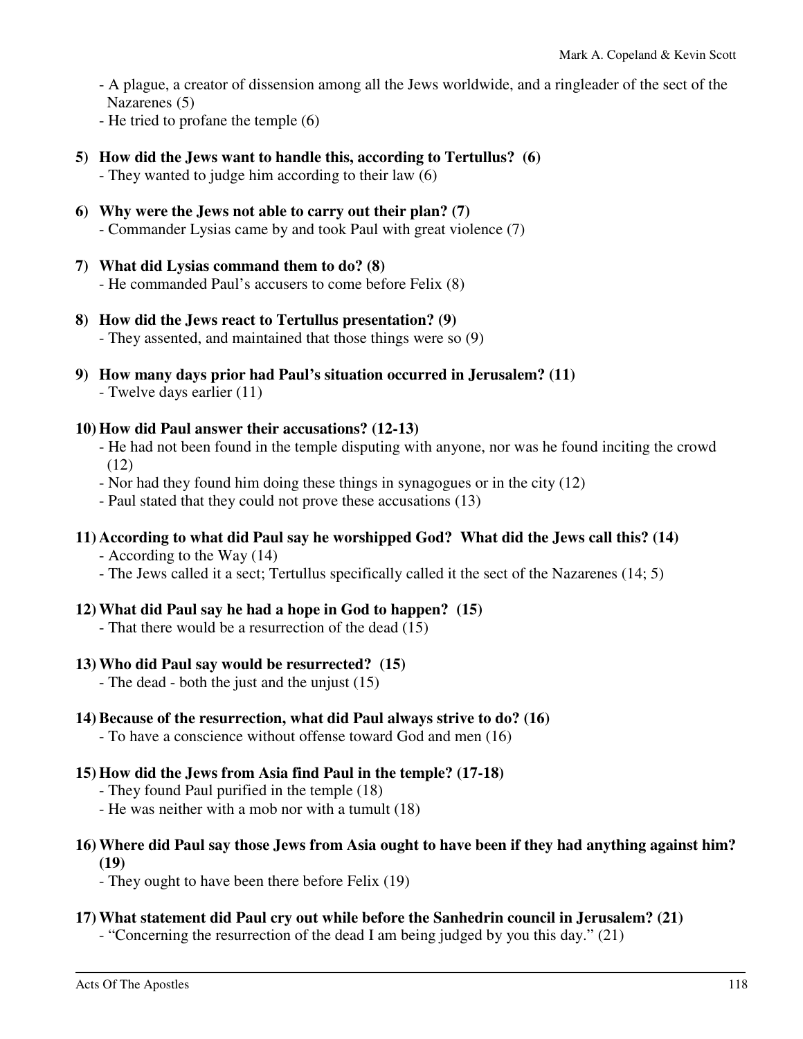- A plague, a creator of dissension among all the Jews worldwide, and a ringleader of the sect of the Nazarenes (5)
- He tried to profane the temple (6)

5) **How did the Jews want to handle this, according to Tertullus? (6)**
   - They wanted to judge him according to their law (6)

6) **Why were the Jews not able to carry out their plan? (7)**
   - Commander Lysias came by and took Paul with great violence (7)

7) **What did Lysias command them to do? (8)**
   - He commanded Paul's accusers to come before Felix (8)

8) **How did the Jews react to Tertullus presentation? (9)**
   - They assented, and maintained that those things were so (9)

9) **How many days prior had Paul's situation occurred in Jerusalem? (11)**
   - Twelve days earlier (11)

10) **How did Paul answer their accusations? (12-13)**
    - He had not been found in the temple disputing with anyone, nor was he found inciting the crowd (12)
    - Nor had they found him doing these things in synagogues or in the city (12)
    - Paul stated that they could not prove these accusations (13)

11) **According to what did Paul say he worshipped God? What did the Jews call this? (14)**
    - According to the Way (14)
    - The Jews called it a sect; Tertullus specifically called it the sect of the Nazarenes (14; 5)

12) **What did Paul say he had a hope in God to happen? (15)**
    - That there would be a resurrection of the dead (15)

13) **Who did Paul say would be resurrected? (15)**
    - The dead - both the just and the unjust (15)

14) **Because of the resurrection, what did Paul always strive to do? (16)**
    - To have a conscience without offense toward God and men (16)

15) **How did the Jews from Asia find Paul in the temple? (17-18)**
    - They found Paul purified in the temple (18)
    - He was neither with a mob nor with a tumult (18)

16) **Where did Paul say those Jews from Asia ought to have been if they had anything against him? (19)**
    - They ought to have been there before Felix (19)

17) **What statement did Paul cry out while before the Sanhedrin council in Jerusalem? (21)**
    - "Concerning the resurrection of the dead I am being judged by you this day." (21)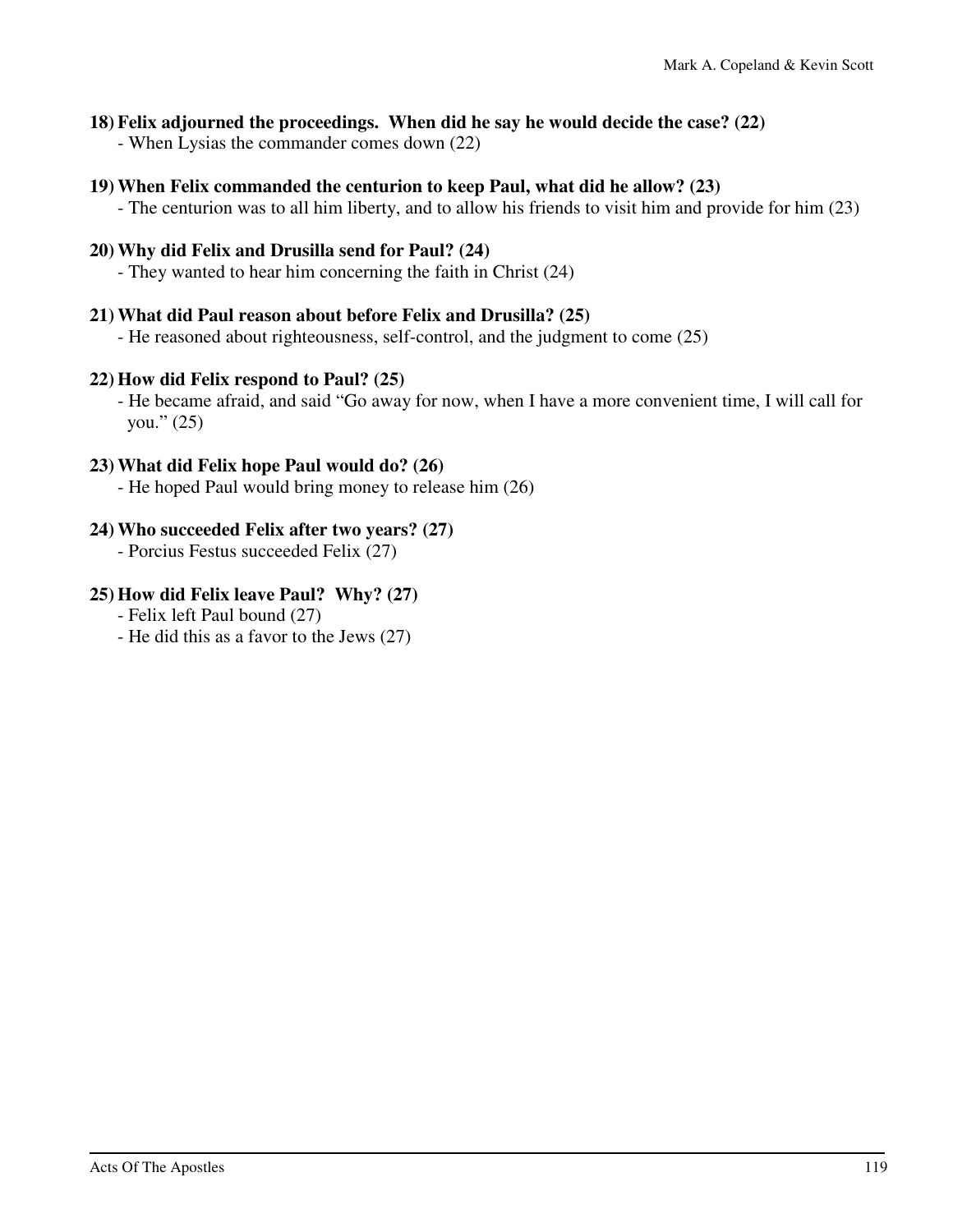**18) Felix adjourned the proceedings. When did he say he would decide the case? (22)**

- When Lysias the commander comes down (22)

**19) When Felix commanded the centurion to keep Paul, what did he allow? (23)**

- The centurion was to all him liberty, and to allow his friends to visit him and provide for him (23)

**20) Why did Felix and Drusilla send for Paul? (24)**

- They wanted to hear him concerning the faith in Christ (24)

**21) What did Paul reason about before Felix and Drusilla? (25)**

- He reasoned about righteousness, self-control, and the judgment to come (25)

**22) How did Felix respond to Paul? (25)**

- He became afraid, and said "Go away for now, when I have a more convenient time, I will call for you." (25)

**23) What did Felix hope Paul would do? (26)**

- He hoped Paul would bring money to release him (26)

**24) Who succeeded Felix after two years? (27)**

- Porcius Festus succeeded Felix (27)

**25) How did Felix leave Paul? Why? (27)**

- Felix left Paul bound (27)
- He did this as a favor to the Jews (27)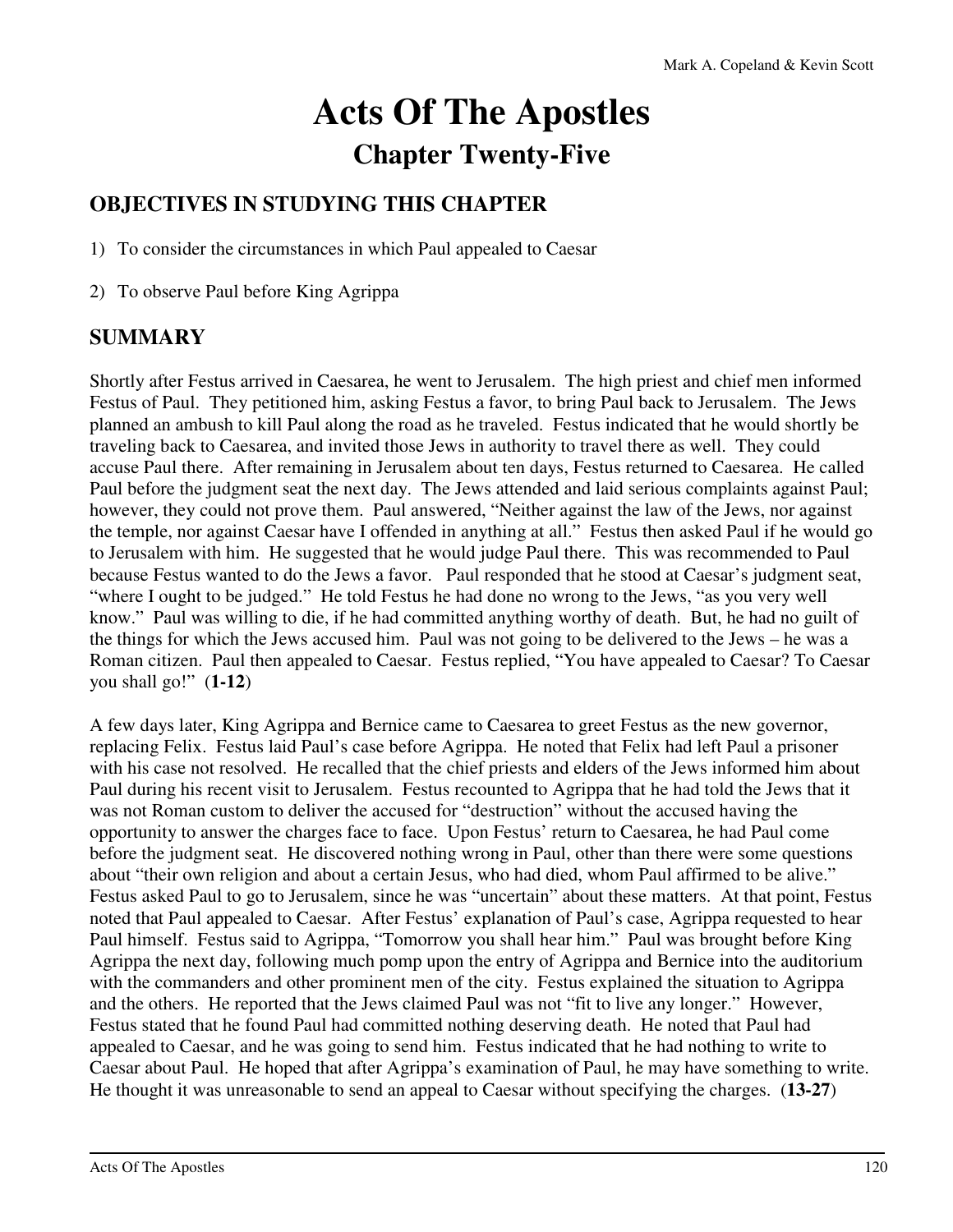# Acts Of The Apostles

## Chapter Twenty-Five

### OBJECTIVES IN STUDYING THIS CHAPTER

1) To consider the circumstances in which Paul appealed to Caesar

2) To observe Paul before King Agrippa

### SUMMARY

Shortly after Festus arrived in Caesarea, he went to Jerusalem. The high priest and chief men informed Festus of Paul. They petitioned him, asking Festus a favor, to bring Paul back to Jerusalem. The Jews planned an ambush to kill Paul along the road as he traveled. Festus indicated that he would shortly be traveling back to Caesarea, and invited those Jews in authority to travel there as well. They could accuse Paul there. After remaining in Jerusalem about ten days, Festus returned to Caesarea. He called Paul before the judgment seat the next day. The Jews attended and laid serious complaints against Paul; however, they could not prove them. Paul answered, "Neither against the law of the Jews, nor against the temple, nor against Caesar have I offended in anything at all." Festus then asked Paul if he would go to Jerusalem with him. He suggested that he would judge Paul there. This was recommended to Paul because Festus wanted to do the Jews a favor. Paul responded that he stood at Caesar's judgment seat, "where I ought to be judged." He told Festus he had done no wrong to the Jews, "as you very well know." Paul was willing to die, if he had committed anything worthy of death. But, he had no guilt of the things for which the Jews accused him. Paul was not going to be delivered to the Jews – he was a Roman citizen. Paul then appealed to Caesar. Festus replied, "You have appealed to Caesar? To Caesar you shall go!" (**1-12**)

A few days later, King Agrippa and Bernice came to Caesarea to greet Festus as the new governor, replacing Felix. Festus laid Paul's case before Agrippa. He noted that Felix had left Paul a prisoner with his case not resolved. He recalled that the chief priests and elders of the Jews informed him about Paul during his recent visit to Jerusalem. Festus recounted to Agrippa that he had told the Jews that it was not Roman custom to deliver the accused for "destruction" without the accused having the opportunity to answer the charges face to face. Upon Festus' return to Caesarea, he had Paul come before the judgment seat. He discovered nothing wrong in Paul, other than there were some questions about "their own religion and about a certain Jesus, who had died, whom Paul affirmed to be alive." Festus asked Paul to go to Jerusalem, since he was "uncertain" about these matters. At that point, Festus noted that Paul appealed to Caesar. After Festus' explanation of Paul's case, Agrippa requested to hear Paul himself. Festus said to Agrippa, "Tomorrow you shall hear him." Paul was brought before King Agrippa the next day, following much pomp upon the entry of Agrippa and Bernice into the auditorium with the commanders and other prominent men of the city. Festus explained the situation to Agrippa and the others. He reported that the Jews claimed Paul was not "fit to live any longer." However, Festus stated that he found Paul had committed nothing deserving death. He noted that Paul had appealed to Caesar, and he was going to send him. Festus indicated that he had nothing to write to Caesar about Paul. He hoped that after Agrippa's examination of Paul, he may have something to write. He thought it was unreasonable to send an appeal to Caesar without specifying the charges. (**13-27**)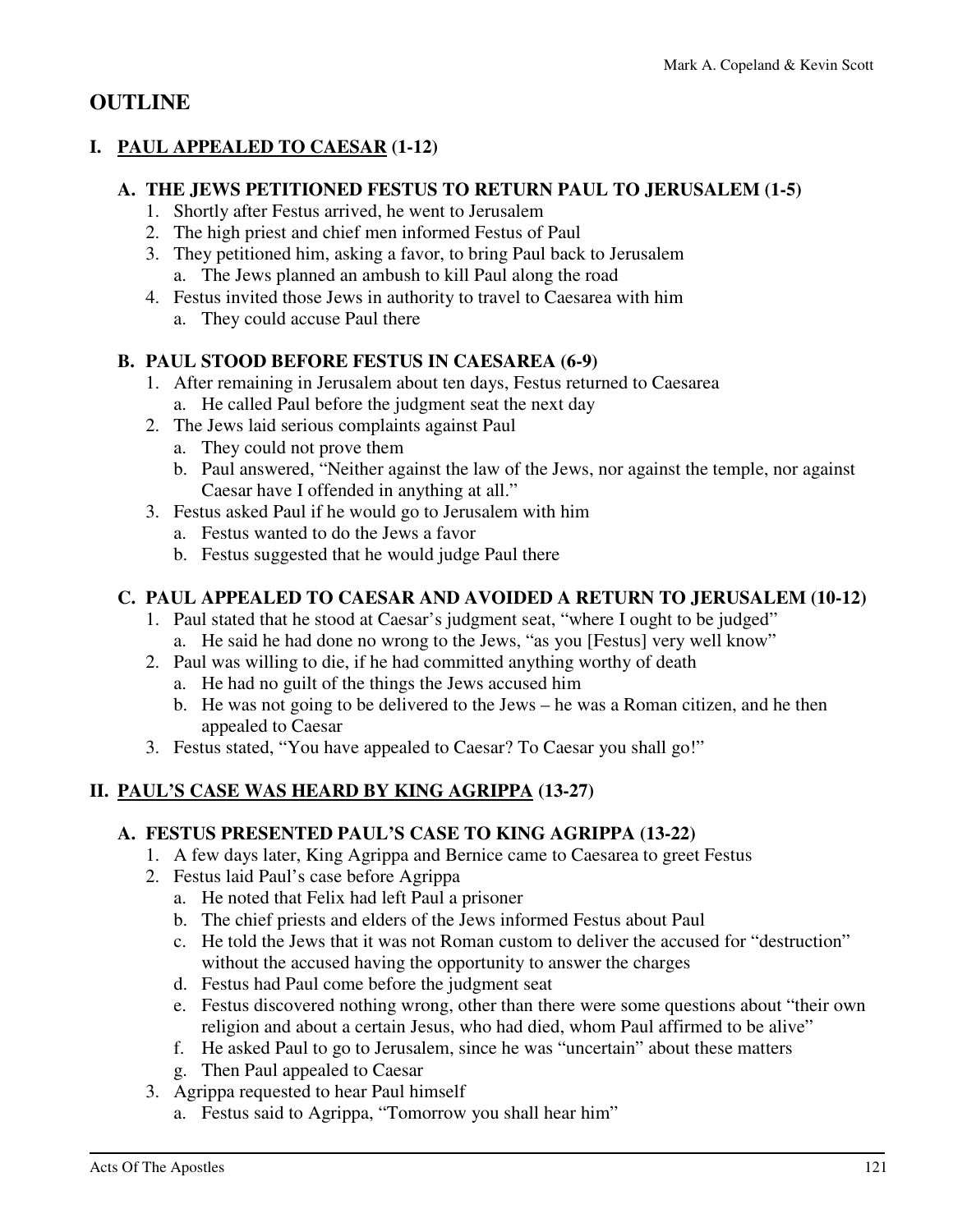## OUTLINE

### I. <u>PAUL APPEALED TO CAESAR</u> (1-12)

#### A. THE JEWS PETITIONED FESTUS TO RETURN PAUL TO JERUSALEM (1-5)

1. Shortly after Festus arrived, he went to Jerusalem
2. The high priest and chief men informed Festus of Paul
3. They petitioned him, asking a favor, to bring Paul back to Jerusalem
   a. The Jews planned an ambush to kill Paul along the road
4. Festus invited those Jews in authority to travel to Caesarea with him
   a. They could accuse Paul there

#### B. PAUL STOOD BEFORE FESTUS IN CAESAREA (6-9)

1. After remaining in Jerusalem about ten days, Festus returned to Caesarea
   a. He called Paul before the judgment seat the next day
2. The Jews laid serious complaints against Paul
   a. They could not prove them
   b. Paul answered, "Neither against the law of the Jews, nor against the temple, nor against Caesar have I offended in anything at all."
3. Festus asked Paul if he would go to Jerusalem with him
   a. Festus wanted to do the Jews a favor
   b. Festus suggested that he would judge Paul there

#### C. PAUL APPEALED TO CAESAR AND AVOIDED A RETURN TO JERUSALEM (10-12)

1. Paul stated that he stood at Caesar's judgment seat, "where I ought to be judged"
   a. He said he had done no wrong to the Jews, "as you [Festus] very well know"
2. Paul was willing to die, if he had committed anything worthy of death
   a. He had no guilt of the things the Jews accused him
   b. He was not going to be delivered to the Jews – he was a Roman citizen, and he then appealed to Caesar
3. Festus stated, "You have appealed to Caesar? To Caesar you shall go!"

### II. <u>PAUL'S CASE WAS HEARD BY KING AGRIPPA</u> (13-27)

#### A. FESTUS PRESENTED PAUL'S CASE TO KING AGRIPPA (13-22)

1. A few days later, King Agrippa and Bernice came to Caesarea to greet Festus
2. Festus laid Paul's case before Agrippa
   a. He noted that Felix had left Paul a prisoner
   b. The chief priests and elders of the Jews informed Festus about Paul
   c. He told the Jews that it was not Roman custom to deliver the accused for "destruction" without the accused having the opportunity to answer the charges
   d. Festus had Paul come before the judgment seat
   e. Festus discovered nothing wrong, other than there were some questions about "their own religion and about a certain Jesus, who had died, whom Paul affirmed to be alive"
   f. He asked Paul to go to Jerusalem, since he was "uncertain" about these matters
   g. Then Paul appealed to Caesar
3. Agrippa requested to hear Paul himself
   a. Festus said to Agrippa, "Tomorrow you shall hear him"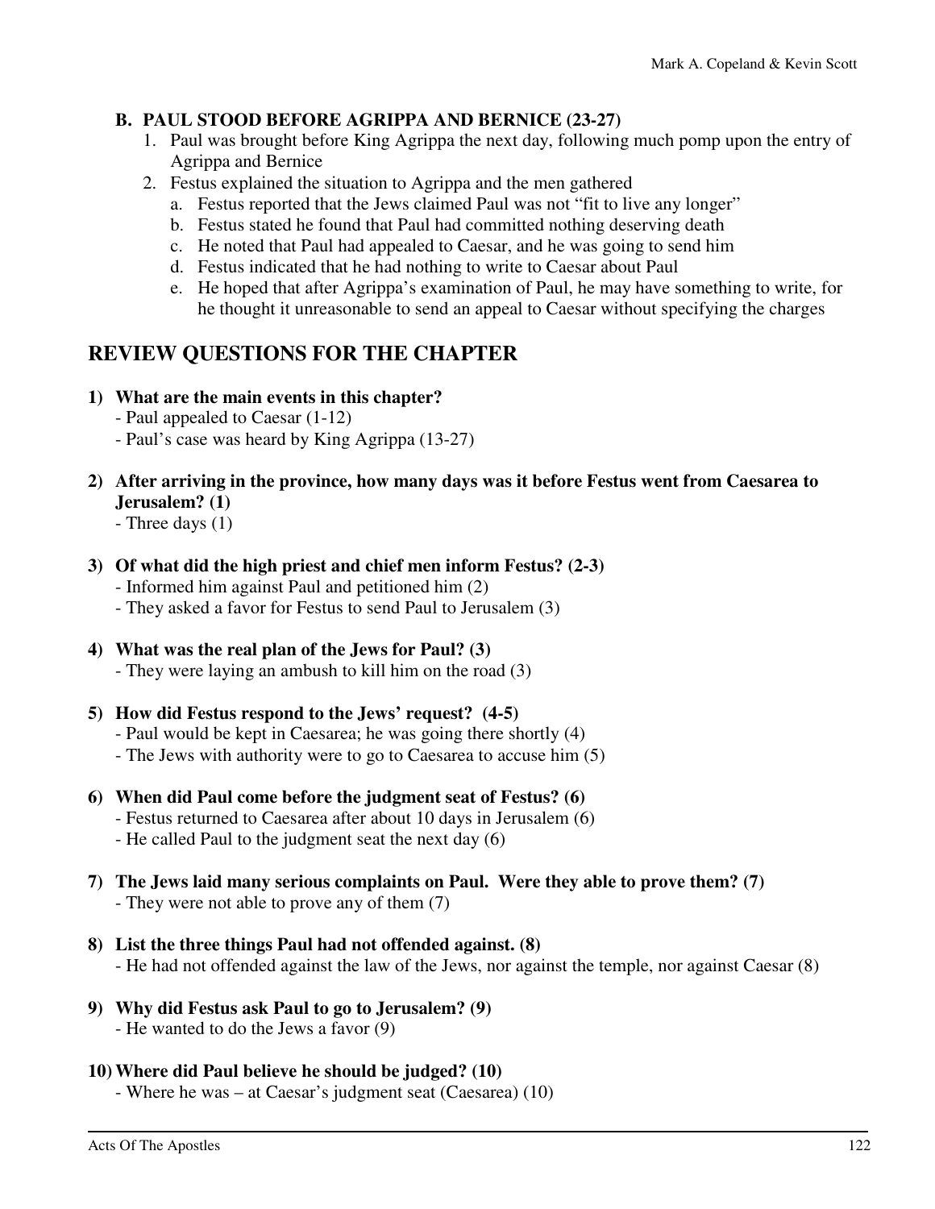**B. PAUL STOOD BEFORE AGRIPPA AND BERNICE (23-27)**

1. Paul was brought before King Agrippa the next day, following much pomp upon the entry of Agrippa and Bernice
2. Festus explained the situation to Agrippa and the men gathered
   a. Festus reported that the Jews claimed Paul was not "fit to live any longer"
   b. Festus stated he found that Paul had committed nothing deserving death
   c. He noted that Paul had appealed to Caesar, and he was going to send him
   d. Festus indicated that he had nothing to write to Caesar about Paul
   e. He hoped that after Agrippa's examination of Paul, he may have something to write, for he thought it unreasonable to send an appeal to Caesar without specifying the charges

## REVIEW QUESTIONS FOR THE CHAPTER

**1) What are the main events in this chapter?**
- Paul appealed to Caesar (1-12)
- Paul's case was heard by King Agrippa (13-27)

**2) After arriving in the province, how many days was it before Festus went from Caesarea to Jerusalem? (1)**
- Three days (1)

**3) Of what did the high priest and chief men inform Festus? (2-3)**
- Informed him against Paul and petitioned him (2)
- They asked a favor for Festus to send Paul to Jerusalem (3)

**4) What was the real plan of the Jews for Paul? (3)**
- They were laying an ambush to kill him on the road (3)

**5) How did Festus respond to the Jews' request? (4-5)**
- Paul would be kept in Caesarea; he was going there shortly (4)
- The Jews with authority were to go to Caesarea to accuse him (5)

**6) When did Paul come before the judgment seat of Festus? (6)**
- Festus returned to Caesarea after about 10 days in Jerusalem (6)
- He called Paul to the judgment seat the next day (6)

**7) The Jews laid many serious complaints on Paul. Were they able to prove them? (7)**
- They were not able to prove any of them (7)

**8) List the three things Paul had not offended against. (8)**
- He had not offended against the law of the Jews, nor against the temple, nor against Caesar (8)

**9) Why did Festus ask Paul to go to Jerusalem? (9)**
- He wanted to do the Jews a favor (9)

**10) Where did Paul believe he should be judged? (10)**
- Where he was – at Caesar's judgment seat (Caesarea) (10)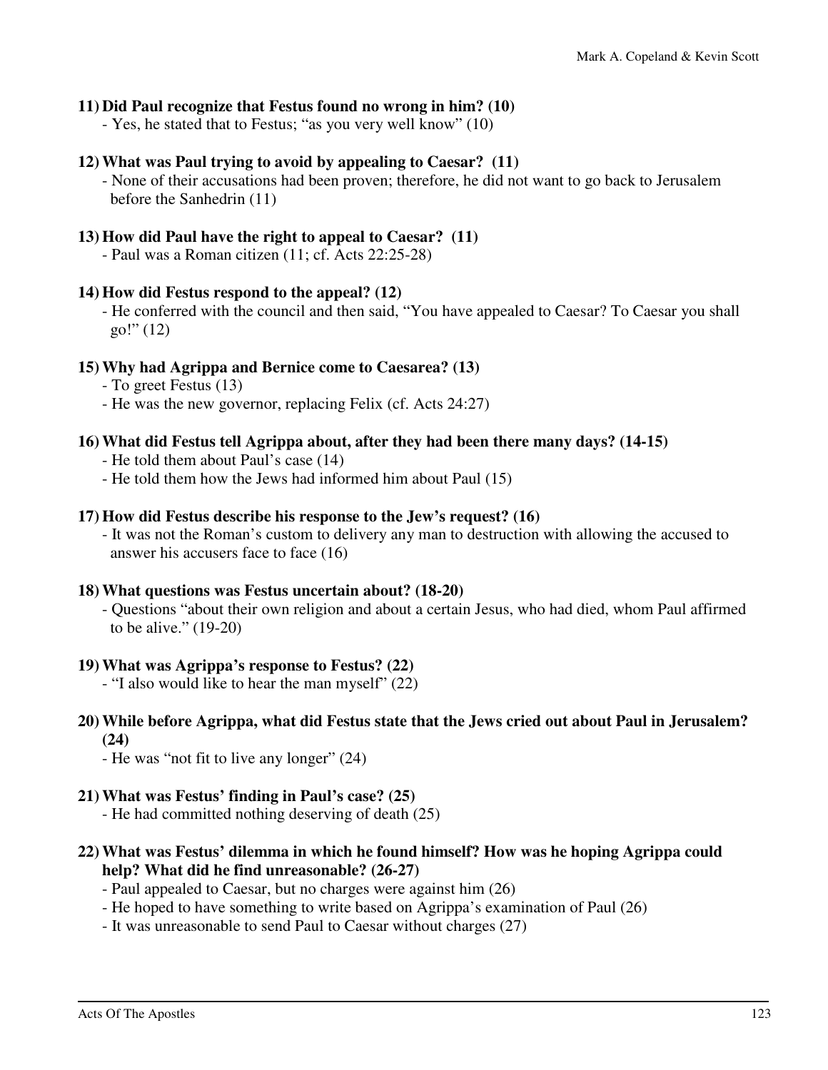**11) Did Paul recognize that Festus found no wrong in him? (10)**

- Yes, he stated that to Festus; "as you very well know" (10)

**12) What was Paul trying to avoid by appealing to Caesar? (11)**

- None of their accusations had been proven; therefore, he did not want to go back to Jerusalem before the Sanhedrin (11)

**13) How did Paul have the right to appeal to Caesar? (11)**

- Paul was a Roman citizen (11; cf. Acts 22:25-28)

**14) How did Festus respond to the appeal? (12)**

- He conferred with the council and then said, "You have appealed to Caesar? To Caesar you shall go!" (12)

**15) Why had Agrippa and Bernice come to Caesarea? (13)**

- To greet Festus (13)
- He was the new governor, replacing Felix (cf. Acts 24:27)

**16) What did Festus tell Agrippa about, after they had been there many days? (14-15)**

- He told them about Paul's case (14)
- He told them how the Jews had informed him about Paul (15)

**17) How did Festus describe his response to the Jew's request? (16)**

- It was not the Roman's custom to delivery any man to destruction with allowing the accused to answer his accusers face to face (16)

**18) What questions was Festus uncertain about? (18-20)**

- Questions "about their own religion and about a certain Jesus, who had died, whom Paul affirmed to be alive." (19-20)

**19) What was Agrippa's response to Festus? (22)**

- "I also would like to hear the man myself" (22)

**20) While before Agrippa, what did Festus state that the Jews cried out about Paul in Jerusalem? (24)**

- He was "not fit to live any longer" (24)

**21) What was Festus' finding in Paul's case? (25)**

- He had committed nothing deserving of death (25)

**22) What was Festus' dilemma in which he found himself? How was he hoping Agrippa could help? What did he find unreasonable? (26-27)**

- Paul appealed to Caesar, but no charges were against him (26)
- He hoped to have something to write based on Agrippa's examination of Paul (26)
- It was unreasonable to send Paul to Caesar without charges (27)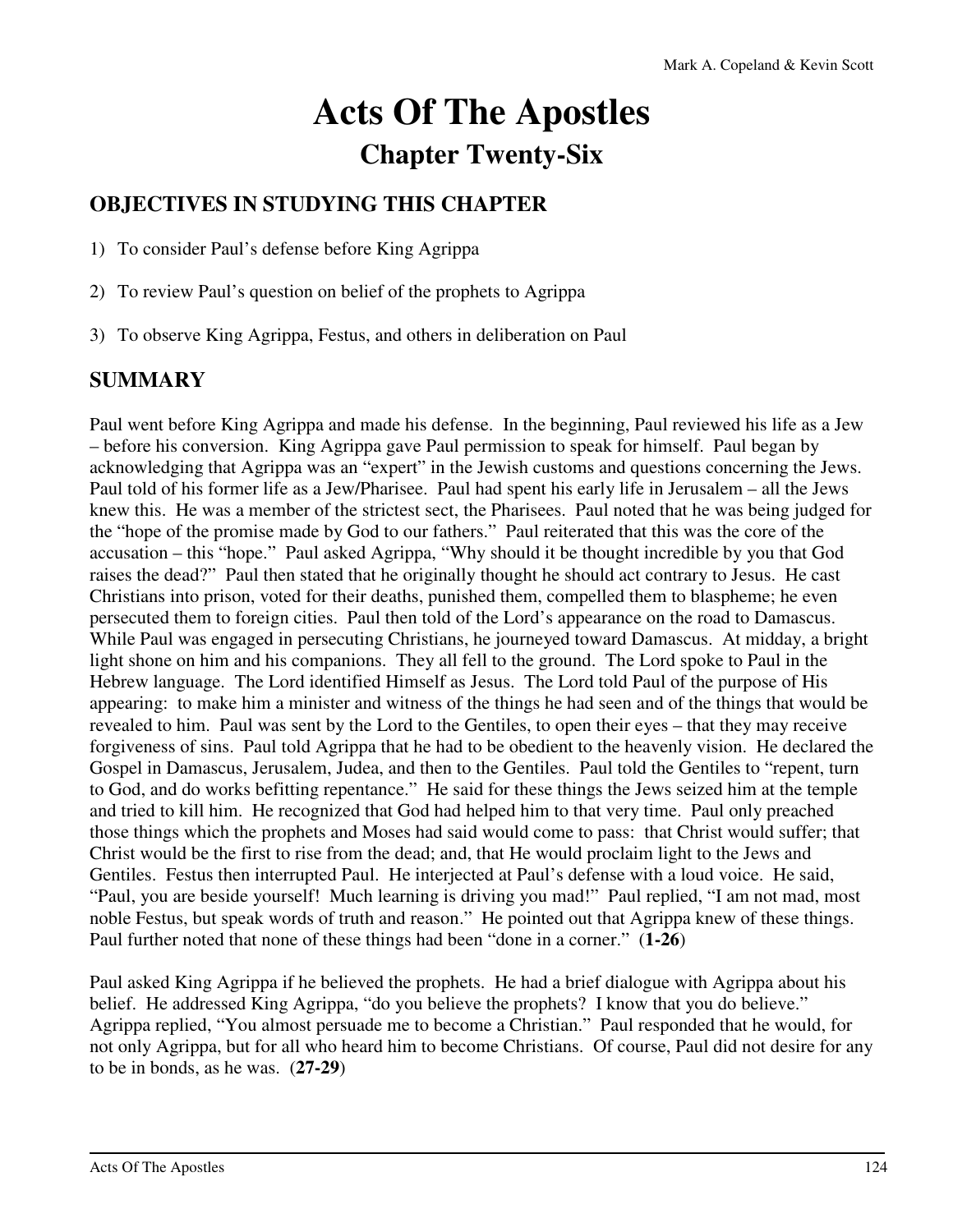# Acts Of The Apostles

## Chapter Twenty-Six

### OBJECTIVES IN STUDYING THIS CHAPTER

1) To consider Paul's defense before King Agrippa

2) To review Paul's question on belief of the prophets to Agrippa

3) To observe King Agrippa, Festus, and others in deliberation on Paul

### SUMMARY

Paul went before King Agrippa and made his defense. In the beginning, Paul reviewed his life as a Jew – before his conversion. King Agrippa gave Paul permission to speak for himself. Paul began by acknowledging that Agrippa was an "expert" in the Jewish customs and questions concerning the Jews. Paul told of his former life as a Jew/Pharisee. Paul had spent his early life in Jerusalem – all the Jews knew this. He was a member of the strictest sect, the Pharisees. Paul noted that he was being judged for the "hope of the promise made by God to our fathers." Paul reiterated that this was the core of the accusation – this "hope." Paul asked Agrippa, "Why should it be thought incredible by you that God raises the dead?" Paul then stated that he originally thought he should act contrary to Jesus. He cast Christians into prison, voted for their deaths, punished them, compelled them to blaspheme; he even persecuted them to foreign cities. Paul then told of the Lord's appearance on the road to Damascus. While Paul was engaged in persecuting Christians, he journeyed toward Damascus. At midday, a bright light shone on him and his companions. They all fell to the ground. The Lord spoke to Paul in the Hebrew language. The Lord identified Himself as Jesus. The Lord told Paul of the purpose of His appearing: to make him a minister and witness of the things he had seen and of the things that would be revealed to him. Paul was sent by the Lord to the Gentiles, to open their eyes – that they may receive forgiveness of sins. Paul told Agrippa that he had to be obedient to the heavenly vision. He declared the Gospel in Damascus, Jerusalem, Judea, and then to the Gentiles. Paul told the Gentiles to "repent, turn to God, and do works befitting repentance." He said for these things the Jews seized him at the temple and tried to kill him. He recognized that God had helped him to that very time. Paul only preached those things which the prophets and Moses had said would come to pass: that Christ would suffer; that Christ would be the first to rise from the dead; and, that He would proclaim light to the Jews and Gentiles. Festus then interrupted Paul. He interjected at Paul's defense with a loud voice. He said, "Paul, you are beside yourself! Much learning is driving you mad!" Paul replied, "I am not mad, most noble Festus, but speak words of truth and reason." He pointed out that Agrippa knew of these things. Paul further noted that none of these things had been "done in a corner." (**1-26**)

Paul asked King Agrippa if he believed the prophets. He had a brief dialogue with Agrippa about his belief. He addressed King Agrippa, "do you believe the prophets? I know that you do believe." Agrippa replied, "You almost persuade me to become a Christian." Paul responded that he would, for not only Agrippa, but for all who heard him to become Christians. Of course, Paul did not desire for any to be in bonds, as he was. (**27-29**)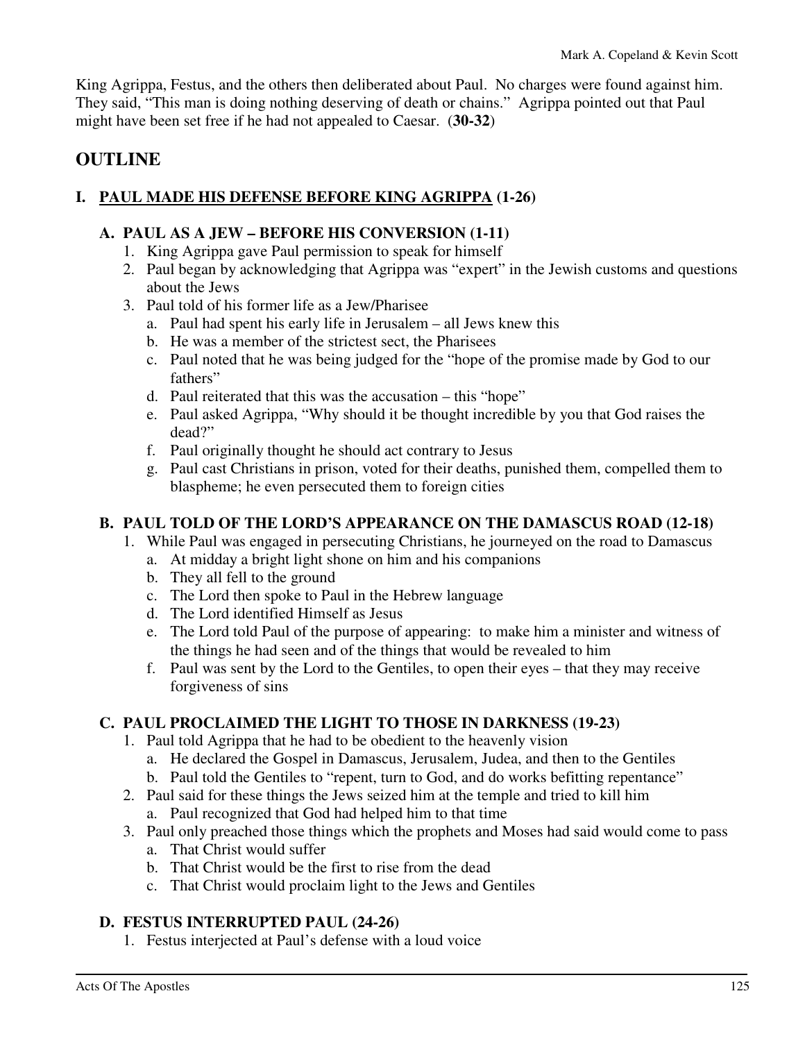King Agrippa, Festus, and the others then deliberated about Paul. No charges were found against him. They said, "This man is doing nothing deserving of death or chains." Agrippa pointed out that Paul might have been set free if he had not appealed to Caesar. (**30-32**)

## OUTLINE

### I. <u>PAUL MADE HIS DEFENSE BEFORE KING AGRIPPA</u> (1-26)

#### A. PAUL AS A JEW – BEFORE HIS CONVERSION (1-11)

1. King Agrippa gave Paul permission to speak for himself
2. Paul began by acknowledging that Agrippa was "expert" in the Jewish customs and questions about the Jews
3. Paul told of his former life as a Jew/Pharisee
   a. Paul had spent his early life in Jerusalem – all Jews knew this
   b. He was a member of the strictest sect, the Pharisees
   c. Paul noted that he was being judged for the "hope of the promise made by God to our fathers"
   d. Paul reiterated that this was the accusation – this "hope"
   e. Paul asked Agrippa, "Why should it be thought incredible by you that God raises the dead?"
   f. Paul originally thought he should act contrary to Jesus
   g. Paul cast Christians in prison, voted for their deaths, punished them, compelled them to blaspheme; he even persecuted them to foreign cities

#### B. PAUL TOLD OF THE LORD'S APPEARANCE ON THE DAMASCUS ROAD (12-18)

1. While Paul was engaged in persecuting Christians, he journeyed on the road to Damascus
   a. At midday a bright light shone on him and his companions
   b. They all fell to the ground
   c. The Lord then spoke to Paul in the Hebrew language
   d. The Lord identified Himself as Jesus
   e. The Lord told Paul of the purpose of appearing: to make him a minister and witness of the things he had seen and of the things that would be revealed to him
   f. Paul was sent by the Lord to the Gentiles, to open their eyes – that they may receive forgiveness of sins

#### C. PAUL PROCLAIMED THE LIGHT TO THOSE IN DARKNESS (19-23)

1. Paul told Agrippa that he had to be obedient to the heavenly vision
   a. He declared the Gospel in Damascus, Jerusalem, Judea, and then to the Gentiles
   b. Paul told the Gentiles to "repent, turn to God, and do works befitting repentance"
2. Paul said for these things the Jews seized him at the temple and tried to kill him
   a. Paul recognized that God had helped him to that time
3. Paul only preached those things which the prophets and Moses had said would come to pass
   a. That Christ would suffer
   b. That Christ would be the first to rise from the dead
   c. That Christ would proclaim light to the Jews and Gentiles

#### D. FESTUS INTERRUPTED PAUL (24-26)

1. Festus interjected at Paul's defense with a loud voice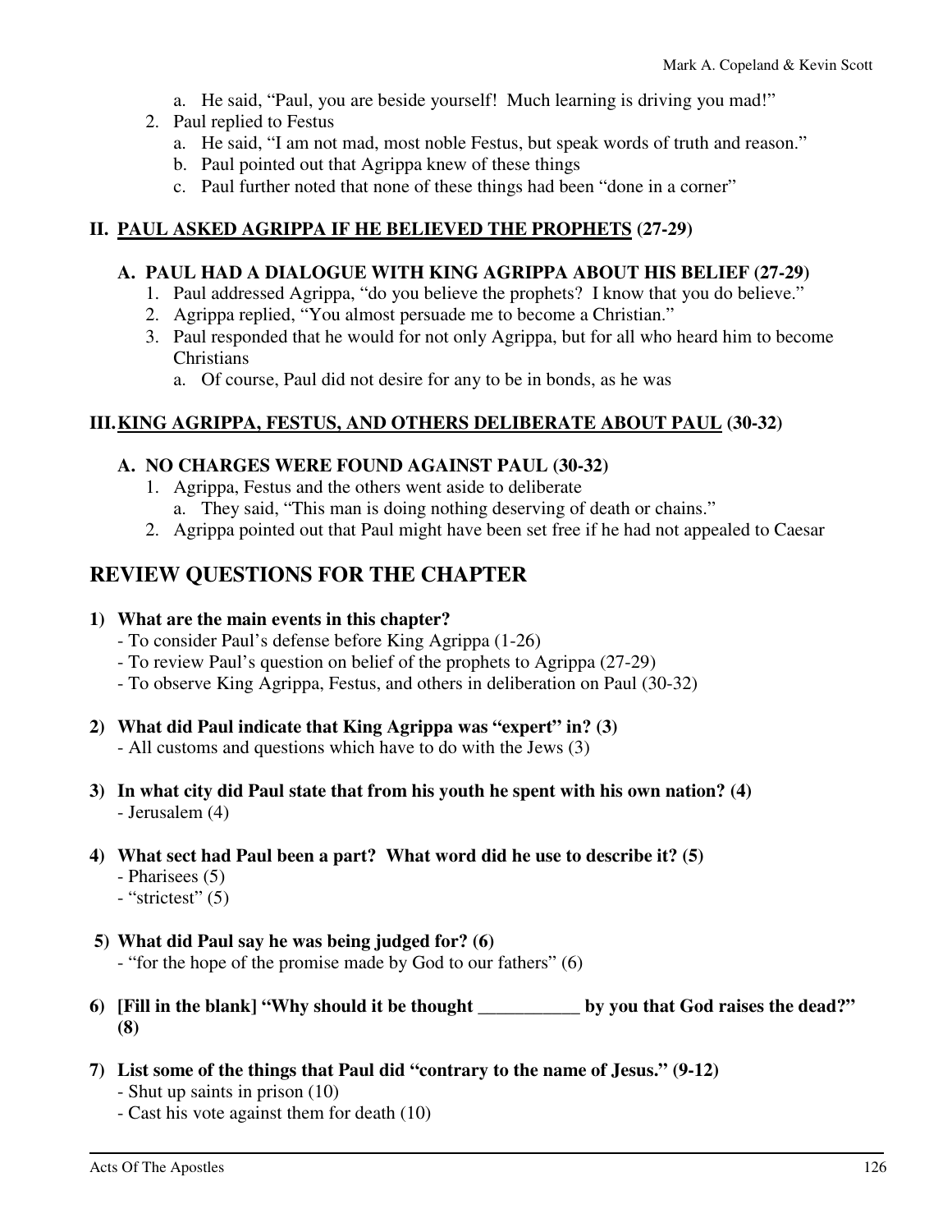a. He said, "Paul, you are beside yourself! Much learning is driving you mad!"
2. Paul replied to Festus
   a. He said, "I am not mad, most noble Festus, but speak words of truth and reason."
   b. Paul pointed out that Agrippa knew of these things
   c. Paul further noted that none of these things had been "done in a corner"

## II. <u>PAUL ASKED AGRIPPA IF HE BELIEVED THE PROPHETS</u> (27-29)

### A. PAUL HAD A DIALOGUE WITH KING AGRIPPA ABOUT HIS BELIEF (27-29)

1. Paul addressed Agrippa, "do you believe the prophets? I know that you do believe."
2. Agrippa replied, "You almost persuade me to become a Christian."
3. Paul responded that he would for not only Agrippa, but for all who heard him to become Christians
   a. Of course, Paul did not desire for any to be in bonds, as he was

## III. <u>KING AGRIPPA, FESTUS, AND OTHERS DELIBERATE ABOUT PAUL</u> (30-32)

### A. NO CHARGES WERE FOUND AGAINST PAUL (30-32)

1. Agrippa, Festus and the others went aside to deliberate
   a. They said, "This man is doing nothing deserving of death or chains."
2. Agrippa pointed out that Paul might have been set free if he had not appealed to Caesar

# REVIEW QUESTIONS FOR THE CHAPTER

**1) What are the main events in this chapter?**
- To consider Paul's defense before King Agrippa (1-26)
- To review Paul's question on belief of the prophets to Agrippa (27-29)
- To observe King Agrippa, Festus, and others in deliberation on Paul (30-32)

**2) What did Paul indicate that King Agrippa was "expert" in? (3)**
- All customs and questions which have to do with the Jews (3)

**3) In what city did Paul state that from his youth he spent with his own nation? (4)**
- Jerusalem (4)

**4) What sect had Paul been a part? What word did he use to describe it? (5)**
- Pharisees (5)
- "strictest" (5)

**5) What did Paul say he was being judged for? (6)**
- "for the hope of the promise made by God to our fathers" (6)

**6) [Fill in the blank] "Why should it be thought ___________ by you that God raises the dead?" (8)**

**7) List some of the things that Paul did "contrary to the name of Jesus." (9-12)**
- Shut up saints in prison (10)
- Cast his vote against them for death (10)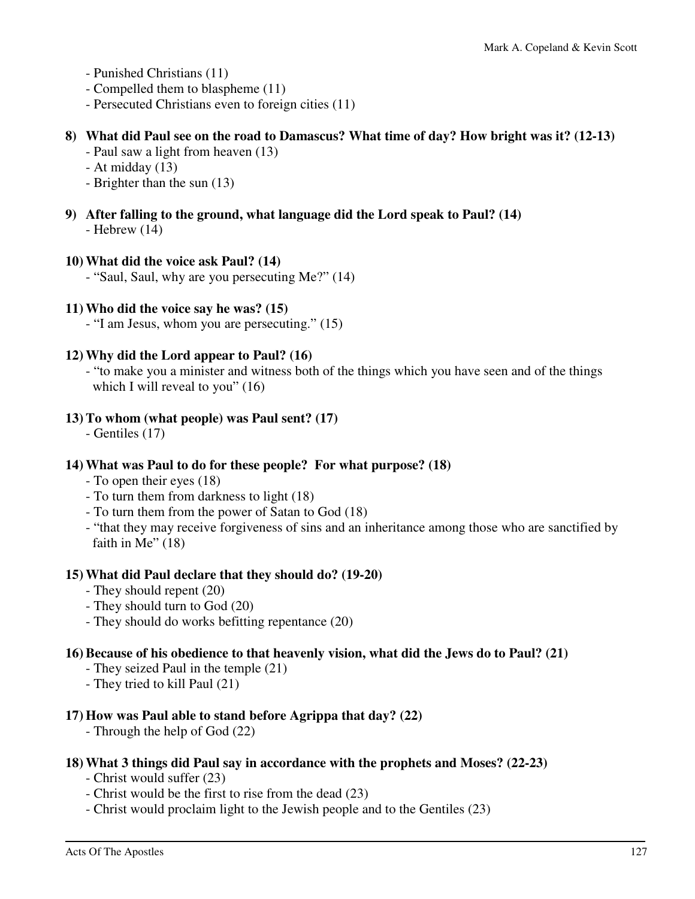- Punished Christians (11)
- Compelled them to blaspheme (11)
- Persecuted Christians even to foreign cities (11)

**8) What did Paul see on the road to Damascus? What time of day? How bright was it? (12-13)**

- Paul saw a light from heaven (13)
- At midday (13)
- Brighter than the sun (13)

**9) After falling to the ground, what language did the Lord speak to Paul? (14)**

- Hebrew (14)

**10) What did the voice ask Paul? (14)**

- "Saul, Saul, why are you persecuting Me?" (14)

**11) Who did the voice say he was? (15)**

- "I am Jesus, whom you are persecuting." (15)

**12) Why did the Lord appear to Paul? (16)**

- "to make you a minister and witness both of the things which you have seen and of the things which I will reveal to you" (16)

**13) To whom (what people) was Paul sent? (17)**

- Gentiles (17)

**14) What was Paul to do for these people? For what purpose? (18)**

- To open their eyes (18)
- To turn them from darkness to light (18)
- To turn them from the power of Satan to God (18)
- "that they may receive forgiveness of sins and an inheritance among those who are sanctified by faith in Me" (18)

**15) What did Paul declare that they should do? (19-20)**

- They should repent (20)
- They should turn to God (20)
- They should do works befitting repentance (20)

**16) Because of his obedience to that heavenly vision, what did the Jews do to Paul? (21)**

- They seized Paul in the temple (21)
- They tried to kill Paul (21)

**17) How was Paul able to stand before Agrippa that day? (22)**

- Through the help of God (22)

**18) What 3 things did Paul say in accordance with the prophets and Moses? (22-23)**

- Christ would suffer (23)
- Christ would be the first to rise from the dead (23)
- Christ would proclaim light to the Jewish people and to the Gentiles (23)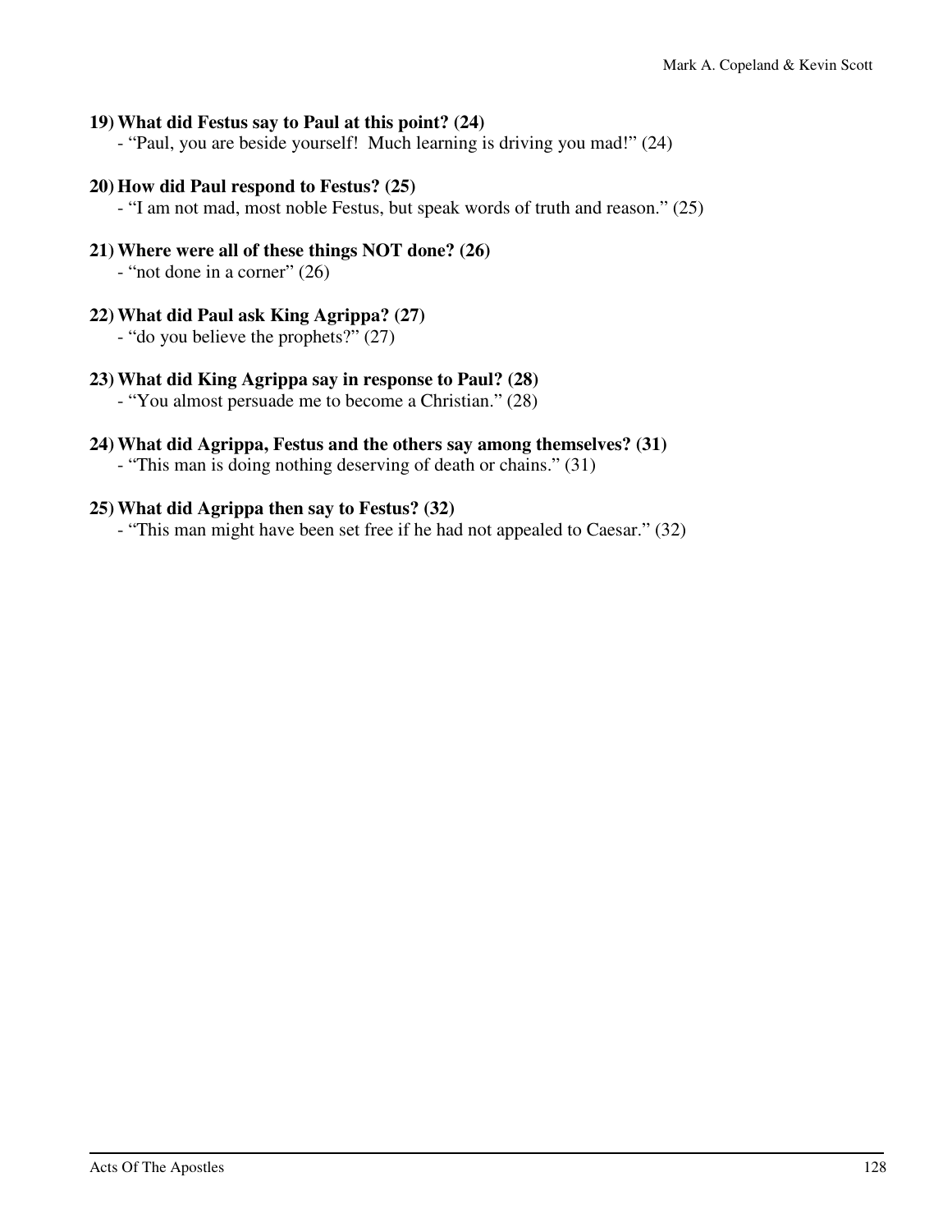**19) What did Festus say to Paul at this point? (24)**

- "Paul, you are beside yourself! Much learning is driving you mad!" (24)

**20) How did Paul respond to Festus? (25)**

- "I am not mad, most noble Festus, but speak words of truth and reason." (25)

**21) Where were all of these things NOT done? (26)**

- "not done in a corner" (26)

**22) What did Paul ask King Agrippa? (27)**

- "do you believe the prophets?" (27)

**23) What did King Agrippa say in response to Paul? (28)**

- "You almost persuade me to become a Christian." (28)

**24) What did Agrippa, Festus and the others say among themselves? (31)**

- "This man is doing nothing deserving of death or chains." (31)

**25) What did Agrippa then say to Festus? (32)**

- "This man might have been set free if he had not appealed to Caesar." (32)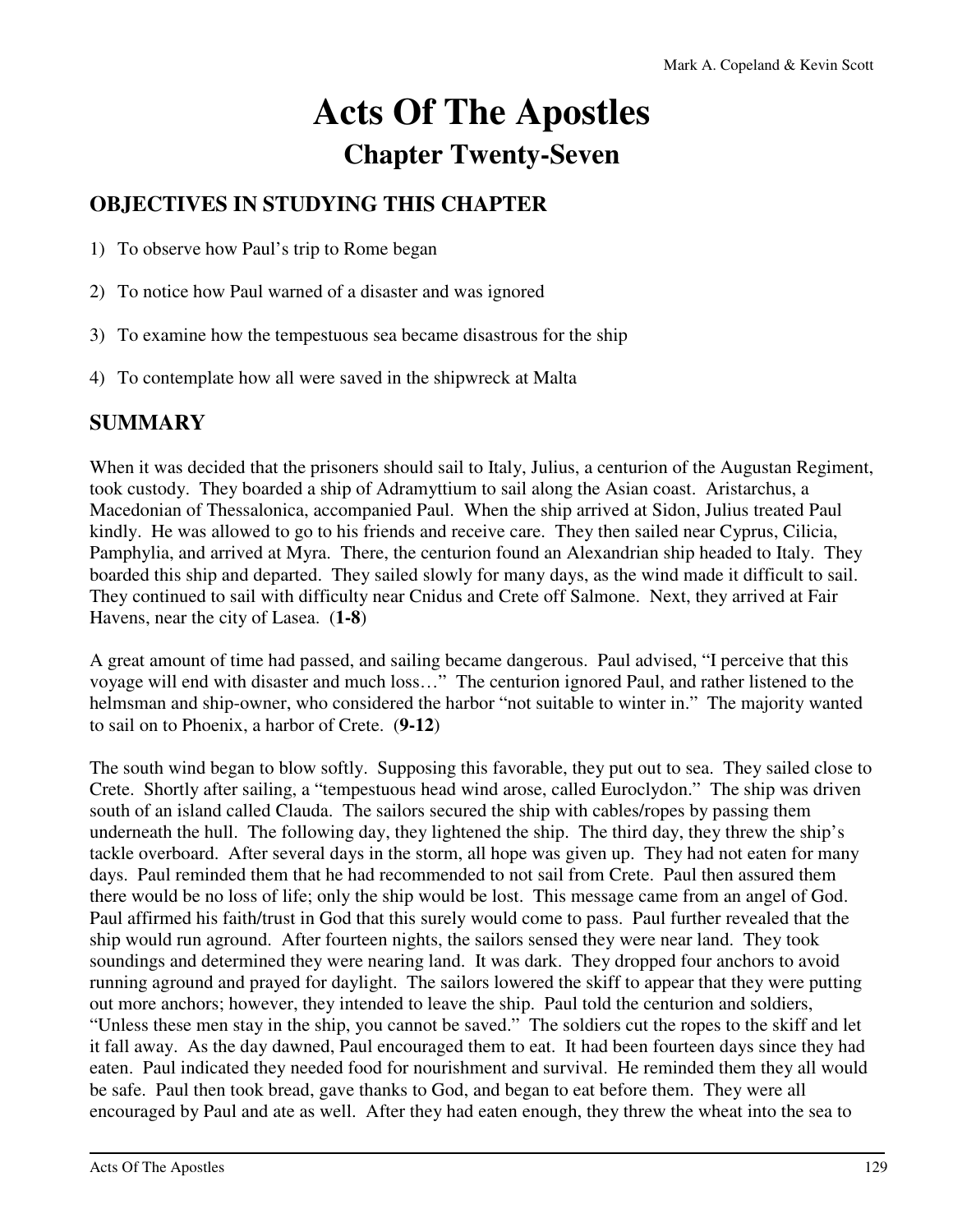# Acts Of The Apostles

## Chapter Twenty-Seven

### OBJECTIVES IN STUDYING THIS CHAPTER

1) To observe how Paul's trip to Rome began

2) To notice how Paul warned of a disaster and was ignored

3) To examine how the tempestuous sea became disastrous for the ship

4) To contemplate how all were saved in the shipwreck at Malta

### SUMMARY

When it was decided that the prisoners should sail to Italy, Julius, a centurion of the Augustan Regiment, took custody. They boarded a ship of Adramyttium to sail along the Asian coast. Aristarchus, a Macedonian of Thessalonica, accompanied Paul. When the ship arrived at Sidon, Julius treated Paul kindly. He was allowed to go to his friends and receive care. They then sailed near Cyprus, Cilicia, Pamphylia, and arrived at Myra. There, the centurion found an Alexandrian ship headed to Italy. They boarded this ship and departed. They sailed slowly for many days, as the wind made it difficult to sail. They continued to sail with difficulty near Cnidus and Crete off Salmone. Next, they arrived at Fair Havens, near the city of Lasea. (**1-8**)

A great amount of time had passed, and sailing became dangerous. Paul advised, "I perceive that this voyage will end with disaster and much loss…" The centurion ignored Paul, and rather listened to the helmsman and ship-owner, who considered the harbor "not suitable to winter in." The majority wanted to sail on to Phoenix, a harbor of Crete. (**9-12**)

The south wind began to blow softly. Supposing this favorable, they put out to sea. They sailed close to Crete. Shortly after sailing, a "tempestuous head wind arose, called Euroclydon." The ship was driven south of an island called Clauda. The sailors secured the ship with cables/ropes by passing them underneath the hull. The following day, they lightened the ship. The third day, they threw the ship's tackle overboard. After several days in the storm, all hope was given up. They had not eaten for many days. Paul reminded them that he had recommended to not sail from Crete. Paul then assured them there would be no loss of life; only the ship would be lost. This message came from an angel of God. Paul affirmed his faith/trust in God that this surely would come to pass. Paul further revealed that the ship would run aground. After fourteen nights, the sailors sensed they were near land. They took soundings and determined they were nearing land. It was dark. They dropped four anchors to avoid running aground and prayed for daylight. The sailors lowered the skiff to appear that they were putting out more anchors; however, they intended to leave the ship. Paul told the centurion and soldiers, "Unless these men stay in the ship, you cannot be saved." The soldiers cut the ropes to the skiff and let it fall away. As the day dawned, Paul encouraged them to eat. It had been fourteen days since they had eaten. Paul indicated they needed food for nourishment and survival. He reminded them they all would be safe. Paul then took bread, gave thanks to God, and began to eat before them. They were all encouraged by Paul and ate as well. After they had eaten enough, they threw the wheat into the sea to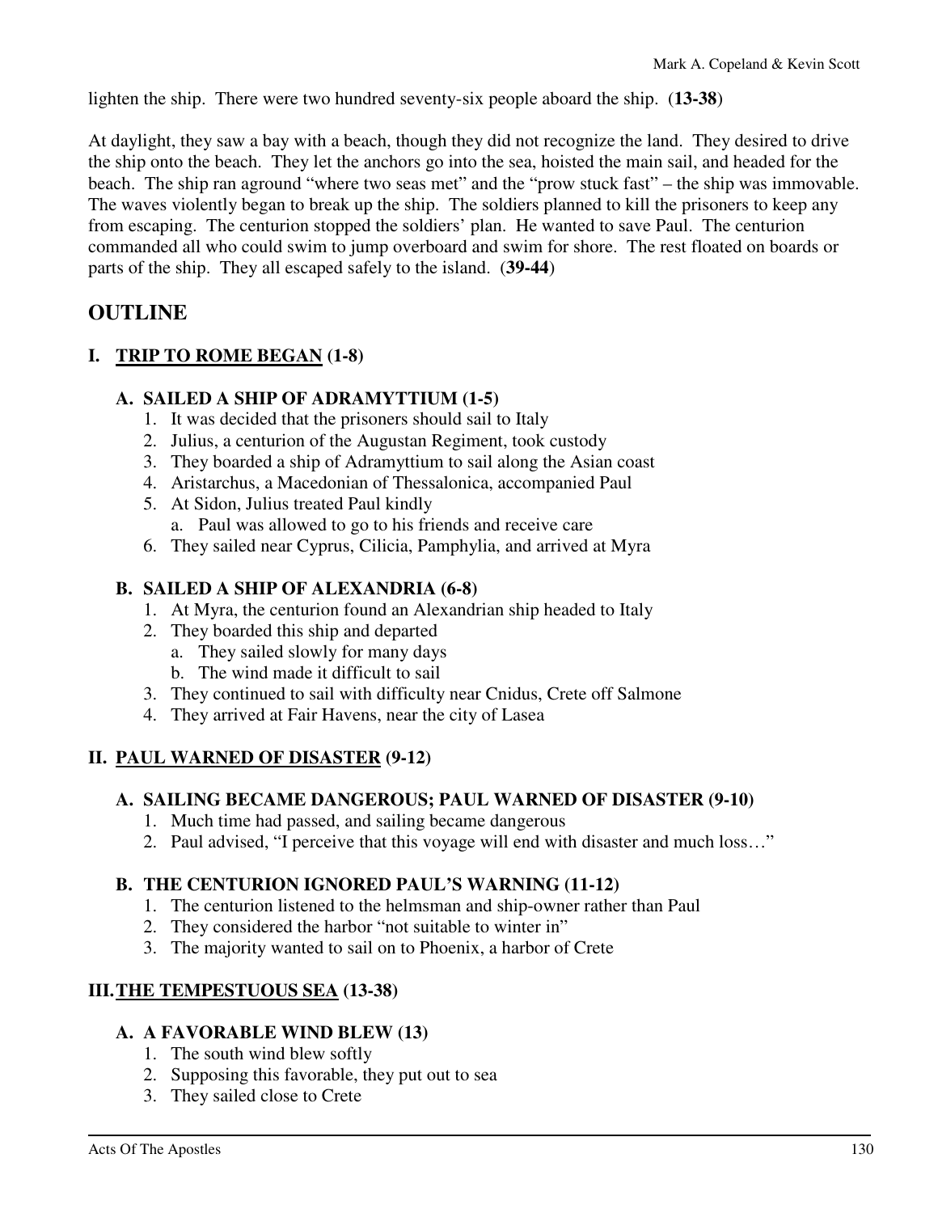lighten the ship. There were two hundred seventy-six people aboard the ship. (**13-38**)

At daylight, they saw a bay with a beach, though they did not recognize the land. They desired to drive the ship onto the beach. They let the anchors go into the sea, hoisted the main sail, and headed for the beach. The ship ran aground "where two seas met" and the "prow stuck fast" – the ship was immovable. The waves violently began to break up the ship. The soldiers planned to kill the prisoners to keep any from escaping. The centurion stopped the soldiers' plan. He wanted to save Paul. The centurion commanded all who could swim to jump overboard and swim for shore. The rest floated on boards or parts of the ship. They all escaped safely to the island. (**39-44**)

## OUTLINE

### I. <u>TRIP TO ROME BEGAN</u> (1-8)

#### A. SAILED A SHIP OF ADRAMYTTIUM (1-5)

1. It was decided that the prisoners should sail to Italy
2. Julius, a centurion of the Augustan Regiment, took custody
3. They boarded a ship of Adramyttium to sail along the Asian coast
4. Aristarchus, a Macedonian of Thessalonica, accompanied Paul
5. At Sidon, Julius treated Paul kindly
   a. Paul was allowed to go to his friends and receive care
6. They sailed near Cyprus, Cilicia, Pamphylia, and arrived at Myra

#### B. SAILED A SHIP OF ALEXANDRIA (6-8)

1. At Myra, the centurion found an Alexandrian ship headed to Italy
2. They boarded this ship and departed
   a. They sailed slowly for many days
   b. The wind made it difficult to sail
3. They continued to sail with difficulty near Cnidus, Crete off Salmone
4. They arrived at Fair Havens, near the city of Lasea

### II. <u>PAUL WARNED OF DISASTER</u> (9-12)

#### A. SAILING BECAME DANGEROUS; PAUL WARNED OF DISASTER (9-10)

1. Much time had passed, and sailing became dangerous
2. Paul advised, "I perceive that this voyage will end with disaster and much loss…"

#### B. THE CENTURION IGNORED PAUL'S WARNING (11-12)

1. The centurion listened to the helmsman and ship-owner rather than Paul
2. They considered the harbor "not suitable to winter in"
3. The majority wanted to sail on to Phoenix, a harbor of Crete

### III. <u>THE TEMPESTUOUS SEA</u> (13-38)

#### A. A FAVORABLE WIND BLEW (13)

1. The south wind blew softly
2. Supposing this favorable, they put out to sea
3. They sailed close to Crete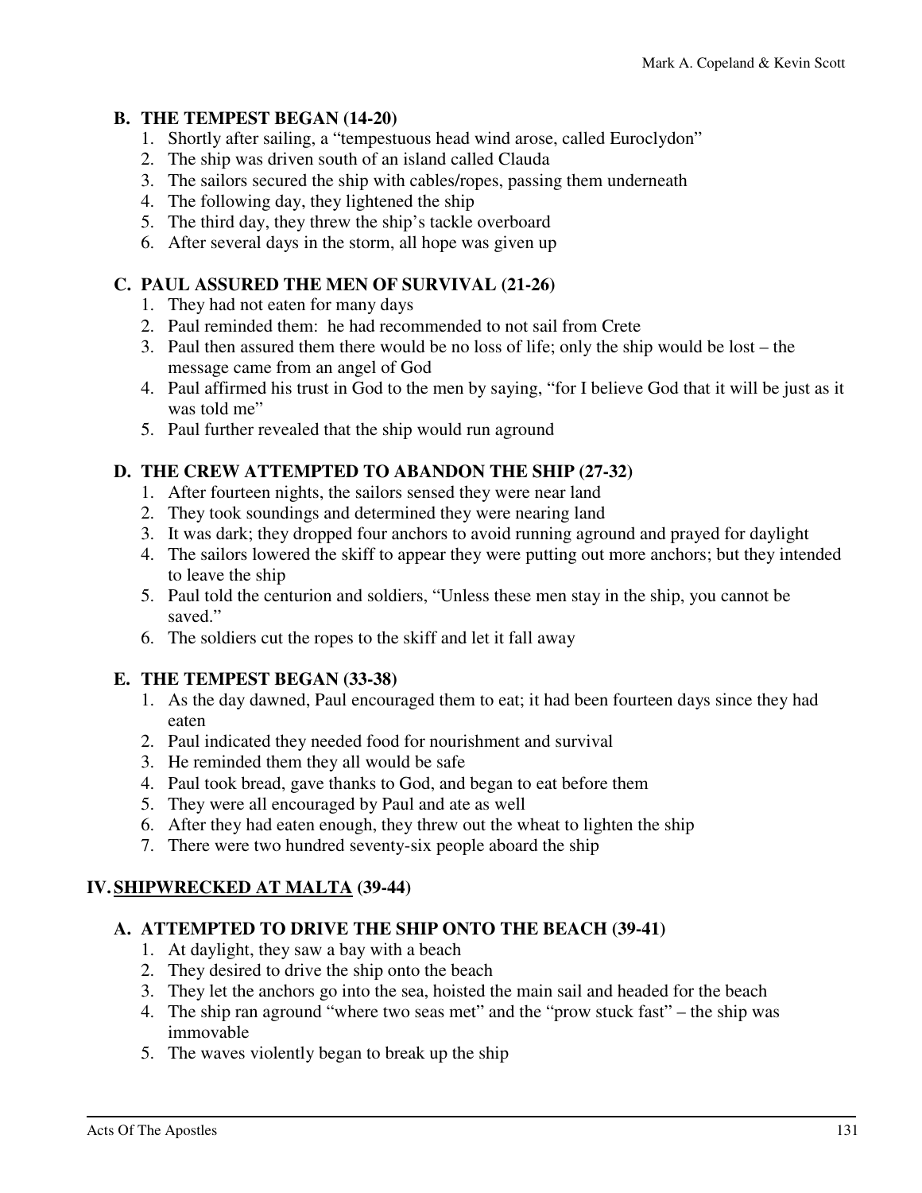### B. THE TEMPEST BEGAN (14-20)

1. Shortly after sailing, a "tempestuous head wind arose, called Euroclydon"
2. The ship was driven south of an island called Clauda
3. The sailors secured the ship with cables/ropes, passing them underneath
4. The following day, they lightened the ship
5. The third day, they threw the ship's tackle overboard
6. After several days in the storm, all hope was given up

### C. PAUL ASSURED THE MEN OF SURVIVAL (21-26)

1. They had not eaten for many days
2. Paul reminded them: he had recommended to not sail from Crete
3. Paul then assured them there would be no loss of life; only the ship would be lost – the message came from an angel of God
4. Paul affirmed his trust in God to the men by saying, "for I believe God that it will be just as it was told me"
5. Paul further revealed that the ship would run aground

### D. THE CREW ATTEMPTED TO ABANDON THE SHIP (27-32)

1. After fourteen nights, the sailors sensed they were near land
2. They took soundings and determined they were nearing land
3. It was dark; they dropped four anchors to avoid running aground and prayed for daylight
4. The sailors lowered the skiff to appear they were putting out more anchors; but they intended to leave the ship
5. Paul told the centurion and soldiers, "Unless these men stay in the ship, you cannot be saved."
6. The soldiers cut the ropes to the skiff and let it fall away

### E. THE TEMPEST BEGAN (33-38)

1. As the day dawned, Paul encouraged them to eat; it had been fourteen days since they had eaten
2. Paul indicated they needed food for nourishment and survival
3. He reminded them they all would be safe
4. Paul took bread, gave thanks to God, and began to eat before them
5. They were all encouraged by Paul and ate as well
6. After they had eaten enough, they threw out the wheat to lighten the ship
7. There were two hundred seventy-six people aboard the ship

## IV. SHIPWRECKED AT MALTA (39-44)

### A. ATTEMPTED TO DRIVE THE SHIP ONTO THE BEACH (39-41)

1. At daylight, they saw a bay with a beach
2. They desired to drive the ship onto the beach
3. They let the anchors go into the sea, hoisted the main sail and headed for the beach
4. The ship ran aground "where two seas met" and the "prow stuck fast" – the ship was immovable
5. The waves violently began to break up the ship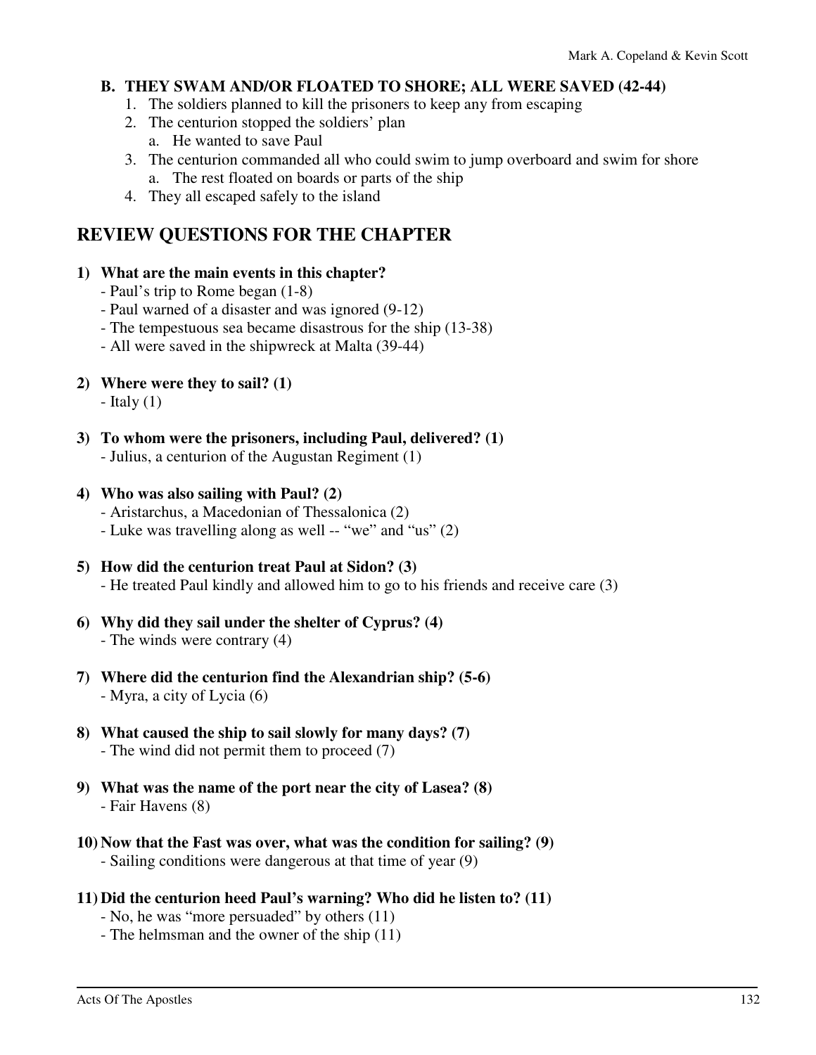### B. THEY SWAM AND/OR FLOATED TO SHORE; ALL WERE SAVED (42-44)

1. The soldiers planned to kill the prisoners to keep any from escaping
2. The centurion stopped the soldiers' plan
   a. He wanted to save Paul
3. The centurion commanded all who could swim to jump overboard and swim for shore
   a. The rest floated on boards or parts of the ship
4. They all escaped safely to the island

## REVIEW QUESTIONS FOR THE CHAPTER

**1) What are the main events in this chapter?**
- Paul's trip to Rome began (1-8)
- Paul warned of a disaster and was ignored (9-12)
- The tempestuous sea became disastrous for the ship (13-38)
- All were saved in the shipwreck at Malta (39-44)

**2) Where were they to sail? (1)**
- Italy (1)

**3) To whom were the prisoners, including Paul, delivered? (1)**
- Julius, a centurion of the Augustan Regiment (1)

**4) Who was also sailing with Paul? (2)**
- Aristarchus, a Macedonian of Thessalonica (2)
- Luke was travelling along as well -- "we" and "us" (2)

**5) How did the centurion treat Paul at Sidon? (3)**
- He treated Paul kindly and allowed him to go to his friends and receive care (3)

**6) Why did they sail under the shelter of Cyprus? (4)**
- The winds were contrary (4)

**7) Where did the centurion find the Alexandrian ship? (5-6)**
- Myra, a city of Lycia (6)

**8) What caused the ship to sail slowly for many days? (7)**
- The wind did not permit them to proceed (7)

**9) What was the name of the port near the city of Lasea? (8)**
- Fair Havens (8)

**10) Now that the Fast was over, what was the condition for sailing? (9)**
- Sailing conditions were dangerous at that time of year (9)

**11) Did the centurion heed Paul's warning? Who did he listen to? (11)**
- No, he was "more persuaded" by others (11)
- The helmsman and the owner of the ship (11)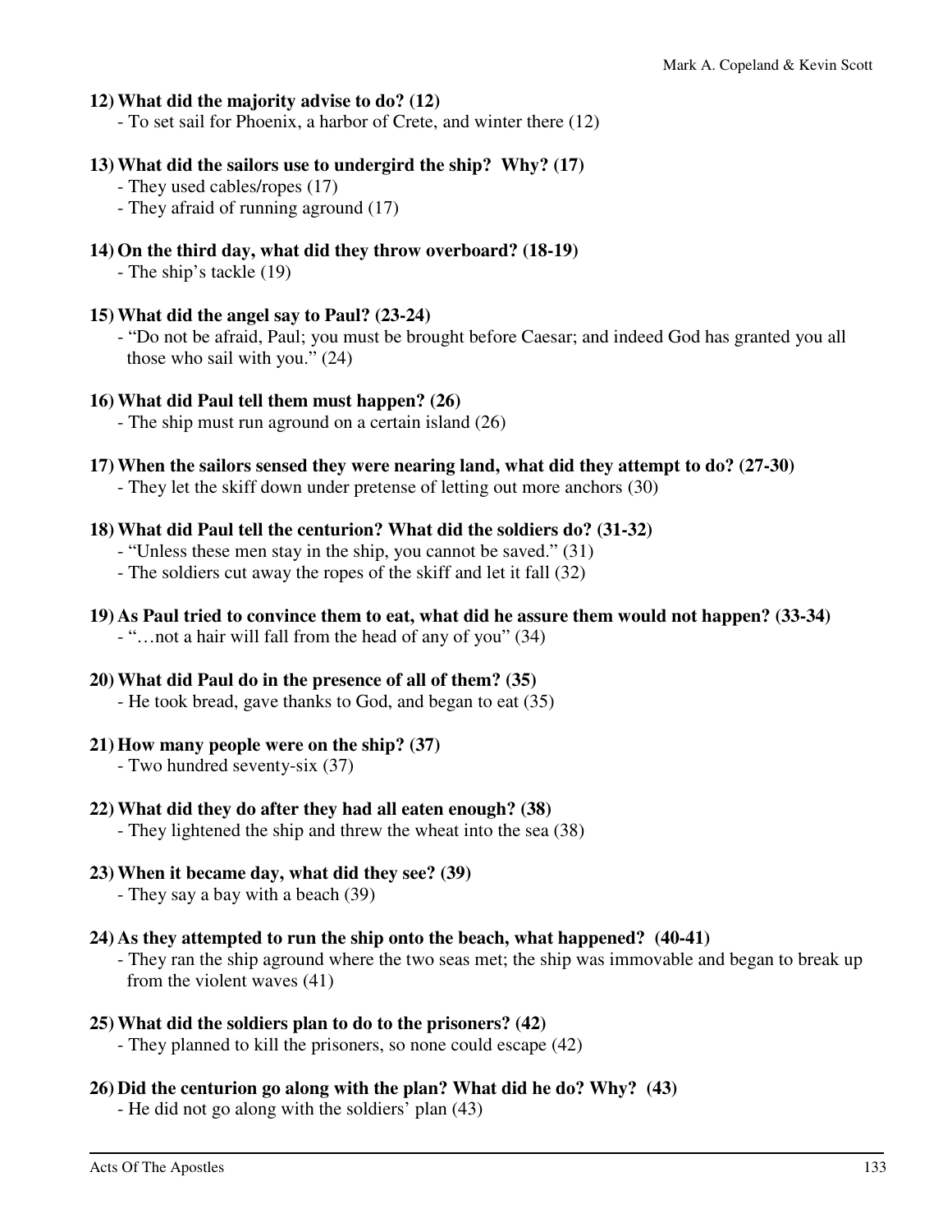**12) What did the majority advise to do? (12)**

- To set sail for Phoenix, a harbor of Crete, and winter there (12)

**13) What did the sailors use to undergird the ship? Why? (17)**

- They used cables/ropes (17)
- They afraid of running aground (17)

**14) On the third day, what did they throw overboard? (18-19)**

- The ship's tackle (19)

**15) What did the angel say to Paul? (23-24)**

- "Do not be afraid, Paul; you must be brought before Caesar; and indeed God has granted you all those who sail with you." (24)

**16) What did Paul tell them must happen? (26)**

- The ship must run aground on a certain island (26)

**17) When the sailors sensed they were nearing land, what did they attempt to do? (27-30)**

- They let the skiff down under pretense of letting out more anchors (30)

**18) What did Paul tell the centurion? What did the soldiers do? (31-32)**

- "Unless these men stay in the ship, you cannot be saved." (31)
- The soldiers cut away the ropes of the skiff and let it fall (32)

**19) As Paul tried to convince them to eat, what did he assure them would not happen? (33-34)**

- "…not a hair will fall from the head of any of you" (34)

**20) What did Paul do in the presence of all of them? (35)**

- He took bread, gave thanks to God, and began to eat (35)

**21) How many people were on the ship? (37)**

- Two hundred seventy-six (37)

**22) What did they do after they had all eaten enough? (38)**

- They lightened the ship and threw the wheat into the sea (38)

**23) When it became day, what did they see? (39)**

- They say a bay with a beach (39)

**24) As they attempted to run the ship onto the beach, what happened? (40-41)**

- They ran the ship aground where the two seas met; the ship was immovable and began to break up from the violent waves (41)

**25) What did the soldiers plan to do to the prisoners? (42)**

- They planned to kill the prisoners, so none could escape (42)

**26) Did the centurion go along with the plan? What did he do? Why? (43)**

- He did not go along with the soldiers' plan (43)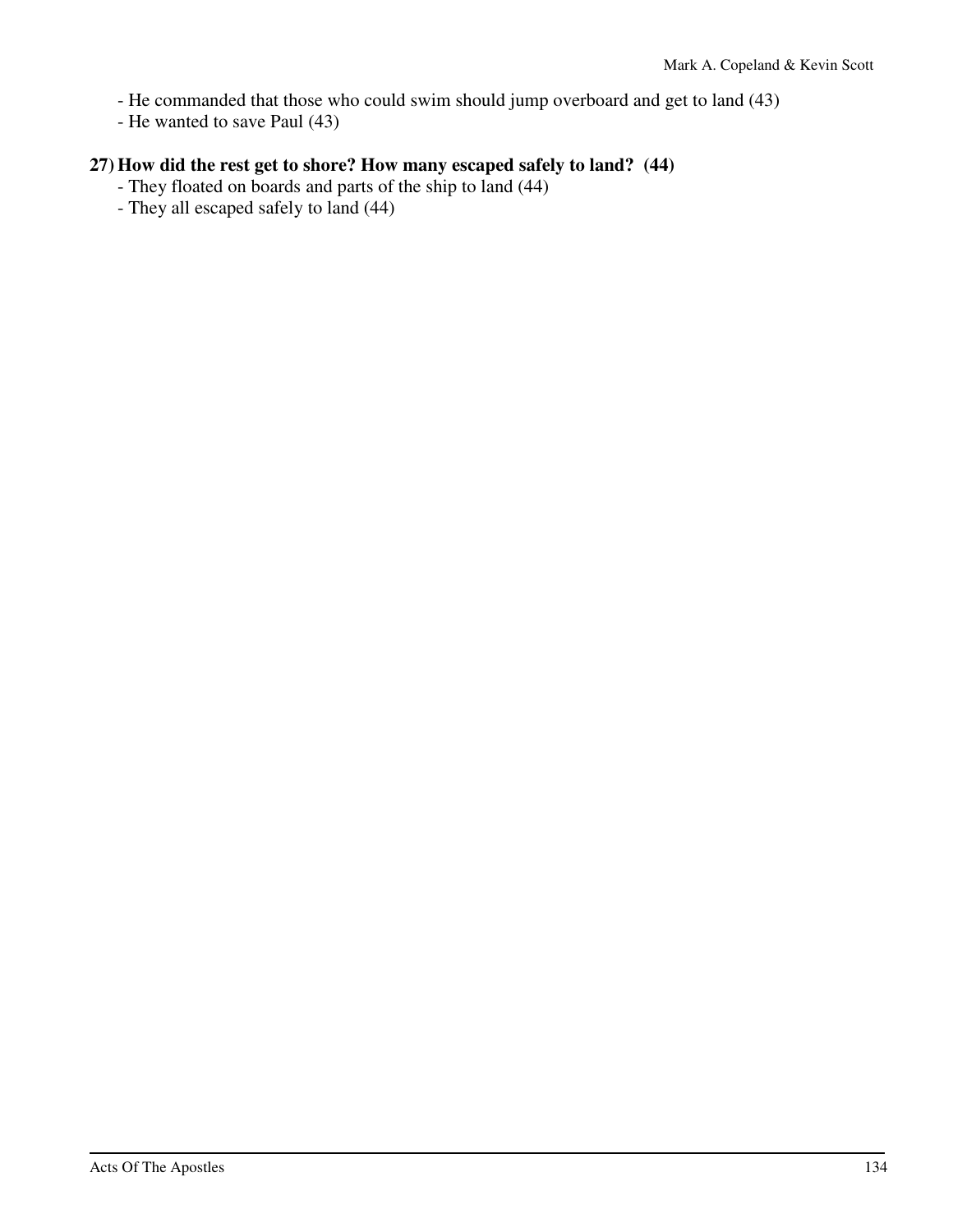- He commanded that those who could swim should jump overboard and get to land (43)
- He wanted to save Paul (43)

**27) How did the rest get to shore? How many escaped safely to land? (44)**

- They floated on boards and parts of the ship to land (44)
- They all escaped safely to land (44)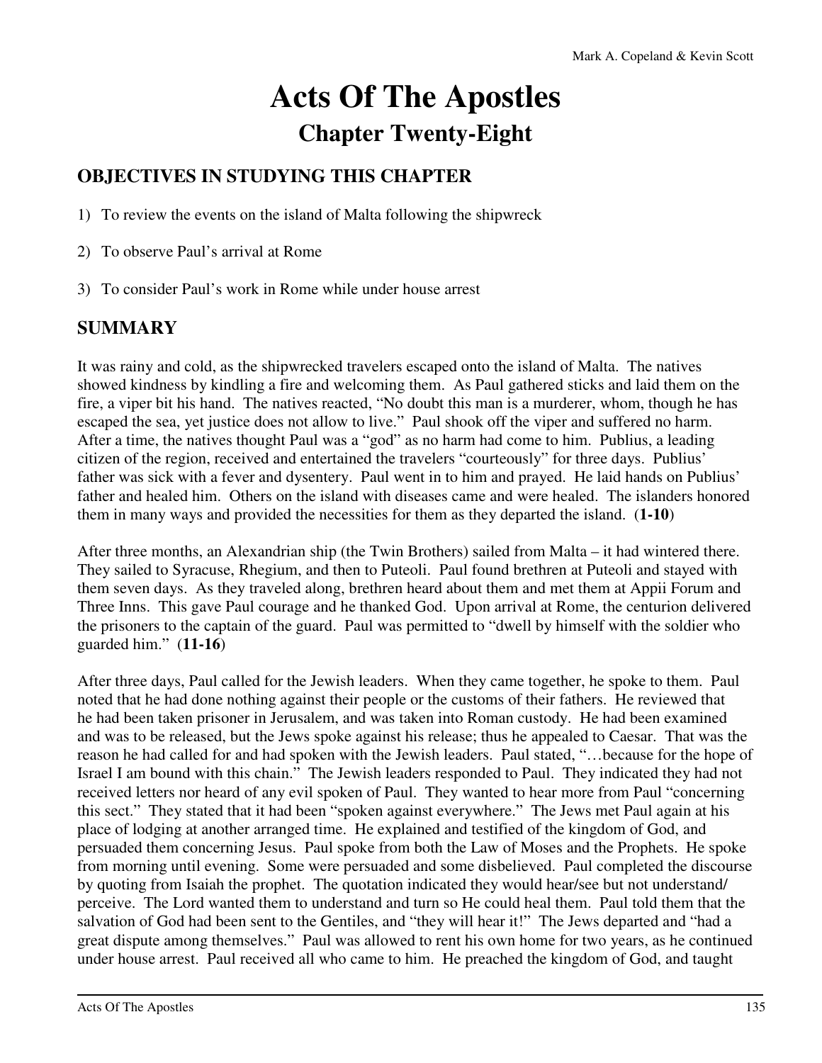# Acts Of The Apostles

## Chapter Twenty-Eight

### OBJECTIVES IN STUDYING THIS CHAPTER

1) To review the events on the island of Malta following the shipwreck

2) To observe Paul's arrival at Rome

3) To consider Paul's work in Rome while under house arrest

### SUMMARY

It was rainy and cold, as the shipwrecked travelers escaped onto the island of Malta. The natives showed kindness by kindling a fire and welcoming them. As Paul gathered sticks and laid them on the fire, a viper bit his hand. The natives reacted, "No doubt this man is a murderer, whom, though he has escaped the sea, yet justice does not allow to live." Paul shook off the viper and suffered no harm. After a time, the natives thought Paul was a "god" as no harm had come to him. Publius, a leading citizen of the region, received and entertained the travelers "courteously" for three days. Publius' father was sick with a fever and dysentery. Paul went in to him and prayed. He laid hands on Publius' father and healed him. Others on the island with diseases came and were healed. The islanders honored them in many ways and provided the necessities for them as they departed the island. (**1-10**)

After three months, an Alexandrian ship (the Twin Brothers) sailed from Malta – it had wintered there. They sailed to Syracuse, Rhegium, and then to Puteoli. Paul found brethren at Puteoli and stayed with them seven days. As they traveled along, brethren heard about them and met them at Appii Forum and Three Inns. This gave Paul courage and he thanked God. Upon arrival at Rome, the centurion delivered the prisoners to the captain of the guard. Paul was permitted to "dwell by himself with the soldier who guarded him." (**11-16**)

After three days, Paul called for the Jewish leaders. When they came together, he spoke to them. Paul noted that he had done nothing against their people or the customs of their fathers. He reviewed that he had been taken prisoner in Jerusalem, and was taken into Roman custody. He had been examined and was to be released, but the Jews spoke against his release; thus he appealed to Caesar. That was the reason he had called for and had spoken with the Jewish leaders. Paul stated, "…because for the hope of Israel I am bound with this chain." The Jewish leaders responded to Paul. They indicated they had not received letters nor heard of any evil spoken of Paul. They wanted to hear more from Paul "concerning this sect." They stated that it had been "spoken against everywhere." The Jews met Paul again at his place of lodging at another arranged time. He explained and testified of the kingdom of God, and persuaded them concerning Jesus. Paul spoke from both the Law of Moses and the Prophets. He spoke from morning until evening. Some were persuaded and some disbelieved. Paul completed the discourse by quoting from Isaiah the prophet. The quotation indicated they would hear/see but not understand/perceive. The Lord wanted them to understand and turn so He could heal them. Paul told them that the salvation of God had been sent to the Gentiles, and "they will hear it!" The Jews departed and "had a great dispute among themselves." Paul was allowed to rent his own home for two years, as he continued under house arrest. Paul received all who came to him. He preached the kingdom of God, and taught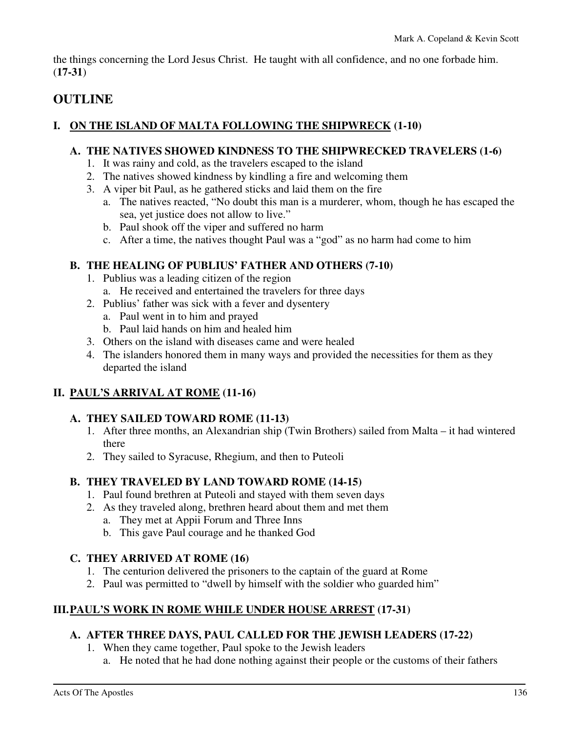the things concerning the Lord Jesus Christ. He taught with all confidence, and no one forbade him. (**17-31**)

## OUTLINE

### I. ON THE ISLAND OF MALTA FOLLOWING THE SHIPWRECK (1-10)

#### A. THE NATIVES SHOWED KINDNESS TO THE SHIPWRECKED TRAVELERS (1-6)

1. It was rainy and cold, as the travelers escaped to the island
2. The natives showed kindness by kindling a fire and welcoming them
3. A viper bit Paul, as he gathered sticks and laid them on the fire
   a. The natives reacted, "No doubt this man is a murderer, whom, though he has escaped the sea, yet justice does not allow to live."
   b. Paul shook off the viper and suffered no harm
   c. After a time, the natives thought Paul was a "god" as no harm had come to him

#### B. THE HEALING OF PUBLIUS' FATHER AND OTHERS (7-10)

1. Publius was a leading citizen of the region
   a. He received and entertained the travelers for three days
2. Publius' father was sick with a fever and dysentery
   a. Paul went in to him and prayed
   b. Paul laid hands on him and healed him
3. Others on the island with diseases came and were healed
4. The islanders honored them in many ways and provided the necessities for them as they departed the island

### II. PAUL'S ARRIVAL AT ROME (11-16)

#### A. THEY SAILED TOWARD ROME (11-13)

1. After three months, an Alexandrian ship (Twin Brothers) sailed from Malta – it had wintered there
2. They sailed to Syracuse, Rhegium, and then to Puteoli

#### B. THEY TRAVELED BY LAND TOWARD ROME (14-15)

1. Paul found brethren at Puteoli and stayed with them seven days
2. As they traveled along, brethren heard about them and met them
   a. They met at Appii Forum and Three Inns
   b. This gave Paul courage and he thanked God

#### C. THEY ARRIVED AT ROME (16)

1. The centurion delivered the prisoners to the captain of the guard at Rome
2. Paul was permitted to "dwell by himself with the soldier who guarded him"

### III. PAUL'S WORK IN ROME WHILE UNDER HOUSE ARREST (17-31)

#### A. AFTER THREE DAYS, PAUL CALLED FOR THE JEWISH LEADERS (17-22)

1. When they came together, Paul spoke to the Jewish leaders
   a. He noted that he had done nothing against their people or the customs of their fathers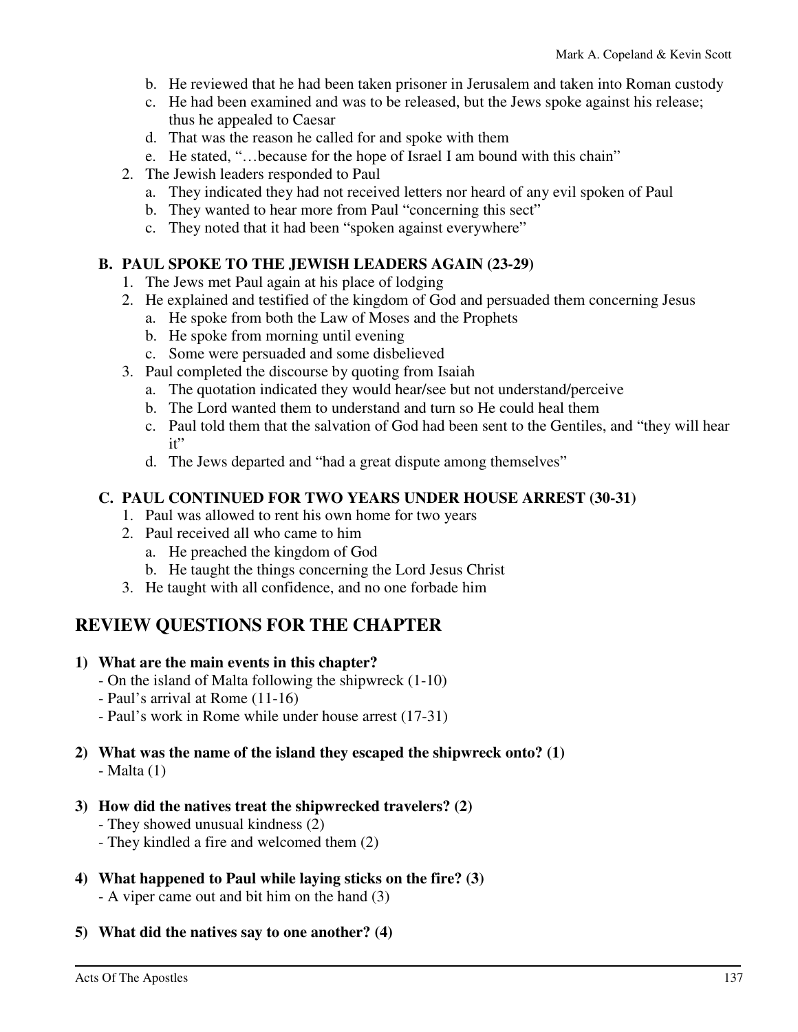b. He reviewed that he had been taken prisoner in Jerusalem and taken into Roman custody
   c. He had been examined and was to be released, but the Jews spoke against his release; thus he appealed to Caesar
   d. That was the reason he called for and spoke with them
   e. He stated, "…because for the hope of Israel I am bound with this chain"
2. The Jewish leaders responded to Paul
   a. They indicated they had not received letters nor heard of any evil spoken of Paul
   b. They wanted to hear more from Paul "concerning this sect"
   c. They noted that it had been "spoken against everywhere"

### B. PAUL SPOKE TO THE JEWISH LEADERS AGAIN (23-29)

1. The Jews met Paul again at his place of lodging
2. He explained and testified of the kingdom of God and persuaded them concerning Jesus
   a. He spoke from both the Law of Moses and the Prophets
   b. He spoke from morning until evening
   c. Some were persuaded and some disbelieved
3. Paul completed the discourse by quoting from Isaiah
   a. The quotation indicated they would hear/see but not understand/perceive
   b. The Lord wanted them to understand and turn so He could heal them
   c. Paul told them that the salvation of God had been sent to the Gentiles, and "they will hear it"
   d. The Jews departed and "had a great dispute among themselves"

### C. PAUL CONTINUED FOR TWO YEARS UNDER HOUSE ARREST (30-31)

1. Paul was allowed to rent his own home for two years
2. Paul received all who came to him
   a. He preached the kingdom of God
   b. He taught the things concerning the Lord Jesus Christ
3. He taught with all confidence, and no one forbade him

## REVIEW QUESTIONS FOR THE CHAPTER

**1) What are the main events in this chapter?**
- On the island of Malta following the shipwreck (1-10)
- Paul's arrival at Rome (11-16)
- Paul's work in Rome while under house arrest (17-31)

**2) What was the name of the island they escaped the shipwreck onto? (1)**
- Malta (1)

**3) How did the natives treat the shipwrecked travelers? (2)**
- They showed unusual kindness (2)
- They kindled a fire and welcomed them (2)

**4) What happened to Paul while laying sticks on the fire? (3)**
- A viper came out and bit him on the hand (3)

**5) What did the natives say to one another? (4)**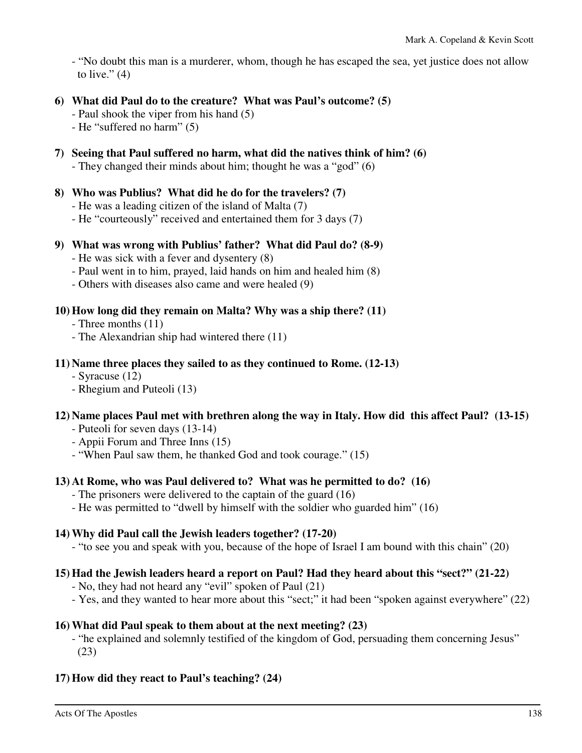- "No doubt this man is a murderer, whom, though he has escaped the sea, yet justice does not allow to live." (4)

**6) What did Paul do to the creature? What was Paul's outcome? (5)**
- Paul shook the viper from his hand (5)
- He "suffered no harm" (5)

**7) Seeing that Paul suffered no harm, what did the natives think of him? (6)**
- They changed their minds about him; thought he was a "god" (6)

**8) Who was Publius? What did he do for the travelers? (7)**
- He was a leading citizen of the island of Malta (7)
- He "courteously" received and entertained them for 3 days (7)

**9) What was wrong with Publius' father? What did Paul do? (8-9)**
- He was sick with a fever and dysentery (8)
- Paul went in to him, prayed, laid hands on him and healed him (8)
- Others with diseases also came and were healed (9)

**10) How long did they remain on Malta? Why was a ship there? (11)**
- Three months (11)
- The Alexandrian ship had wintered there (11)

**11) Name three places they sailed to as they continued to Rome. (12-13)**
- Syracuse (12)
- Rhegium and Puteoli (13)

**12) Name places Paul met with brethren along the way in Italy. How did this affect Paul? (13-15)**
- Puteoli for seven days (13-14)
- Appii Forum and Three Inns (15)
- "When Paul saw them, he thanked God and took courage." (15)

**13) At Rome, who was Paul delivered to? What was he permitted to do? (16)**
- The prisoners were delivered to the captain of the guard (16)
- He was permitted to "dwell by himself with the soldier who guarded him" (16)

**14) Why did Paul call the Jewish leaders together? (17-20)**
- "to see you and speak with you, because of the hope of Israel I am bound with this chain" (20)

**15) Had the Jewish leaders heard a report on Paul? Had they heard about this "sect?" (21-22)**
- No, they had not heard any "evil" spoken of Paul (21)
- Yes, and they wanted to hear more about this "sect;" it had been "spoken against everywhere" (22)

**16) What did Paul speak to them about at the next meeting? (23)**
- "he explained and solemnly testified of the kingdom of God, persuading them concerning Jesus" (23)

**17) How did they react to Paul's teaching? (24)**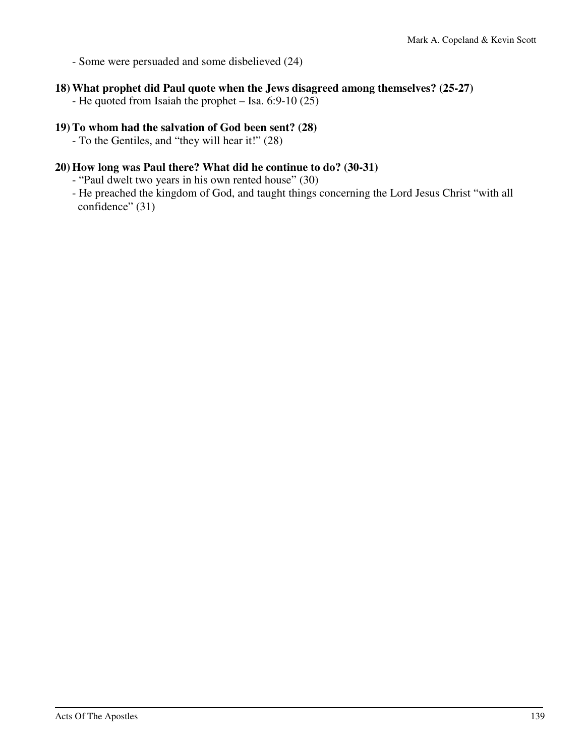- Some were persuaded and some disbelieved (24)

**18) What prophet did Paul quote when the Jews disagreed among themselves? (25-27)**

- He quoted from Isaiah the prophet – Isa. 6:9-10 (25)

**19) To whom had the salvation of God been sent? (28)**

- To the Gentiles, and "they will hear it!" (28)

**20) How long was Paul there? What did he continue to do? (30-31)**

- "Paul dwelt two years in his own rented house" (30)
- He preached the kingdom of God, and taught things concerning the Lord Jesus Christ "with all confidence" (31)